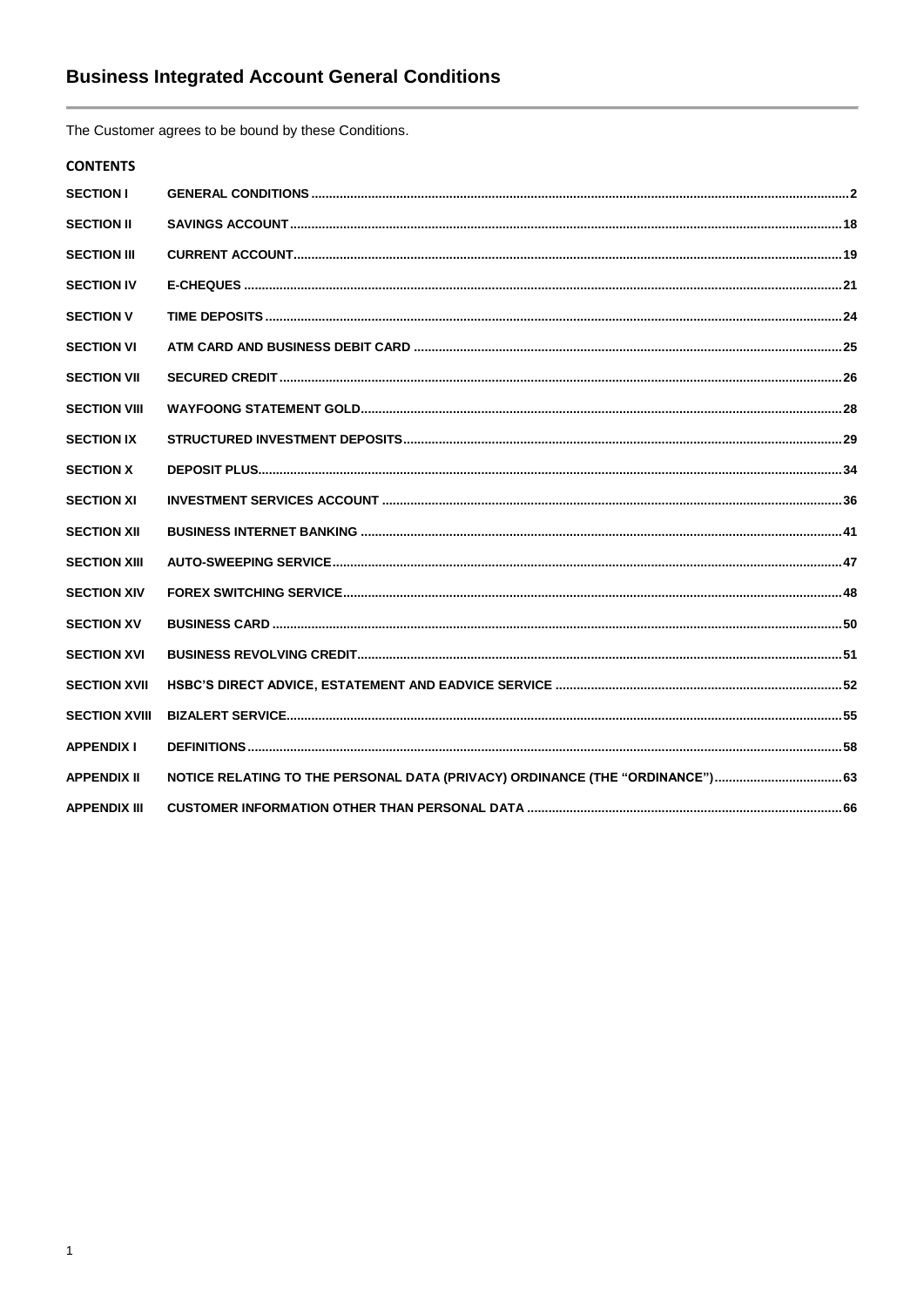# Business Integrated Account General Conditions

The Customer agrees to be bound by these Conditions.

## CONTENTS

| | | |
|---|---|---|
| **SECTION I** | **GENERAL CONDITIONS** | **2** |
| **SECTION II** | **SAVINGS ACCOUNT** | **18** |
| **SECTION III** | **CURRENT ACCOUNT** | **19** |
| **SECTION IV** | **E-CHEQUES** | **21** |
| **SECTION V** | **TIME DEPOSITS** | **24** |
| **SECTION VI** | **ATM CARD AND BUSINESS DEBIT CARD** | **25** |
| **SECTION VII** | **SECURED CREDIT** | **26** |
| **SECTION VIII** | **WAYFOONG STATEMENT GOLD** | **28** |
| **SECTION IX** | **STRUCTURED INVESTMENT DEPOSITS** | **29** |
| **SECTION X** | **DEPOSIT PLUS** | **34** |
| **SECTION XI** | **INVESTMENT SERVICES ACCOUNT** | **36** |
| **SECTION XII** | **BUSINESS INTERNET BANKING** | **41** |
| **SECTION XIII** | **AUTO-SWEEPING SERVICE** | **47** |
| **SECTION XIV** | **FOREX SWITCHING SERVICE** | **48** |
| **SECTION XV** | **BUSINESS CARD** | **50** |
| **SECTION XVI** | **BUSINESS REVOLVING CREDIT** | **51** |
| **SECTION XVII** | **HSBC'S DIRECT ADVICE, ESTATEMENT AND EADVICE SERVICE** | **52** |
| **SECTION XVIII** | **BIZALERT SERVICE** | **55** |
| **APPENDIX I** | **DEFINITIONS** | **58** |
| **APPENDIX II** | **NOTICE RELATING TO THE PERSONAL DATA (PRIVACY) ORDINANCE (THE "ORDINANCE")** | **63** |
| **APPENDIX III** | **CUSTOMER INFORMATION OTHER THAN PERSONAL DATA** | **66** |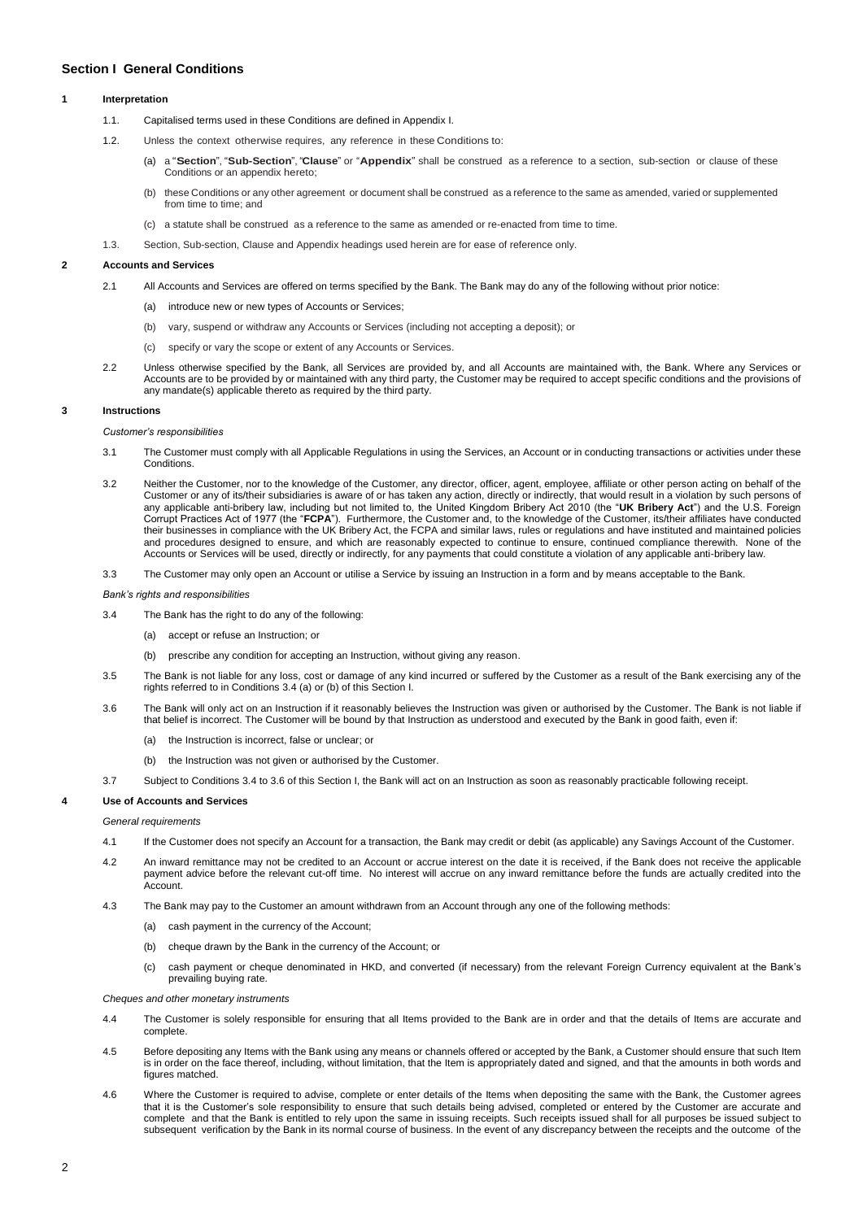## Section I General Conditions

### 1 Interpretation

1.1. Capitalised terms used in these Conditions are defined in Appendix I.

1.2. Unless the context otherwise requires, any reference in these Conditions to:

(a) a "**Section**", "**Sub-Section**", "**Clause**" or "**Appendix**" shall be construed as a reference to a section, sub-section or clause of these Conditions or an appendix hereto;

(b) these Conditions or any other agreement or document shall be construed as a reference to the same as amended, varied or supplemented from time to time; and

(c) a statute shall be construed as a reference to the same as amended or re-enacted from time to time.

1.3. Section, Sub-section, Clause and Appendix headings used herein are for ease of reference only.

### 2 Accounts and Services

2.1 All Accounts and Services are offered on terms specified by the Bank. The Bank may do any of the following without prior notice:

(a) introduce new or new types of Accounts or Services;

(b) vary, suspend or withdraw any Accounts or Services (including not accepting a deposit); or

(c) specify or vary the scope or extent of any Accounts or Services.

2.2 Unless otherwise specified by the Bank, all Services are provided by, and all Accounts are maintained with, the Bank. Where any Services or Accounts are to be provided by or maintained with any third party, the Customer may be required to accept specific conditions and the provisions of any mandate(s) applicable thereto as required by the third party.

### 3 Instructions

*Customer's responsibilities*

3.1 The Customer must comply with all Applicable Regulations in using the Services, an Account or in conducting transactions or activities under these Conditions.

3.2 Neither the Customer, nor to the knowledge of the Customer, any director, officer, agent, employee, affiliate or other person acting on behalf of the Customer or any of its/their subsidiaries is aware of or has taken any action, directly or indirectly, that would result in a violation by such persons of any applicable anti-bribery law, including but not limited to, the United Kingdom Bribery Act 2010 (the "**UK Bribery Act**") and the U.S. Foreign Corrupt Practices Act of 1977 (the "**FCPA**"). Furthermore, the Customer and, to the knowledge of the Customer, its/their affiliates have conducted their businesses in compliance with the UK Bribery Act, the FCPA and similar laws, rules or regulations and have instituted and maintained policies and procedures designed to ensure, and which are reasonably expected to continue to ensure, continued compliance therewith. None of the Accounts or Services will be used, directly or indirectly, for any payments that could constitute a violation of any applicable anti-bribery law.

3.3 The Customer may only open an Account or utilise a Service by issuing an Instruction in a form and by means acceptable to the Bank.

*Bank's rights and responsibilities*

3.4 The Bank has the right to do any of the following:

(a) accept or refuse an Instruction; or

(b) prescribe any condition for accepting an Instruction, without giving any reason.

3.5 The Bank is not liable for any loss, cost or damage of any kind incurred or suffered by the Customer as a result of the Bank exercising any of the rights referred to in Conditions 3.4 (a) or (b) of this Section I.

3.6 The Bank will only act on an Instruction if it reasonably believes the Instruction was given or authorised by the Customer. The Bank is not liable if that belief is incorrect. The Customer will be bound by that Instruction as understood and executed by the Bank in good faith, even if:

(a) the Instruction is incorrect, false or unclear; or

(b) the Instruction was not given or authorised by the Customer.

3.7 Subject to Conditions 3.4 to 3.6 of this Section I, the Bank will act on an Instruction as soon as reasonably practicable following receipt.

### 4 Use of Accounts and Services

*General requirements*

4.1 If the Customer does not specify an Account for a transaction, the Bank may credit or debit (as applicable) any Savings Account of the Customer.

4.2 An inward remittance may not be credited to an Account or accrue interest on the date it is received, if the Bank does not receive the applicable payment advice before the relevant cut-off time. No interest will accrue on any inward remittance before the funds are actually credited into the Account.

4.3 The Bank may pay to the Customer an amount withdrawn from an Account through any one of the following methods:

(a) cash payment in the currency of the Account;

(b) cheque drawn by the Bank in the currency of the Account; or

(c) cash payment or cheque denominated in HKD, and converted (if necessary) from the relevant Foreign Currency equivalent at the Bank's prevailing buying rate.

*Cheques and other monetary instruments*

4.4 The Customer is solely responsible for ensuring that all Items provided to the Bank are in order and that the details of Items are accurate and complete.

4.5 Before depositing any Items with the Bank using any means or channels offered or accepted by the Bank, a Customer should ensure that such Item is in order on the face thereof, including, without limitation, that the Item is appropriately dated and signed, and that the amounts in both words and figures matched.

4.6 Where the Customer is required to advise, complete or enter details of the Items when depositing the same with the Bank, the Customer agrees that it is the Customer's sole responsibility to ensure that such details being advised, completed or entered by the Customer are accurate and complete and that the Bank is entitled to rely upon the same in issuing receipts. Such receipts issued shall for all purposes be issued subject to subsequent verification by the Bank in its normal course of business. In the event of any discrepancy between the receipts and the outcome of the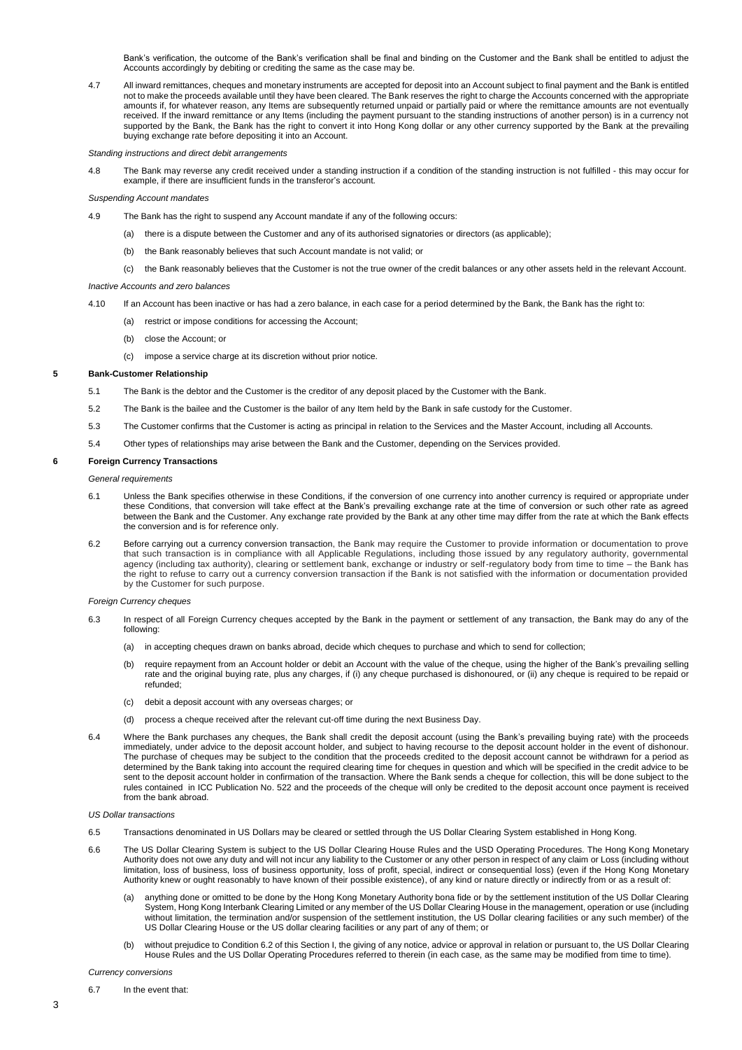Bank's verification, the outcome of the Bank's verification shall be final and binding on the Customer and the Bank shall be entitled to adjust the Accounts accordingly by debiting or crediting the same as the case may be.

4.7 All inward remittances, cheques and monetary instruments are accepted for deposit into an Account subject to final payment and the Bank is entitled not to make the proceeds available until they have been cleared. The Bank reserves the right to charge the Accounts concerned with the appropriate amounts if, for whatever reason, any Items are subsequently returned unpaid or partially paid or where the remittance amounts are not eventually received. If the inward remittance or any Items (including the payment pursuant to the standing instructions of another person) is in a currency not supported by the Bank, the Bank has the right to convert it into Hong Kong dollar or any other currency supported by the Bank at the prevailing buying exchange rate before depositing it into an Account.

*Standing instructions and direct debit arrangements*

4.8 The Bank may reverse any credit received under a standing instruction if a condition of the standing instruction is not fulfilled - this may occur for example, if there are insufficient funds in the transferor's account.

*Suspending Account mandates*

4.9 The Bank has the right to suspend any Account mandate if any of the following occurs:

(a) there is a dispute between the Customer and any of its authorised signatories or directors (as applicable);

(b) the Bank reasonably believes that such Account mandate is not valid; or

(c) the Bank reasonably believes that the Customer is not the true owner of the credit balances or any other assets held in the relevant Account.

*Inactive Accounts and zero balances*

4.10 If an Account has been inactive or has had a zero balance, in each case for a period determined by the Bank, the Bank has the right to:

(a) restrict or impose conditions for accessing the Account;

(b) close the Account; or

(c) impose a service charge at its discretion without prior notice.

**5 Bank-Customer Relationship**

5.1 The Bank is the debtor and the Customer is the creditor of any deposit placed by the Customer with the Bank.

5.2 The Bank is the bailee and the Customer is the bailor of any Item held by the Bank in safe custody for the Customer.

5.3 The Customer confirms that the Customer is acting as principal in relation to the Services and the Master Account, including all Accounts.

5.4 Other types of relationships may arise between the Bank and the Customer, depending on the Services provided.

**6 Foreign Currency Transactions**

*General requirements*

6.1 Unless the Bank specifies otherwise in these Conditions, if the conversion of one currency into another currency is required or appropriate under these Conditions, that conversion will take effect at the Bank's prevailing exchange rate at the time of conversion or such other rate as agreed between the Bank and the Customer. Any exchange rate provided by the Bank at any other time may differ from the rate at which the Bank effects the conversion and is for reference only.

6.2 Before carrying out a currency conversion transaction, the Bank may require the Customer to provide information or documentation to prove that such transaction is in compliance with all Applicable Regulations, including those issued by any regulatory authority, governmental agency (including tax authority), clearing or settlement bank, exchange or industry or self-regulatory body from time to time – the Bank has the right to refuse to carry out a currency conversion transaction if the Bank is not satisfied with the information or documentation provided by the Customer for such purpose.

*Foreign Currency cheques*

6.3 In respect of all Foreign Currency cheques accepted by the Bank in the payment or settlement of any transaction, the Bank may do any of the following:

(a) in accepting cheques drawn on banks abroad, decide which cheques to purchase and which to send for collection;

(b) require repayment from an Account holder or debit an Account with the value of the cheque, using the higher of the Bank's prevailing selling rate and the original buying rate, plus any charges, if (i) any cheque purchased is dishonoured, or (ii) any cheque is required to be repaid or refunded;

(c) debit a deposit account with any overseas charges; or

(d) process a cheque received after the relevant cut-off time during the next Business Day.

6.4 Where the Bank purchases any cheques, the Bank shall credit the deposit account (using the Bank's prevailing buying rate) with the proceeds immediately, under advice to the deposit account holder, and subject to having recourse to the deposit account holder in the event of dishonour. The purchase of cheques may be subject to the condition that the proceeds credited to the deposit account cannot be withdrawn for a period as determined by the Bank taking into account the required clearing time for cheques in question and which will be specified in the credit advice to be sent to the deposit account holder in confirmation of the transaction. Where the Bank sends a cheque for collection, this will be done subject to the rules contained in ICC Publication No. 522 and the proceeds of the cheque will only be credited to the deposit account once payment is received from the bank abroad.

*US Dollar transactions*

6.5 Transactions denominated in US Dollars may be cleared or settled through the US Dollar Clearing System established in Hong Kong.

6.6 The US Dollar Clearing System is subject to the US Dollar Clearing House Rules and the USD Operating Procedures. The Hong Kong Monetary Authority does not owe any duty and will not incur any liability to the Customer or any other person in respect of any claim or Loss (including without limitation, loss of business, loss of business opportunity, loss of profit, special, indirect or consequential loss) (even if the Hong Kong Monetary Authority knew or ought reasonably to have known of their possible existence), of any kind or nature directly or indirectly from or as a result of:

(a) anything done or omitted to be done by the Hong Kong Monetary Authority bona fide or by the settlement institution of the US Dollar Clearing System, Hong Kong Interbank Clearing Limited or any member of the US Dollar Clearing House in the management, operation or use (including without limitation, the termination and/or suspension of the settlement institution, the US Dollar clearing facilities or any such member) of the US Dollar Clearing House or the US dollar clearing facilities or any part of any of them; or

(b) without prejudice to Condition 6.2 of this Section I, the giving of any notice, advice or approval in relation or pursuant to, the US Dollar Clearing House Rules and the US Dollar Operating Procedures referred to therein (in each case, as the same may be modified from time to time).

*Currency conversions*

6.7 In the event that: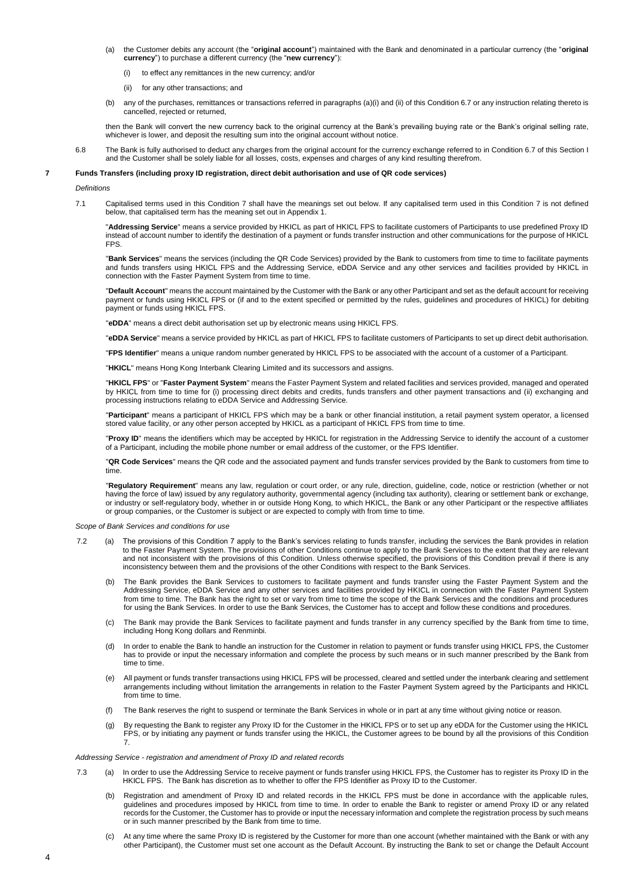(a) the Customer debits any account (the "**original account**") maintained with the Bank and denominated in a particular currency (the "**original currency**") to purchase a different currency (the "**new currency**"):

  (i) to effect any remittances in the new currency; and/or

  (ii) for any other transactions; and

(b) any of the purchases, remittances or transactions referred in paragraphs (a)(i) and (ii) of this Condition 6.7 or any instruction relating thereto is cancelled, rejected or returned,

then the Bank will convert the new currency back to the original currency at the Bank's prevailing buying rate or the Bank's original selling rate, whichever is lower, and deposit the resulting sum into the original account without notice.

6.8 The Bank is fully authorised to deduct any charges from the original account for the currency exchange referred to in Condition 6.7 of this Section I and the Customer shall be solely liable for all losses, costs, expenses and charges of any kind resulting therefrom.

## 7 Funds Transfers (including proxy ID registration, direct debit authorisation and use of QR code services)

*Definitions*

7.1 Capitalised terms used in this Condition 7 shall have the meanings set out below. If any capitalised term used in this Condition 7 is not defined below, that capitalised term has the meaning set out in Appendix 1.

"**Addressing Service**" means a service provided by HKICL as part of HKICL FPS to facilitate customers of Participants to use predefined Proxy ID instead of account number to identify the destination of a payment or funds transfer instruction and other communications for the purpose of HKICL FPS.

"**Bank Services**" means the services (including the QR Code Services) provided by the Bank to customers from time to time to facilitate payments and funds transfers using HKICL FPS and the Addressing Service, eDDA Service and any other services and facilities provided by HKICL in connection with the Faster Payment System from time to time.

"**Default Account**" means the account maintained by the Customer with the Bank or any other Participant and set as the default account for receiving payment or funds using HKICL FPS or (if and to the extent specified or permitted by the rules, guidelines and procedures of HKICL) for debiting payment or funds using HKICL FPS.

"**eDDA**" means a direct debit authorisation set up by electronic means using HKICL FPS.

"**eDDA Service**" means a service provided by HKICL as part of HKICL FPS to facilitate customers of Participants to set up direct debit authorisation.

"**FPS Identifier**" means a unique random number generated by HKICL FPS to be associated with the account of a customer of a Participant.

"**HKICL**" means Hong Kong Interbank Clearing Limited and its successors and assigns.

"**HKICL FPS**" or "**Faster Payment System**" means the Faster Payment System and related facilities and services provided, managed and operated by HKICL from time to time for (i) processing direct debits and credits, funds transfers and other payment transactions and (ii) exchanging and processing instructions relating to eDDA Service and Addressing Service.

"**Participant**" means a participant of HKICL FPS which may be a bank or other financial institution, a retail payment system operator, a licensed stored value facility, or any other person accepted by HKICL as a participant of HKICL FPS from time to time.

"**Proxy ID**" means the identifiers which may be accepted by HKICL for registration in the Addressing Service to identify the account of a customer of a Participant, including the mobile phone number or email address of the customer, or the FPS Identifier.

"**QR Code Services**" means the QR code and the associated payment and funds transfer services provided by the Bank to customers from time to time.

"**Regulatory Requirement**" means any law, regulation or court order, or any rule, direction, guideline, code, notice or restriction (whether or not having the force of law) issued by any regulatory authority, governmental agency (including tax authority), clearing or settlement bank or exchange, or industry or self-regulatory body, whether in or outside Hong Kong, to which HKICL, the Bank or any other Participant or the respective affiliates or group companies, or the Customer is subject or are expected to comply with from time to time.

*Scope of Bank Services and conditions for use*

7.2 (a) The provisions of this Condition 7 apply to the Bank's services relating to funds transfer, including the services the Bank provides in relation to the Faster Payment System. The provisions of other Conditions continue to apply to the Bank Services to the extent that they are relevant and not inconsistent with the provisions of this Condition. Unless otherwise specified, the provisions of this Condition prevail if there is any inconsistency between them and the provisions of the other Conditions with respect to the Bank Services.

(b) The Bank provides the Bank Services to customers to facilitate payment and funds transfer using the Faster Payment System and the Addressing Service, eDDA Service and any other services and facilities provided by HKICL in connection with the Faster Payment System from time to time. The Bank has the right to set or vary from time to time the scope of the Bank Services and the conditions and procedures for using the Bank Services. In order to use the Bank Services, the Customer has to accept and follow these conditions and procedures.

(c) The Bank may provide the Bank Services to facilitate payment and funds transfer in any currency specified by the Bank from time to time, including Hong Kong dollars and Renminbi.

(d) In order to enable the Bank to handle an instruction for the Customer in relation to payment or funds transfer using HKICL FPS, the Customer has to provide or input the necessary information and complete the process by such means or in such manner prescribed by the Bank from time to time.

(e) All payment or funds transfer transactions using HKICL FPS will be processed, cleared and settled under the interbank clearing and settlement arrangements including without limitation the arrangements in relation to the Faster Payment System agreed by the Participants and HKICL from time to time.

(f) The Bank reserves the right to suspend or terminate the Bank Services in whole or in part at any time without giving notice or reason.

(g) By requesting the Bank to register any Proxy ID for the Customer in the HKICL FPS or to set up any eDDA for the Customer using the HKICL FPS, or by initiating any payment or funds transfer using the HKICL, the Customer agrees to be bound by all the provisions of this Condition 7.

*Addressing Service - registration and amendment of Proxy ID and related records*

7.3 (a) In order to use the Addressing Service to receive payment or funds transfer using HKICL FPS, the Customer has to register its Proxy ID in the HKICL FPS. The Bank has discretion as to whether to offer the FPS Identifier as Proxy ID to the Customer.

(b) Registration and amendment of Proxy ID and related records in the HKICL FPS must be done in accordance with the applicable rules, guidelines and procedures imposed by HKICL from time to time. In order to enable the Bank to register or amend Proxy ID or any related records for the Customer, the Customer has to provide or input the necessary information and complete the registration process by such means or in such manner prescribed by the Bank from time to time.

(c) At any time where the same Proxy ID is registered by the Customer for more than one account (whether maintained with the Bank or with any other Participant), the Customer must set one account as the Default Account. By instructing the Bank to set or change the Default Account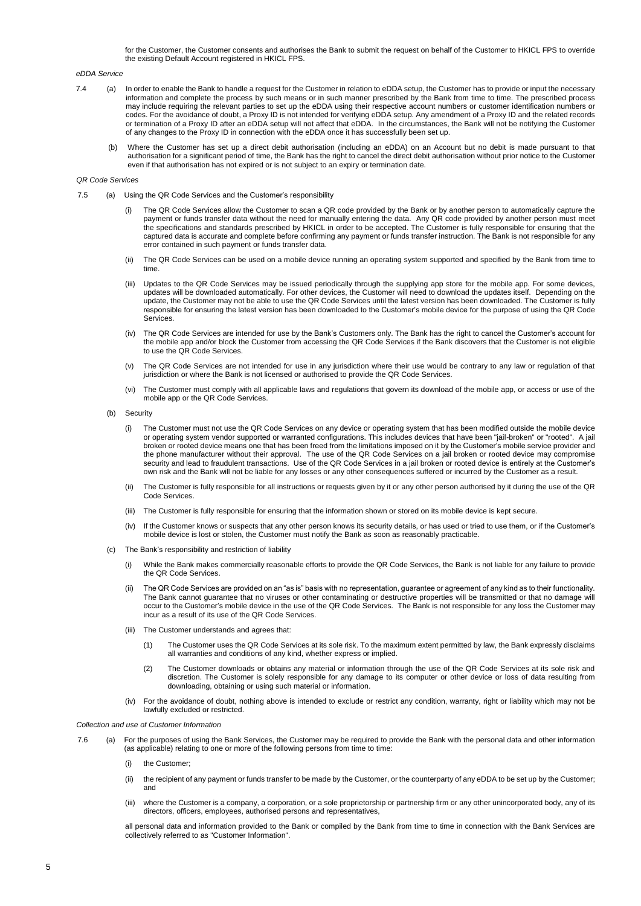for the Customer, the Customer consents and authorises the Bank to submit the request on behalf of the Customer to HKICL FPS to override the existing Default Account registered in HKICL FPS.

*eDDA Service*

7.4 (a) In order to enable the Bank to handle a request for the Customer in relation to eDDA setup, the Customer has to provide or input the necessary information and complete the process by such means or in such manner prescribed by the Bank from time to time. The prescribed process may include requiring the relevant parties to set up the eDDA using their respective account numbers or customer identification numbers or codes. For the avoidance of doubt, a Proxy ID is not intended for verifying eDDA setup. Any amendment of a Proxy ID and the related records or termination of a Proxy ID after an eDDA setup will not affect that eDDA. In the circumstances, the Bank will not be notifying the Customer of any changes to the Proxy ID in connection with the eDDA once it has successfully been set up.

(b) Where the Customer has set up a direct debit authorisation (including an eDDA) on an Account but no debit is made pursuant to that authorisation for a significant period of time, the Bank has the right to cancel the direct debit authorisation without prior notice to the Customer even if that authorisation has not expired or is not subject to an expiry or termination date.

*QR Code Services*

7.5 (a) Using the QR Code Services and the Customer's responsibility

(i) The QR Code Services allow the Customer to scan a QR code provided by the Bank or by another person to automatically capture the payment or funds transfer data without the need for manually entering the data. Any QR code provided by another person must meet the specifications and standards prescribed by HKICL in order to be accepted. The Customer is fully responsible for ensuring that the captured data is accurate and complete before confirming any payment or funds transfer instruction. The Bank is not responsible for any error contained in such payment or funds transfer data.

(ii) The QR Code Services can be used on a mobile device running an operating system supported and specified by the Bank from time to time.

(iii) Updates to the QR Code Services may be issued periodically through the supplying app store for the mobile app. For some devices, updates will be downloaded automatically. For other devices, the Customer will need to download the updates itself. Depending on the update, the Customer may not be able to use the QR Code Services until the latest version has been downloaded. The Customer is fully responsible for ensuring the latest version has been downloaded to the Customer's mobile device for the purpose of using the QR Code Services.

(iv) The QR Code Services are intended for use by the Bank's Customers only. The Bank has the right to cancel the Customer's account for the mobile app and/or block the Customer from accessing the QR Code Services if the Bank discovers that the Customer is not eligible to use the QR Code Services.

(v) The QR Code Services are not intended for use in any jurisdiction where their use would be contrary to any law or regulation of that jurisdiction or where the Bank is not licensed or authorised to provide the QR Code Services.

(vi) The Customer must comply with all applicable laws and regulations that govern its download of the mobile app, or access or use of the mobile app or the QR Code Services.

(b) Security

(i) The Customer must not use the QR Code Services on any device or operating system that has been modified outside the mobile device or operating system vendor supported or warranted configurations. This includes devices that have been "jail-broken" or "rooted". A jail broken or rooted device means one that has been freed from the limitations imposed on it by the Customer's mobile service provider and the phone manufacturer without their approval. The use of the QR Code Services on a jail broken or rooted device may compromise security and lead to fraudulent transactions. Use of the QR Code Services in a jail broken or rooted device is entirely at the Customer's own risk and the Bank will not be liable for any losses or any other consequences suffered or incurred by the Customer as a result.

(ii) The Customer is fully responsible for all instructions or requests given by it or any other person authorised by it during the use of the QR Code Services.

(iii) The Customer is fully responsible for ensuring that the information shown or stored on its mobile device is kept secure.

(iv) If the Customer knows or suspects that any other person knows its security details, or has used or tried to use them, or if the Customer's mobile device is lost or stolen, the Customer must notify the Bank as soon as reasonably practicable.

(c) The Bank's responsibility and restriction of liability

(i) While the Bank makes commercially reasonable efforts to provide the QR Code Services, the Bank is not liable for any failure to provide the QR Code Services.

(ii) The QR Code Services are provided on an "as is" basis with no representation, guarantee or agreement of any kind as to their functionality. The Bank cannot guarantee that no viruses or other contaminating or destructive properties will be transmitted or that no damage will occur to the Customer's mobile device in the use of the QR Code Services. The Bank is not responsible for any loss the Customer may incur as a result of its use of the QR Code Services.

(iii) The Customer understands and agrees that:

(1) The Customer uses the QR Code Services at its sole risk. To the maximum extent permitted by law, the Bank expressly disclaims all warranties and conditions of any kind, whether express or implied.

(2) The Customer downloads or obtains any material or information through the use of the QR Code Services at its sole risk and discretion. The Customer is solely responsible for any damage to its computer or other device or loss of data resulting from downloading, obtaining or using such material or information.

(iv) For the avoidance of doubt, nothing above is intended to exclude or restrict any condition, warranty, right or liability which may not be lawfully excluded or restricted.

*Collection and use of Customer Information*

7.6 (a) For the purposes of using the Bank Services, the Customer may be required to provide the Bank with the personal data and other information (as applicable) relating to one or more of the following persons from time to time:

(i) the Customer;

(ii) the recipient of any payment or funds transfer to be made by the Customer, or the counterparty of any eDDA to be set up by the Customer; and

(iii) where the Customer is a company, a corporation, or a sole proprietorship or partnership firm or any other unincorporated body, any of its directors, officers, employees, authorised persons and representatives,

all personal data and information provided to the Bank or compiled by the Bank from time to time in connection with the Bank Services are collectively referred to as "Customer Information".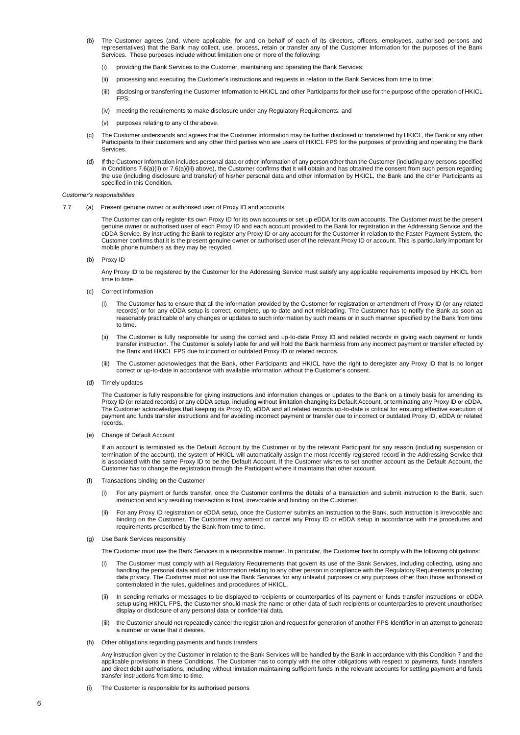(b) The Customer agrees (and, where applicable, for and on behalf of each of its directors, officers, employees, authorised persons and representatives) that the Bank may collect, use, process, retain or transfer any of the Customer Information for the purposes of the Bank Services. These purposes include without limitation one or more of the following:

(i) providing the Bank Services to the Customer, maintaining and operating the Bank Services;

(ii) processing and executing the Customer's instructions and requests in relation to the Bank Services from time to time;

(iii) disclosing or transferring the Customer Information to HKICL and other Participants for their use for the purpose of the operation of HKICL FPS;

(iv) meeting the requirements to make disclosure under any Regulatory Requirements; and

(v) purposes relating to any of the above.

(c) The Customer understands and agrees that the Customer Information may be further disclosed or transferred by HKICL, the Bank or any other Participants to their customers and any other third parties who are users of HKICL FPS for the purposes of providing and operating the Bank Services.

(d) If the Customer Information includes personal data or other information of any person other than the Customer (including any persons specified in Conditions 7.6(a)(ii) or 7.6(a)(iii) above), the Customer confirms that it will obtain and has obtained the consent from such person regarding the use (including disclosure and transfer) of his/her personal data and other information by HKICL, the Bank and the other Participants as specified in this Condition.

*Customer's responsibilities*

7.7 (a) Present genuine owner or authorised user of Proxy ID and accounts

The Customer can only register its own Proxy ID for its own accounts or set up eDDA for its own accounts. The Customer must be the present genuine owner or authorised user of each Proxy ID and each account provided to the Bank for registration in the Addressing Service and the eDDA Service. By instructing the Bank to register any Proxy ID or any account for the Customer in relation to the Faster Payment System, the Customer confirms that it is the present genuine owner or authorised user of the relevant Proxy ID or account. This is particularly important for mobile phone numbers as they may be recycled.

(b) Proxy ID

Any Proxy ID to be registered by the Customer for the Addressing Service must satisfy any applicable requirements imposed by HKICL from time to time.

(c) Correct information

(i) The Customer has to ensure that all the information provided by the Customer for registration or amendment of Proxy ID (or any related records) or for any eDDA setup is correct, complete, up-to-date and not misleading. The Customer has to notify the Bank as soon as reasonably practicable of any changes or updates to such information by such means or in such manner specified by the Bank from time to time.

(ii) The Customer is fully responsible for using the correct and up-to-date Proxy ID and related records in giving each payment or funds transfer instruction. The Customer is solely liable for and will hold the Bank harmless from any incorrect payment or transfer effected by the Bank and HKICL FPS due to incorrect or outdated Proxy ID or related records.

(iii) The Customer acknowledges that the Bank, other Participants and HKICL have the right to deregister any Proxy ID that is no longer correct or up-to-date in accordance with available information without the Customer's consent.

(d) Timely updates

The Customer is fully responsible for giving instructions and information changes or updates to the Bank on a timely basis for amending its Proxy ID (or related records) or any eDDA setup, including without limitation changing its Default Account, or terminating any Proxy ID or eDDA. The Customer acknowledges that keeping its Proxy ID, eDDA and all related records up-to-date is critical for ensuring effective execution of payment and funds transfer instructions and for avoiding incorrect payment or transfer due to incorrect or outdated Proxy ID, eDDA or related records.

(e) Change of Default Account

If an account is terminated as the Default Account by the Customer or by the relevant Participant for any reason (including suspension or termination of the account), the system of HKICL will automatically assign the most recently registered record in the Addressing Service that is associated with the same Proxy ID to be the Default Account. If the Customer wishes to set another account as the Default Account, the Customer has to change the registration through the Participant where it maintains that other account.

(f) Transactions binding on the Customer

(i) For any payment or funds transfer, once the Customer confirms the details of a transaction and submit instruction to the Bank, such instruction and any resulting transaction is final, irrevocable and binding on the Customer.

(ii) For any Proxy ID registration or eDDA setup, once the Customer submits an instruction to the Bank, such instruction is irrevocable and binding on the Customer. The Customer may amend or cancel any Proxy ID or eDDA setup in accordance with the procedures and requirements prescribed by the Bank from time to time.

(g) Use Bank Services responsibly

The Customer must use the Bank Services in a responsible manner. In particular, the Customer has to comply with the following obligations:

(i) The Customer must comply with all Regulatory Requirements that govern its use of the Bank Services, including collecting, using and handling the personal data and other information relating to any other person in compliance with the Regulatory Requirements protecting data privacy. The Customer must not use the Bank Services for any unlawful purposes or any purposes other than those authorised or contemplated in the rules, guidelines and procedures of HKICL.

(ii) In sending remarks or messages to be displayed to recipients or counterparties of its payment or funds transfer instructions or eDDA setup using HKICL FPS, the Customer should mask the name or other data of such recipients or counterparties to prevent unauthorised display or disclosure of any personal data or confidential data.

(iii) the Customer should not repeatedly cancel the registration and request for generation of another FPS Identifier in an attempt to generate a number or value that it desires.

(h) Other obligations regarding payments and funds transfers

Any instruction given by the Customer in relation to the Bank Services will be handled by the Bank in accordance with this Condition 7 and the applicable provisions in these Conditions. The Customer has to comply with the other obligations with respect to payments, funds transfers and direct debit authorisations, including without limitation maintaining sufficient funds in the relevant accounts for settling payment and funds transfer instructions from time to time.

(i) The Customer is responsible for its authorised persons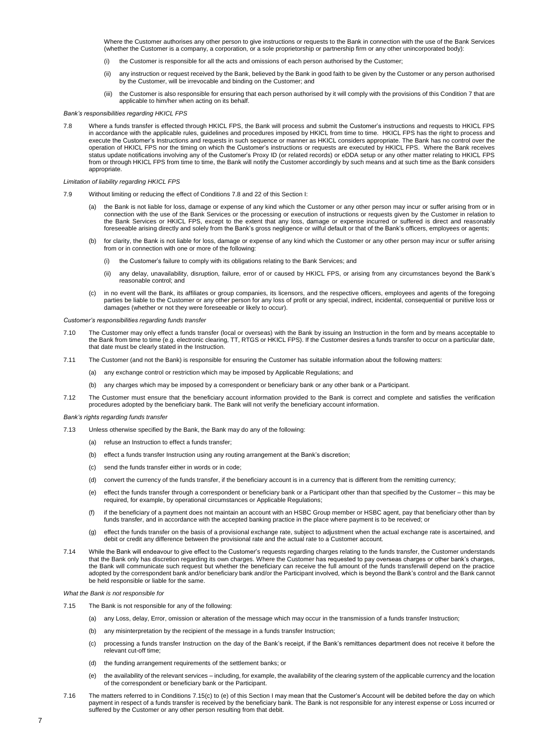Where the Customer authorises any other person to give instructions or requests to the Bank in connection with the use of the Bank Services (whether the Customer is a company, a corporation, or a sole proprietorship or partnership firm or any other unincorporated body):

(i) the Customer is responsible for all the acts and omissions of each person authorised by the Customer;

(ii) any instruction or request received by the Bank, believed by the Bank in good faith to be given by the Customer or any person authorised by the Customer, will be irrevocable and binding on the Customer; and

(iii) the Customer is also responsible for ensuring that each person authorised by it will comply with the provisions of this Condition 7 that are applicable to him/her when acting on its behalf.

*Bank's responsibilities regarding HKICL FPS*

7.8 Where a funds transfer is effected through HKICL FPS, the Bank will process and submit the Customer's instructions and requests to HKICL FPS in accordance with the applicable rules, guidelines and procedures imposed by HKICL from time to time. HKICL FPS has the right to process and execute the Customer's Instructions and requests in such sequence or manner as HKICL considers appropriate. The Bank has no control over the operation of HKICL FPS nor the timing on which the Customer's instructions or requests are executed by HKICL FPS. Where the Bank receives status update notifications involving any of the Customer's Proxy ID (or related records) or eDDA setup or any other matter relating to HKICL FPS from or through HKICL FPS from time to time, the Bank will notify the Customer accordingly by such means and at such time as the Bank considers appropriate.

*Limitation of liability regarding HKICL FPS*

7.9 Without limiting or reducing the effect of Conditions 7.8 and 22 of this Section I:

(a) the Bank is not liable for loss, damage or expense of any kind which the Customer or any other person may incur or suffer arising from or in connection with the use of the Bank Services or the processing or execution of instructions or requests given by the Customer in relation to the Bank Services or HKICL FPS, except to the extent that any loss, damage or expense incurred or suffered is direct and reasonably foreseeable arising directly and solely from the Bank's gross negligence or wilful default or that of the Bank's officers, employees or agents;

(b) for clarity, the Bank is not liable for loss, damage or expense of any kind which the Customer or any other person may incur or suffer arising from or in connection with one or more of the following:

(i) the Customer's failure to comply with its obligations relating to the Bank Services; and

(ii) any delay, unavailability, disruption, failure, error of or caused by HKICL FPS, or arising from any circumstances beyond the Bank's reasonable control; and

(c) in no event will the Bank, its affiliates or group companies, its licensors, and the respective officers, employees and agents of the foregoing parties be liable to the Customer or any other person for any loss of profit or any special, indirect, incidental, consequential or punitive loss or damages (whether or not they were foreseeable or likely to occur).

*Customer's responsibilities regarding funds transfer*

7.10 The Customer may only effect a funds transfer (local or overseas) with the Bank by issuing an Instruction in the form and by means acceptable to the Bank from time to time (e.g. electronic clearing, TT, RTGS or HKICL FPS). If the Customer desires a funds transfer to occur on a particular date, that date must be clearly stated in the Instruction.

7.11 The Customer (and not the Bank) is responsible for ensuring the Customer has suitable information about the following matters:

(a) any exchange control or restriction which may be imposed by Applicable Regulations; and

(b) any charges which may be imposed by a correspondent or beneficiary bank or any other bank or a Participant.

7.12 The Customer must ensure that the beneficiary account information provided to the Bank is correct and complete and satisfies the verification procedures adopted by the beneficiary bank. The Bank will not verify the beneficiary account information.

*Bank's rights regarding funds transfer*

7.13 Unless otherwise specified by the Bank, the Bank may do any of the following:

(a) refuse an Instruction to effect a funds transfer;

(b) effect a funds transfer Instruction using any routing arrangement at the Bank's discretion;

(c) send the funds transfer either in words or in code;

(d) convert the currency of the funds transfer, if the beneficiary account is in a currency that is different from the remitting currency;

(e) effect the funds transfer through a correspondent or beneficiary bank or a Participant other than that specified by the Customer – this may be required, for example, by operational circumstances or Applicable Regulations;

(f) if the beneficiary of a payment does not maintain an account with an HSBC Group member or HSBC agent, pay that beneficiary other than by funds transfer, and in accordance with the accepted banking practice in the place where payment is to be received; or

(g) effect the funds transfer on the basis of a provisional exchange rate, subject to adjustment when the actual exchange rate is ascertained, and debit or credit any difference between the provisional rate and the actual rate to a Customer account.

7.14 While the Bank will endeavour to give effect to the Customer's requests regarding charges relating to the funds transfer, the Customer understands that the Bank only has discretion regarding its own charges. Where the Customer has requested to pay overseas charges or other bank's charges, the Bank will communicate such request but whether the beneficiary can receive the full amount of the funds transferwill depend on the practice adopted by the correspondent bank and/or beneficiary bank and/or the Participant involved, which is beyond the Bank's control and the Bank cannot be held responsible or liable for the same.

*What the Bank is not responsible for*

7.15 The Bank is not responsible for any of the following:

(a) any Loss, delay, Error, omission or alteration of the message which may occur in the transmission of a funds transfer Instruction;

(b) any misinterpretation by the recipient of the message in a funds transfer Instruction;

(c) processing a funds transfer Instruction on the day of the Bank's receipt, if the Bank's remittances department does not receive it before the relevant cut-off time;

(d) the funding arrangement requirements of the settlement banks; or

(e) the availability of the relevant services – including, for example, the availability of the clearing system of the applicable currency and the location of the correspondent or beneficiary bank or the Participant.

7.16 The matters referred to in Conditions 7.15(c) to (e) of this Section I may mean that the Customer's Account will be debited before the day on which payment in respect of a funds transfer is received by the beneficiary bank. The Bank is not responsible for any interest expense or Loss incurred or suffered by the Customer or any other person resulting from that debit.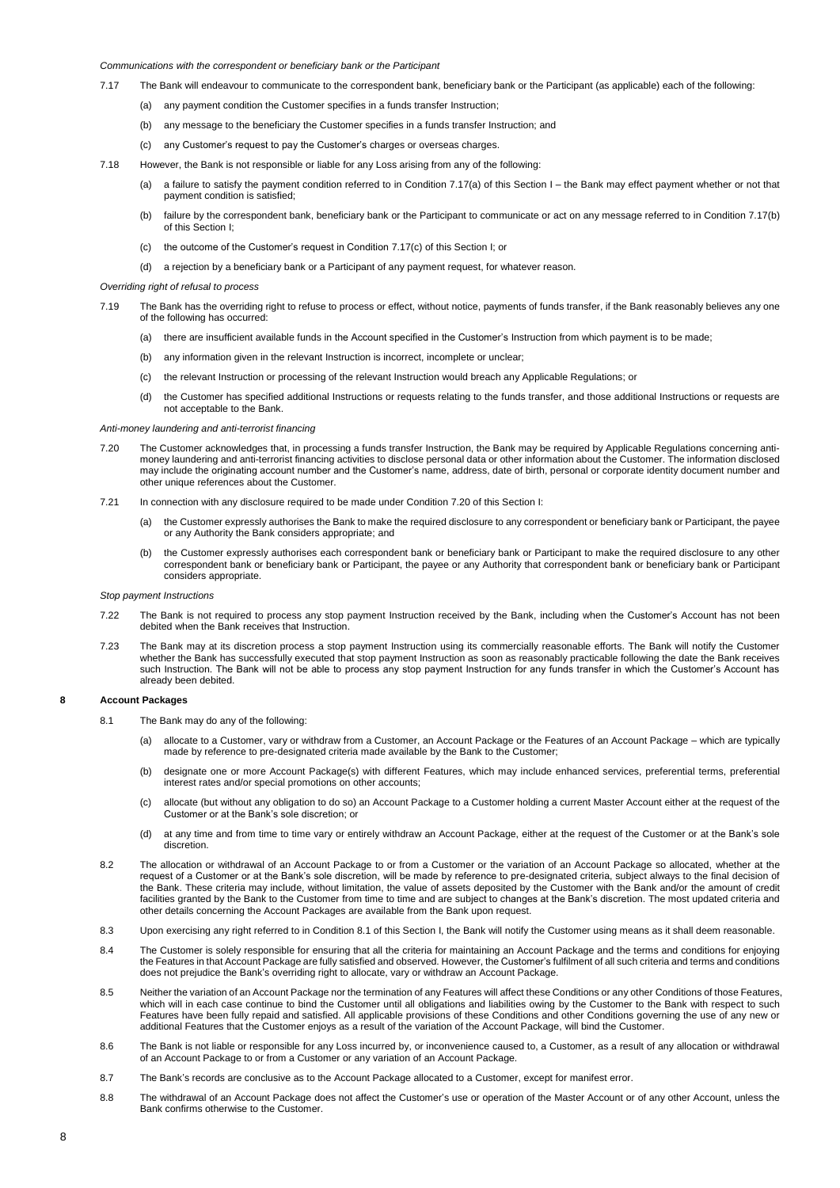*Communications with the correspondent or beneficiary bank or the Participant*

7.17 The Bank will endeavour to communicate to the correspondent bank, beneficiary bank or the Participant (as applicable) each of the following:

(a) any payment condition the Customer specifies in a funds transfer Instruction;

(b) any message to the beneficiary the Customer specifies in a funds transfer Instruction; and

(c) any Customer's request to pay the Customer's charges or overseas charges.

7.18 However, the Bank is not responsible or liable for any Loss arising from any of the following:

(a) a failure to satisfy the payment condition referred to in Condition 7.17(a) of this Section I – the Bank may effect payment whether or not that payment condition is satisfied;

(b) failure by the correspondent bank, beneficiary bank or the Participant to communicate or act on any message referred to in Condition 7.17(b) of this Section I;

(c) the outcome of the Customer's request in Condition 7.17(c) of this Section I; or

(d) a rejection by a beneficiary bank or a Participant of any payment request, for whatever reason.

*Overriding right of refusal to process*

7.19 The Bank has the overriding right to refuse to process or effect, without notice, payments of funds transfer, if the Bank reasonably believes any one of the following has occurred:

(a) there are insufficient available funds in the Account specified in the Customer's Instruction from which payment is to be made;

(b) any information given in the relevant Instruction is incorrect, incomplete or unclear;

(c) the relevant Instruction or processing of the relevant Instruction would breach any Applicable Regulations; or

(d) the Customer has specified additional Instructions or requests relating to the funds transfer, and those additional Instructions or requests are not acceptable to the Bank.

*Anti-money laundering and anti-terrorist financing*

7.20 The Customer acknowledges that, in processing a funds transfer Instruction, the Bank may be required by Applicable Regulations concerning anti-money laundering and anti-terrorist financing activities to disclose personal data or other information about the Customer. The information disclosed may include the originating account number and the Customer's name, address, date of birth, personal or corporate identity document number and other unique references about the Customer.

7.21 In connection with any disclosure required to be made under Condition 7.20 of this Section I:

(a) the Customer expressly authorises the Bank to make the required disclosure to any correspondent or beneficiary bank or Participant, the payee or any Authority the Bank considers appropriate; and

(b) the Customer expressly authorises each correspondent bank or beneficiary bank or Participant to make the required disclosure to any other correspondent bank or beneficiary bank or Participant, the payee or any Authority that correspondent bank or beneficiary bank or Participant considers appropriate.

*Stop payment Instructions*

7.22 The Bank is not required to process any stop payment Instruction received by the Bank, including when the Customer's Account has not been debited when the Bank receives that Instruction.

7.23 The Bank may at its discretion process a stop payment Instruction using its commercially reasonable efforts. The Bank will notify the Customer whether the Bank has successfully executed that stop payment Instruction as soon as reasonably practicable following the date the Bank receives such Instruction. The Bank will not be able to process any stop payment Instruction for any funds transfer in which the Customer's Account has already been debited.

## 8 Account Packages

8.1 The Bank may do any of the following:

(a) allocate to a Customer, vary or withdraw from a Customer, an Account Package or the Features of an Account Package – which are typically made by reference to pre-designated criteria made available by the Bank to the Customer;

(b) designate one or more Account Package(s) with different Features, which may include enhanced services, preferential terms, preferential interest rates and/or special promotions on other accounts;

(c) allocate (but without any obligation to do so) an Account Package to a Customer holding a current Master Account either at the request of the Customer or at the Bank's sole discretion; or

(d) at any time and from time to time vary or entirely withdraw an Account Package, either at the request of the Customer or at the Bank's sole discretion.

8.2 The allocation or withdrawal of an Account Package to or from a Customer or the variation of an Account Package so allocated, whether at the request of a Customer or at the Bank's sole discretion, will be made by reference to pre-designated criteria, subject always to the final decision of the Bank. These criteria may include, without limitation, the value of assets deposited by the Customer with the Bank and/or the amount of credit facilities granted by the Bank to the Customer from time to time and are subject to changes at the Bank's discretion. The most updated criteria and other details concerning the Account Packages are available from the Bank upon request.

8.3 Upon exercising any right referred to in Condition 8.1 of this Section I, the Bank will notify the Customer using means as it shall deem reasonable.

8.4 The Customer is solely responsible for ensuring that all the criteria for maintaining an Account Package and the terms and conditions for enjoying the Features in that Account Package are fully satisfied and observed. However, the Customer's fulfilment of all such criteria and terms and conditions does not prejudice the Bank's overriding right to allocate, vary or withdraw an Account Package.

8.5 Neither the variation of an Account Package nor the termination of any Features will affect these Conditions or any other Conditions of those Features, which will in each case continue to bind the Customer until all obligations and liabilities owing by the Customer to the Bank with respect to such Features have been fully repaid and satisfied. All applicable provisions of these Conditions and other Conditions governing the use of any new or additional Features that the Customer enjoys as a result of the variation of the Account Package, will bind the Customer.

8.6 The Bank is not liable or responsible for any Loss incurred by, or inconvenience caused to, a Customer, as a result of any allocation or withdrawal of an Account Package to or from a Customer or any variation of an Account Package.

8.7 The Bank's records are conclusive as to the Account Package allocated to a Customer, except for manifest error.

8.8 The withdrawal of an Account Package does not affect the Customer's use or operation of the Master Account or of any other Account, unless the Bank confirms otherwise to the Customer.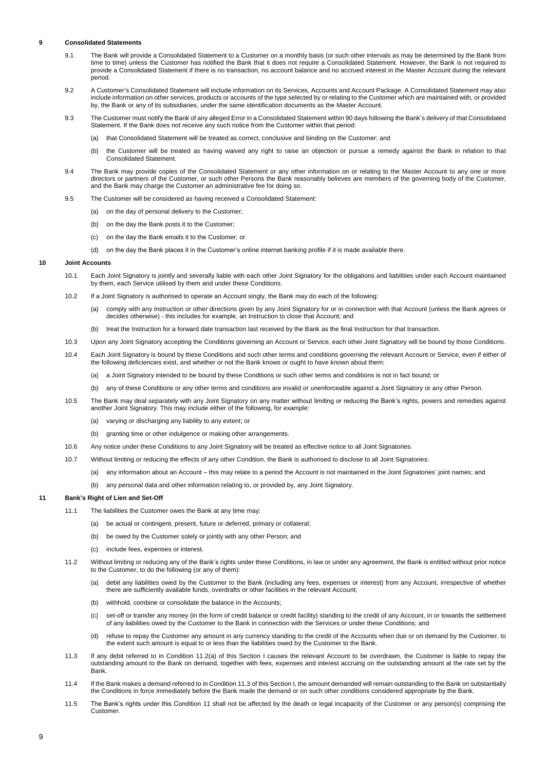## 9 Consolidated Statements

9.1 The Bank will provide a Consolidated Statement to a Customer on a monthly basis (or such other intervals as may be determined by the Bank from time to time) unless the Customer has notified the Bank that it does not require a Consolidated Statement. However, the Bank is not required to provide a Consolidated Statement if there is no transaction, no account balance and no accrued interest in the Master Account during the relevant period.

9.2 A Customer's Consolidated Statement will include information on its Services, Accounts and Account Package. A Consolidated Statement may also include information on other services, products or accounts of the type selected by or relating to the Customer which are maintained with, or provided by, the Bank or any of its subsidiaries, under the same identification documents as the Master Account.

9.3 The Customer must notify the Bank of any alleged Error in a Consolidated Statement within 90 days following the Bank's delivery of that Consolidated Statement. If the Bank does not receive any such notice from the Customer within that period:

- (a) that Consolidated Statement will be treated as correct, conclusive and binding on the Customer; and
- (b) the Customer will be treated as having waived any right to raise an objection or pursue a remedy against the Bank in relation to that Consolidated Statement.

9.4 The Bank may provide copies of the Consolidated Statement or any other information on or relating to the Master Account to any one or more directors or partners of the Customer, or such other Persons the Bank reasonably believes are members of the governing body of the Customer, and the Bank may charge the Customer an administrative fee for doing so.

9.5 The Customer will be considered as having received a Consolidated Statement:

- (a) on the day of personal delivery to the Customer;
- (b) on the day the Bank posts it to the Customer;
- (c) on the day the Bank emails it to the Customer; or
- (d) on the day the Bank places it in the Customer's online internet banking profile if it is made available there.

## 10 Joint Accounts

10.1 Each Joint Signatory is jointly and severally liable with each other Joint Signatory for the obligations and liabilities under each Account maintained by them, each Service utilised by them and under these Conditions.

10.2 If a Joint Signatory is authorised to operate an Account singly, the Bank may do each of the following:

- (a) comply with any Instruction or other directions given by any Joint Signatory for or in connection with that Account (unless the Bank agrees or decides otherwise) - this includes for example, an Instruction to close that Account; and
- (b) treat the Instruction for a forward date transaction last received by the Bank as the final Instruction for that transaction.

10.3 Upon any Joint Signatory accepting the Conditions governing an Account or Service, each other Joint Signatory will be bound by those Conditions.

10.4 Each Joint Signatory is bound by these Conditions and such other terms and conditions governing the relevant Account or Service, even if either of the following deficiencies exist, and whether or not the Bank knows or ought to have known about them:

- (a) a Joint Signatory intended to be bound by these Conditions or such other terms and conditions is not in fact bound; or
- (b) any of these Conditions or any other terms and conditions are invalid or unenforceable against a Joint Signatory or any other Person.

10.5 The Bank may deal separately with any Joint Signatory on any matter without limiting or reducing the Bank's rights, powers and remedies against another Joint Signatory. This may include either of the following, for example:

- (a) varying or discharging any liability to any extent; or
- (b) granting time or other indulgence or making other arrangements.

10.6 Any notice under these Conditions to any Joint Signatory will be treated as effective notice to all Joint Signatories.

10.7 Without limiting or reducing the effects of any other Condition, the Bank is authorised to disclose to all Joint Signatories:

- (a) any information about an Account – this may relate to a period the Account is not maintained in the Joint Signatories' joint names; and
- (b) any personal data and other information relating to, or provided by, any Joint Signatory.

## 11 Bank's Right of Lien and Set-Off

11.1 The liabilities the Customer owes the Bank at any time may:

- (a) be actual or contingent, present, future or deferred, primary or collateral;
- (b) be owed by the Customer solely or jointly with any other Person; and
- (c) include fees, expenses or interest.

11.2 Without limiting or reducing any of the Bank's rights under these Conditions, in law or under any agreement, the Bank is entitled without prior notice to the Customer, to do the following (or any of them):

- (a) debit any liabilities owed by the Customer to the Bank (including any fees, expenses or interest) from any Account, irrespective of whether there are sufficiently available funds, overdrafts or other facilities in the relevant Account;
- (b) withhold, combine or consolidate the balance in the Accounts;
- (c) set-off or transfer any money (in the form of credit balance or credit facility) standing to the credit of any Account, in or towards the settlement of any liabilities owed by the Customer to the Bank in connection with the Services or under these Conditions; and
- (d) refuse to repay the Customer any amount in any currency standing to the credit of the Accounts when due or on demand by the Customer, to the extent such amount is equal to or less than the liabilities owed by the Customer to the Bank.

11.3 If any debit referred to in Condition 11.2(a) of this Section I causes the relevant Account to be overdrawn, the Customer is liable to repay the outstanding amount to the Bank on demand, together with fees, expenses and interest accruing on the outstanding amount at the rate set by the Bank.

11.4 If the Bank makes a demand referred to in Condition 11.3 of this Section I, the amount demanded will remain outstanding to the Bank on substantially the Conditions in force immediately before the Bank made the demand or on such other conditions considered appropriate by the Bank.

11.5 The Bank's rights under this Condition 11 shall not be affected by the death or legal incapacity of the Customer or any person(s) comprising the Customer.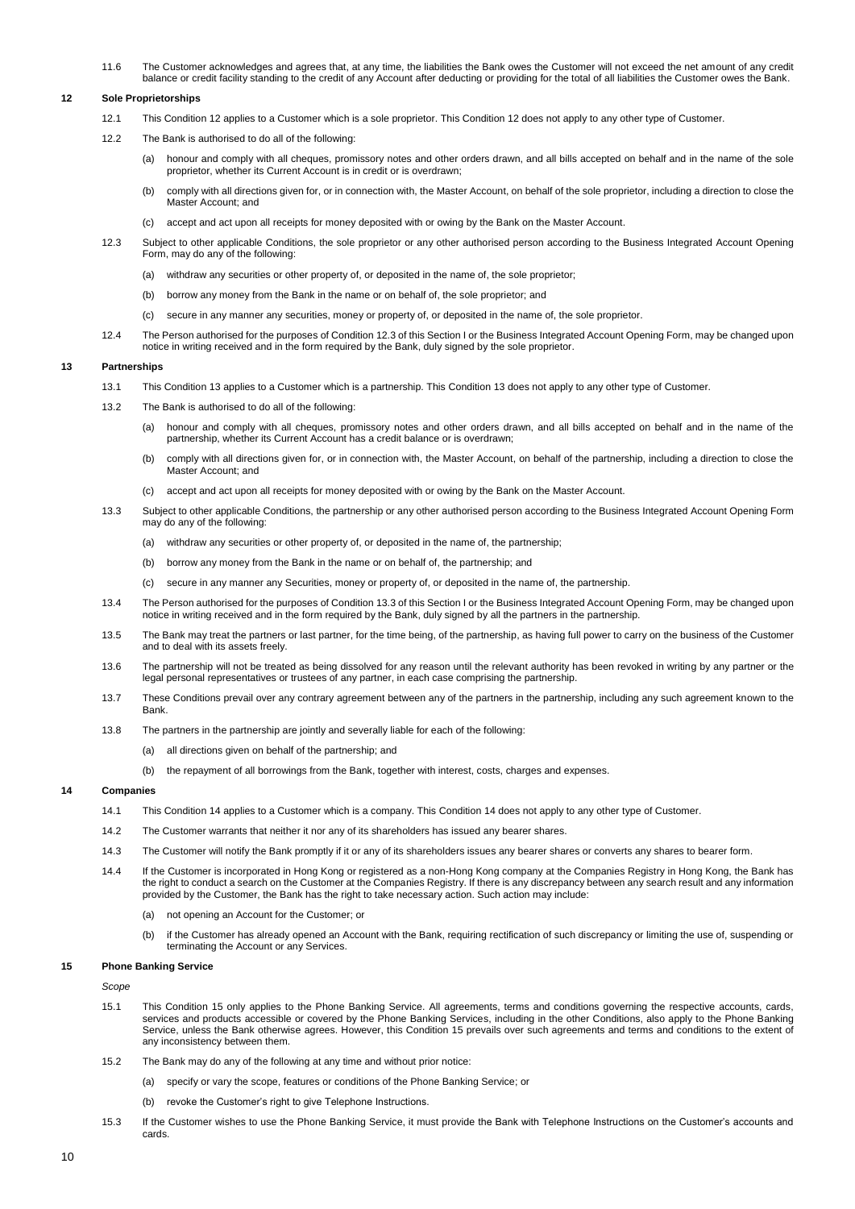11.6 The Customer acknowledges and agrees that, at any time, the liabilities the Bank owes the Customer will not exceed the net amount of any credit balance or credit facility standing to the credit of any Account after deducting or providing for the total of all liabilities the Customer owes the Bank.

## 12 Sole Proprietorships

12.1 This Condition 12 applies to a Customer which is a sole proprietor. This Condition 12 does not apply to any other type of Customer.

12.2 The Bank is authorised to do all of the following:

(a) honour and comply with all cheques, promissory notes and other orders drawn, and all bills accepted on behalf and in the name of the sole proprietor, whether its Current Account is in credit or is overdrawn;

(b) comply with all directions given for, or in connection with, the Master Account, on behalf of the sole proprietor, including a direction to close the Master Account; and

(c) accept and act upon all receipts for money deposited with or owing by the Bank on the Master Account.

12.3 Subject to other applicable Conditions, the sole proprietor or any other authorised person according to the Business Integrated Account Opening Form, may do any of the following:

(a) withdraw any securities or other property of, or deposited in the name of, the sole proprietor;

(b) borrow any money from the Bank in the name or on behalf of, the sole proprietor; and

(c) secure in any manner any securities, money or property of, or deposited in the name of, the sole proprietor.

12.4 The Person authorised for the purposes of Condition 12.3 of this Section I or the Business Integrated Account Opening Form, may be changed upon notice in writing received and in the form required by the Bank, duly signed by the sole proprietor.

## 13 Partnerships

13.1 This Condition 13 applies to a Customer which is a partnership. This Condition 13 does not apply to any other type of Customer.

13.2 The Bank is authorised to do all of the following:

(a) honour and comply with all cheques, promissory notes and other orders drawn, and all bills accepted on behalf and in the name of the partnership, whether its Current Account has a credit balance or is overdrawn;

(b) comply with all directions given for, or in connection with, the Master Account, on behalf of the partnership, including a direction to close the Master Account; and

(c) accept and act upon all receipts for money deposited with or owing by the Bank on the Master Account.

13.3 Subject to other applicable Conditions, the partnership or any other authorised person according to the Business Integrated Account Opening Form may do any of the following:

(a) withdraw any securities or other property of, or deposited in the name of, the partnership;

(b) borrow any money from the Bank in the name or on behalf of, the partnership; and

(c) secure in any manner any Securities, money or property of, or deposited in the name of, the partnership.

13.4 The Person authorised for the purposes of Condition 13.3 of this Section I or the Business Integrated Account Opening Form, may be changed upon notice in writing received and in the form required by the Bank, duly signed by all the partners in the partnership.

13.5 The Bank may treat the partners or last partner, for the time being, of the partnership, as having full power to carry on the business of the Customer and to deal with its assets freely.

13.6 The partnership will not be treated as being dissolved for any reason until the relevant authority has been revoked in writing by any partner or the legal personal representatives or trustees of any partner, in each case comprising the partnership.

13.7 These Conditions prevail over any contrary agreement between any of the partners in the partnership, including any such agreement known to the Bank.

13.8 The partners in the partnership are jointly and severally liable for each of the following:

(a) all directions given on behalf of the partnership; and

(b) the repayment of all borrowings from the Bank, together with interest, costs, charges and expenses.

## 14 Companies

14.1 This Condition 14 applies to a Customer which is a company. This Condition 14 does not apply to any other type of Customer.

14.2 The Customer warrants that neither it nor any of its shareholders has issued any bearer shares.

14.3 The Customer will notify the Bank promptly if it or any of its shareholders issues any bearer shares or converts any shares to bearer form.

14.4 If the Customer is incorporated in Hong Kong or registered as a non-Hong Kong company at the Companies Registry in Hong Kong, the Bank has the right to conduct a search on the Customer at the Companies Registry. If there is any discrepancy between any search result and any information provided by the Customer, the Bank has the right to take necessary action. Such action may include:

(a) not opening an Account for the Customer; or

(b) if the Customer has already opened an Account with the Bank, requiring rectification of such discrepancy or limiting the use of, suspending or terminating the Account or any Services.

## 15 Phone Banking Service

*Scope*

15.1 This Condition 15 only applies to the Phone Banking Service. All agreements, terms and conditions governing the respective accounts, cards, services and products accessible or covered by the Phone Banking Services, including in the other Conditions, also apply to the Phone Banking Service, unless the Bank otherwise agrees. However, this Condition 15 prevails over such agreements and terms and conditions to the extent of any inconsistency between them.

15.2 The Bank may do any of the following at any time and without prior notice:

(a) specify or vary the scope, features or conditions of the Phone Banking Service; or

(b) revoke the Customer's right to give Telephone Instructions.

15.3 If the Customer wishes to use the Phone Banking Service, it must provide the Bank with Telephone Instructions on the Customer's accounts and cards.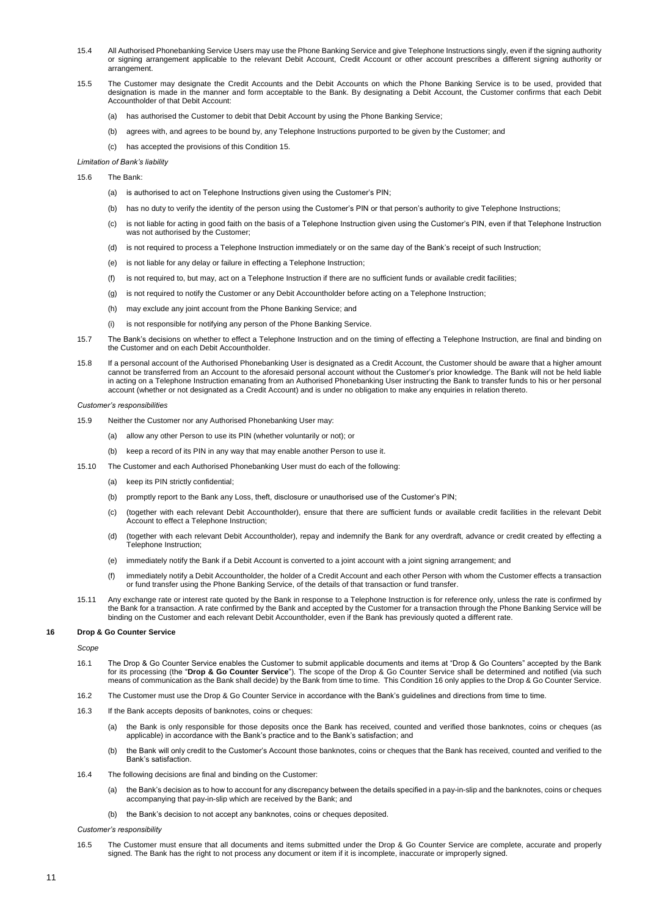15.4 All Authorised Phonebanking Service Users may use the Phone Banking Service and give Telephone Instructions singly, even if the signing authority or signing arrangement applicable to the relevant Debit Account, Credit Account or other account prescribes a different signing authority or arrangement.

15.5 The Customer may designate the Credit Accounts and the Debit Accounts on which the Phone Banking Service is to be used, provided that designation is made in the manner and form acceptable to the Bank. By designating a Debit Account, the Customer confirms that each Debit Accountholder of that Debit Account:

(a) has authorised the Customer to debit that Debit Account by using the Phone Banking Service;

(b) agrees with, and agrees to be bound by, any Telephone Instructions purported to be given by the Customer; and

(c) has accepted the provisions of this Condition 15.

*Limitation of Bank's liability*

15.6 The Bank:

(a) is authorised to act on Telephone Instructions given using the Customer's PIN;

(b) has no duty to verify the identity of the person using the Customer's PIN or that person's authority to give Telephone Instructions;

(c) is not liable for acting in good faith on the basis of a Telephone Instruction given using the Customer's PIN, even if that Telephone Instruction was not authorised by the Customer;

(d) is not required to process a Telephone Instruction immediately or on the same day of the Bank's receipt of such Instruction;

(e) is not liable for any delay or failure in effecting a Telephone Instruction;

(f) is not required to, but may, act on a Telephone Instruction if there are no sufficient funds or available credit facilities;

(g) is not required to notify the Customer or any Debit Accountholder before acting on a Telephone Instruction;

(h) may exclude any joint account from the Phone Banking Service; and

(i) is not responsible for notifying any person of the Phone Banking Service.

15.7 The Bank's decisions on whether to effect a Telephone Instruction and on the timing of effecting a Telephone Instruction, are final and binding on the Customer and on each Debit Accountholder.

15.8 If a personal account of the Authorised Phonebanking User is designated as a Credit Account, the Customer should be aware that a higher amount cannot be transferred from an Account to the aforesaid personal account without the Customer's prior knowledge. The Bank will not be held liable in acting on a Telephone Instruction emanating from an Authorised Phonebanking User instructing the Bank to transfer funds to his or her personal account (whether or not designated as a Credit Account) and is under no obligation to make any enquiries in relation thereto.

*Customer's responsibilities*

15.9 Neither the Customer nor any Authorised Phonebanking User may:

(a) allow any other Person to use its PIN (whether voluntarily or not); or

(b) keep a record of its PIN in any way that may enable another Person to use it.

15.10 The Customer and each Authorised Phonebanking User must do each of the following:

(a) keep its PIN strictly confidential;

(b) promptly report to the Bank any Loss, theft, disclosure or unauthorised use of the Customer's PIN;

(c) (together with each relevant Debit Accountholder), ensure that there are sufficient funds or available credit facilities in the relevant Debit Account to effect a Telephone Instruction;

(d) (together with each relevant Debit Accountholder), repay and indemnify the Bank for any overdraft, advance or credit created by effecting a Telephone Instruction;

(e) immediately notify the Bank if a Debit Account is converted to a joint account with a joint signing arrangement; and

(f) immediately notify a Debit Accountholder, the holder of a Credit Account and each other Person with whom the Customer effects a transaction or fund transfer using the Phone Banking Service, of the details of that transaction or fund transfer.

15.11 Any exchange rate or interest rate quoted by the Bank in response to a Telephone Instruction is for reference only, unless the rate is confirmed by the Bank for a transaction. A rate confirmed by the Bank and accepted by the Customer for a transaction through the Phone Banking Service will be binding on the Customer and each relevant Debit Accountholder, even if the Bank has previously quoted a different rate.

## 16 Drop & Go Counter Service

*Scope*

16.1 The Drop & Go Counter Service enables the Customer to submit applicable documents and items at "Drop & Go Counters" accepted by the Bank for its processing (the "**Drop & Go Counter Service**"). The scope of the Drop & Go Counter Service shall be determined and notified (via such means of communication as the Bank shall decide) by the Bank from time to time. This Condition 16 only applies to the Drop & Go Counter Service.

16.2 The Customer must use the Drop & Go Counter Service in accordance with the Bank's guidelines and directions from time to time.

16.3 If the Bank accepts deposits of banknotes, coins or cheques:

(a) the Bank is only responsible for those deposits once the Bank has received, counted and verified those banknotes, coins or cheques (as applicable) in accordance with the Bank's practice and to the Bank's satisfaction; and

(b) the Bank will only credit to the Customer's Account those banknotes, coins or cheques that the Bank has received, counted and verified to the Bank's satisfaction.

16.4 The following decisions are final and binding on the Customer:

(a) the Bank's decision as to how to account for any discrepancy between the details specified in a pay-in-slip and the banknotes, coins or cheques accompanying that pay-in-slip which are received by the Bank; and

(b) the Bank's decision to not accept any banknotes, coins or cheques deposited.

*Customer's responsibility*

16.5 The Customer must ensure that all documents and items submitted under the Drop & Go Counter Service are complete, accurate and properly signed. The Bank has the right to not process any document or item if it is incomplete, inaccurate or improperly signed.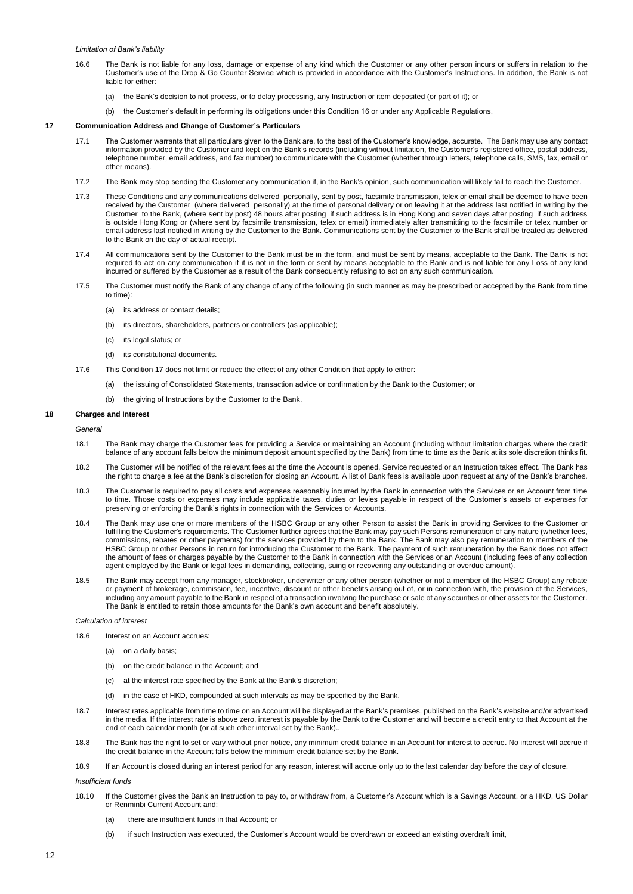*Limitation of Bank's liability*

16.6 The Bank is not liable for any loss, damage or expense of any kind which the Customer or any other person incurs or suffers in relation to the Customer's use of the Drop & Go Counter Service which is provided in accordance with the Customer's Instructions. In addition, the Bank is not liable for either:

(a) the Bank's decision to not process, or to delay processing, any Instruction or item deposited (or part of it); or

(b) the Customer's default in performing its obligations under this Condition 16 or under any Applicable Regulations.

## 17 Communication Address and Change of Customer's Particulars

17.1 The Customer warrants that all particulars given to the Bank are, to the best of the Customer's knowledge, accurate. The Bank may use any contact information provided by the Customer and kept on the Bank's records (including without limitation, the Customer's registered office, postal address, telephone number, email address, and fax number) to communicate with the Customer (whether through letters, telephone calls, SMS, fax, email or other means).

17.2 The Bank may stop sending the Customer any communication if, in the Bank's opinion, such communication will likely fail to reach the Customer.

17.3 These Conditions and any communications delivered personally, sent by post, facsimile transmission, telex or email shall be deemed to have been received by the Customer (where delivered personally) at the time of personal delivery or on leaving it at the address last notified in writing by the Customer to the Bank, (where sent by post) 48 hours after posting if such address is in Hong Kong and seven days after posting if such address is outside Hong Kong or (where sent by facsimile transmission, telex or email) immediately after transmitting to the facsimile or telex number or email address last notified in writing by the Customer to the Bank. Communications sent by the Customer to the Bank shall be treated as delivered to the Bank on the day of actual receipt.

17.4 All communications sent by the Customer to the Bank must be in the form, and must be sent by means, acceptable to the Bank. The Bank is not required to act on any communication if it is not in the form or sent by means acceptable to the Bank and is not liable for any Loss of any kind incurred or suffered by the Customer as a result of the Bank consequently refusing to act on any such communication.

17.5 The Customer must notify the Bank of any change of any of the following (in such manner as may be prescribed or accepted by the Bank from time to time):

(a) its address or contact details;

(b) its directors, shareholders, partners or controllers (as applicable);

(c) its legal status; or

(d) its constitutional documents.

17.6 This Condition 17 does not limit or reduce the effect of any other Condition that apply to either:

(a) the issuing of Consolidated Statements, transaction advice or confirmation by the Bank to the Customer; or

(b) the giving of Instructions by the Customer to the Bank.

## 18 Charges and Interest

*General*

18.1 The Bank may charge the Customer fees for providing a Service or maintaining an Account (including without limitation charges where the credit balance of any account falls below the minimum deposit amount specified by the Bank) from time to time as the Bank at its sole discretion thinks fit.

18.2 The Customer will be notified of the relevant fees at the time the Account is opened, Service requested or an Instruction takes effect. The Bank has the right to charge a fee at the Bank's discretion for closing an Account. A list of Bank fees is available upon request at any of the Bank's branches.

18.3 The Customer is required to pay all costs and expenses reasonably incurred by the Bank in connection with the Services or an Account from time to time. Those costs or expenses may include applicable taxes, duties or levies payable in respect of the Customer's assets or expenses for preserving or enforcing the Bank's rights in connection with the Services or Accounts.

18.4 The Bank may use one or more members of the HSBC Group or any other Person to assist the Bank in providing Services to the Customer or fulfilling the Customer's requirements. The Customer further agrees that the Bank may pay such Persons remuneration of any nature (whether fees, commissions, rebates or other payments) for the services provided by them to the Bank. The Bank may also pay remuneration to members of the HSBC Group or other Persons in return for introducing the Customer to the Bank. The payment of such remuneration by the Bank does not affect the amount of fees or charges payable by the Customer to the Bank in connection with the Services or an Account (including fees of any collection agent employed by the Bank or legal fees in demanding, collecting, suing or recovering any outstanding or overdue amount).

18.5 The Bank may accept from any manager, stockbroker, underwriter or any other person (whether or not a member of the HSBC Group) any rebate or payment of brokerage, commission, fee, incentive, discount or other benefits arising out of, or in connection with, the provision of the Services, including any amount payable to the Bank in respect of a transaction involving the purchase or sale of any securities or other assets for the Customer. The Bank is entitled to retain those amounts for the Bank's own account and benefit absolutely.

*Calculation of interest*

18.6 Interest on an Account accrues:

(a) on a daily basis;

(b) on the credit balance in the Account; and

(c) at the interest rate specified by the Bank at the Bank's discretion;

(d) in the case of HKD, compounded at such intervals as may be specified by the Bank.

18.7 Interest rates applicable from time to time on an Account will be displayed at the Bank's premises, published on the Bank's website and/or advertised in the media. If the interest rate is above zero, interest is payable by the Bank to the Customer and will become a credit entry to that Account at the end of each calendar month (or at such other interval set by the Bank)..

18.8 The Bank has the right to set or vary without prior notice, any minimum credit balance in an Account for interest to accrue. No interest will accrue if the credit balance in the Account falls below the minimum credit balance set by the Bank.

18.9 If an Account is closed during an interest period for any reason, interest will accrue only up to the last calendar day before the day of closure.

*Insufficient funds*

18.10 If the Customer gives the Bank an Instruction to pay to, or withdraw from, a Customer's Account which is a Savings Account, or a HKD, US Dollar or Renminbi Current Account and:

(a) there are insufficient funds in that Account; or

(b) if such Instruction was executed, the Customer's Account would be overdrawn or exceed an existing overdraft limit,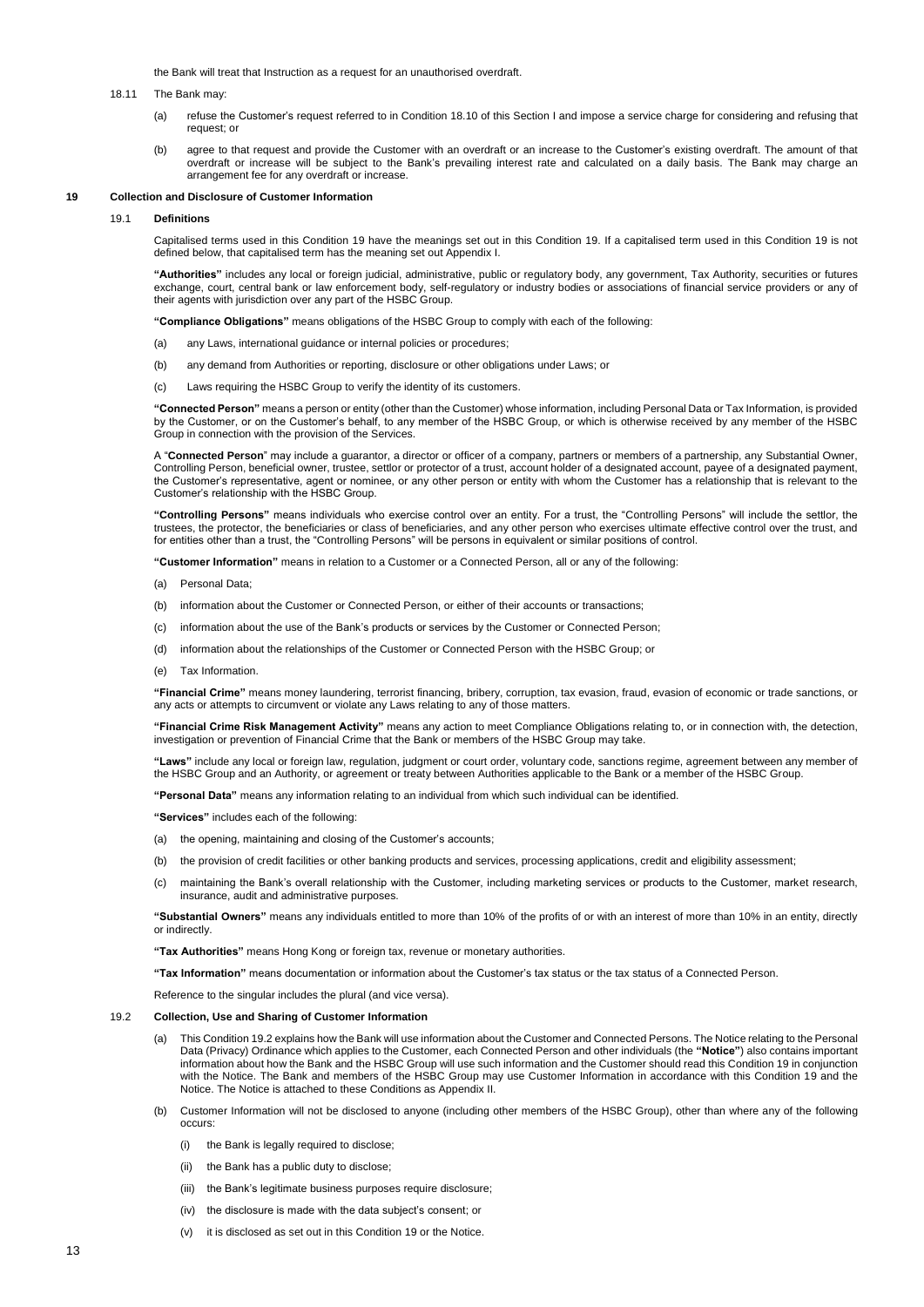the Bank will treat that Instruction as a request for an unauthorised overdraft.

18.11 The Bank may:

(a) refuse the Customer's request referred to in Condition 18.10 of this Section I and impose a service charge for considering and refusing that request; or

(b) agree to that request and provide the Customer with an overdraft or an increase to the Customer's existing overdraft. The amount of that overdraft or increase will be subject to the Bank's prevailing interest rate and calculated on a daily basis. The Bank may charge an arrangement fee for any overdraft or increase.

## 19 Collection and Disclosure of Customer Information

### 19.1 Definitions

Capitalised terms used in this Condition 19 have the meanings set out in this Condition 19. If a capitalised term used in this Condition 19 is not defined below, that capitalised term has the meaning set out Appendix I.

**"Authorities"** includes any local or foreign judicial, administrative, public or regulatory body, any government, Tax Authority, securities or futures exchange, court, central bank or law enforcement body, self-regulatory or industry bodies or associations of financial service providers or any of their agents with jurisdiction over any part of the HSBC Group.

**"Compliance Obligations"** means obligations of the HSBC Group to comply with each of the following:

(a) any Laws, international guidance or internal policies or procedures;

(b) any demand from Authorities or reporting, disclosure or other obligations under Laws; or

(c) Laws requiring the HSBC Group to verify the identity of its customers.

**"Connected Person"** means a person or entity (other than the Customer) whose information, including Personal Data or Tax Information, is provided by the Customer, or on the Customer's behalf, to any member of the HSBC Group, or which is otherwise received by any member of the HSBC Group in connection with the provision of the Services.

A "**Connected Person**" may include a guarantor, a director or officer of a company, partners or members of a partnership, any Substantial Owner, Controlling Person, beneficial owner, trustee, settlor or protector of a trust, account holder of a designated account, payee of a designated payment, the Customer's representative, agent or nominee, or any other person or entity with whom the Customer has a relationship that is relevant to the Customer's relationship with the HSBC Group.

**"Controlling Persons"** means individuals who exercise control over an entity. For a trust, the "Controlling Persons" will include the settlor, the trustees, the protector, the beneficiaries or class of beneficiaries, and any other person who exercises ultimate effective control over the trust, and for entities other than a trust, the "Controlling Persons" will be persons in equivalent or similar positions of control.

**"Customer Information"** means in relation to a Customer or a Connected Person, all or any of the following:

(a) Personal Data;

(b) information about the Customer or Connected Person, or either of their accounts or transactions;

(c) information about the use of the Bank's products or services by the Customer or Connected Person;

(d) information about the relationships of the Customer or Connected Person with the HSBC Group; or

(e) Tax Information.

**"Financial Crime"** means money laundering, terrorist financing, bribery, corruption, tax evasion, fraud, evasion of economic or trade sanctions, or any acts or attempts to circumvent or violate any Laws relating to any of those matters.

**"Financial Crime Risk Management Activity"** means any action to meet Compliance Obligations relating to, or in connection with, the detection, investigation or prevention of Financial Crime that the Bank or members of the HSBC Group may take.

**"Laws"** include any local or foreign law, regulation, judgment or court order, voluntary code, sanctions regime, agreement between any member of the HSBC Group and an Authority, or agreement or treaty between Authorities applicable to the Bank or a member of the HSBC Group.

**"Personal Data"** means any information relating to an individual from which such individual can be identified.

**"Services"** includes each of the following:

(a) the opening, maintaining and closing of the Customer's accounts;

(b) the provision of credit facilities or other banking products and services, processing applications, credit and eligibility assessment;

(c) maintaining the Bank's overall relationship with the Customer, including marketing services or products to the Customer, market research, insurance, audit and administrative purposes.

**"Substantial Owners"** means any individuals entitled to more than 10% of the profits of or with an interest of more than 10% in an entity, directly or indirectly.

**"Tax Authorities"** means Hong Kong or foreign tax, revenue or monetary authorities.

**"Tax Information"** means documentation or information about the Customer's tax status or the tax status of a Connected Person.

Reference to the singular includes the plural (and vice versa).

### 19.2 Collection, Use and Sharing of Customer Information

(a) This Condition 19.2 explains how the Bank will use information about the Customer and Connected Persons. The Notice relating to the Personal Data (Privacy) Ordinance which applies to the Customer, each Connected Person and other individuals (the **"Notice"**) also contains important information about how the Bank and the HSBC Group will use such information and the Customer should read this Condition 19 in conjunction with the Notice. The Bank and members of the HSBC Group may use Customer Information in accordance with this Condition 19 and the Notice. The Notice is attached to these Conditions as Appendix II.

(b) Customer Information will not be disclosed to anyone (including other members of the HSBC Group), other than where any of the following occurs:

(i) the Bank is legally required to disclose;

(ii) the Bank has a public duty to disclose;

(iii) the Bank's legitimate business purposes require disclosure;

(iv) the disclosure is made with the data subject's consent; or

(v) it is disclosed as set out in this Condition 19 or the Notice.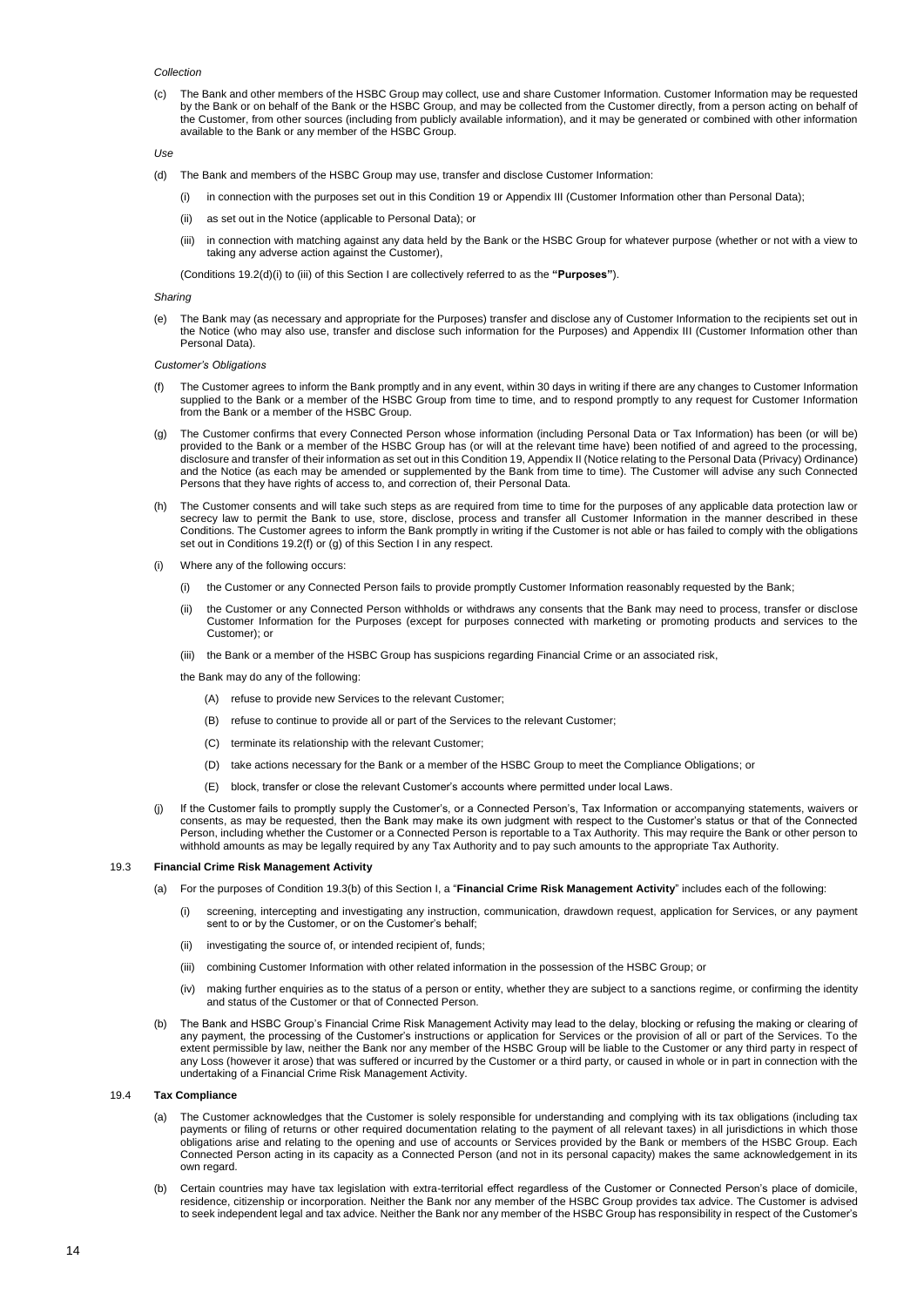*Collection*

(c) The Bank and other members of the HSBC Group may collect, use and share Customer Information. Customer Information may be requested by the Bank or on behalf of the Bank or the HSBC Group, and may be collected from the Customer directly, from a person acting on behalf of the Customer, from other sources (including from publicly available information), and it may be generated or combined with other information available to the Bank or any member of the HSBC Group.

*Use*

(d) The Bank and members of the HSBC Group may use, transfer and disclose Customer Information:

(i) in connection with the purposes set out in this Condition 19 or Appendix III (Customer Information other than Personal Data);

(ii) as set out in the Notice (applicable to Personal Data); or

(iii) in connection with matching against any data held by the Bank or the HSBC Group for whatever purpose (whether or not with a view to taking any adverse action against the Customer),

(Conditions 19.2(d)(i) to (iii) of this Section I are collectively referred to as the **"Purposes"**).

*Sharing*

(e) The Bank may (as necessary and appropriate for the Purposes) transfer and disclose any of Customer Information to the recipients set out in the Notice (who may also use, transfer and disclose such information for the Purposes) and Appendix III (Customer Information other than Personal Data).

*Customer's Obligations*

(f) The Customer agrees to inform the Bank promptly and in any event, within 30 days in writing if there are any changes to Customer Information supplied to the Bank or a member of the HSBC Group from time to time, and to respond promptly to any request for Customer Information from the Bank or a member of the HSBC Group.

(g) The Customer confirms that every Connected Person whose information (including Personal Data or Tax Information) has been (or will be) provided to the Bank or a member of the HSBC Group has (or will at the relevant time have) been notified of and agreed to the processing, disclosure and transfer of their information as set out in this Condition 19, Appendix II (Notice relating to the Personal Data (Privacy) Ordinance) and the Notice (as each may be amended or supplemented by the Bank from time to time). The Customer will advise any such Connected Persons that they have rights of access to, and correction of, their Personal Data.

(h) The Customer consents and will take such steps as are required from time to time for the purposes of any applicable data protection law or secrecy law to permit the Bank to use, store, disclose, process and transfer all Customer Information in the manner described in these Conditions. The Customer agrees to inform the Bank promptly in writing if the Customer is not able or has failed to comply with the obligations set out in Conditions 19.2(f) or (g) of this Section I in any respect.

(i) Where any of the following occurs:

(i) the Customer or any Connected Person fails to provide promptly Customer Information reasonably requested by the Bank;

(ii) the Customer or any Connected Person withholds or withdraws any consents that the Bank may need to process, transfer or disclose Customer Information for the Purposes (except for purposes connected with marketing or promoting products and services to the Customer); or

(iii) the Bank or a member of the HSBC Group has suspicions regarding Financial Crime or an associated risk,

the Bank may do any of the following:

(A) refuse to provide new Services to the relevant Customer;

(B) refuse to continue to provide all or part of the Services to the relevant Customer;

(C) terminate its relationship with the relevant Customer;

(D) take actions necessary for the Bank or a member of the HSBC Group to meet the Compliance Obligations; or

(E) block, transfer or close the relevant Customer's accounts where permitted under local Laws.

(j) If the Customer fails to promptly supply the Customer's, or a Connected Person's, Tax Information or accompanying statements, waivers or consents, as may be requested, then the Bank may make its own judgment with respect to the Customer's status or that of the Connected Person, including whether the Customer or a Connected Person is reportable to a Tax Authority. This may require the Bank or other person to withhold amounts as may be legally required by any Tax Authority and to pay such amounts to the appropriate Tax Authority.

### 19.3 Financial Crime Risk Management Activity

(a) For the purposes of Condition 19.3(b) of this Section I, a "**Financial Crime Risk Management Activity**" includes each of the following:

(i) screening, intercepting and investigating any instruction, communication, drawdown request, application for Services, or any payment sent to or by the Customer, or on the Customer's behalf;

(ii) investigating the source of, or intended recipient of, funds;

(iii) combining Customer Information with other related information in the possession of the HSBC Group; or

(iv) making further enquiries as to the status of a person or entity, whether they are subject to a sanctions regime, or confirming the identity and status of the Customer or that of Connected Person.

(b) The Bank and HSBC Group's Financial Crime Risk Management Activity may lead to the delay, blocking or refusing the making or clearing of any payment, the processing of the Customer's instructions or application for Services or the provision of all or part of the Services. To the extent permissible by law, neither the Bank nor any member of the HSBC Group will be liable to the Customer or any third party in respect of any Loss (however it arose) that was suffered or incurred by the Customer or a third party, or caused in whole or in part in connection with the undertaking of a Financial Crime Risk Management Activity.

### 19.4 Tax Compliance

(a) The Customer acknowledges that the Customer is solely responsible for understanding and complying with its tax obligations (including tax payments or filing of returns or other required documentation relating to the payment of all relevant taxes) in all jurisdictions in which those obligations arise and relating to the opening and use of accounts or Services provided by the Bank or members of the HSBC Group. Each Connected Person acting in its capacity as a Connected Person (and not in its personal capacity) makes the same acknowledgement in its own regard.

(b) Certain countries may have tax legislation with extra-territorial effect regardless of the Customer or Connected Person's place of domicile, residence, citizenship or incorporation. Neither the Bank nor any member of the HSBC Group provides tax advice. The Customer is advised to seek independent legal and tax advice. Neither the Bank nor any member of the HSBC Group has responsibility in respect of the Customer's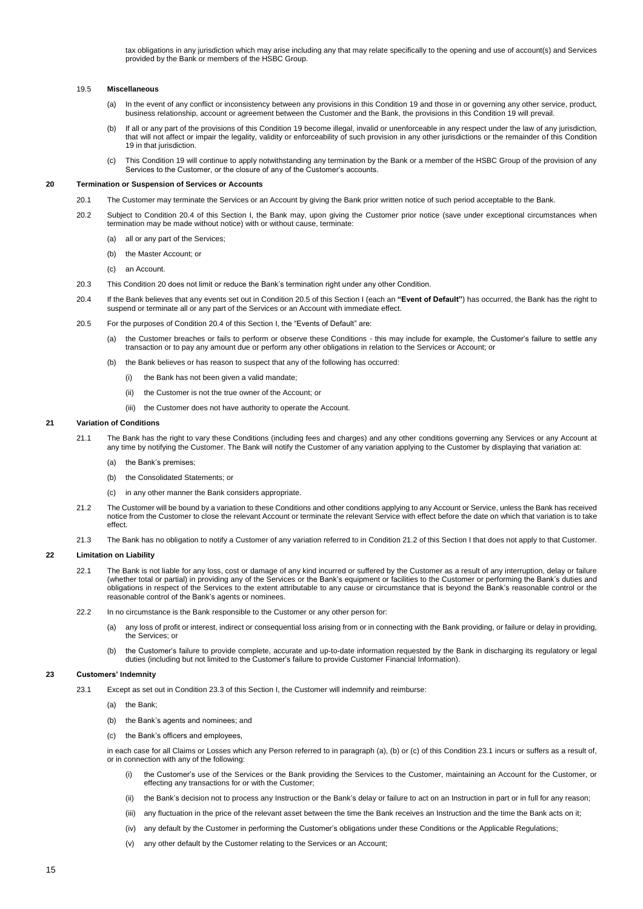tax obligations in any jurisdiction which may arise including any that may relate specifically to the opening and use of account(s) and Services provided by the Bank or members of the HSBC Group.

19.5 **Miscellaneous**

(a) In the event of any conflict or inconsistency between any provisions in this Condition 19 and those in or governing any other service, product, business relationship, account or agreement between the Customer and the Bank, the provisions in this Condition 19 will prevail.

(b) If all or any part of the provisions of this Condition 19 become illegal, invalid or unenforceable in any respect under the law of any jurisdiction, that will not affect or impair the legality, validity or enforceability of such provision in any other jurisdictions or the remainder of this Condition 19 in that jurisdiction.

(c) This Condition 19 will continue to apply notwithstanding any termination by the Bank or a member of the HSBC Group of the provision of any Services to the Customer, or the closure of any of the Customer's accounts.

## 20 Termination or Suspension of Services or Accounts

20.1 The Customer may terminate the Services or an Account by giving the Bank prior written notice of such period acceptable to the Bank.

20.2 Subject to Condition 20.4 of this Section I, the Bank may, upon giving the Customer prior notice (save under exceptional circumstances when termination may be made without notice) with or without cause, terminate:

(a) all or any part of the Services;

(b) the Master Account; or

(c) an Account.

20.3 This Condition 20 does not limit or reduce the Bank's termination right under any other Condition.

20.4 If the Bank believes that any events set out in Condition 20.5 of this Section I (each an **"Event of Default"**) has occurred, the Bank has the right to suspend or terminate all or any part of the Services or an Account with immediate effect.

20.5 For the purposes of Condition 20.4 of this Section I, the "Events of Default" are:

(a) the Customer breaches or fails to perform or observe these Conditions - this may include for example, the Customer's failure to settle any transaction or to pay any amount due or perform any other obligations in relation to the Services or Account; or

(b) the Bank believes or has reason to suspect that any of the following has occurred:

(i) the Bank has not been given a valid mandate;

(ii) the Customer is not the true owner of the Account; or

(iii) the Customer does not have authority to operate the Account.

## 21 Variation of Conditions

21.1 The Bank has the right to vary these Conditions (including fees and charges) and any other conditions governing any Services or any Account at any time by notifying the Customer. The Bank will notify the Customer of any variation applying to the Customer by displaying that variation at:

(a) the Bank's premises;

(b) the Consolidated Statements; or

(c) in any other manner the Bank considers appropriate.

21.2 The Customer will be bound by a variation to these Conditions and other conditions applying to any Account or Service, unless the Bank has received notice from the Customer to close the relevant Account or terminate the relevant Service with effect before the date on which that variation is to take effect.

21.3 The Bank has no obligation to notify a Customer of any variation referred to in Condition 21.2 of this Section I that does not apply to that Customer.

## 22 Limitation on Liability

22.1 The Bank is not liable for any loss, cost or damage of any kind incurred or suffered by the Customer as a result of any interruption, delay or failure (whether total or partial) in providing any of the Services or the Bank's equipment or facilities to the Customer or performing the Bank's duties and obligations in respect of the Services to the extent attributable to any cause or circumstance that is beyond the Bank's reasonable control or the reasonable control of the Bank's agents or nominees.

22.2 In no circumstance is the Bank responsible to the Customer or any other person for:

(a) any loss of profit or interest, indirect or consequential loss arising from or in connecting with the Bank providing, or failure or delay in providing, the Services; or

(b) the Customer's failure to provide complete, accurate and up-to-date information requested by the Bank in discharging its regulatory or legal duties (including but not limited to the Customer's failure to provide Customer Financial Information).

## 23 Customers' Indemnity

23.1 Except as set out in Condition 23.3 of this Section I, the Customer will indemnify and reimburse:

(a) the Bank;

(b) the Bank's agents and nominees; and

(c) the Bank's officers and employees,

in each case for all Claims or Losses which any Person referred to in paragraph (a), (b) or (c) of this Condition 23.1 incurs or suffers as a result of, or in connection with any of the following:

(i) the Customer's use of the Services or the Bank providing the Services to the Customer, maintaining an Account for the Customer, or effecting any transactions for or with the Customer;

(ii) the Bank's decision not to process any Instruction or the Bank's delay or failure to act on an Instruction in part or in full for any reason;

(iii) any fluctuation in the price of the relevant asset between the time the Bank receives an Instruction and the time the Bank acts on it;

(iv) any default by the Customer in performing the Customer's obligations under these Conditions or the Applicable Regulations;

(v) any other default by the Customer relating to the Services or an Account;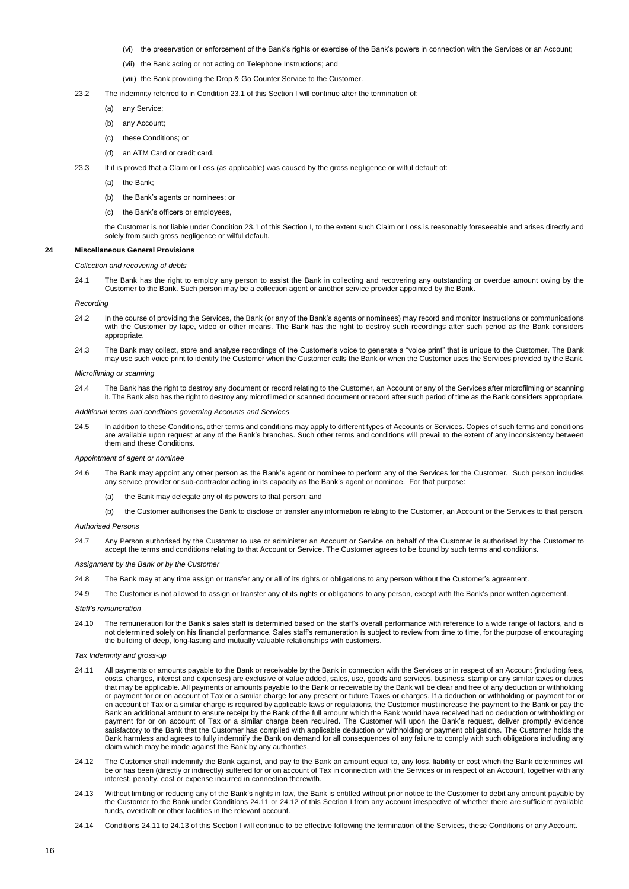(vi) the preservation or enforcement of the Bank's rights or exercise of the Bank's powers in connection with the Services or an Account;

(vii) the Bank acting or not acting on Telephone Instructions; and

(viii) the Bank providing the Drop & Go Counter Service to the Customer.

23.2 The indemnity referred to in Condition 23.1 of this Section I will continue after the termination of:

(a) any Service;

(b) any Account;

(c) these Conditions; or

(d) an ATM Card or credit card.

23.3 If it is proved that a Claim or Loss (as applicable) was caused by the gross negligence or wilful default of:

(a) the Bank;

(b) the Bank's agents or nominees; or

(c) the Bank's officers or employees,

the Customer is not liable under Condition 23.1 of this Section I, to the extent such Claim or Loss is reasonably foreseeable and arises directly and solely from such gross negligence or wilful default.

## 24 Miscellaneous General Provisions

*Collection and recovering of debts*

24.1 The Bank has the right to employ any person to assist the Bank in collecting and recovering any outstanding or overdue amount owing by the Customer to the Bank. Such person may be a collection agent or another service provider appointed by the Bank.

*Recording*

24.2 In the course of providing the Services, the Bank (or any of the Bank's agents or nominees) may record and monitor Instructions or communications with the Customer by tape, video or other means. The Bank has the right to destroy such recordings after such period as the Bank considers appropriate.

24.3 The Bank may collect, store and analyse recordings of the Customer's voice to generate a "voice print" that is unique to the Customer. The Bank may use such voice print to identify the Customer when the Customer calls the Bank or when the Customer uses the Services provided by the Bank.

*Microfilming or scanning*

24.4 The Bank has the right to destroy any document or record relating to the Customer, an Account or any of the Services after microfilming or scanning it. The Bank also has the right to destroy any microfilmed or scanned document or record after such period of time as the Bank considers appropriate.

*Additional terms and conditions governing Accounts and Services*

24.5 In addition to these Conditions, other terms and conditions may apply to different types of Accounts or Services. Copies of such terms and conditions are available upon request at any of the Bank's branches. Such other terms and conditions will prevail to the extent of any inconsistency between them and these Conditions.

*Appointment of agent or nominee*

24.6 The Bank may appoint any other person as the Bank's agent or nominee to perform any of the Services for the Customer. Such person includes any service provider or sub-contractor acting in its capacity as the Bank's agent or nominee. For that purpose:

(a) the Bank may delegate any of its powers to that person; and

(b) the Customer authorises the Bank to disclose or transfer any information relating to the Customer, an Account or the Services to that person.

*Authorised Persons*

24.7 Any Person authorised by the Customer to use or administer an Account or Service on behalf of the Customer is authorised by the Customer to accept the terms and conditions relating to that Account or Service. The Customer agrees to be bound by such terms and conditions.

*Assignment by the Bank or by the Customer*

24.8 The Bank may at any time assign or transfer any or all of its rights or obligations to any person without the Customer's agreement.

24.9 The Customer is not allowed to assign or transfer any of its rights or obligations to any person, except with the Bank's prior written agreement.

*Staff's remuneration*

24.10 The remuneration for the Bank's sales staff is determined based on the staff's overall performance with reference to a wide range of factors, and is not determined solely on his financial performance. Sales staff's remuneration is subject to review from time to time, for the purpose of encouraging the building of deep, long-lasting and mutually valuable relationships with customers.

*Tax Indemnity and gross-up*

24.11 All payments or amounts payable to the Bank or receivable by the Bank in connection with the Services or in respect of an Account (including fees, costs, charges, interest and expenses) are exclusive of value added, sales, use, goods and services, business, stamp or any similar taxes or duties that may be applicable. All payments or amounts payable to the Bank or receivable by the Bank will be clear and free of any deduction or withholding or payment for or on account of Tax or a similar charge for any present or future Taxes or charges. If a deduction or withholding or payment for or on account of Tax or a similar charge is required by applicable laws or regulations, the Customer must increase the payment to the Bank or pay the Bank an additional amount to ensure receipt by the Bank of the full amount which the Bank would have received had no deduction or withholding or payment for or on account of Tax or a similar charge been required. The Customer will upon the Bank's request, deliver promptly evidence satisfactory to the Bank that the Customer has complied with applicable deduction or withholding or payment obligations. The Customer holds the Bank harmless and agrees to fully indemnify the Bank on demand for all consequences of any failure to comply with such obligations including any claim which may be made against the Bank by any authorities.

24.12 The Customer shall indemnify the Bank against, and pay to the Bank an amount equal to, any loss, liability or cost which the Bank determines will be or has been (directly or indirectly) suffered for or on account of Tax in connection with the Services or in respect of an Account, together with any interest, penalty, cost or expense incurred in connection therewith.

24.13 Without limiting or reducing any of the Bank's rights in law, the Bank is entitled without prior notice to the Customer to debit any amount payable by the Customer to the Bank under Conditions 24.11 or 24.12 of this Section I from any account irrespective of whether there are sufficient available funds, overdraft or other facilities in the relevant account.

24.14 Conditions 24.11 to 24.13 of this Section I will continue to be effective following the termination of the Services, these Conditions or any Account.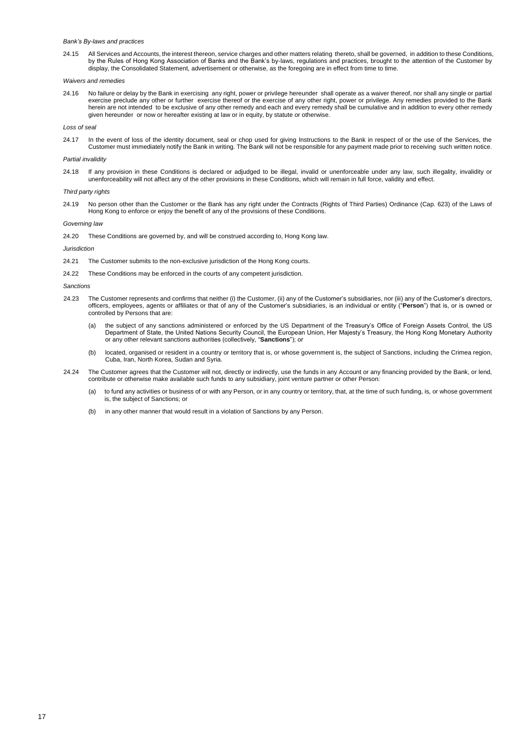*Bank's By-laws and practices*

24.15 All Services and Accounts, the interest thereon, service charges and other matters relating thereto, shall be governed, in addition to these Conditions, by the Rules of Hong Kong Association of Banks and the Bank's by-laws, regulations and practices, brought to the attention of the Customer by display, the Consolidated Statement, advertisement or otherwise, as the foregoing are in effect from time to time.

*Waivers and remedies*

24.16 No failure or delay by the Bank in exercising any right, power or privilege hereunder shall operate as a waiver thereof, nor shall any single or partial exercise preclude any other or further exercise thereof or the exercise of any other right, power or privilege. Any remedies provided to the Bank herein are not intended to be exclusive of any other remedy and each and every remedy shall be cumulative and in addition to every other remedy given hereunder or now or hereafter existing at law or in equity, by statute or otherwise.

*Loss of seal*

24.17 In the event of loss of the identity document, seal or chop used for giving Instructions to the Bank in respect of or the use of the Services, the Customer must immediately notify the Bank in writing. The Bank will not be responsible for any payment made prior to receiving such written notice.

*Partial invalidity*

24.18 If any provision in these Conditions is declared or adjudged to be illegal, invalid or unenforceable under any law, such illegality, invalidity or unenforceability will not affect any of the other provisions in these Conditions, which will remain in full force, validity and effect.

*Third party rights*

24.19 No person other than the Customer or the Bank has any right under the Contracts (Rights of Third Parties) Ordinance (Cap. 623) of the Laws of Hong Kong to enforce or enjoy the benefit of any of the provisions of these Conditions.

*Governing law*

24.20 These Conditions are governed by, and will be construed according to, Hong Kong law.

*Jurisdiction*

24.21 The Customer submits to the non-exclusive jurisdiction of the Hong Kong courts.

24.22 These Conditions may be enforced in the courts of any competent jurisdiction.

*Sanctions*

24.23 The Customer represents and confirms that neither (i) the Customer, (ii) any of the Customer's subsidiaries, nor (iii) any of the Customer's directors, officers, employees, agents or affiliates or that of any of the Customer's subsidiaries, is an individual or entity ("**Person**") that is, or is owned or controlled by Persons that are:

(a) the subject of any sanctions administered or enforced by the US Department of the Treasury's Office of Foreign Assets Control, the US Department of State, the United Nations Security Council, the European Union, Her Majesty's Treasury, the Hong Kong Monetary Authority or any other relevant sanctions authorities (collectively, "**Sanctions**"); or

(b) located, organised or resident in a country or territory that is, or whose government is, the subject of Sanctions, including the Crimea region, Cuba, Iran, North Korea, Sudan and Syria.

24.24 The Customer agrees that the Customer will not, directly or indirectly, use the funds in any Account or any financing provided by the Bank, or lend, contribute or otherwise make available such funds to any subsidiary, joint venture partner or other Person:

(a) to fund any activities or business of or with any Person, or in any country or territory, that, at the time of such funding, is, or whose government is, the subject of Sanctions; or

(b) in any other manner that would result in a violation of Sanctions by any Person.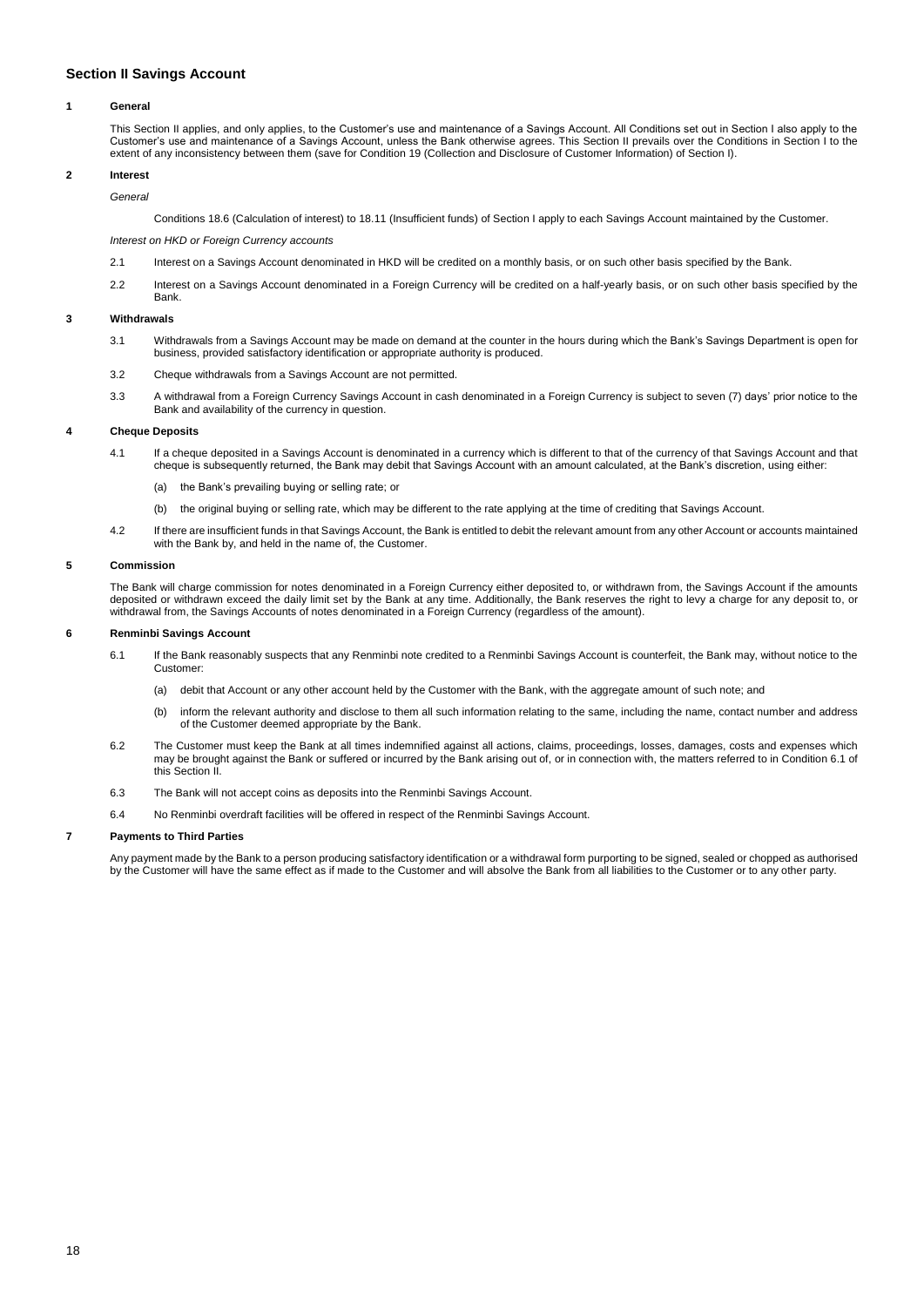## Section II Savings Account

### 1 General

This Section II applies, and only applies, to the Customer's use and maintenance of a Savings Account. All Conditions set out in Section I also apply to the Customer's use and maintenance of a Savings Account, unless the Bank otherwise agrees. This Section II prevails over the Conditions in Section I to the extent of any inconsistency between them (save for Condition 19 (Collection and Disclosure of Customer Information) of Section I).

### 2 Interest

*General*

Conditions 18.6 (Calculation of interest) to 18.11 (Insufficient funds) of Section I apply to each Savings Account maintained by the Customer.

*Interest on HKD or Foreign Currency accounts*

2.1 Interest on a Savings Account denominated in HKD will be credited on a monthly basis, or on such other basis specified by the Bank.

2.2 Interest on a Savings Account denominated in a Foreign Currency will be credited on a half-yearly basis, or on such other basis specified by the Bank.

### 3 Withdrawals

3.1 Withdrawals from a Savings Account may be made on demand at the counter in the hours during which the Bank's Savings Department is open for business, provided satisfactory identification or appropriate authority is produced.

3.2 Cheque withdrawals from a Savings Account are not permitted.

3.3 A withdrawal from a Foreign Currency Savings Account in cash denominated in a Foreign Currency is subject to seven (7) days' prior notice to the Bank and availability of the currency in question.

### 4 Cheque Deposits

4.1 If a cheque deposited in a Savings Account is denominated in a currency which is different to that of the currency of that Savings Account and that cheque is subsequently returned, the Bank may debit that Savings Account with an amount calculated, at the Bank's discretion, using either:

(a) the Bank's prevailing buying or selling rate; or

(b) the original buying or selling rate, which may be different to the rate applying at the time of crediting that Savings Account.

4.2 If there are insufficient funds in that Savings Account, the Bank is entitled to debit the relevant amount from any other Account or accounts maintained with the Bank by, and held in the name of, the Customer.

### 5 Commission

The Bank will charge commission for notes denominated in a Foreign Currency either deposited to, or withdrawn from, the Savings Account if the amounts deposited or withdrawn exceed the daily limit set by the Bank at any time. Additionally, the Bank reserves the right to levy a charge for any deposit to, or withdrawal from, the Savings Accounts of notes denominated in a Foreign Currency (regardless of the amount).

### 6 Renminbi Savings Account

6.1 If the Bank reasonably suspects that any Renminbi note credited to a Renminbi Savings Account is counterfeit, the Bank may, without notice to the Customer:

(a) debit that Account or any other account held by the Customer with the Bank, with the aggregate amount of such note; and

(b) inform the relevant authority and disclose to them all such information relating to the same, including the name, contact number and address of the Customer deemed appropriate by the Bank.

6.2 The Customer must keep the Bank at all times indemnified against all actions, claims, proceedings, losses, damages, costs and expenses which may be brought against the Bank or suffered or incurred by the Bank arising out of, or in connection with, the matters referred to in Condition 6.1 of this Section II.

6.3 The Bank will not accept coins as deposits into the Renminbi Savings Account.

6.4 No Renminbi overdraft facilities will be offered in respect of the Renminbi Savings Account.

### 7 Payments to Third Parties

Any payment made by the Bank to a person producing satisfactory identification or a withdrawal form purporting to be signed, sealed or chopped as authorised by the Customer will have the same effect as if made to the Customer and will absolve the Bank from all liabilities to the Customer or to any other party.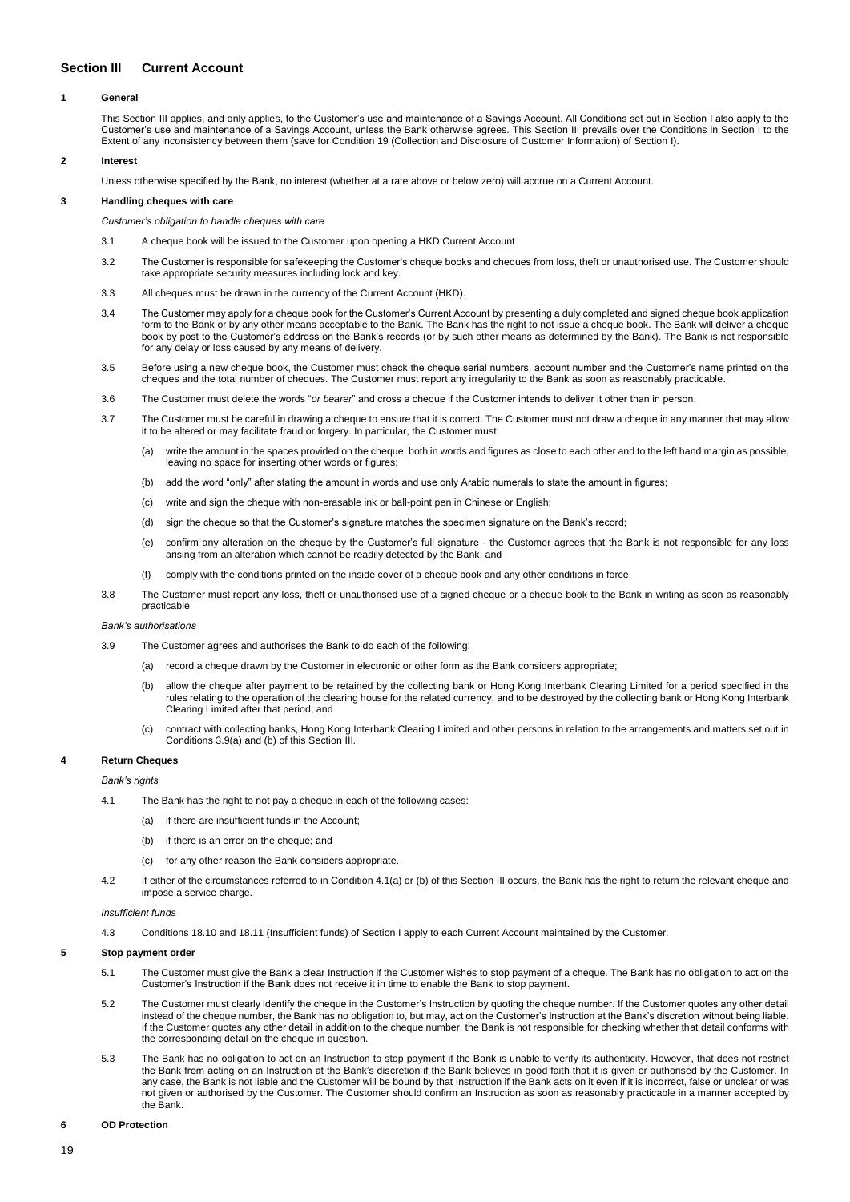## Section III Current Account

### 1 General

This Section III applies, and only applies, to the Customer's use and maintenance of a Savings Account. All Conditions set out in Section I also apply to the Customer's use and maintenance of a Savings Account, unless the Bank otherwise agrees. This Section III prevails over the Conditions in Section I to the Extent of any inconsistency between them (save for Condition 19 (Collection and Disclosure of Customer Information) of Section I).

### 2 Interest

Unless otherwise specified by the Bank, no interest (whether at a rate above or below zero) will accrue on a Current Account.

### 3 Handling cheques with care

*Customer's obligation to handle cheques with care*

3.1 A cheque book will be issued to the Customer upon opening a HKD Current Account

3.2 The Customer is responsible for safekeeping the Customer's cheque books and cheques from loss, theft or unauthorised use. The Customer should take appropriate security measures including lock and key.

3.3 All cheques must be drawn in the currency of the Current Account (HKD).

3.4 The Customer may apply for a cheque book for the Customer's Current Account by presenting a duly completed and signed cheque book application form to the Bank or by any other means acceptable to the Bank. The Bank has the right to not issue a cheque book. The Bank will deliver a cheque book by post to the Customer's address on the Bank's records (or by such other means as determined by the Bank). The Bank is not responsible for any delay or loss caused by any means of delivery.

3.5 Before using a new cheque book, the Customer must check the cheque serial numbers, account number and the Customer's name printed on the cheques and the total number of cheques. The Customer must report any irregularity to the Bank as soon as reasonably practicable.

3.6 The Customer must delete the words "*or bearer*" and cross a cheque if the Customer intends to deliver it other than in person.

3.7 The Customer must be careful in drawing a cheque to ensure that it is correct. The Customer must not draw a cheque in any manner that may allow it to be altered or may facilitate fraud or forgery. In particular, the Customer must:

(a) write the amount in the spaces provided on the cheque, both in words and figures as close to each other and to the left hand margin as possible, leaving no space for inserting other words or figures;

(b) add the word "only" after stating the amount in words and use only Arabic numerals to state the amount in figures;

(c) write and sign the cheque with non-erasable ink or ball-point pen in Chinese or English;

(d) sign the cheque so that the Customer's signature matches the specimen signature on the Bank's record;

(e) confirm any alteration on the cheque by the Customer's full signature - the Customer agrees that the Bank is not responsible for any loss arising from an alteration which cannot be readily detected by the Bank; and

(f) comply with the conditions printed on the inside cover of a cheque book and any other conditions in force.

3.8 The Customer must report any loss, theft or unauthorised use of a signed cheque or a cheque book to the Bank in writing as soon as reasonably practicable.

*Bank's authorisations*

3.9 The Customer agrees and authorises the Bank to do each of the following:

(a) record a cheque drawn by the Customer in electronic or other form as the Bank considers appropriate;

(b) allow the cheque after payment to be retained by the collecting bank or Hong Kong Interbank Clearing Limited for a period specified in the rules relating to the operation of the clearing house for the related currency, and to be destroyed by the collecting bank or Hong Kong Interbank Clearing Limited after that period; and

(c) contract with collecting banks, Hong Kong Interbank Clearing Limited and other persons in relation to the arrangements and matters set out in Conditions 3.9(a) and (b) of this Section III.

### 4 Return Cheques

*Bank's rights*

4.1 The Bank has the right to not pay a cheque in each of the following cases:

(a) if there are insufficient funds in the Account;

(b) if there is an error on the cheque; and

(c) for any other reason the Bank considers appropriate.

4.2 If either of the circumstances referred to in Condition 4.1(a) or (b) of this Section III occurs, the Bank has the right to return the relevant cheque and impose a service charge.

*Insufficient funds*

4.3 Conditions 18.10 and 18.11 (Insufficient funds) of Section I apply to each Current Account maintained by the Customer.

### 5 Stop payment order

5.1 The Customer must give the Bank a clear Instruction if the Customer wishes to stop payment of a cheque. The Bank has no obligation to act on the Customer's Instruction if the Bank does not receive it in time to enable the Bank to stop payment.

5.2 The Customer must clearly identify the cheque in the Customer's Instruction by quoting the cheque number. If the Customer quotes any other detail instead of the cheque number, the Bank has no obligation to, but may, act on the Customer's Instruction at the Bank's discretion without being liable. If the Customer quotes any other detail in addition to the cheque number, the Bank is not responsible for checking whether that detail conforms with the corresponding detail on the cheque in question.

5.3 The Bank has no obligation to act on an Instruction to stop payment if the Bank is unable to verify its authenticity. However, that does not restrict the Bank from acting on an Instruction at the Bank's discretion if the Bank believes in good faith that it is given or authorised by the Customer. In any case, the Bank is not liable and the Customer will be bound by that Instruction if the Bank acts on it even if it is incorrect, false or unclear or was not given or authorised by the Customer. The Customer should confirm an Instruction as soon as reasonably practicable in a manner accepted by the Bank.

### 6 OD Protection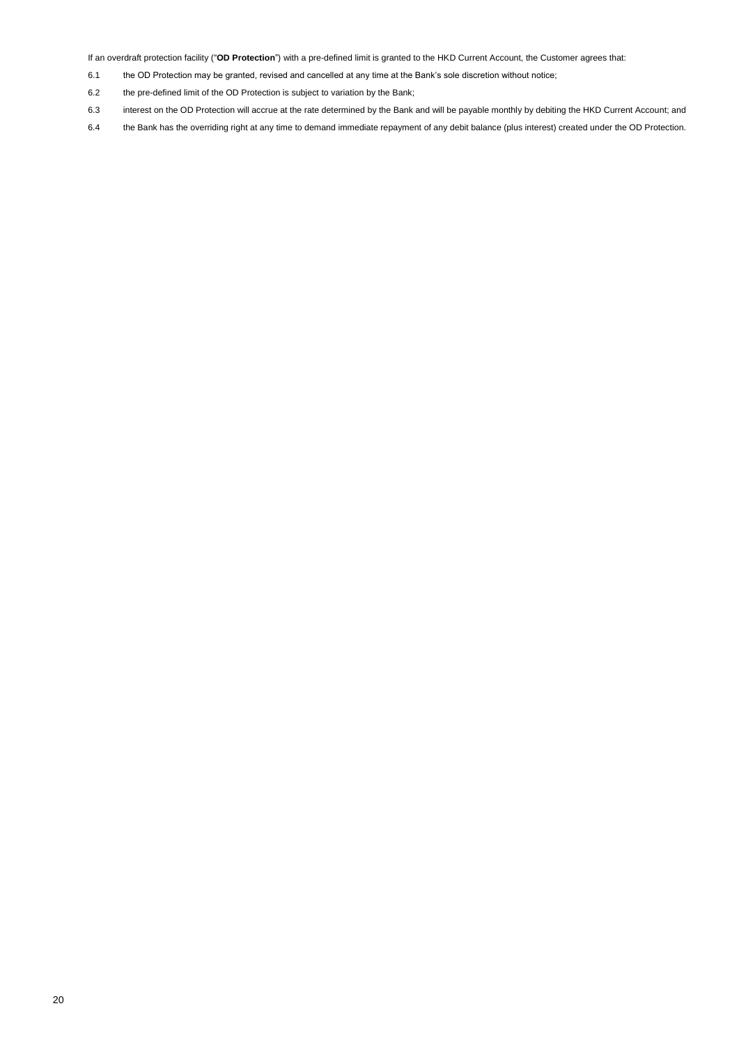If an overdraft protection facility ("**OD Protection**") with a pre-defined limit is granted to the HKD Current Account, the Customer agrees that:

6.1 the OD Protection may be granted, revised and cancelled at any time at the Bank's sole discretion without notice;

6.2 the pre-defined limit of the OD Protection is subject to variation by the Bank;

6.3 interest on the OD Protection will accrue at the rate determined by the Bank and will be payable monthly by debiting the HKD Current Account; and

6.4 the Bank has the overriding right at any time to demand immediate repayment of any debit balance (plus interest) created under the OD Protection.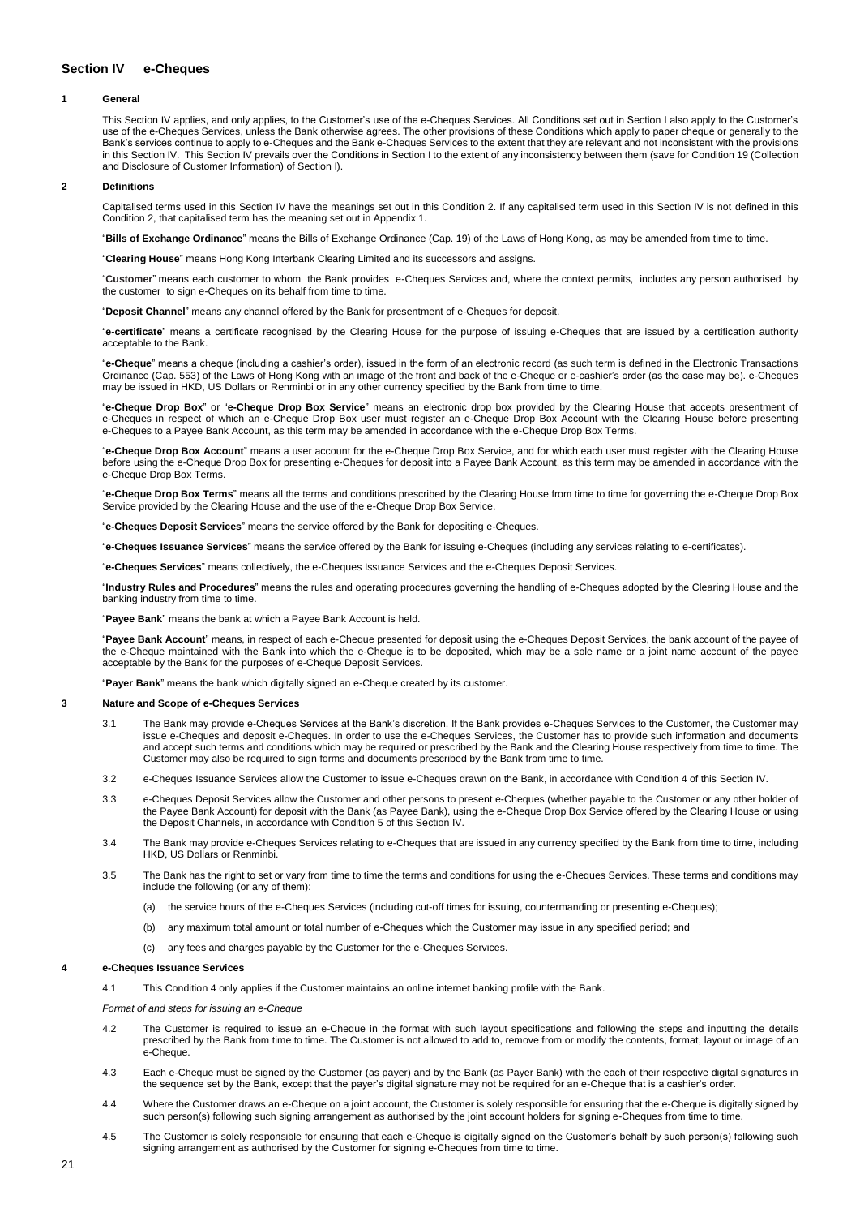## Section IV e-Cheques

### 1 General

This Section IV applies, and only applies, to the Customer's use of the e-Cheques Services. All Conditions set out in Section I also apply to the Customer's use of the e-Cheques Services, unless the Bank otherwise agrees. The other provisions of these Conditions which apply to paper cheque or generally to the Bank's services continue to apply to e-Cheques and the Bank e-Cheques Services to the extent that they are relevant and not inconsistent with the provisions in this Section IV. This Section IV prevails over the Conditions in Section I to the extent of any inconsistency between them (save for Condition 19 (Collection and Disclosure of Customer Information) of Section I).

### 2 Definitions

Capitalised terms used in this Section IV have the meanings set out in this Condition 2. If any capitalised term used in this Section IV is not defined in this Condition 2, that capitalised term has the meaning set out in Appendix 1.

"**Bills of Exchange Ordinance**" means the Bills of Exchange Ordinance (Cap. 19) of the Laws of Hong Kong, as may be amended from time to time.

"**Clearing House**" means Hong Kong Interbank Clearing Limited and its successors and assigns.

"**Customer**" means each customer to whom the Bank provides e-Cheques Services and, where the context permits, includes any person authorised by the customer to sign e-Cheques on its behalf from time to time.

"**Deposit Channel**" means any channel offered by the Bank for presentment of e-Cheques for deposit.

"**e-certificate**" means a certificate recognised by the Clearing House for the purpose of issuing e-Cheques that are issued by a certification authority acceptable to the Bank.

"**e-Cheque**" means a cheque (including a cashier's order), issued in the form of an electronic record (as such term is defined in the Electronic Transactions Ordinance (Cap. 553) of the Laws of Hong Kong with an image of the front and back of the e-Cheque or e-cashier's order (as the case may be). e-Cheques may be issued in HKD, US Dollars or Renminbi or in any other currency specified by the Bank from time to time.

"**e-Cheque Drop Box**" or "**e-Cheque Drop Box Service**" means an electronic drop box provided by the Clearing House that accepts presentment of e-Cheques in respect of which an e-Cheque Drop Box user must register an e-Cheque Drop Box Account with the Clearing House before presenting e-Cheques to a Payee Bank Account, as this term may be amended in accordance with the e-Cheque Drop Box Terms.

"**e-Cheque Drop Box Account**" means a user account for the e-Cheque Drop Box Service, and for which each user must register with the Clearing House before using the e-Cheque Drop Box for presenting e-Cheques for deposit into a Payee Bank Account, as this term may be amended in accordance with the e-Cheque Drop Box Terms.

"**e-Cheque Drop Box Terms**" means all the terms and conditions prescribed by the Clearing House from time to time for governing the e-Cheque Drop Box Service provided by the Clearing House and the use of the e-Cheque Drop Box Service.

"**e-Cheques Deposit Services**" means the service offered by the Bank for depositing e-Cheques.

"**e-Cheques Issuance Services**" means the service offered by the Bank for issuing e-Cheques (including any services relating to e-certificates).

"**e-Cheques Services**" means collectively, the e-Cheques Issuance Services and the e-Cheques Deposit Services.

"**Industry Rules and Procedures**" means the rules and operating procedures governing the handling of e-Cheques adopted by the Clearing House and the banking industry from time to time.

"**Payee Bank**" means the bank at which a Payee Bank Account is held.

"**Payee Bank Account**" means, in respect of each e-Cheque presented for deposit using the e-Cheques Deposit Services, the bank account of the payee of the e-Cheque maintained with the Bank into which the e-Cheque is to be deposited, which may be a sole name or a joint name account of the payee acceptable by the Bank for the purposes of e-Cheque Deposit Services.

"**Payer Bank**" means the bank which digitally signed an e-Cheque created by its customer.

### 3 Nature and Scope of e-Cheques Services

3.1 The Bank may provide e-Cheques Services at the Bank's discretion. If the Bank provides e-Cheques Services to the Customer, the Customer may issue e-Cheques and deposit e-Cheques. In order to use the e-Cheques Services, the Customer has to provide such information and documents and accept such terms and conditions which may be required or prescribed by the Bank and the Clearing House respectively from time to time. The Customer may also be required to sign forms and documents prescribed by the Bank from time to time.

3.2 e-Cheques Issuance Services allow the Customer to issue e-Cheques drawn on the Bank, in accordance with Condition 4 of this Section IV.

3.3 e-Cheques Deposit Services allow the Customer and other persons to present e-Cheques (whether payable to the Customer or any other holder of the Payee Bank Account) for deposit with the Bank (as Payee Bank), using the e-Cheque Drop Box Service offered by the Clearing House or using the Deposit Channels, in accordance with Condition 5 of this Section IV.

3.4 The Bank may provide e-Cheques Services relating to e-Cheques that are issued in any currency specified by the Bank from time to time, including HKD, US Dollars or Renminbi.

3.5 The Bank has the right to set or vary from time to time the terms and conditions for using the e-Cheques Services. These terms and conditions may include the following (or any of them):

(a) the service hours of the e-Cheques Services (including cut-off times for issuing, countermanding or presenting e-Cheques);

(b) any maximum total amount or total number of e-Cheques which the Customer may issue in any specified period; and

(c) any fees and charges payable by the Customer for the e-Cheques Services.

### 4 e-Cheques Issuance Services

4.1 This Condition 4 only applies if the Customer maintains an online internet banking profile with the Bank.

*Format of and steps for issuing an e-Cheque*

4.2 The Customer is required to issue an e-Cheque in the format with such layout specifications and following the steps and inputting the details prescribed by the Bank from time to time. The Customer is not allowed to add to, remove from or modify the contents, format, layout or image of an e-Cheque.

4.3 Each e-Cheque must be signed by the Customer (as payer) and by the Bank (as Payer Bank) with the each of their respective digital signatures in the sequence set by the Bank, except that the payer's digital signature may not be required for an e-Cheque that is a cashier's order.

4.4 Where the Customer draws an e-Cheque on a joint account, the Customer is solely responsible for ensuring that the e-Cheque is digitally signed by such person(s) following such signing arrangement as authorised by the joint account holders for signing e-Cheques from time to time.

4.5 The Customer is solely responsible for ensuring that each e-Cheque is digitally signed on the Customer's behalf by such person(s) following such signing arrangement as authorised by the Customer for signing e-Cheques from time to time.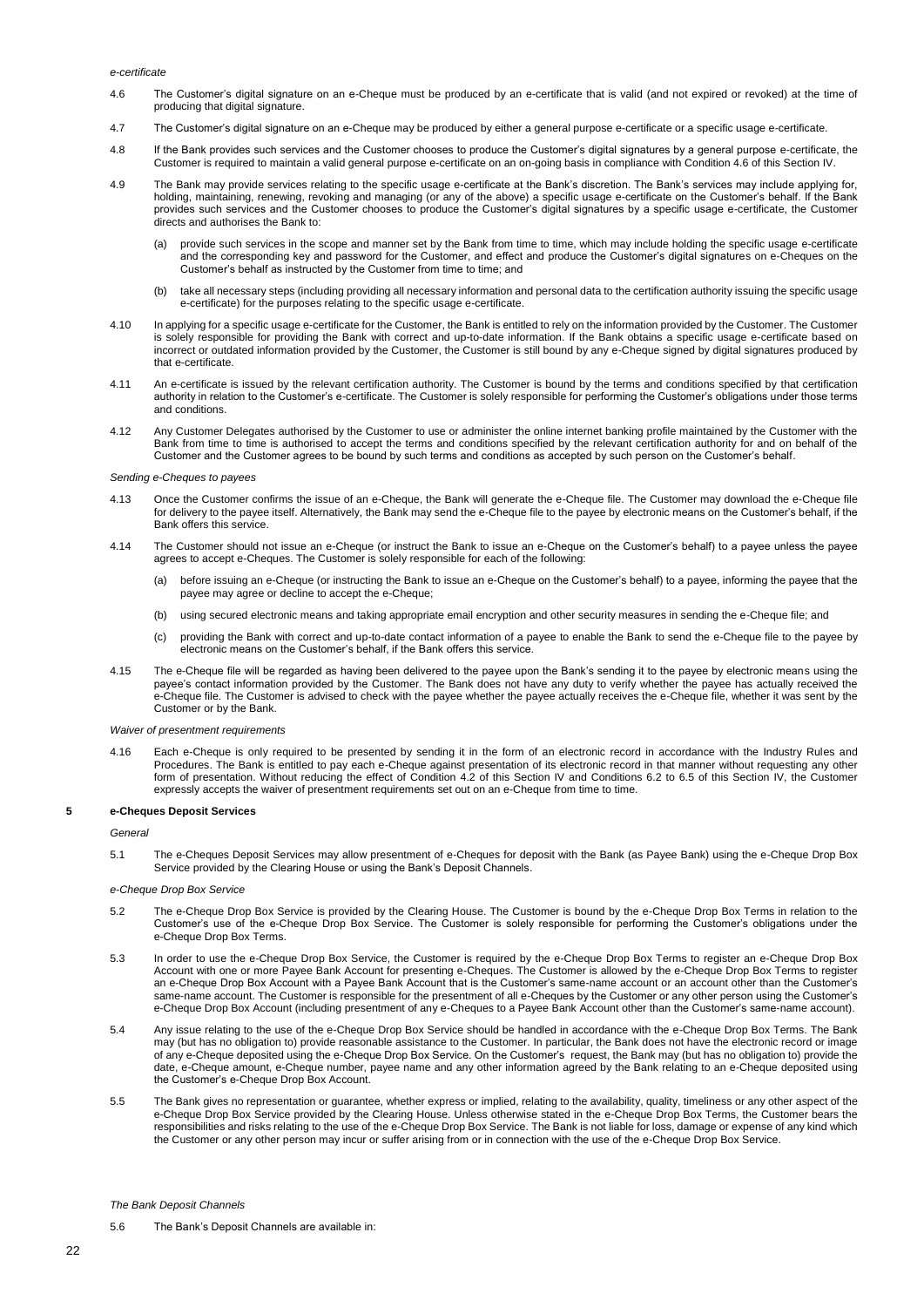*e-certificate*

4.6 The Customer's digital signature on an e-Cheque must be produced by an e-certificate that is valid (and not expired or revoked) at the time of producing that digital signature.

4.7 The Customer's digital signature on an e-Cheque may be produced by either a general purpose e-certificate or a specific usage e-certificate.

4.8 If the Bank provides such services and the Customer chooses to produce the Customer's digital signatures by a general purpose e-certificate, the Customer is required to maintain a valid general purpose e-certificate on an on-going basis in compliance with Condition 4.6 of this Section IV.

4.9 The Bank may provide services relating to the specific usage e-certificate at the Bank's discretion. The Bank's services may include applying for, holding, maintaining, renewing, revoking and managing (or any of the above) a specific usage e-certificate on the Customer's behalf. If the Bank provides such services and the Customer chooses to produce the Customer's digital signatures by a specific usage e-certificate, the Customer directs and authorises the Bank to:

(a) provide such services in the scope and manner set by the Bank from time to time, which may include holding the specific usage e-certificate and the corresponding key and password for the Customer, and effect and produce the Customer's digital signatures on e-Cheques on the Customer's behalf as instructed by the Customer from time to time; and

(b) take all necessary steps (including providing all necessary information and personal data to the certification authority issuing the specific usage e-certificate) for the purposes relating to the specific usage e-certificate.

4.10 In applying for a specific usage e-certificate for the Customer, the Bank is entitled to rely on the information provided by the Customer. The Customer is solely responsible for providing the Bank with correct and up-to-date information. If the Bank obtains a specific usage e-certificate based on incorrect or outdated information provided by the Customer, the Customer is still bound by any e-Cheque signed by digital signatures produced by that e-certificate.

4.11 An e-certificate is issued by the relevant certification authority. The Customer is bound by the terms and conditions specified by that certification authority in relation to the Customer's e-certificate. The Customer is solely responsible for performing the Customer's obligations under those terms and conditions.

4.12 Any Customer Delegates authorised by the Customer to use or administer the online internet banking profile maintained by the Customer with the Bank from time to time is authorised to accept the terms and conditions specified by the relevant certification authority for and on behalf of the Customer and the Customer agrees to be bound by such terms and conditions as accepted by such person on the Customer's behalf.

*Sending e-Cheques to payees*

4.13 Once the Customer confirms the issue of an e-Cheque, the Bank will generate the e-Cheque file. The Customer may download the e-Cheque file for delivery to the payee itself. Alternatively, the Bank may send the e-Cheque file to the payee by electronic means on the Customer's behalf, if the Bank offers this service.

4.14 The Customer should not issue an e-Cheque (or instruct the Bank to issue an e-Cheque on the Customer's behalf) to a payee unless the payee agrees to accept e-Cheques. The Customer is solely responsible for each of the following:

(a) before issuing an e-Cheque (or instructing the Bank to issue an e-Cheque on the Customer's behalf) to a payee, informing the payee that the payee may agree or decline to accept the e-Cheque;

(b) using secured electronic means and taking appropriate email encryption and other security measures in sending the e-Cheque file; and

(c) providing the Bank with correct and up-to-date contact information of a payee to enable the Bank to send the e-Cheque file to the payee by electronic means on the Customer's behalf, if the Bank offers this service.

4.15 The e-Cheque file will be regarded as having been delivered to the payee upon the Bank's sending it to the payee by electronic means using the payee's contact information provided by the Customer. The Bank does not have any duty to verify whether the payee has actually received the e-Cheque file. The Customer is advised to check with the payee whether the payee actually receives the e-Cheque file, whether it was sent by the Customer or by the Bank.

*Waiver of presentment requirements*

4.16 Each e-Cheque is only required to be presented by sending it in the form of an electronic record in accordance with the Industry Rules and Procedures. The Bank is entitled to pay each e-Cheque against presentation of its electronic record in that manner without requesting any other form of presentation. Without reducing the effect of Condition 4.2 of this Section IV and Conditions 6.2 to 6.5 of this Section IV, the Customer expressly accepts the waiver of presentment requirements set out on an e-Cheque from time to time.

## 5 e-Cheques Deposit Services

*General*

5.1 The e-Cheques Deposit Services may allow presentment of e-Cheques for deposit with the Bank (as Payee Bank) using the e-Cheque Drop Box Service provided by the Clearing House or using the Bank's Deposit Channels.

*e-Cheque Drop Box Service*

5.2 The e-Cheque Drop Box Service is provided by the Clearing House. The Customer is bound by the e-Cheque Drop Box Terms in relation to the Customer's use of the e-Cheque Drop Box Service. The Customer is solely responsible for performing the Customer's obligations under the e-Cheque Drop Box Terms.

5.3 In order to use the e-Cheque Drop Box Service, the Customer is required by the e-Cheque Drop Box Terms to register an e-Cheque Drop Box Account with one or more Payee Bank Account for presenting e-Cheques. The Customer is allowed by the e-Cheque Drop Box Terms to register an e-Cheque Drop Box Account with a Payee Bank Account that is the Customer's same-name account or an account other than the Customer's same-name account. The Customer is responsible for the presentment of all e-Cheques by the Customer or any other person using the Customer's e-Cheque Drop Box Account (including presentment of any e-Cheques to a Payee Bank Account other than the Customer's same-name account).

5.4 Any issue relating to the use of the e-Cheque Drop Box Service should be handled in accordance with the e-Cheque Drop Box Terms. The Bank may (but has no obligation to) provide reasonable assistance to the Customer. In particular, the Bank does not have the electronic record or image of any e-Cheque deposited using the e-Cheque Drop Box Service. On the Customer's request, the Bank may (but has no obligation to) provide the date, e-Cheque amount, e-Cheque number, payee name and any other information agreed by the Bank relating to an e-Cheque deposited using the Customer's e-Cheque Drop Box Account.

5.5 The Bank gives no representation or guarantee, whether express or implied, relating to the availability, quality, timeliness or any other aspect of the e-Cheque Drop Box Service provided by the Clearing House. Unless otherwise stated in the e-Cheque Drop Box Terms, the Customer bears the responsibilities and risks relating to the use of the e-Cheque Drop Box Service. The Bank is not liable for loss, damage or expense of any kind which the Customer or any other person may incur or suffer arising from or in connection with the use of the e-Cheque Drop Box Service.

*The Bank Deposit Channels*

5.6 The Bank's Deposit Channels are available in: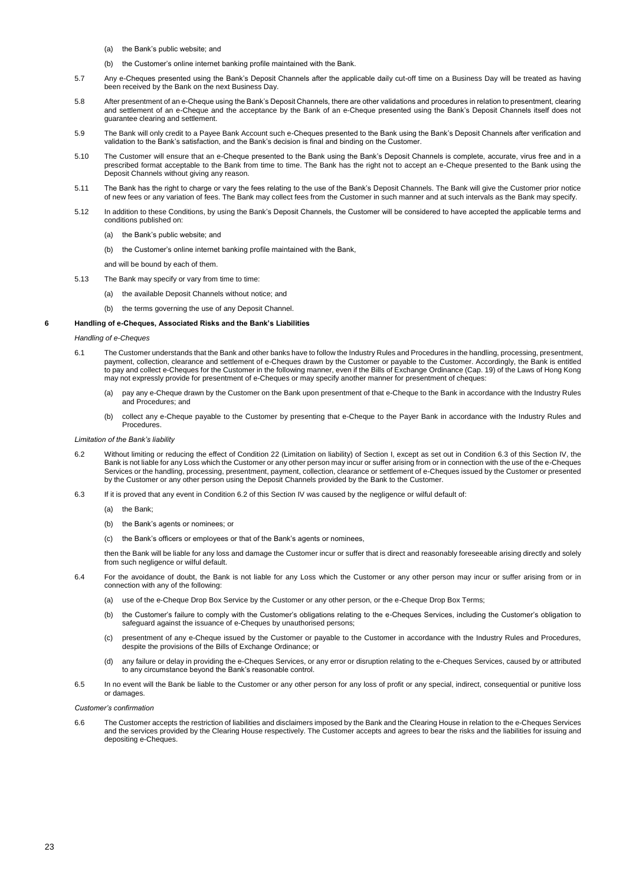(a) the Bank's public website; and

(b) the Customer's online internet banking profile maintained with the Bank.

5.7 Any e-Cheques presented using the Bank's Deposit Channels after the applicable daily cut-off time on a Business Day will be treated as having been received by the Bank on the next Business Day.

5.8 After presentment of an e-Cheque using the Bank's Deposit Channels, there are other validations and procedures in relation to presentment, clearing and settlement of an e-Cheque and the acceptance by the Bank of an e-Cheque presented using the Bank's Deposit Channels itself does not guarantee clearing and settlement.

5.9 The Bank will only credit to a Payee Bank Account such e-Cheques presented to the Bank using the Bank's Deposit Channels after verification and validation to the Bank's satisfaction, and the Bank's decision is final and binding on the Customer.

5.10 The Customer will ensure that an e-Cheque presented to the Bank using the Bank's Deposit Channels is complete, accurate, virus free and in a prescribed format acceptable to the Bank from time to time. The Bank has the right not to accept an e-Cheque presented to the Bank using the Deposit Channels without giving any reason.

5.11 The Bank has the right to charge or vary the fees relating to the use of the Bank's Deposit Channels. The Bank will give the Customer prior notice of new fees or any variation of fees. The Bank may collect fees from the Customer in such manner and at such intervals as the Bank may specify.

5.12 In addition to these Conditions, by using the Bank's Deposit Channels, the Customer will be considered to have accepted the applicable terms and conditions published on:

(a) the Bank's public website; and

(b) the Customer's online internet banking profile maintained with the Bank,

and will be bound by each of them.

5.13 The Bank may specify or vary from time to time:

(a) the available Deposit Channels without notice; and

(b) the terms governing the use of any Deposit Channel.

## 6 Handling of e-Cheques, Associated Risks and the Bank's Liabilities

*Handling of e-Cheques*

6.1 The Customer understands that the Bank and other banks have to follow the Industry Rules and Procedures in the handling, processing, presentment, payment, collection, clearance and settlement of e-Cheques drawn by the Customer or payable to the Customer. Accordingly, the Bank is entitled to pay and collect e-Cheques for the Customer in the following manner, even if the Bills of Exchange Ordinance (Cap. 19) of the Laws of Hong Kong may not expressly provide for presentment of e-Cheques or may specify another manner for presentment of cheques:

(a) pay any e-Cheque drawn by the Customer on the Bank upon presentment of that e-Cheque to the Bank in accordance with the Industry Rules and Procedures; and

(b) collect any e-Cheque payable to the Customer by presenting that e-Cheque to the Payer Bank in accordance with the Industry Rules and Procedures.

*Limitation of the Bank's liability*

6.2 Without limiting or reducing the effect of Condition 22 (Limitation on liability) of Section I, except as set out in Condition 6.3 of this Section IV, the Bank is not liable for any Loss which the Customer or any other person may incur or suffer arising from or in connection with the use of the e-Cheques Services or the handling, processing, presentment, payment, collection, clearance or settlement of e-Cheques issued by the Customer or presented by the Customer or any other person using the Deposit Channels provided by the Bank to the Customer.

6.3 If it is proved that any event in Condition 6.2 of this Section IV was caused by the negligence or wilful default of:

(a) the Bank;

(b) the Bank's agents or nominees; or

(c) the Bank's officers or employees or that of the Bank's agents or nominees,

then the Bank will be liable for any loss and damage the Customer incur or suffer that is direct and reasonably foreseeable arising directly and solely from such negligence or wilful default.

6.4 For the avoidance of doubt, the Bank is not liable for any Loss which the Customer or any other person may incur or suffer arising from or in connection with any of the following:

(a) use of the e-Cheque Drop Box Service by the Customer or any other person, or the e-Cheque Drop Box Terms;

(b) the Customer's failure to comply with the Customer's obligations relating to the e-Cheques Services, including the Customer's obligation to safeguard against the issuance of e-Cheques by unauthorised persons;

(c) presentment of any e-Cheque issued by the Customer or payable to the Customer in accordance with the Industry Rules and Procedures, despite the provisions of the Bills of Exchange Ordinance; or

(d) any failure or delay in providing the e-Cheques Services, or any error or disruption relating to the e-Cheques Services, caused by or attributed to any circumstance beyond the Bank's reasonable control.

6.5 In no event will the Bank be liable to the Customer or any other person for any loss of profit or any special, indirect, consequential or punitive loss or damages.

*Customer's confirmation*

6.6 The Customer accepts the restriction of liabilities and disclaimers imposed by the Bank and the Clearing House in relation to the e-Cheques Services and the services provided by the Clearing House respectively. The Customer accepts and agrees to bear the risks and the liabilities for issuing and depositing e-Cheques.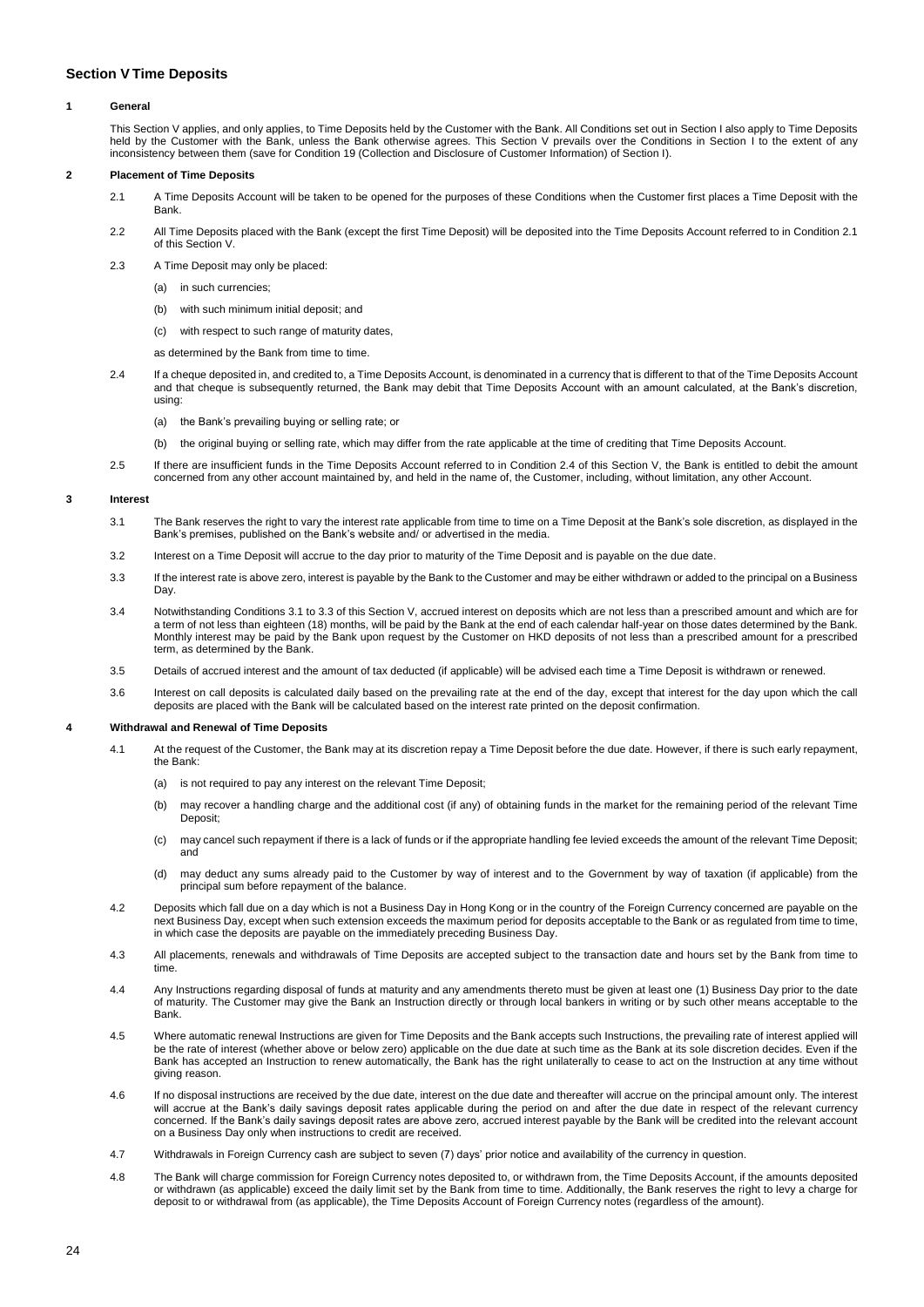## Section V Time Deposits

### 1 General

This Section V applies, and only applies, to Time Deposits held by the Customer with the Bank. All Conditions set out in Section I also apply to Time Deposits held by the Customer with the Bank, unless the Bank otherwise agrees. This Section V prevails over the Conditions in Section I to the extent of any inconsistency between them (save for Condition 19 (Collection and Disclosure of Customer Information) of Section I).

### 2 Placement of Time Deposits

2.1 A Time Deposits Account will be taken to be opened for the purposes of these Conditions when the Customer first places a Time Deposit with the Bank.

2.2 All Time Deposits placed with the Bank (except the first Time Deposit) will be deposited into the Time Deposits Account referred to in Condition 2.1 of this Section V.

2.3 A Time Deposit may only be placed:

(a) in such currencies;

(b) with such minimum initial deposit; and

(c) with respect to such range of maturity dates,

as determined by the Bank from time to time.

2.4 If a cheque deposited in, and credited to, a Time Deposits Account, is denominated in a currency that is different to that of the Time Deposits Account and that cheque is subsequently returned, the Bank may debit that Time Deposits Account with an amount calculated, at the Bank's discretion, using:

(a) the Bank's prevailing buying or selling rate; or

(b) the original buying or selling rate, which may differ from the rate applicable at the time of crediting that Time Deposits Account.

2.5 If there are insufficient funds in the Time Deposits Account referred to in Condition 2.4 of this Section V, the Bank is entitled to debit the amount concerned from any other account maintained by, and held in the name of, the Customer, including, without limitation, any other Account.

### 3 Interest

3.1 The Bank reserves the right to vary the interest rate applicable from time to time on a Time Deposit at the Bank's sole discretion, as displayed in the Bank's premises, published on the Bank's website and/ or advertised in the media.

3.2 Interest on a Time Deposit will accrue to the day prior to maturity of the Time Deposit and is payable on the due date.

3.3 If the interest rate is above zero, interest is payable by the Bank to the Customer and may be either withdrawn or added to the principal on a Business Day.

3.4 Notwithstanding Conditions 3.1 to 3.3 of this Section V, accrued interest on deposits which are not less than a prescribed amount and which are for a term of not less than eighteen (18) months, will be paid by the Bank at the end of each calendar half-year on those dates determined by the Bank. Monthly interest may be paid by the Bank upon request by the Customer on HKD deposits of not less than a prescribed amount for a prescribed term, as determined by the Bank.

3.5 Details of accrued interest and the amount of tax deducted (if applicable) will be advised each time a Time Deposit is withdrawn or renewed.

3.6 Interest on call deposits is calculated daily based on the prevailing rate at the end of the day, except that interest for the day upon which the call deposits are placed with the Bank will be calculated based on the interest rate printed on the deposit confirmation.

### 4 Withdrawal and Renewal of Time Deposits

4.1 At the request of the Customer, the Bank may at its discretion repay a Time Deposit before the due date. However, if there is such early repayment, the Bank:

(a) is not required to pay any interest on the relevant Time Deposit;

(b) may recover a handling charge and the additional cost (if any) of obtaining funds in the market for the remaining period of the relevant Time Deposit;

(c) may cancel such repayment if there is a lack of funds or if the appropriate handling fee levied exceeds the amount of the relevant Time Deposit; and

(d) may deduct any sums already paid to the Customer by way of interest and to the Government by way of taxation (if applicable) from the principal sum before repayment of the balance.

4.2 Deposits which fall due on a day which is not a Business Day in Hong Kong or in the country of the Foreign Currency concerned are payable on the next Business Day, except when such extension exceeds the maximum period for deposits acceptable to the Bank or as regulated from time to time, in which case the deposits are payable on the immediately preceding Business Day.

4.3 All placements, renewals and withdrawals of Time Deposits are accepted subject to the transaction date and hours set by the Bank from time to time.

4.4 Any Instructions regarding disposal of funds at maturity and any amendments thereto must be given at least one (1) Business Day prior to the date of maturity. The Customer may give the Bank an Instruction directly or through local bankers in writing or by such other means acceptable to the Bank.

4.5 Where automatic renewal Instructions are given for Time Deposits and the Bank accepts such Instructions, the prevailing rate of interest applied will be the rate of interest (whether above or below zero) applicable on the due date at such time as the Bank at its sole discretion decides. Even if the Bank has accepted an Instruction to renew automatically, the Bank has the right unilaterally to cease to act on the Instruction at any time without giving reason.

4.6 If no disposal instructions are received by the due date, interest on the due date and thereafter will accrue on the principal amount only. The interest will accrue at the Bank's daily savings deposit rates applicable during the period on and after the due date in respect of the relevant currency concerned. If the Bank's daily savings deposit rates are above zero, accrued interest payable by the Bank will be credited into the relevant account on a Business Day only when instructions to credit are received.

4.7 Withdrawals in Foreign Currency cash are subject to seven (7) days' prior notice and availability of the currency in question.

4.8 The Bank will charge commission for Foreign Currency notes deposited to, or withdrawn from, the Time Deposits Account, if the amounts deposited or withdrawn (as applicable) exceed the daily limit set by the Bank from time to time. Additionally, the Bank reserves the right to levy a charge for deposit to or withdrawal from (as applicable), the Time Deposits Account of Foreign Currency notes (regardless of the amount).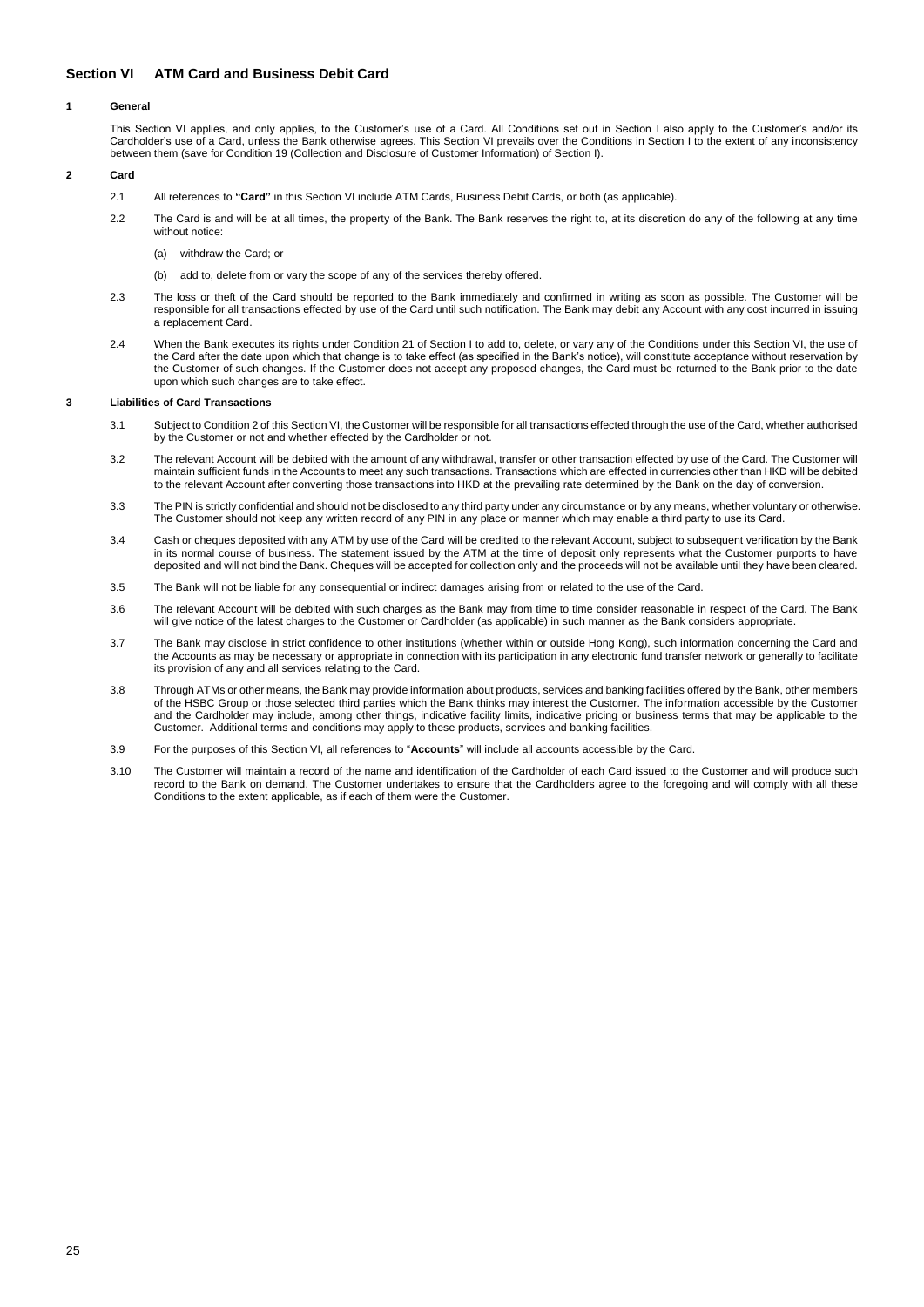## Section VI ATM Card and Business Debit Card

### 1 General

This Section VI applies, and only applies, to the Customer's use of a Card. All Conditions set out in Section I also apply to the Customer's and/or its Cardholder's use of a Card, unless the Bank otherwise agrees. This Section VI prevails over the Conditions in Section I to the extent of any inconsistency between them (save for Condition 19 (Collection and Disclosure of Customer Information) of Section I).

### 2 Card

2.1 All references to **"Card"** in this Section VI include ATM Cards, Business Debit Cards, or both (as applicable).

2.2 The Card is and will be at all times, the property of the Bank. The Bank reserves the right to, at its discretion do any of the following at any time without notice:

(a) withdraw the Card; or

(b) add to, delete from or vary the scope of any of the services thereby offered.

2.3 The loss or theft of the Card should be reported to the Bank immediately and confirmed in writing as soon as possible. The Customer will be responsible for all transactions effected by use of the Card until such notification. The Bank may debit any Account with any cost incurred in issuing a replacement Card.

2.4 When the Bank executes its rights under Condition 21 of Section I to add to, delete, or vary any of the Conditions under this Section VI, the use of the Card after the date upon which that change is to take effect (as specified in the Bank's notice), will constitute acceptance without reservation by the Customer of such changes. If the Customer does not accept any proposed changes, the Card must be returned to the Bank prior to the date upon which such changes are to take effect.

### 3 Liabilities of Card Transactions

3.1 Subject to Condition 2 of this Section VI, the Customer will be responsible for all transactions effected through the use of the Card, whether authorised by the Customer or not and whether effected by the Cardholder or not.

3.2 The relevant Account will be debited with the amount of any withdrawal, transfer or other transaction effected by use of the Card. The Customer will maintain sufficient funds in the Accounts to meet any such transactions. Transactions which are effected in currencies other than HKD will be debited to the relevant Account after converting those transactions into HKD at the prevailing rate determined by the Bank on the day of conversion.

3.3 The PIN is strictly confidential and should not be disclosed to any third party under any circumstance or by any means, whether voluntary or otherwise. The Customer should not keep any written record of any PIN in any place or manner which may enable a third party to use its Card.

3.4 Cash or cheques deposited with any ATM by use of the Card will be credited to the relevant Account, subject to subsequent verification by the Bank in its normal course of business. The statement issued by the ATM at the time of deposit only represents what the Customer purports to have deposited and will not bind the Bank. Cheques will be accepted for collection only and the proceeds will not be available until they have been cleared.

3.5 The Bank will not be liable for any consequential or indirect damages arising from or related to the use of the Card.

3.6 The relevant Account will be debited with such charges as the Bank may from time to time consider reasonable in respect of the Card. The Bank will give notice of the latest charges to the Customer or Cardholder (as applicable) in such manner as the Bank considers appropriate.

3.7 The Bank may disclose in strict confidence to other institutions (whether within or outside Hong Kong), such information concerning the Card and the Accounts as may be necessary or appropriate in connection with its participation in any electronic fund transfer network or generally to facilitate its provision of any and all services relating to the Card.

3.8 Through ATMs or other means, the Bank may provide information about products, services and banking facilities offered by the Bank, other members of the HSBC Group or those selected third parties which the Bank thinks may interest the Customer. The information accessible by the Customer and the Cardholder may include, among other things, indicative facility limits, indicative pricing or business terms that may be applicable to the Customer. Additional terms and conditions may apply to these products, services and banking facilities.

3.9 For the purposes of this Section VI, all references to "**Accounts**" will include all accounts accessible by the Card.

3.10 The Customer will maintain a record of the name and identification of the Cardholder of each Card issued to the Customer and will produce such record to the Bank on demand. The Customer undertakes to ensure that the Cardholders agree to the foregoing and will comply with all these Conditions to the extent applicable, as if each of them were the Customer.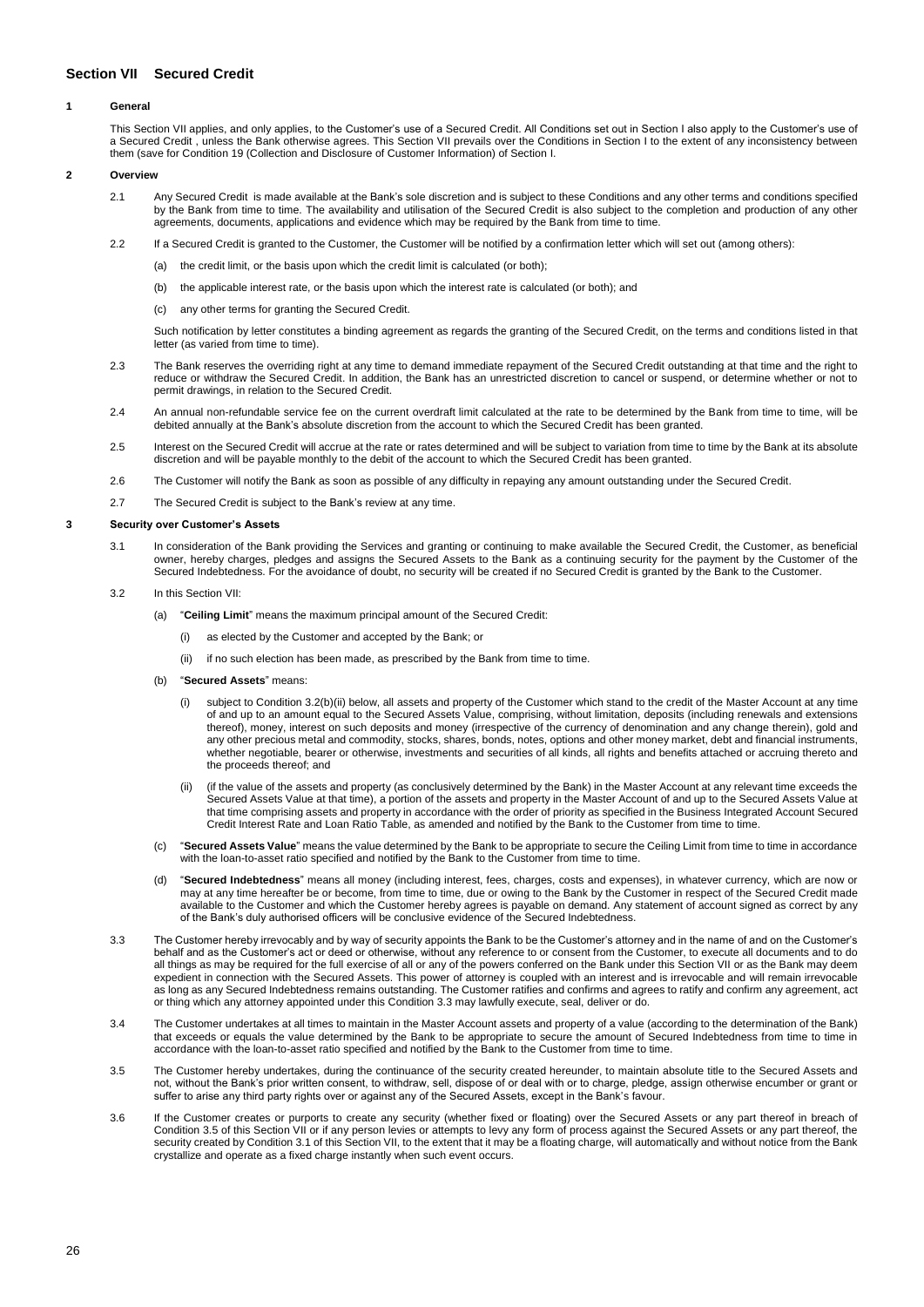## Section VII Secured Credit

### 1 General

This Section VII applies, and only applies, to the Customer's use of a Secured Credit. All Conditions set out in Section I also apply to the Customer's use of a Secured Credit , unless the Bank otherwise agrees. This Section VII prevails over the Conditions in Section I to the extent of any inconsistency between them (save for Condition 19 (Collection and Disclosure of Customer Information) of Section I.

### 2 Overview

2.1 Any Secured Credit is made available at the Bank's sole discretion and is subject to these Conditions and any other terms and conditions specified by the Bank from time to time. The availability and utilisation of the Secured Credit is also subject to the completion and production of any other agreements, documents, applications and evidence which may be required by the Bank from time to time.

2.2 If a Secured Credit is granted to the Customer, the Customer will be notified by a confirmation letter which will set out (among others):

(a) the credit limit, or the basis upon which the credit limit is calculated (or both);

(b) the applicable interest rate, or the basis upon which the interest rate is calculated (or both); and

(c) any other terms for granting the Secured Credit.

Such notification by letter constitutes a binding agreement as regards the granting of the Secured Credit, on the terms and conditions listed in that letter (as varied from time to time).

2.3 The Bank reserves the overriding right at any time to demand immediate repayment of the Secured Credit outstanding at that time and the right to reduce or withdraw the Secured Credit. In addition, the Bank has an unrestricted discretion to cancel or suspend, or determine whether or not to permit drawings, in relation to the Secured Credit.

2.4 An annual non-refundable service fee on the current overdraft limit calculated at the rate to be determined by the Bank from time to time, will be debited annually at the Bank's absolute discretion from the account to which the Secured Credit has been granted.

2.5 Interest on the Secured Credit will accrue at the rate or rates determined and will be subject to variation from time to time by the Bank at its absolute discretion and will be payable monthly to the debit of the account to which the Secured Credit has been granted.

2.6 The Customer will notify the Bank as soon as possible of any difficulty in repaying any amount outstanding under the Secured Credit.

2.7 The Secured Credit is subject to the Bank's review at any time.

### 3 Security over Customer's Assets

3.1 In consideration of the Bank providing the Services and granting or continuing to make available the Secured Credit, the Customer, as beneficial owner, hereby charges, pledges and assigns the Secured Assets to the Bank as a continuing security for the payment by the Customer of the Secured Indebtedness. For the avoidance of doubt, no security will be created if no Secured Credit is granted by the Bank to the Customer.

3.2 In this Section VII:

(a) "**Ceiling Limit**" means the maximum principal amount of the Secured Credit:

(i) as elected by the Customer and accepted by the Bank; or

(ii) if no such election has been made, as prescribed by the Bank from time to time.

(b) "**Secured Assets**" means:

(i) subject to Condition 3.2(b)(ii) below, all assets and property of the Customer which stand to the credit of the Master Account at any time of and up to an amount equal to the Secured Assets Value, comprising, without limitation, deposits (including renewals and extensions thereof), money, interest on such deposits and money (irrespective of the currency of denomination and any change therein), gold and any other precious metal and commodity, stocks, shares, bonds, notes, options and other money market, debt and financial instruments, whether negotiable, bearer or otherwise, investments and securities of all kinds, all rights and benefits attached or accruing thereto and the proceeds thereof; and

(ii) (if the value of the assets and property (as conclusively determined by the Bank) in the Master Account at any relevant time exceeds the Secured Assets Value at that time), a portion of the assets and property in the Master Account of and up to the Secured Assets Value at that time comprising assets and property in accordance with the order of priority as specified in the Business Integrated Account Secured Credit Interest Rate and Loan Ratio Table, as amended and notified by the Bank to the Customer from time to time.

(c) "**Secured Assets Value**" means the value determined by the Bank to be appropriate to secure the Ceiling Limit from time to time in accordance with the loan-to-asset ratio specified and notified by the Bank to the Customer from time to time.

(d) "**Secured Indebtedness**" means all money (including interest, fees, charges, costs and expenses), in whatever currency, which are now or may at any time hereafter be or become, from time to time, due or owing to the Bank by the Customer in respect of the Secured Credit made available to the Customer and which the Customer hereby agrees is payable on demand. Any statement of account signed as correct by any of the Bank's duly authorised officers will be conclusive evidence of the Secured Indebtedness.

3.3 The Customer hereby irrevocably and by way of security appoints the Bank to be the Customer's attorney and in the name of and on the Customer's behalf and as the Customer's act or deed or otherwise, without any reference to or consent from the Customer, to execute all documents and to do all things as may be required for the full exercise of all or any of the powers conferred on the Bank under this Section VII or as the Bank may deem expedient in connection with the Secured Assets. This power of attorney is coupled with an interest and is irrevocable and will remain irrevocable as long as any Secured Indebtedness remains outstanding. The Customer ratifies and confirms and agrees to ratify and confirm any agreement, act or thing which any attorney appointed under this Condition 3.3 may lawfully execute, seal, deliver or do.

3.4 The Customer undertakes at all times to maintain in the Master Account assets and property of a value (according to the determination of the Bank) that exceeds or equals the value determined by the Bank to be appropriate to secure the amount of Secured Indebtedness from time to time in accordance with the loan-to-asset ratio specified and notified by the Bank to the Customer from time to time.

3.5 The Customer hereby undertakes, during the continuance of the security created hereunder, to maintain absolute title to the Secured Assets and not, without the Bank's prior written consent, to withdraw, sell, dispose of or deal with or to charge, pledge, assign otherwise encumber or grant or suffer to arise any third party rights over or against any of the Secured Assets, except in the Bank's favour.

3.6 If the Customer creates or purports to create any security (whether fixed or floating) over the Secured Assets or any part thereof in breach of Condition 3.5 of this Section VII or if any person levies or attempts to levy any form of process against the Secured Assets or any part thereof, the security created by Condition 3.1 of this Section VII, to the extent that it may be a floating charge, will automatically and without notice from the Bank crystallize and operate as a fixed charge instantly when such event occurs.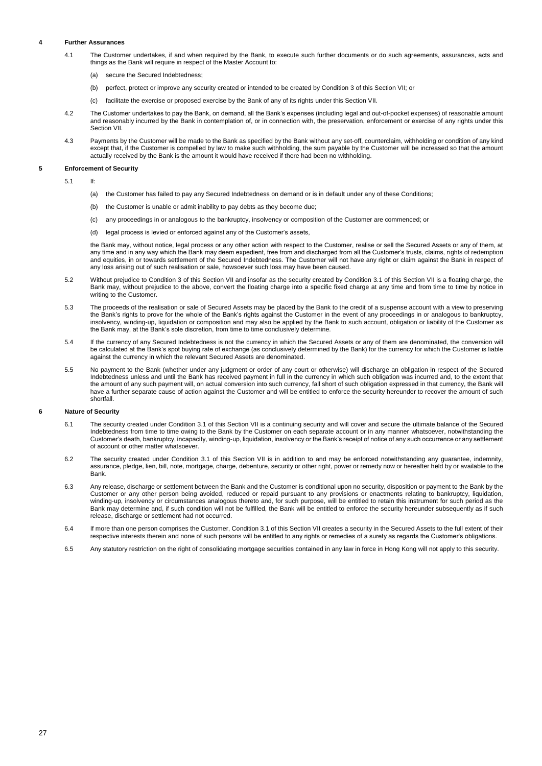## 4 Further Assurances

4.1 The Customer undertakes, if and when required by the Bank, to execute such further documents or do such agreements, assurances, acts and things as the Bank will require in respect of the Master Account to:

(a) secure the Secured Indebtedness;

(b) perfect, protect or improve any security created or intended to be created by Condition 3 of this Section VII; or

(c) facilitate the exercise or proposed exercise by the Bank of any of its rights under this Section VII.

4.2 The Customer undertakes to pay the Bank, on demand, all the Bank's expenses (including legal and out-of-pocket expenses) of reasonable amount and reasonably incurred by the Bank in contemplation of, or in connection with, the preservation, enforcement or exercise of any rights under this Section VII.

4.3 Payments by the Customer will be made to the Bank as specified by the Bank without any set-off, counterclaim, withholding or condition of any kind except that, if the Customer is compelled by law to make such withholding, the sum payable by the Customer will be increased so that the amount actually received by the Bank is the amount it would have received if there had been no withholding.

## 5 Enforcement of Security

5.1 If:

(a) the Customer has failed to pay any Secured Indebtedness on demand or is in default under any of these Conditions;

(b) the Customer is unable or admit inability to pay debts as they become due;

(c) any proceedings in or analogous to the bankruptcy, insolvency or composition of the Customer are commenced; or

(d) legal process is levied or enforced against any of the Customer's assets,

the Bank may, without notice, legal process or any other action with respect to the Customer, realise or sell the Secured Assets or any of them, at any time and in any way which the Bank may deem expedient, free from and discharged from all the Customer's trusts, claims, rights of redemption and equities, in or towards settlement of the Secured Indebtedness. The Customer will not have any right or claim against the Bank in respect of any loss arising out of such realisation or sale, howsoever such loss may have been caused.

5.2 Without prejudice to Condition 3 of this Section VII and insofar as the security created by Condition 3.1 of this Section VII is a floating charge, the Bank may, without prejudice to the above, convert the floating charge into a specific fixed charge at any time and from time to time by notice in writing to the Customer.

5.3 The proceeds of the realisation or sale of Secured Assets may be placed by the Bank to the credit of a suspense account with a view to preserving the Bank's rights to prove for the whole of the Bank's rights against the Customer in the event of any proceedings in or analogous to bankruptcy, insolvency, winding-up, liquidation or composition and may also be applied by the Bank to such account, obligation or liability of the Customer as the Bank may, at the Bank's sole discretion, from time to time conclusively determine.

5.4 If the currency of any Secured Indebtedness is not the currency in which the Secured Assets or any of them are denominated, the conversion will be calculated at the Bank's spot buying rate of exchange (as conclusively determined by the Bank) for the currency for which the Customer is liable against the currency in which the relevant Secured Assets are denominated.

5.5 No payment to the Bank (whether under any judgment or order of any court or otherwise) will discharge an obligation in respect of the Secured Indebtedness unless and until the Bank has received payment in full in the currency in which such obligation was incurred and, to the extent that the amount of any such payment will, on actual conversion into such currency, fall short of such obligation expressed in that currency, the Bank will have a further separate cause of action against the Customer and will be entitled to enforce the security hereunder to recover the amount of such shortfall.

## 6 Nature of Security

6.1 The security created under Condition 3.1 of this Section VII is a continuing security and will cover and secure the ultimate balance of the Secured Indebtedness from time to time owing to the Bank by the Customer on each separate account or in any manner whatsoever, notwithstanding the Customer's death, bankruptcy, incapacity, winding-up, liquidation, insolvency or the Bank's receipt of notice of any such occurrence or any settlement of account or other matter whatsoever.

6.2 The security created under Condition 3.1 of this Section VII is in addition to and may be enforced notwithstanding any guarantee, indemnity, assurance, pledge, lien, bill, note, mortgage, charge, debenture, security or other right, power or remedy now or hereafter held by or available to the Bank.

6.3 Any release, discharge or settlement between the Bank and the Customer is conditional upon no security, disposition or payment to the Bank by the Customer or any other person being avoided, reduced or repaid pursuant to any provisions or enactments relating to bankruptcy, liquidation, winding-up, insolvency or circumstances analogous thereto and, for such purpose, will be entitled to retain this instrument for such period as the Bank may determine and, if such condition will not be fulfilled, the Bank will be entitled to enforce the security hereunder subsequently as if such release, discharge or settlement had not occurred.

6.4 If more than one person comprises the Customer, Condition 3.1 of this Section VII creates a security in the Secured Assets to the full extent of their respective interests therein and none of such persons will be entitled to any rights or remedies of a surety as regards the Customer's obligations.

6.5 Any statutory restriction on the right of consolidating mortgage securities contained in any law in force in Hong Kong will not apply to this security.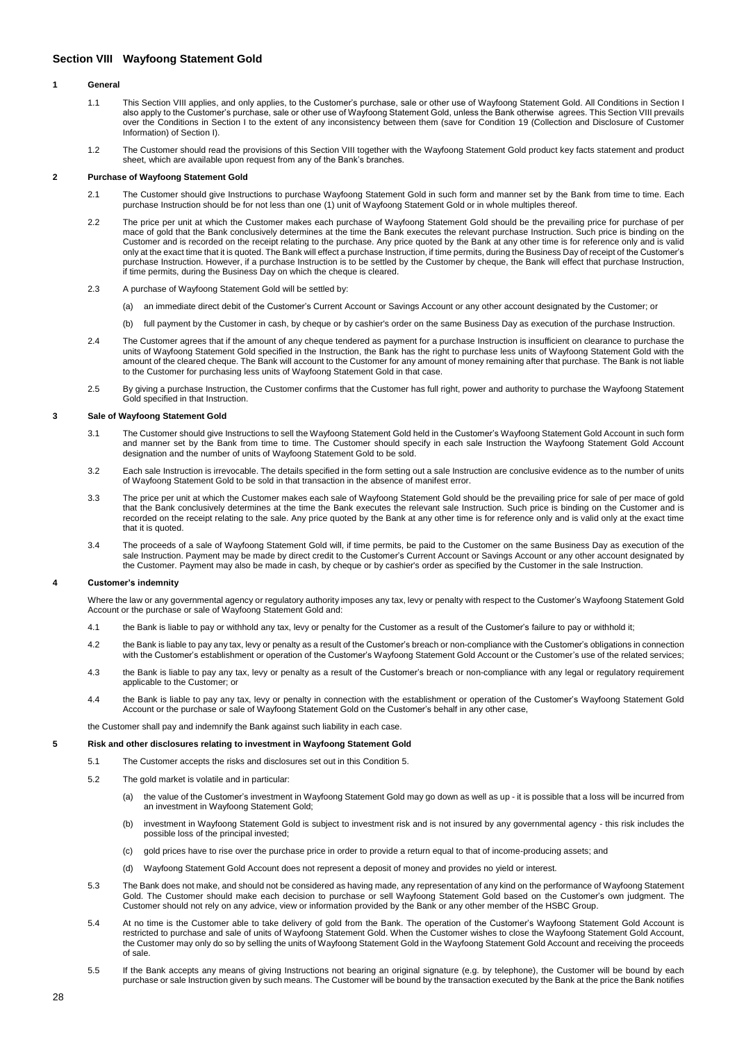## Section VIII Wayfoong Statement Gold

### 1 General

1.1 This Section VIII applies, and only applies, to the Customer's purchase, sale or other use of Wayfoong Statement Gold. All Conditions in Section I also apply to the Customer's purchase, sale or other use of Wayfoong Statement Gold, unless the Bank otherwise agrees. This Section VIII prevails over the Conditions in Section I to the extent of any inconsistency between them (save for Condition 19 (Collection and Disclosure of Customer Information) of Section I).

1.2 The Customer should read the provisions of this Section VIII together with the Wayfoong Statement Gold product key facts statement and product sheet, which are available upon request from any of the Bank's branches.

### 2 Purchase of Wayfoong Statement Gold

2.1 The Customer should give Instructions to purchase Wayfoong Statement Gold in such form and manner set by the Bank from time to time. Each purchase Instruction should be for not less than one (1) unit of Wayfoong Statement Gold or in whole multiples thereof.

2.2 The price per unit at which the Customer makes each purchase of Wayfoong Statement Gold should be the prevailing price for purchase of per mace of gold that the Bank conclusively determines at the time the Bank executes the relevant purchase Instruction. Such price is binding on the Customer and is recorded on the receipt relating to the purchase. Any price quoted by the Bank at any other time is for reference only and is valid only at the exact time that it is quoted. The Bank will effect a purchase Instruction, if time permits, during the Business Day of receipt of the Customer's purchase Instruction. However, if a purchase Instruction is to be settled by the Customer by cheque, the Bank will effect that purchase Instruction, if time permits, during the Business Day on which the cheque is cleared.

2.3 A purchase of Wayfoong Statement Gold will be settled by:

(a) an immediate direct debit of the Customer's Current Account or Savings Account or any other account designated by the Customer; or

(b) full payment by the Customer in cash, by cheque or by cashier's order on the same Business Day as execution of the purchase Instruction.

2.4 The Customer agrees that if the amount of any cheque tendered as payment for a purchase Instruction is insufficient on clearance to purchase the units of Wayfoong Statement Gold specified in the Instruction, the Bank has the right to purchase less units of Wayfoong Statement Gold with the amount of the cleared cheque. The Bank will account to the Customer for any amount of money remaining after that purchase. The Bank is not liable to the Customer for purchasing less units of Wayfoong Statement Gold in that case.

2.5 By giving a purchase Instruction, the Customer confirms that the Customer has full right, power and authority to purchase the Wayfoong Statement Gold specified in that Instruction.

### 3 Sale of Wayfoong Statement Gold

3.1 The Customer should give Instructions to sell the Wayfoong Statement Gold held in the Customer's Wayfoong Statement Gold Account in such form and manner set by the Bank from time to time. The Customer should specify in each sale Instruction the Wayfoong Statement Gold Account designation and the number of units of Wayfoong Statement Gold to be sold.

3.2 Each sale Instruction is irrevocable. The details specified in the form setting out a sale Instruction are conclusive evidence as to the number of units of Wayfoong Statement Gold to be sold in that transaction in the absence of manifest error.

3.3 The price per unit at which the Customer makes each sale of Wayfoong Statement Gold should be the prevailing price for sale of per mace of gold that the Bank conclusively determines at the time the Bank executes the relevant sale Instruction. Such price is binding on the Customer and is recorded on the receipt relating to the sale. Any price quoted by the Bank at any other time is for reference only and is valid only at the exact time that it is quoted.

3.4 The proceeds of a sale of Wayfoong Statement Gold will, if time permits, be paid to the Customer on the same Business Day as execution of the sale Instruction. Payment may be made by direct credit to the Customer's Current Account or Savings Account or any other account designated by the Customer. Payment may also be made in cash, by cheque or by cashier's order as specified by the Customer in the sale Instruction.

### 4 Customer's indemnity

Where the law or any governmental agency or regulatory authority imposes any tax, levy or penalty with respect to the Customer's Wayfoong Statement Gold Account or the purchase or sale of Wayfoong Statement Gold and:

4.1 the Bank is liable to pay or withhold any tax, levy or penalty for the Customer as a result of the Customer's failure to pay or withhold it;

4.2 the Bank is liable to pay any tax, levy or penalty as a result of the Customer's breach or non-compliance with the Customer's obligations in connection with the Customer's establishment or operation of the Customer's Wayfoong Statement Gold Account or the Customer's use of the related services;

4.3 the Bank is liable to pay any tax, levy or penalty as a result of the Customer's breach or non-compliance with any legal or regulatory requirement applicable to the Customer; or

4.4 the Bank is liable to pay any tax, levy or penalty in connection with the establishment or operation of the Customer's Wayfoong Statement Gold Account or the purchase or sale of Wayfoong Statement Gold on the Customer's behalf in any other case,

the Customer shall pay and indemnify the Bank against such liability in each case.

### 5 Risk and other disclosures relating to investment in Wayfoong Statement Gold

5.1 The Customer accepts the risks and disclosures set out in this Condition 5.

5.2 The gold market is volatile and in particular:

(a) the value of the Customer's investment in Wayfoong Statement Gold may go down as well as up - it is possible that a loss will be incurred from an investment in Wayfoong Statement Gold;

(b) investment in Wayfoong Statement Gold is subject to investment risk and is not insured by any governmental agency - this risk includes the possible loss of the principal invested;

(c) gold prices have to rise over the purchase price in order to provide a return equal to that of income-producing assets; and

(d) Wayfoong Statement Gold Account does not represent a deposit of money and provides no yield or interest.

5.3 The Bank does not make, and should not be considered as having made, any representation of any kind on the performance of Wayfoong Statement Gold. The Customer should make each decision to purchase or sell Wayfoong Statement Gold based on the Customer's own judgment. The Customer should not rely on any advice, view or information provided by the Bank or any other member of the HSBC Group.

5.4 At no time is the Customer able to take delivery of gold from the Bank. The operation of the Customer's Wayfoong Statement Gold Account is restricted to purchase and sale of units of Wayfoong Statement Gold. When the Customer wishes to close the Wayfoong Statement Gold Account, the Customer may only do so by selling the units of Wayfoong Statement Gold in the Wayfoong Statement Gold Account and receiving the proceeds of sale.

5.5 If the Bank accepts any means of giving Instructions not bearing an original signature (e.g. by telephone), the Customer will be bound by each purchase or sale Instruction given by such means. The Customer will be bound by the transaction executed by the Bank at the price the Bank notifies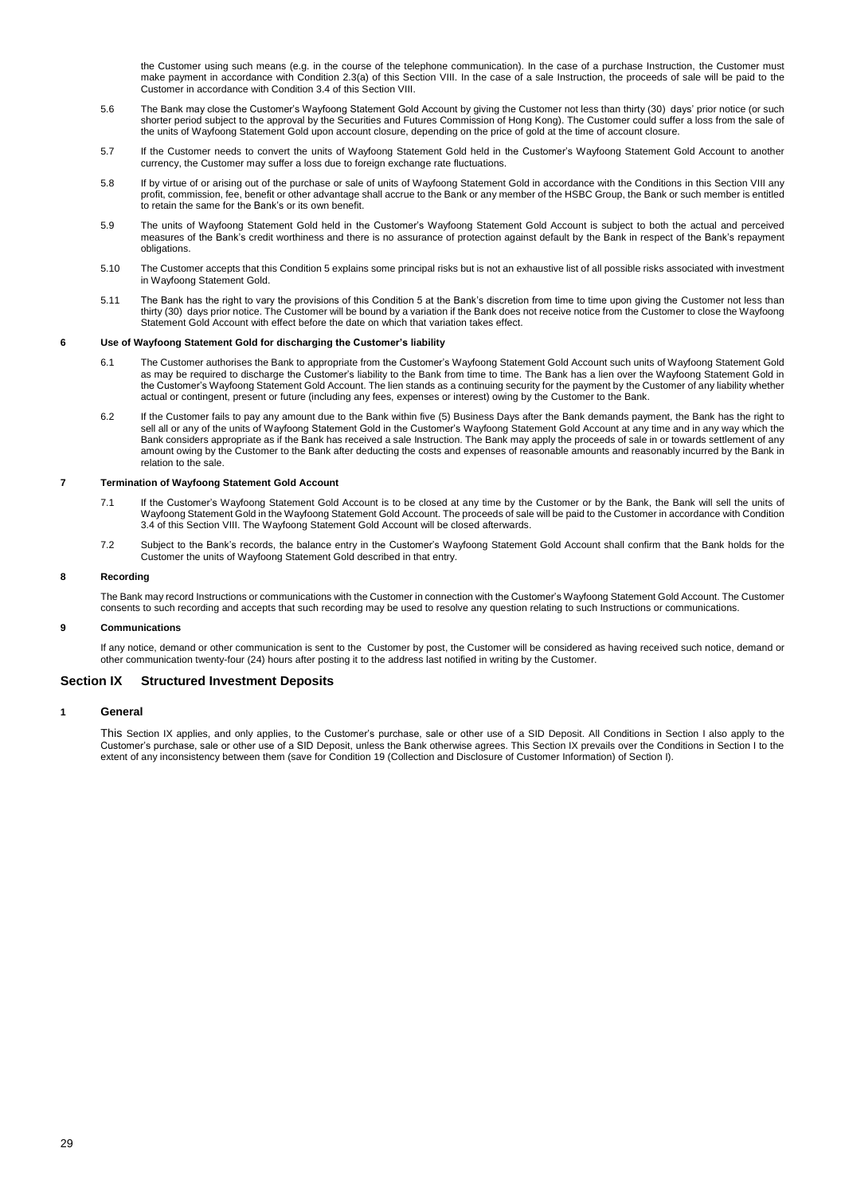the Customer using such means (e.g. in the course of the telephone communication). In the case of a purchase Instruction, the Customer must make payment in accordance with Condition 2.3(a) of this Section VIII. In the case of a sale Instruction, the proceeds of sale will be paid to the Customer in accordance with Condition 3.4 of this Section VIII.

5.6 The Bank may close the Customer's Wayfoong Statement Gold Account by giving the Customer not less than thirty (30) days' prior notice (or such shorter period subject to the approval by the Securities and Futures Commission of Hong Kong). The Customer could suffer a loss from the sale of the units of Wayfoong Statement Gold upon account closure, depending on the price of gold at the time of account closure.

5.7 If the Customer needs to convert the units of Wayfoong Statement Gold held in the Customer's Wayfoong Statement Gold Account to another currency, the Customer may suffer a loss due to foreign exchange rate fluctuations.

5.8 If by virtue of or arising out of the purchase or sale of units of Wayfoong Statement Gold in accordance with the Conditions in this Section VIII any profit, commission, fee, benefit or other advantage shall accrue to the Bank or any member of the HSBC Group, the Bank or such member is entitled to retain the same for the Bank's or its own benefit.

5.9 The units of Wayfoong Statement Gold held in the Customer's Wayfoong Statement Gold Account is subject to both the actual and perceived measures of the Bank's credit worthiness and there is no assurance of protection against default by the Bank in respect of the Bank's repayment obligations.

5.10 The Customer accepts that this Condition 5 explains some principal risks but is not an exhaustive list of all possible risks associated with investment in Wayfoong Statement Gold.

5.11 The Bank has the right to vary the provisions of this Condition 5 at the Bank's discretion from time to time upon giving the Customer not less than thirty (30) days prior notice. The Customer will be bound by a variation if the Bank does not receive notice from the Customer to close the Wayfoong Statement Gold Account with effect before the date on which that variation takes effect.

#### 6 Use of Wayfoong Statement Gold for discharging the Customer's liability

6.1 The Customer authorises the Bank to appropriate from the Customer's Wayfoong Statement Gold Account such units of Wayfoong Statement Gold as may be required to discharge the Customer's liability to the Bank from time to time. The Bank has a lien over the Wayfoong Statement Gold in the Customer's Wayfoong Statement Gold Account. The lien stands as a continuing security for the payment by the Customer of any liability whether actual or contingent, present or future (including any fees, expenses or interest) owing by the Customer to the Bank.

6.2 If the Customer fails to pay any amount due to the Bank within five (5) Business Days after the Bank demands payment, the Bank has the right to sell all or any of the units of Wayfoong Statement Gold in the Customer's Wayfoong Statement Gold Account at any time and in any way which the Bank considers appropriate as if the Bank has received a sale Instruction. The Bank may apply the proceeds of sale in or towards settlement of any amount owing by the Customer to the Bank after deducting the costs and expenses of reasonable amounts and reasonably incurred by the Bank in relation to the sale.

#### 7 Termination of Wayfoong Statement Gold Account

7.1 If the Customer's Wayfoong Statement Gold Account is to be closed at any time by the Customer or by the Bank, the Bank will sell the units of Wayfoong Statement Gold in the Wayfoong Statement Gold Account. The proceeds of sale will be paid to the Customer in accordance with Condition 3.4 of this Section VIII. The Wayfoong Statement Gold Account will be closed afterwards.

7.2 Subject to the Bank's records, the balance entry in the Customer's Wayfoong Statement Gold Account shall confirm that the Bank holds for the Customer the units of Wayfoong Statement Gold described in that entry.

#### 8 Recording

The Bank may record Instructions or communications with the Customer in connection with the Customer's Wayfoong Statement Gold Account. The Customer consents to such recording and accepts that such recording may be used to resolve any question relating to such Instructions or communications.

#### 9 Communications

If any notice, demand or other communication is sent to the Customer by post, the Customer will be considered as having received such notice, demand or other communication twenty-four (24) hours after posting it to the address last notified in writing by the Customer.

## Section IX Structured Investment Deposits

### 1 General

This Section IX applies, and only applies, to the Customer's purchase, sale or other use of a SID Deposit. All Conditions in Section I also apply to the Customer's purchase, sale or other use of a SID Deposit, unless the Bank otherwise agrees. This Section IX prevails over the Conditions in Section I to the extent of any inconsistency between them (save for Condition 19 (Collection and Disclosure of Customer Information) of Section I).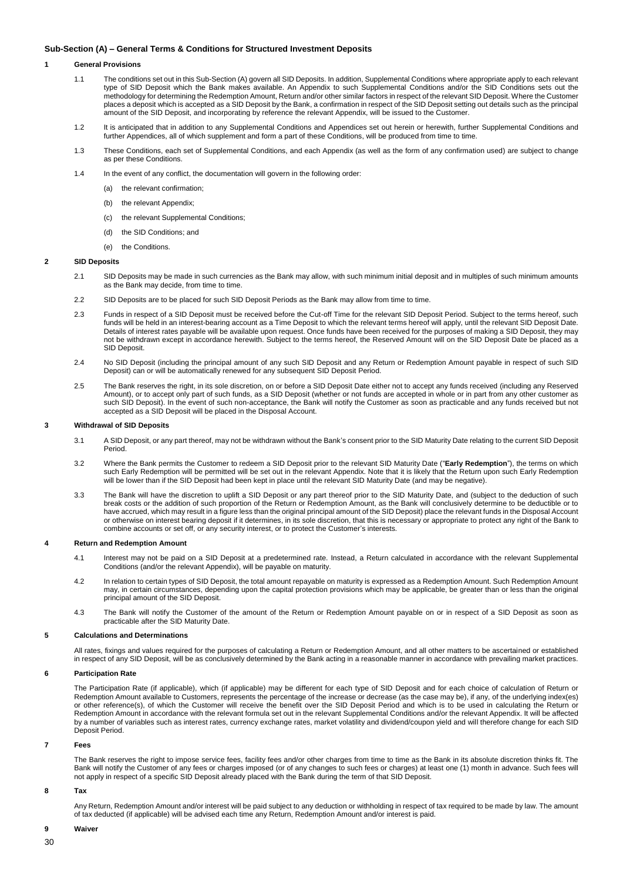## Sub-Section (A) – General Terms & Conditions for Structured Investment Deposits

### 1 General Provisions

1.1 The conditions set out in this Sub-Section (A) govern all SID Deposits. In addition, Supplemental Conditions where appropriate apply to each relevant type of SID Deposit which the Bank makes available. An Appendix to such Supplemental Conditions and/or the SID Conditions sets out the methodology for determining the Redemption Amount, Return and/or other similar factors in respect of the relevant SID Deposit. Where the Customer places a deposit which is accepted as a SID Deposit by the Bank, a confirmation in respect of the SID Deposit setting out details such as the principal amount of the SID Deposit, and incorporating by reference the relevant Appendix, will be issued to the Customer.

1.2 It is anticipated that in addition to any Supplemental Conditions and Appendices set out herein or herewith, further Supplemental Conditions and further Appendices, all of which supplement and form a part of these Conditions, will be produced from time to time.

1.3 These Conditions, each set of Supplemental Conditions, and each Appendix (as well as the form of any confirmation used) are subject to change as per these Conditions.

1.4 In the event of any conflict, the documentation will govern in the following order:

(a) the relevant confirmation;

(b) the relevant Appendix;

(c) the relevant Supplemental Conditions;

(d) the SID Conditions; and

(e) the Conditions.

### 2 SID Deposits

2.1 SID Deposits may be made in such currencies as the Bank may allow, with such minimum initial deposit and in multiples of such minimum amounts as the Bank may decide, from time to time.

2.2 SID Deposits are to be placed for such SID Deposit Periods as the Bank may allow from time to time.

2.3 Funds in respect of a SID Deposit must be received before the Cut-off Time for the relevant SID Deposit Period. Subject to the terms hereof, such funds will be held in an interest-bearing account as a Time Deposit to which the relevant terms hereof will apply, until the relevant SID Deposit Date. Details of interest rates payable will be available upon request. Once funds have been received for the purposes of making a SID Deposit, they may not be withdrawn except in accordance herewith. Subject to the terms hereof, the Reserved Amount will on the SID Deposit Date be placed as a SID Deposit.

2.4 No SID Deposit (including the principal amount of any such SID Deposit and any Return or Redemption Amount payable in respect of such SID Deposit) can or will be automatically renewed for any subsequent SID Deposit Period.

2.5 The Bank reserves the right, in its sole discretion, on or before a SID Deposit Date either not to accept any funds received (including any Reserved Amount), or to accept only part of such funds, as a SID Deposit (whether or not funds are accepted in whole or in part from any other customer as such SID Deposit). In the event of such non-acceptance, the Bank will notify the Customer as soon as practicable and any funds received but not accepted as a SID Deposit will be placed in the Disposal Account.

### 3 Withdrawal of SID Deposits

3.1 A SID Deposit, or any part thereof, may not be withdrawn without the Bank's consent prior to the SID Maturity Date relating to the current SID Deposit Period.

3.2 Where the Bank permits the Customer to redeem a SID Deposit prior to the relevant SID Maturity Date ("**Early Redemption**"), the terms on which such Early Redemption will be permitted will be set out in the relevant Appendix. Note that it is likely that the Return upon such Early Redemption will be lower than if the SID Deposit had been kept in place until the relevant SID Maturity Date (and may be negative).

3.3 The Bank will have the discretion to uplift a SID Deposit or any part thereof prior to the SID Maturity Date, and (subject to the deduction of such break costs or the addition of such proportion of the Return or Redemption Amount, as the Bank will conclusively determine to be deductible or to have accrued, which may result in a figure less than the original principal amount of the SID Deposit) place the relevant funds in the Disposal Account or otherwise on interest bearing deposit if it determines, in its sole discretion, that this is necessary or appropriate to protect any right of the Bank to combine accounts or set off, or any security interest, or to protect the Customer's interests.

### 4 Return and Redemption Amount

4.1 Interest may not be paid on a SID Deposit at a predetermined rate. Instead, a Return calculated in accordance with the relevant Supplemental Conditions (and/or the relevant Appendix), will be payable on maturity.

4.2 In relation to certain types of SID Deposit, the total amount repayable on maturity is expressed as a Redemption Amount. Such Redemption Amount may, in certain circumstances, depending upon the capital protection provisions which may be applicable, be greater than or less than the original principal amount of the SID Deposit.

4.3 The Bank will notify the Customer of the amount of the Return or Redemption Amount payable on or in respect of a SID Deposit as soon as practicable after the SID Maturity Date.

### 5 Calculations and Determinations

All rates, fixings and values required for the purposes of calculating a Return or Redemption Amount, and all other matters to be ascertained or established in respect of any SID Deposit, will be as conclusively determined by the Bank acting in a reasonable manner in accordance with prevailing market practices.

### 6 Participation Rate

The Participation Rate (if applicable), which (if applicable) may be different for each type of SID Deposit and for each choice of calculation of Return or Redemption Amount available to Customers, represents the percentage of the increase or decrease (as the case may be), if any, of the underlying index(es) or other reference(s), of which the Customer will receive the benefit over the SID Deposit Period and which is to be used in calculating the Return or Redemption Amount in accordance with the relevant formula set out in the relevant Supplemental Conditions and/or the relevant Appendix. It will be affected by a number of variables such as interest rates, currency exchange rates, market volatility and dividend/coupon yield and will therefore change for each SID Deposit Period.

### 7 Fees

The Bank reserves the right to impose service fees, facility fees and/or other charges from time to time as the Bank in its absolute discretion thinks fit. The Bank will notify the Customer of any fees or charges imposed (or of any changes to such fees or charges) at least one (1) month in advance. Such fees will not apply in respect of a specific SID Deposit already placed with the Bank during the term of that SID Deposit.

### 8 Tax

Any Return, Redemption Amount and/or interest will be paid subject to any deduction or withholding in respect of tax required to be made by law. The amount of tax deducted (if applicable) will be advised each time any Return, Redemption Amount and/or interest is paid.

### 9 Waiver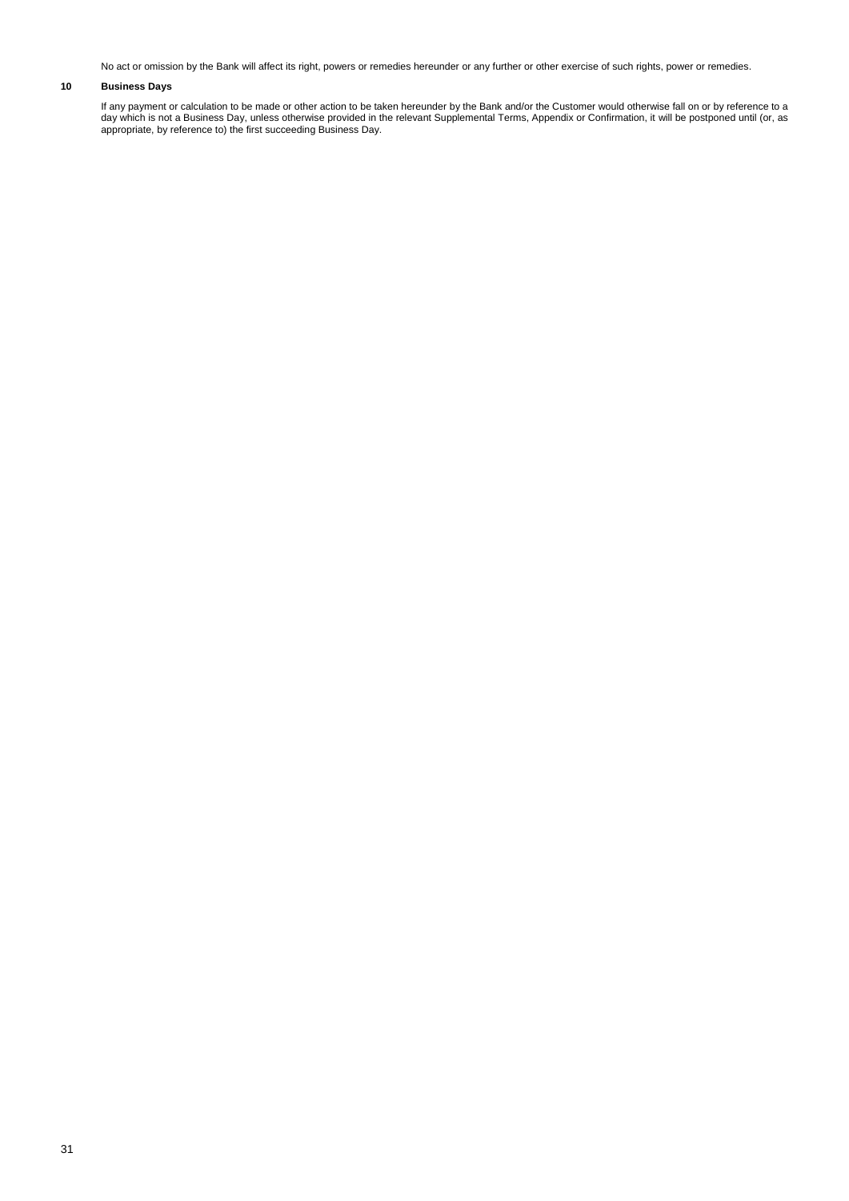No act or omission by the Bank will affect its right, powers or remedies hereunder or any further or other exercise of such rights, power or remedies.

## 10 Business Days

If any payment or calculation to be made or other action to be taken hereunder by the Bank and/or the Customer would otherwise fall on or by reference to a day which is not a Business Day, unless otherwise provided in the relevant Supplemental Terms, Appendix or Confirmation, it will be postponed until (or, as appropriate, by reference to) the first succeeding Business Day.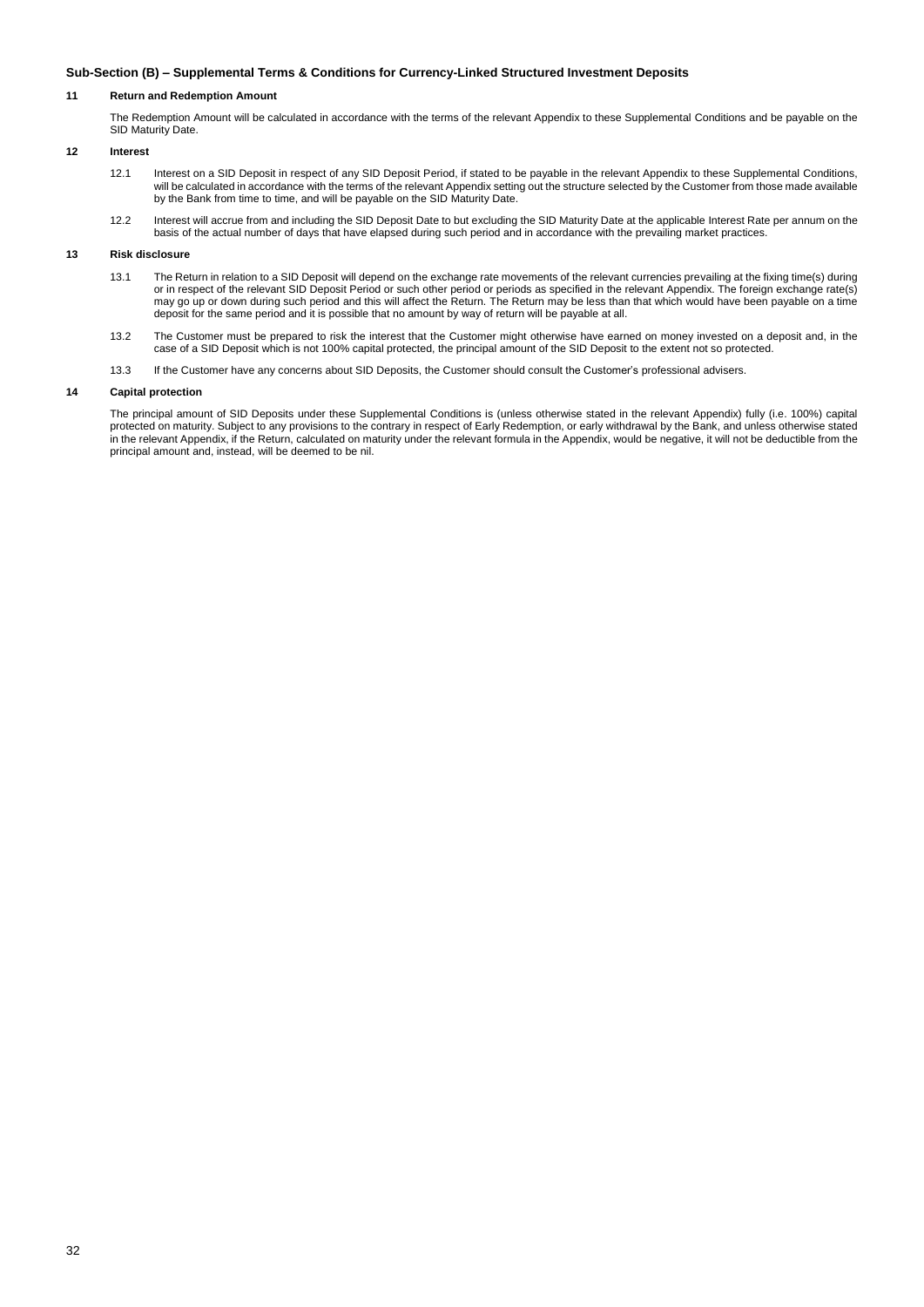## Sub-Section (B) – Supplemental Terms & Conditions for Currency-Linked Structured Investment Deposits

### 11 Return and Redemption Amount

The Redemption Amount will be calculated in accordance with the terms of the relevant Appendix to these Supplemental Conditions and be payable on the SID Maturity Date.

### 12 Interest

12.1 Interest on a SID Deposit in respect of any SID Deposit Period, if stated to be payable in the relevant Appendix to these Supplemental Conditions, will be calculated in accordance with the terms of the relevant Appendix setting out the structure selected by the Customer from those made available by the Bank from time to time, and will be payable on the SID Maturity Date.

12.2 Interest will accrue from and including the SID Deposit Date to but excluding the SID Maturity Date at the applicable Interest Rate per annum on the basis of the actual number of days that have elapsed during such period and in accordance with the prevailing market practices.

### 13 Risk disclosure

13.1 The Return in relation to a SID Deposit will depend on the exchange rate movements of the relevant currencies prevailing at the fixing time(s) during or in respect of the relevant SID Deposit Period or such other period or periods as specified in the relevant Appendix. The foreign exchange rate(s) may go up or down during such period and this will affect the Return. The Return may be less than that which would have been payable on a time deposit for the same period and it is possible that no amount by way of return will be payable at all.

13.2 The Customer must be prepared to risk the interest that the Customer might otherwise have earned on money invested on a deposit and, in the case of a SID Deposit which is not 100% capital protected, the principal amount of the SID Deposit to the extent not so protected.

13.3 If the Customer have any concerns about SID Deposits, the Customer should consult the Customer's professional advisers.

### 14 Capital protection

The principal amount of SID Deposits under these Supplemental Conditions is (unless otherwise stated in the relevant Appendix) fully (i.e. 100%) capital protected on maturity. Subject to any provisions to the contrary in respect of Early Redemption, or early withdrawal by the Bank, and unless otherwise stated in the relevant Appendix, if the Return, calculated on maturity under the relevant formula in the Appendix, would be negative, it will not be deductible from the principal amount and, instead, will be deemed to be nil.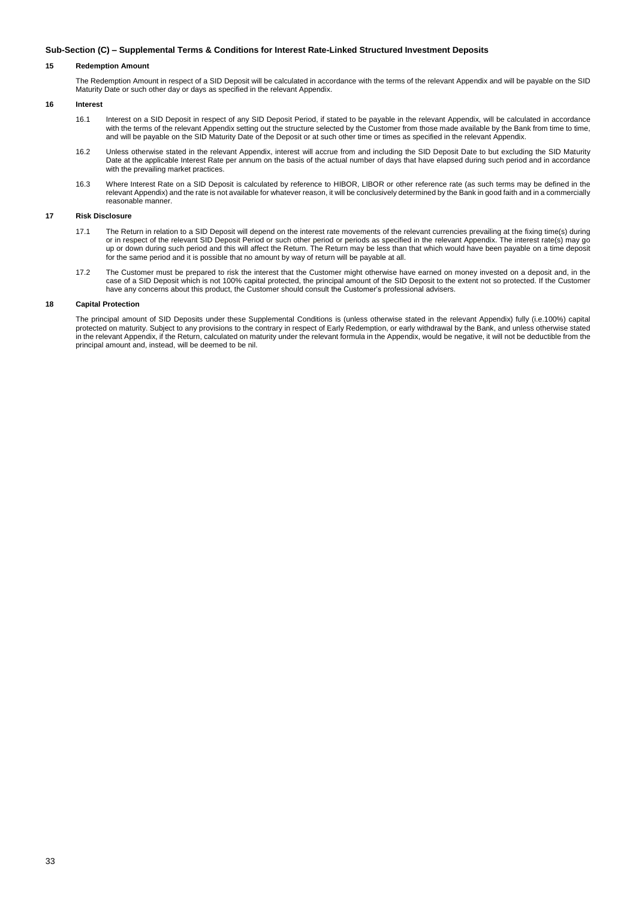### Sub-Section (C) – Supplemental Terms & Conditions for Interest Rate-Linked Structured Investment Deposits

**15 Redemption Amount**

The Redemption Amount in respect of a SID Deposit will be calculated in accordance with the terms of the relevant Appendix and will be payable on the SID Maturity Date or such other day or days as specified in the relevant Appendix.

**16 Interest**

16.1 Interest on a SID Deposit in respect of any SID Deposit Period, if stated to be payable in the relevant Appendix, will be calculated in accordance with the terms of the relevant Appendix setting out the structure selected by the Customer from those made available by the Bank from time to time, and will be payable on the SID Maturity Date of the Deposit or at such other time or times as specified in the relevant Appendix.

16.2 Unless otherwise stated in the relevant Appendix, interest will accrue from and including the SID Deposit Date to but excluding the SID Maturity Date at the applicable Interest Rate per annum on the basis of the actual number of days that have elapsed during such period and in accordance with the prevailing market practices.

16.3 Where Interest Rate on a SID Deposit is calculated by reference to HIBOR, LIBOR or other reference rate (as such terms may be defined in the relevant Appendix) and the rate is not available for whatever reason, it will be conclusively determined by the Bank in good faith and in a commercially reasonable manner.

**17 Risk Disclosure**

17.1 The Return in relation to a SID Deposit will depend on the interest rate movements of the relevant currencies prevailing at the fixing time(s) during or in respect of the relevant SID Deposit Period or such other period or periods as specified in the relevant Appendix. The interest rate(s) may go up or down during such period and this will affect the Return. The Return may be less than that which would have been payable on a time deposit for the same period and it is possible that no amount by way of return will be payable at all.

17.2 The Customer must be prepared to risk the interest that the Customer might otherwise have earned on money invested on a deposit and, in the case of a SID Deposit which is not 100% capital protected, the principal amount of the SID Deposit to the extent not so protected. If the Customer have any concerns about this product, the Customer should consult the Customer's professional advisers.

**18 Capital Protection**

The principal amount of SID Deposits under these Supplemental Conditions is (unless otherwise stated in the relevant Appendix) fully (i.e.100%) capital protected on maturity. Subject to any provisions to the contrary in respect of Early Redemption, or early withdrawal by the Bank, and unless otherwise stated in the relevant Appendix, if the Return, calculated on maturity under the relevant formula in the Appendix, would be negative, it will not be deductible from the principal amount and, instead, will be deemed to be nil.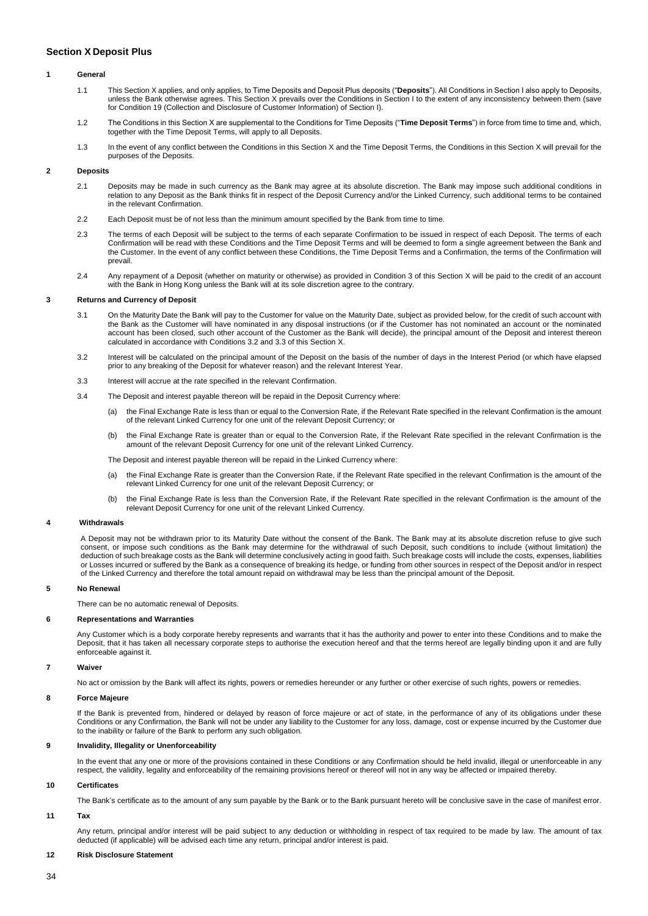## Section X Deposit Plus

### 1 General

1.1 This Section X applies, and only applies, to Time Deposits and Deposit Plus deposits ("**Deposits**"). All Conditions in Section I also apply to Deposits, unless the Bank otherwise agrees. This Section X prevails over the Conditions in Section I to the extent of any inconsistency between them (save for Condition 19 (Collection and Disclosure of Customer Information) of Section I).

1.2 The Conditions in this Section X are supplemental to the Conditions for Time Deposits ("**Time Deposit Terms**") in force from time to time and, which, together with the Time Deposit Terms, will apply to all Deposits.

1.3 In the event of any conflict between the Conditions in this Section X and the Time Deposit Terms, the Conditions in this Section X will prevail for the purposes of the Deposits.

### 2 Deposits

2.1 Deposits may be made in such currency as the Bank may agree at its absolute discretion. The Bank may impose such additional conditions in relation to any Deposit as the Bank thinks fit in respect of the Deposit Currency and/or the Linked Currency, such additional terms to be contained in the relevant Confirmation.

2.2 Each Deposit must be of not less than the minimum amount specified by the Bank from time to time.

2.3 The terms of each Deposit will be subject to the terms of each separate Confirmation to be issued in respect of each Deposit. The terms of each Confirmation will be read with these Conditions and the Time Deposit Terms and will be deemed to form a single agreement between the Bank and the Customer. In the event of any conflict between these Conditions, the Time Deposit Terms and a Confirmation, the terms of the Confirmation will prevail.

2.4 Any repayment of a Deposit (whether on maturity or otherwise) as provided in Condition 3 of this Section X will be paid to the credit of an account with the Bank in Hong Kong unless the Bank will at its sole discretion agree to the contrary.

### 3 Returns and Currency of Deposit

3.1 On the Maturity Date the Bank will pay to the Customer for value on the Maturity Date, subject as provided below, for the credit of such account with the Bank as the Customer will have nominated in any disposal instructions (or if the Customer has not nominated an account or the nominated account has been closed, such other account of the Customer as the Bank will decide), the principal amount of the Deposit and interest thereon calculated in accordance with Conditions 3.2 and 3.3 of this Section X.

3.2 Interest will be calculated on the principal amount of the Deposit on the basis of the number of days in the Interest Period (or which have elapsed prior to any breaking of the Deposit for whatever reason) and the relevant Interest Year.

3.3 Interest will accrue at the rate specified in the relevant Confirmation.

3.4 The Deposit and interest payable thereon will be repaid in the Deposit Currency where:

(a) the Final Exchange Rate is less than or equal to the Conversion Rate, if the Relevant Rate specified in the relevant Confirmation is the amount of the relevant Linked Currency for one unit of the relevant Deposit Currency; or

(b) the Final Exchange Rate is greater than or equal to the Conversion Rate, if the Relevant Rate specified in the relevant Confirmation is the amount of the relevant Deposit Currency for one unit of the relevant Linked Currency.

The Deposit and interest payable thereon will be repaid in the Linked Currency where:

(a) the Final Exchange Rate is greater than the Conversion Rate, if the Relevant Rate specified in the relevant Confirmation is the amount of the relevant Linked Currency for one unit of the relevant Deposit Currency; or

(b) the Final Exchange Rate is less than the Conversion Rate, if the Relevant Rate specified in the relevant Confirmation is the amount of the relevant Deposit Currency for one unit of the relevant Linked Currency.

### 4 Withdrawals

A Deposit may not be withdrawn prior to its Maturity Date without the consent of the Bank. The Bank may at its absolute discretion refuse to give such consent, or impose such conditions as the Bank may determine for the withdrawal of such Deposit, such conditions to include (without limitation) the deduction of such breakage costs as the Bank will determine conclusively acting in good faith. Such breakage costs will include the costs, expenses, liabilities or Losses incurred or suffered by the Bank as a consequence of breaking its hedge, or funding from other sources in respect of the Deposit and/or in respect of the Linked Currency and therefore the total amount repaid on withdrawal may be less than the principal amount of the Deposit.

### 5 No Renewal

There can be no automatic renewal of Deposits.

### 6 Representations and Warranties

Any Customer which is a body corporate hereby represents and warrants that it has the authority and power to enter into these Conditions and to make the Deposit, that it has taken all necessary corporate steps to authorise the execution hereof and that the terms hereof are legally binding upon it and are fully enforceable against it.

### 7 Waiver

No act or omission by the Bank will affect its rights, powers or remedies hereunder or any further or other exercise of such rights, powers or remedies.

### 8 Force Majeure

If the Bank is prevented from, hindered or delayed by reason of force majeure or act of state, in the performance of any of its obligations under these Conditions or any Confirmation, the Bank will not be under any liability to the Customer for any loss, damage, cost or expense incurred by the Customer due to the inability or failure of the Bank to perform any such obligation.

### 9 Invalidity, Illegality or Unenforceability

In the event that any one or more of the provisions contained in these Conditions or any Confirmation should be held invalid, illegal or unenforceable in any respect, the validity, legality and enforceability of the remaining provisions hereof or thereof will not in any way be affected or impaired thereby.

### 10 Certificates

The Bank's certificate as to the amount of any sum payable by the Bank or to the Bank pursuant hereto will be conclusive save in the case of manifest error.

### 11 Tax

Any return, principal and/or interest will be paid subject to any deduction or withholding in respect of tax required to be made by law. The amount of tax deducted (if applicable) will be advised each time any return, principal and/or interest is paid.

### 12 Risk Disclosure Statement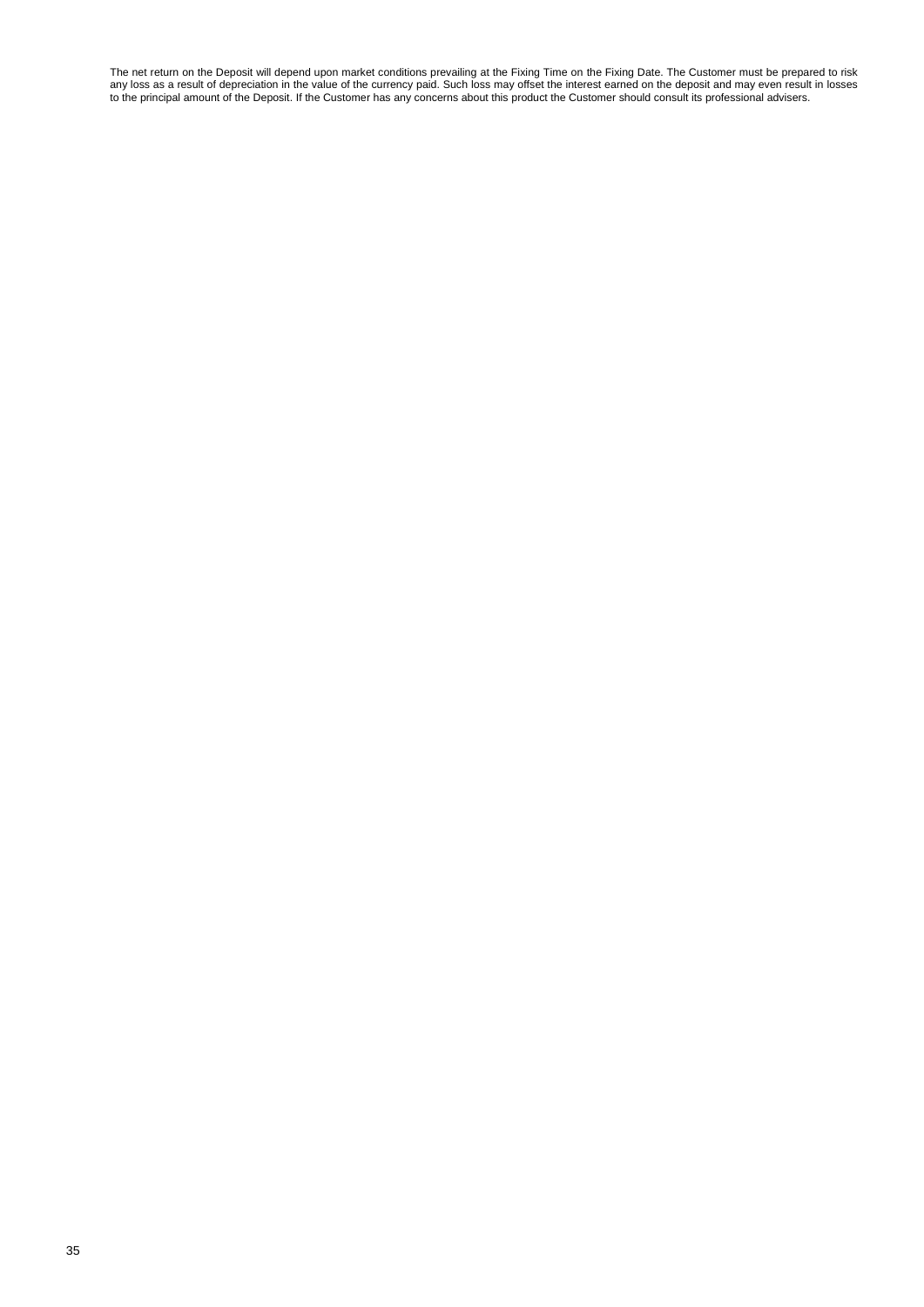The net return on the Deposit will depend upon market conditions prevailing at the Fixing Time on the Fixing Date. The Customer must be prepared to risk any loss as a result of depreciation in the value of the currency paid. Such loss may offset the interest earned on the deposit and may even result in losses to the principal amount of the Deposit. If the Customer has any concerns about this product the Customer should consult its professional advisers.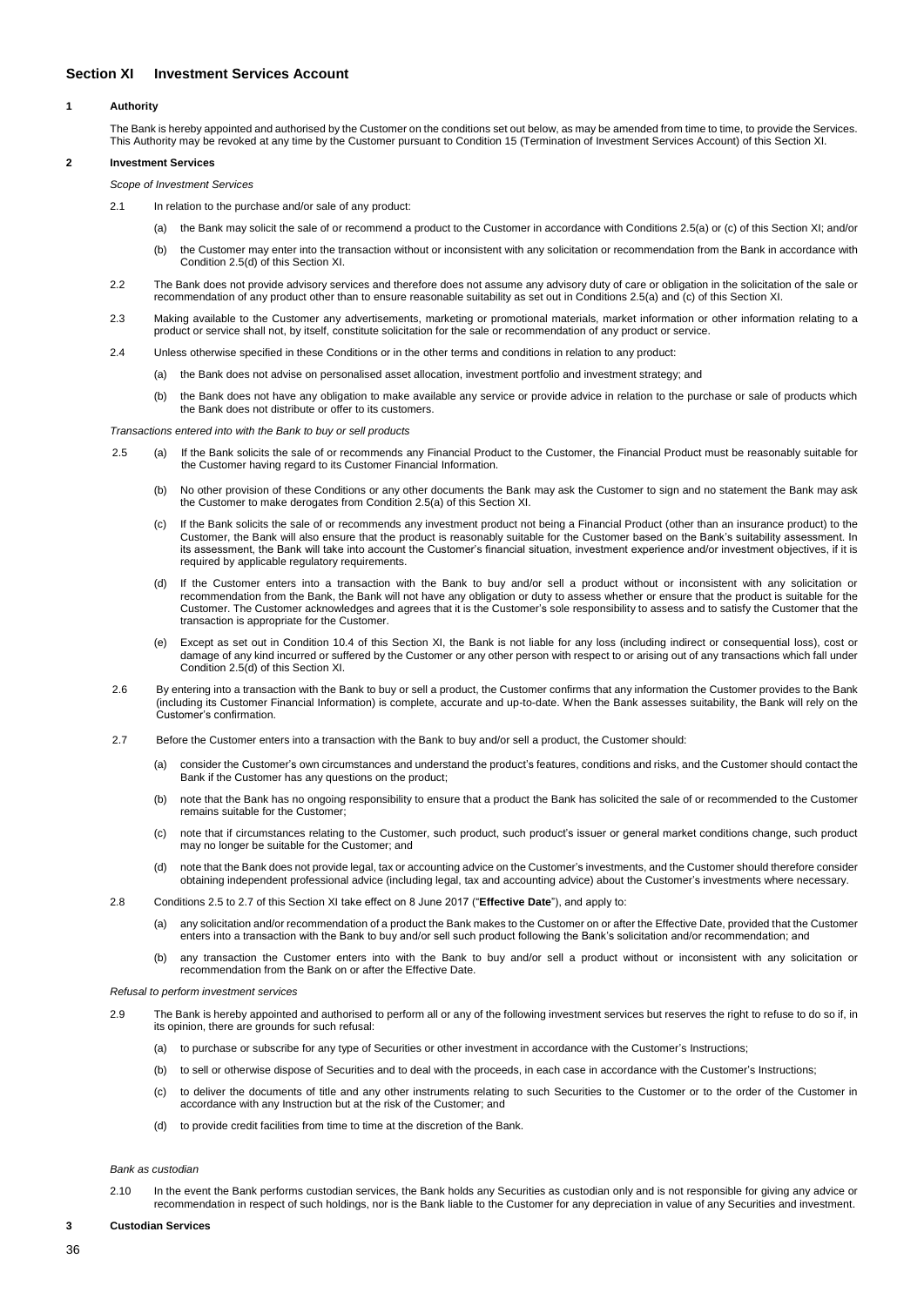## Section XI Investment Services Account

### 1 Authority

The Bank is hereby appointed and authorised by the Customer on the conditions set out below, as may be amended from time to time, to provide the Services. This Authority may be revoked at any time by the Customer pursuant to Condition 15 (Termination of Investment Services Account) of this Section XI.

### 2 Investment Services

*Scope of Investment Services*

2.1 In relation to the purchase and/or sale of any product:

(a) the Bank may solicit the sale of or recommend a product to the Customer in accordance with Conditions 2.5(a) or (c) of this Section XI; and/or

(b) the Customer may enter into the transaction without or inconsistent with any solicitation or recommendation from the Bank in accordance with Condition 2.5(d) of this Section XI.

2.2 The Bank does not provide advisory services and therefore does not assume any advisory duty of care or obligation in the solicitation of the sale or recommendation of any product other than to ensure reasonable suitability as set out in Conditions 2.5(a) and (c) of this Section XI.

2.3 Making available to the Customer any advertisements, marketing or promotional materials, market information or other information relating to a product or service shall not, by itself, constitute solicitation for the sale or recommendation of any product or service.

2.4 Unless otherwise specified in these Conditions or in the other terms and conditions in relation to any product:

(a) the Bank does not advise on personalised asset allocation, investment portfolio and investment strategy; and

(b) the Bank does not have any obligation to make available any service or provide advice in relation to the purchase or sale of products which the Bank does not distribute or offer to its customers.

*Transactions entered into with the Bank to buy or sell products*

2.5 (a) If the Bank solicits the sale of or recommends any Financial Product to the Customer, the Financial Product must be reasonably suitable for the Customer having regard to its Customer Financial Information.

(b) No other provision of these Conditions or any other documents the Bank may ask the Customer to sign and no statement the Bank may ask the Customer to make derogates from Condition 2.5(a) of this Section XI.

(c) If the Bank solicits the sale of or recommends any investment product not being a Financial Product (other than an insurance product) to the Customer, the Bank will also ensure that the product is reasonably suitable for the Customer based on the Bank's suitability assessment. In its assessment, the Bank will take into account the Customer's financial situation, investment experience and/or investment objectives, if it is required by applicable regulatory requirements.

(d) If the Customer enters into a transaction with the Bank to buy and/or sell a product without or inconsistent with any solicitation or recommendation from the Bank, the Bank will not have any obligation or duty to assess whether or ensure that the product is suitable for the Customer. The Customer acknowledges and agrees that it is the Customer's sole responsibility to assess and to satisfy the Customer that the transaction is appropriate for the Customer.

(e) Except as set out in Condition 10.4 of this Section XI, the Bank is not liable for any loss (including indirect or consequential loss), cost or damage of any kind incurred or suffered by the Customer or any other person with respect to or arising out of any transactions which fall under Condition 2.5(d) of this Section XI.

2.6 By entering into a transaction with the Bank to buy or sell a product, the Customer confirms that any information the Customer provides to the Bank (including its Customer Financial Information) is complete, accurate and up-to-date. When the Bank assesses suitability, the Bank will rely on the Customer's confirmation.

2.7 Before the Customer enters into a transaction with the Bank to buy and/or sell a product, the Customer should:

(a) consider the Customer's own circumstances and understand the product's features, conditions and risks, and the Customer should contact the Bank if the Customer has any questions on the product;

(b) note that the Bank has no ongoing responsibility to ensure that a product the Bank has solicited the sale of or recommended to the Customer remains suitable for the Customer;

(c) note that if circumstances relating to the Customer, such product, such product's issuer or general market conditions change, such product may no longer be suitable for the Customer; and

(d) note that the Bank does not provide legal, tax or accounting advice on the Customer's investments, and the Customer should therefore consider obtaining independent professional advice (including legal, tax and accounting advice) about the Customer's investments where necessary.

2.8 Conditions 2.5 to 2.7 of this Section XI take effect on 8 June 2017 ("**Effective Date**"), and apply to:

(a) any solicitation and/or recommendation of a product the Bank makes to the Customer on or after the Effective Date, provided that the Customer enters into a transaction with the Bank to buy and/or sell such product following the Bank's solicitation and/or recommendation; and

(b) any transaction the Customer enters into with the Bank to buy and/or sell a product without or inconsistent with any solicitation or recommendation from the Bank on or after the Effective Date.

*Refusal to perform investment services*

2.9 The Bank is hereby appointed and authorised to perform all or any of the following investment services but reserves the right to refuse to do so if, in its opinion, there are grounds for such refusal:

(a) to purchase or subscribe for any type of Securities or other investment in accordance with the Customer's Instructions;

(b) to sell or otherwise dispose of Securities and to deal with the proceeds, in each case in accordance with the Customer's Instructions;

(c) to deliver the documents of title and any other instruments relating to such Securities to the Customer or to the order of the Customer in accordance with any Instruction but at the risk of the Customer; and

(d) to provide credit facilities from time to time at the discretion of the Bank.

*Bank as custodian*

2.10 In the event the Bank performs custodian services, the Bank holds any Securities as custodian only and is not responsible for giving any advice or recommendation in respect of such holdings, nor is the Bank liable to the Customer for any depreciation in value of any Securities and investment.

### 3 Custodian Services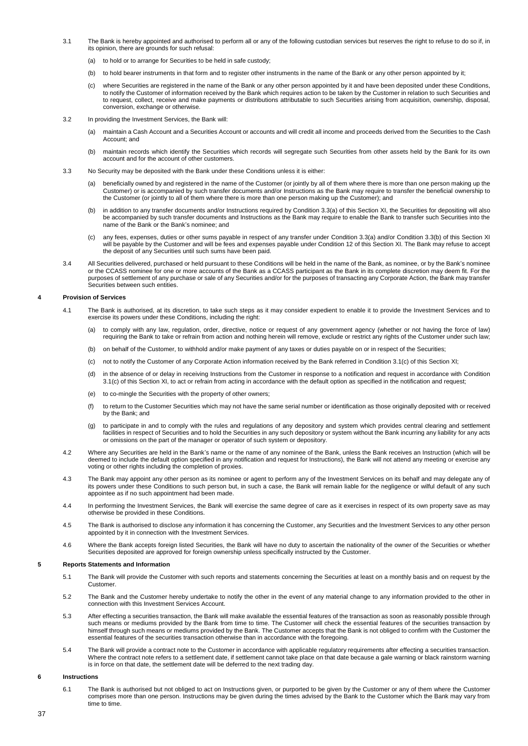3.1 The Bank is hereby appointed and authorised to perform all or any of the following custodian services but reserves the right to refuse to do so if, in its opinion, there are grounds for such refusal:

(a) to hold or to arrange for Securities to be held in safe custody;

(b) to hold bearer instruments in that form and to register other instruments in the name of the Bank or any other person appointed by it;

(c) where Securities are registered in the name of the Bank or any other person appointed by it and have been deposited under these Conditions, to notify the Customer of information received by the Bank which requires action to be taken by the Customer in relation to such Securities and to request, collect, receive and make payments or distributions attributable to such Securities arising from acquisition, ownership, disposal, conversion, exchange or otherwise.

3.2 In providing the Investment Services, the Bank will:

(a) maintain a Cash Account and a Securities Account or accounts and will credit all income and proceeds derived from the Securities to the Cash Account; and

(b) maintain records which identify the Securities which records will segregate such Securities from other assets held by the Bank for its own account and for the account of other customers.

3.3 No Security may be deposited with the Bank under these Conditions unless it is either:

(a) beneficially owned by and registered in the name of the Customer (or jointly by all of them where there is more than one person making up the Customer) or is accompanied by such transfer documents and/or Instructions as the Bank may require to transfer the beneficial ownership to the Customer (or jointly to all of them where there is more than one person making up the Customer); and

(b) in addition to any transfer documents and/or Instructions required by Condition 3.3(a) of this Section XI, the Securities for depositing will also be accompanied by such transfer documents and Instructions as the Bank may require to enable the Bank to transfer such Securities into the name of the Bank or the Bank's nominee; and

(c) any fees, expenses, duties or other sums payable in respect of any transfer under Condition 3.3(a) and/or Condition 3.3(b) of this Section XI will be payable by the Customer and will be fees and expenses payable under Condition 12 of this Section XI. The Bank may refuse to accept the deposit of any Securities until such sums have been paid.

3.4 All Securities delivered, purchased or held pursuant to these Conditions will be held in the name of the Bank, as nominee, or by the Bank's nominee or the CCASS nominee for one or more accounts of the Bank as a CCASS participant as the Bank in its complete discretion may deem fit. For the purposes of settlement of any purchase or sale of any Securities and/or for the purposes of transacting any Corporate Action, the Bank may transfer Securities between such entities.

## 4 Provision of Services

4.1 The Bank is authorised, at its discretion, to take such steps as it may consider expedient to enable it to provide the Investment Services and to exercise its powers under these Conditions, including the right:

(a) to comply with any law, regulation, order, directive, notice or request of any government agency (whether or not having the force of law) requiring the Bank to take or refrain from action and nothing herein will remove, exclude or restrict any rights of the Customer under such law;

(b) on behalf of the Customer, to withhold and/or make payment of any taxes or duties payable on or in respect of the Securities;

(c) not to notify the Customer of any Corporate Action information received by the Bank referred in Condition 3.1(c) of this Section XI;

(d) in the absence of or delay in receiving Instructions from the Customer in response to a notification and request in accordance with Condition 3.1(c) of this Section XI, to act or refrain from acting in accordance with the default option as specified in the notification and request;

(e) to co-mingle the Securities with the property of other owners;

(f) to return to the Customer Securities which may not have the same serial number or identification as those originally deposited with or received by the Bank; and

(g) to participate in and to comply with the rules and regulations of any depository and system which provides central clearing and settlement facilities in respect of Securities and to hold the Securities in any such depository or system without the Bank incurring any liability for any acts or omissions on the part of the manager or operator of such system or depository.

4.2 Where any Securities are held in the Bank's name or the name of any nominee of the Bank, unless the Bank receives an Instruction (which will be deemed to include the default option specified in any notification and request for Instructions), the Bank will not attend any meeting or exercise any voting or other rights including the completion of proxies.

4.3 The Bank may appoint any other person as its nominee or agent to perform any of the Investment Services on its behalf and may delegate any of its powers under these Conditions to such person but, in such a case, the Bank will remain liable for the negligence or wilful default of any such appointee as if no such appointment had been made.

4.4 In performing the Investment Services, the Bank will exercise the same degree of care as it exercises in respect of its own property save as may otherwise be provided in these Conditions.

4.5 The Bank is authorised to disclose any information it has concerning the Customer, any Securities and the Investment Services to any other person appointed by it in connection with the Investment Services.

4.6 Where the Bank accepts foreign listed Securities, the Bank will have no duty to ascertain the nationality of the owner of the Securities or whether Securities deposited are approved for foreign ownership unless specifically instructed by the Customer.

## 5 Reports Statements and Information

5.1 The Bank will provide the Customer with such reports and statements concerning the Securities at least on a monthly basis and on request by the Customer.

5.2 The Bank and the Customer hereby undertake to notify the other in the event of any material change to any information provided to the other in connection with this Investment Services Account.

5.3 After effecting a securities transaction, the Bank will make available the essential features of the transaction as soon as reasonably possible through such means or mediums provided by the Bank from time to time. The Customer will check the essential features of the securities transaction by himself through such means or mediums provided by the Bank. The Customer accepts that the Bank is not obliged to confirm with the Customer the essential features of the securities transaction otherwise than in accordance with the foregoing.

5.4 The Bank will provide a contract note to the Customer in accordance with applicable regulatory requirements after effecting a securities transaction. Where the contract note refers to a settlement date, if settlement cannot take place on that date because a gale warning or black rainstorm warning is in force on that date, the settlement date will be deferred to the next trading day.

## 6 Instructions

6.1 The Bank is authorised but not obliged to act on Instructions given, or purported to be given by the Customer or any of them where the Customer comprises more than one person. Instructions may be given during the times advised by the Bank to the Customer which the Bank may vary from time to time.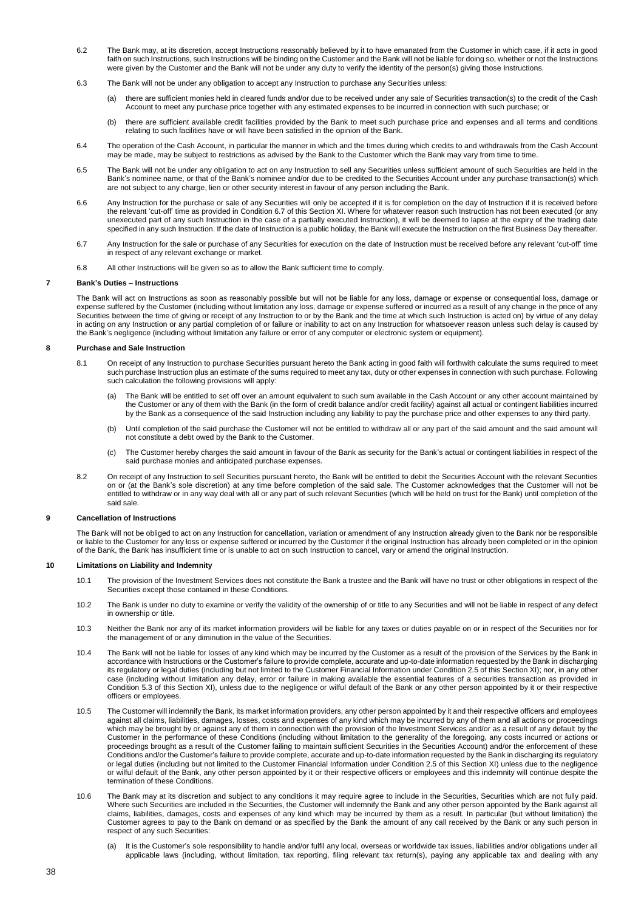6.2 The Bank may, at its discretion, accept Instructions reasonably believed by it to have emanated from the Customer in which case, if it acts in good faith on such Instructions, such Instructions will be binding on the Customer and the Bank will not be liable for doing so, whether or not the Instructions were given by the Customer and the Bank will not be under any duty to verify the identity of the person(s) giving those Instructions.

6.3 The Bank will not be under any obligation to accept any Instruction to purchase any Securities unless:

(a) there are sufficient monies held in cleared funds and/or due to be received under any sale of Securities transaction(s) to the credit of the Cash Account to meet any purchase price together with any estimated expenses to be incurred in connection with such purchase; or

(b) there are sufficient available credit facilities provided by the Bank to meet such purchase price and expenses and all terms and conditions relating to such facilities have or will have been satisfied in the opinion of the Bank.

6.4 The operation of the Cash Account, in particular the manner in which and the times during which credits to and withdrawals from the Cash Account may be made, may be subject to restrictions as advised by the Bank to the Customer which the Bank may vary from time to time.

6.5 The Bank will not be under any obligation to act on any Instruction to sell any Securities unless sufficient amount of such Securities are held in the Bank's nominee name, or that of the Bank's nominee and/or due to be credited to the Securities Account under any purchase transaction(s) which are not subject to any charge, lien or other security interest in favour of any person including the Bank.

6.6 Any Instruction for the purchase or sale of any Securities will only be accepted if it is for completion on the day of Instruction if it is received before the relevant 'cut-off' time as provided in Condition 6.7 of this Section XI. Where for whatever reason such Instruction has not been executed (or any unexecuted part of any such Instruction in the case of a partially executed Instruction), it will be deemed to lapse at the expiry of the trading date specified in any such Instruction. If the date of Instruction is a public holiday, the Bank will execute the Instruction on the first Business Day thereafter.

6.7 Any Instruction for the sale or purchase of any Securities for execution on the date of Instruction must be received before any relevant 'cut-off' time in respect of any relevant exchange or market.

6.8 All other Instructions will be given so as to allow the Bank sufficient time to comply.

## 7 Bank's Duties – Instructions

The Bank will act on Instructions as soon as reasonably possible but will not be liable for any loss, damage or expense or consequential loss, damage or expense suffered by the Customer (including without limitation any loss, damage or expense suffered or incurred as a result of any change in the price of any Securities between the time of giving or receipt of any Instruction to or by the Bank and the time at which such Instruction is acted on) by virtue of any delay in acting on any Instruction or any partial completion of or failure or inability to act on any Instruction for whatsoever reason unless such delay is caused by the Bank's negligence (including without limitation any failure or error of any computer or electronic system or equipment).

## 8 Purchase and Sale Instruction

8.1 On receipt of any Instruction to purchase Securities pursuant hereto the Bank acting in good faith will forthwith calculate the sums required to meet such purchase Instruction plus an estimate of the sums required to meet any tax, duty or other expenses in connection with such purchase. Following such calculation the following provisions will apply:

(a) The Bank will be entitled to set off over an amount equivalent to such sum available in the Cash Account or any other account maintained by the Customer or any of them with the Bank (in the form of credit balance and/or credit facility) against all actual or contingent liabilities incurred by the Bank as a consequence of the said Instruction including any liability to pay the purchase price and other expenses to any third party.

(b) Until completion of the said purchase the Customer will not be entitled to withdraw all or any part of the said amount and the said amount will not constitute a debt owed by the Bank to the Customer.

(c) The Customer hereby charges the said amount in favour of the Bank as security for the Bank's actual or contingent liabilities in respect of the said purchase monies and anticipated purchase expenses.

8.2 On receipt of any Instruction to sell Securities pursuant hereto, the Bank will be entitled to debit the Securities Account with the relevant Securities on or (at the Bank's sole discretion) at any time before completion of the said sale. The Customer acknowledges that the Customer will not be entitled to withdraw or in any way deal with all or any part of such relevant Securities (which will be held on trust for the Bank) until completion of the said sale.

## 9 Cancellation of Instructions

The Bank will not be obliged to act on any Instruction for cancellation, variation or amendment of any Instruction already given to the Bank nor be responsible or liable to the Customer for any loss or expense suffered or incurred by the Customer if the original Instruction has already been completed or in the opinion of the Bank, the Bank has insufficient time or is unable to act on such Instruction to cancel, vary or amend the original Instruction.

## 10 Limitations on Liability and Indemnity

10.1 The provision of the Investment Services does not constitute the Bank a trustee and the Bank will have no trust or other obligations in respect of the Securities except those contained in these Conditions.

10.2 The Bank is under no duty to examine or verify the validity of the ownership of or title to any Securities and will not be liable in respect of any defect in ownership or title.

10.3 Neither the Bank nor any of its market information providers will be liable for any taxes or duties payable on or in respect of the Securities nor for the management of or any diminution in the value of the Securities.

10.4 The Bank will not be liable for losses of any kind which may be incurred by the Customer as a result of the provision of the Services by the Bank in accordance with Instructions or the Customer's failure to provide complete, accurate and up-to-date information requested by the Bank in discharging its regulatory or legal duties (including but not limited to the Customer Financial Information under Condition 2.5 of this Section XI); nor, in any other case (including without limitation any delay, error or failure in making available the essential features of a securities transaction as provided in Condition 5.3 of this Section XI), unless due to the negligence or wilful default of the Bank or any other person appointed by it or their respective officers or employees.

10.5 The Customer will indemnify the Bank, its market information providers, any other person appointed by it and their respective officers and employees against all claims, liabilities, damages, losses, costs and expenses of any kind which may be incurred by any of them and all actions or proceedings which may be brought by or against any of them in connection with the provision of the Investment Services and/or as a result of any default by the Customer in the performance of these Conditions (including without limitation to the generality of the foregoing, any costs incurred or actions or proceedings brought as a result of the Customer failing to maintain sufficient Securities in the Securities Account) and/or the enforcement of these Conditions and/or the Customer's failure to provide complete, accurate and up-to-date information requested by the Bank in discharging its regulatory or legal duties (including but not limited to the Customer Financial Information under Condition 2.5 of this Section XI) unless due to the negligence or wilful default of the Bank, any other person appointed by it or their respective officers or employees and this indemnity will continue despite the termination of these Conditions.

10.6 The Bank may at its discretion and subject to any conditions it may require agree to include in the Securities, Securities which are not fully paid. Where such Securities are included in the Securities, the Customer will indemnify the Bank and any other person appointed by the Bank against all claims, liabilities, damages, costs and expenses of any kind which may be incurred by them as a result. In particular (but without limitation) the Customer agrees to pay to the Bank on demand or as specified by the Bank the amount of any call received by the Bank or any such person in respect of any such Securities:

(a) It is the Customer's sole responsibility to handle and/or fulfil any local, overseas or worldwide tax issues, liabilities and/or obligations under all applicable laws (including, without limitation, tax reporting, filing relevant tax return(s), paying any applicable tax and dealing with any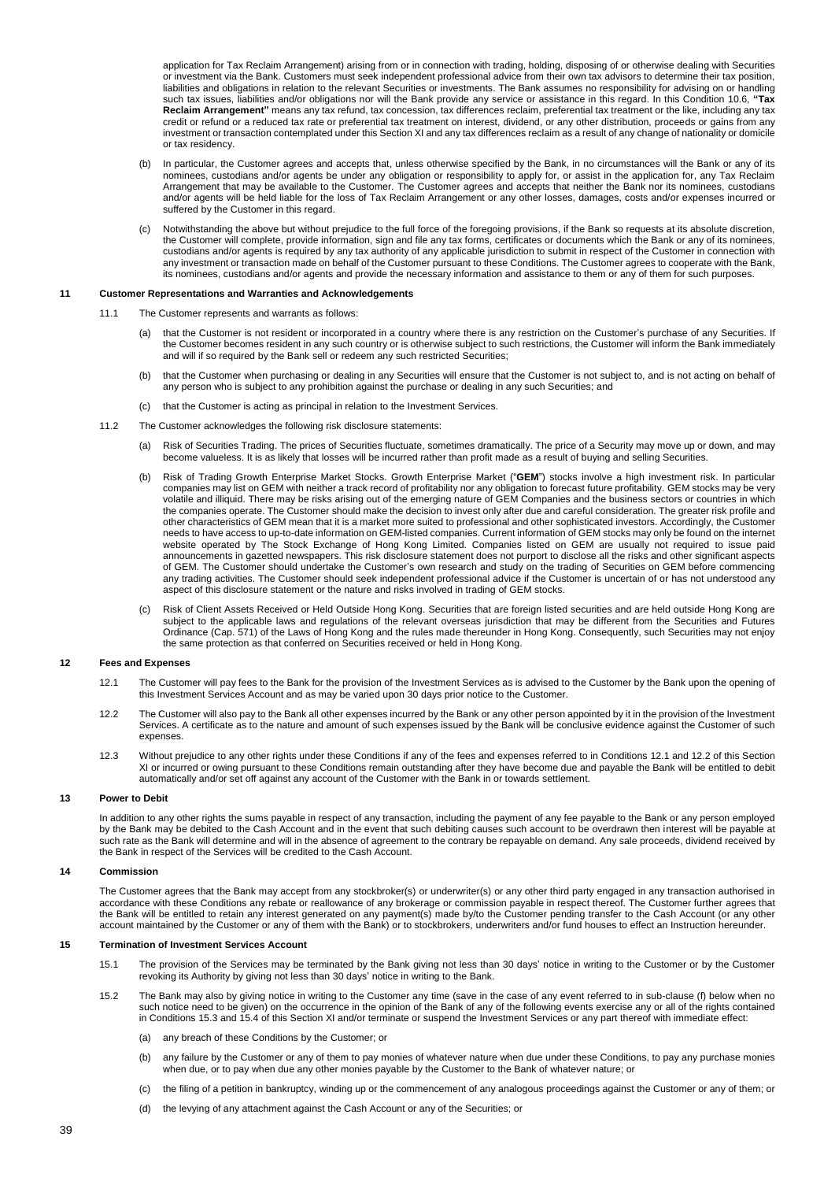application for Tax Reclaim Arrangement) arising from or in connection with trading, holding, disposing of or otherwise dealing with Securities or investment via the Bank. Customers must seek independent professional advice from their own tax advisors to determine their tax position, liabilities and obligations in relation to the relevant Securities or investments. The Bank assumes no responsibility for advising on or handling such tax issues, liabilities and/or obligations nor will the Bank provide any service or assistance in this regard. In this Condition 10.6, **"Tax Reclaim Arrangement"** means any tax refund, tax concession, tax differences reclaim, preferential tax treatment or the like, including any tax credit or refund or a reduced tax rate or preferential tax treatment on interest, dividend, or any other distribution, proceeds or gains from any investment or transaction contemplated under this Section XI and any tax differences reclaim as a result of any change of nationality or domicile or tax residency.

(b) In particular, the Customer agrees and accepts that, unless otherwise specified by the Bank, in no circumstances will the Bank or any of its nominees, custodians and/or agents be under any obligation or responsibility to apply for, or assist in the application for, any Tax Reclaim Arrangement that may be available to the Customer. The Customer agrees and accepts that neither the Bank nor its nominees, custodians and/or agents will be held liable for the loss of Tax Reclaim Arrangement or any other losses, damages, costs and/or expenses incurred or suffered by the Customer in this regard.

(c) Notwithstanding the above but without prejudice to the full force of the foregoing provisions, if the Bank so requests at its absolute discretion, the Customer will complete, provide information, sign and file any tax forms, certificates or documents which the Bank or any of its nominees, custodians and/or agents is required by any tax authority of any applicable jurisdiction to submit in respect of the Customer in connection with any investment or transaction made on behalf of the Customer pursuant to these Conditions. The Customer agrees to cooperate with the Bank, its nominees, custodians and/or agents and provide the necessary information and assistance to them or any of them for such purposes.

## 11 Customer Representations and Warranties and Acknowledgements

11.1 The Customer represents and warrants as follows:

(a) that the Customer is not resident or incorporated in a country where there is any restriction on the Customer's purchase of any Securities. If the Customer becomes resident in any such country or is otherwise subject to such restrictions, the Customer will inform the Bank immediately and will if so required by the Bank sell or redeem any such restricted Securities;

(b) that the Customer when purchasing or dealing in any Securities will ensure that the Customer is not subject to, and is not acting on behalf of any person who is subject to any prohibition against the purchase or dealing in any such Securities; and

(c) that the Customer is acting as principal in relation to the Investment Services.

11.2 The Customer acknowledges the following risk disclosure statements:

(a) Risk of Securities Trading. The prices of Securities fluctuate, sometimes dramatically. The price of a Security may move up or down, and may become valueless. It is as likely that losses will be incurred rather than profit made as a result of buying and selling Securities.

(b) Risk of Trading Growth Enterprise Market Stocks. Growth Enterprise Market ("**GEM**") stocks involve a high investment risk. In particular companies may list on GEM with neither a track record of profitability nor any obligation to forecast future profitability. GEM stocks may be very volatile and illiquid. There may be risks arising out of the emerging nature of GEM Companies and the business sectors or countries in which the companies operate. The Customer should make the decision to invest only after due and careful consideration. The greater risk profile and other characteristics of GEM mean that it is a market more suited to professional and other sophisticated investors. Accordingly, the Customer needs to have access to up-to-date information on GEM-listed companies. Current information of GEM stocks may only be found on the internet website operated by The Stock Exchange of Hong Kong Limited. Companies listed on GEM are usually not required to issue paid announcements in gazetted newspapers. This risk disclosure statement does not purport to disclose all the risks and other significant aspects of GEM. The Customer should undertake the Customer's own research and study on the trading of Securities on GEM before commencing any trading activities. The Customer should seek independent professional advice if the Customer is uncertain of or has not understood any aspect of this disclosure statement or the nature and risks involved in trading of GEM stocks.

(c) Risk of Client Assets Received or Held Outside Hong Kong. Securities that are foreign listed securities and are held outside Hong Kong are subject to the applicable laws and regulations of the relevant overseas jurisdiction that may be different from the Securities and Futures Ordinance (Cap. 571) of the Laws of Hong Kong and the rules made thereunder in Hong Kong. Consequently, such Securities may not enjoy the same protection as that conferred on Securities received or held in Hong Kong.

## 12 Fees and Expenses

12.1 The Customer will pay fees to the Bank for the provision of the Investment Services as is advised to the Customer by the Bank upon the opening of this Investment Services Account and as may be varied upon 30 days prior notice to the Customer.

12.2 The Customer will also pay to the Bank all other expenses incurred by the Bank or any other person appointed by it in the provision of the Investment Services. A certificate as to the nature and amount of such expenses issued by the Bank will be conclusive evidence against the Customer of such expenses.

12.3 Without prejudice to any other rights under these Conditions if any of the fees and expenses referred to in Conditions 12.1 and 12.2 of this Section XI or incurred or owing pursuant to these Conditions remain outstanding after they have become due and payable the Bank will be entitled to debit automatically and/or set off against any account of the Customer with the Bank in or towards settlement.

## 13 Power to Debit

In addition to any other rights the sums payable in respect of any transaction, including the payment of any fee payable to the Bank or any person employed by the Bank may be debited to the Cash Account and in the event that such debiting causes such account to be overdrawn then interest will be payable at such rate as the Bank will determine and will in the absence of agreement to the contrary be repayable on demand. Any sale proceeds, dividend received by the Bank in respect of the Services will be credited to the Cash Account.

## 14 Commission

The Customer agrees that the Bank may accept from any stockbroker(s) or underwriter(s) or any other third party engaged in any transaction authorised in accordance with these Conditions any rebate or reallowance of any brokerage or commission payable in respect thereof. The Customer further agrees that the Bank will be entitled to retain any interest generated on any payment(s) made by/to the Customer pending transfer to the Cash Account (or any other account maintained by the Customer or any of them with the Bank) or to stockbrokers, underwriters and/or fund houses to effect an Instruction hereunder.

## 15 Termination of Investment Services Account

15.1 The provision of the Services may be terminated by the Bank giving not less than 30 days' notice in writing to the Customer or by the Customer revoking its Authority by giving not less than 30 days' notice in writing to the Bank.

15.2 The Bank may also by giving notice in writing to the Customer any time (save in the case of any event referred to in sub-clause (f) below when no such notice need to be given) on the occurrence in the opinion of the Bank of any of the following events exercise any or all of the rights contained in Conditions 15.3 and 15.4 of this Section XI and/or terminate or suspend the Investment Services or any part thereof with immediate effect:

(a) any breach of these Conditions by the Customer; or

(b) any failure by the Customer or any of them to pay monies of whatever nature when due under these Conditions, to pay any purchase monies when due, or to pay when due any other monies payable by the Customer to the Bank of whatever nature; or

(c) the filing of a petition in bankruptcy, winding up or the commencement of any analogous proceedings against the Customer or any of them; or

(d) the levying of any attachment against the Cash Account or any of the Securities; or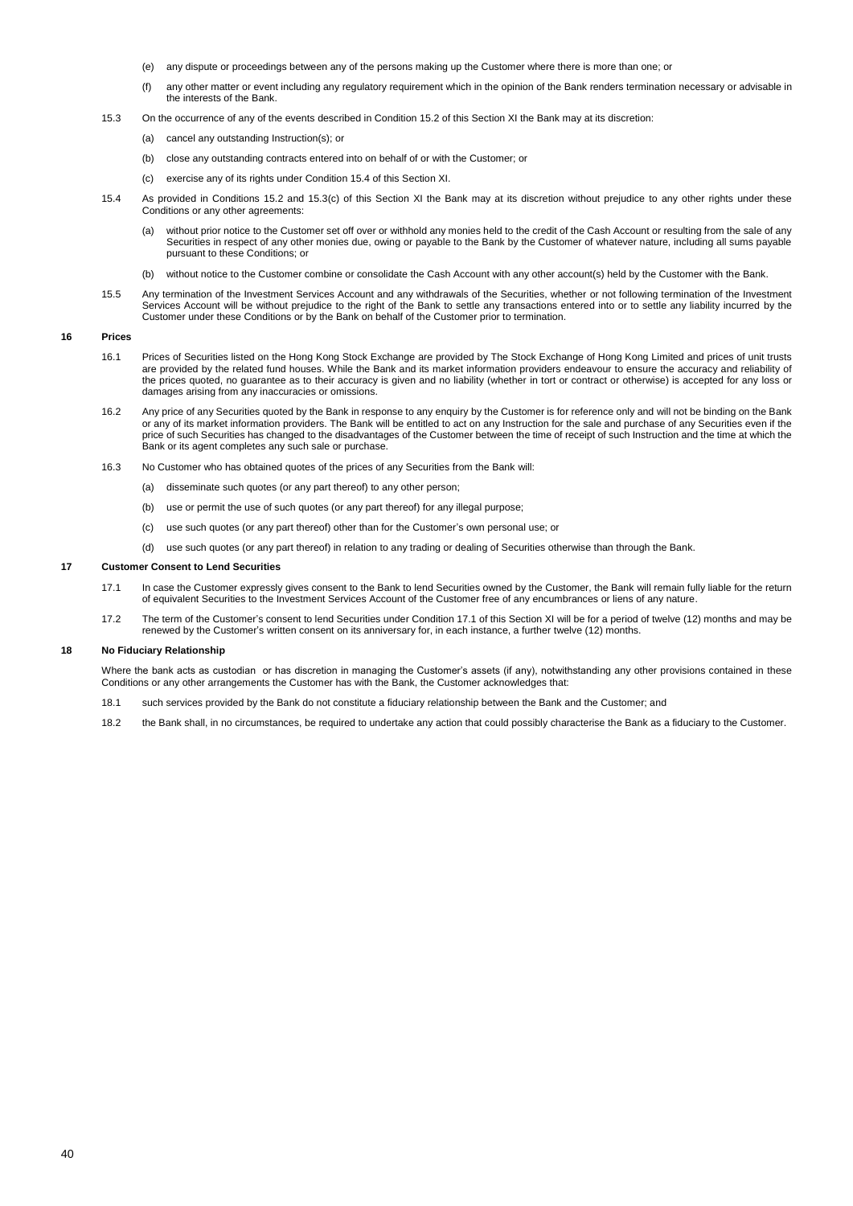(e) any dispute or proceedings between any of the persons making up the Customer where there is more than one; or

(f) any other matter or event including any regulatory requirement which in the opinion of the Bank renders termination necessary or advisable in the interests of the Bank.

15.3 On the occurrence of any of the events described in Condition 15.2 of this Section XI the Bank may at its discretion:

(a) cancel any outstanding Instruction(s); or

(b) close any outstanding contracts entered into on behalf of or with the Customer; or

(c) exercise any of its rights under Condition 15.4 of this Section XI.

15.4 As provided in Conditions 15.2 and 15.3(c) of this Section XI the Bank may at its discretion without prejudice to any other rights under these Conditions or any other agreements:

(a) without prior notice to the Customer set off over or withhold any monies held to the credit of the Cash Account or resulting from the sale of any Securities in respect of any other monies due, owing or payable to the Bank by the Customer of whatever nature, including all sums payable pursuant to these Conditions; or

(b) without notice to the Customer combine or consolidate the Cash Account with any other account(s) held by the Customer with the Bank.

15.5 Any termination of the Investment Services Account and any withdrawals of the Securities, whether or not following termination of the Investment Services Account will be without prejudice to the right of the Bank to settle any transactions entered into or to settle any liability incurred by the Customer under these Conditions or by the Bank on behalf of the Customer prior to termination.

## 16 Prices

16.1 Prices of Securities listed on the Hong Kong Stock Exchange are provided by The Stock Exchange of Hong Kong Limited and prices of unit trusts are provided by the related fund houses. While the Bank and its market information providers endeavour to ensure the accuracy and reliability of the prices quoted, no guarantee as to their accuracy is given and no liability (whether in tort or contract or otherwise) is accepted for any loss or damages arising from any inaccuracies or omissions.

16.2 Any price of any Securities quoted by the Bank in response to any enquiry by the Customer is for reference only and will not be binding on the Bank or any of its market information providers. The Bank will be entitled to act on any Instruction for the sale and purchase of any Securities even if the price of such Securities has changed to the disadvantages of the Customer between the time of receipt of such Instruction and the time at which the Bank or its agent completes any such sale or purchase.

16.3 No Customer who has obtained quotes of the prices of any Securities from the Bank will:

(a) disseminate such quotes (or any part thereof) to any other person;

(b) use or permit the use of such quotes (or any part thereof) for any illegal purpose;

(c) use such quotes (or any part thereof) other than for the Customer's own personal use; or

(d) use such quotes (or any part thereof) in relation to any trading or dealing of Securities otherwise than through the Bank.

## 17 Customer Consent to Lend Securities

17.1 In case the Customer expressly gives consent to the Bank to lend Securities owned by the Customer, the Bank will remain fully liable for the return of equivalent Securities to the Investment Services Account of the Customer free of any encumbrances or liens of any nature.

17.2 The term of the Customer's consent to lend Securities under Condition 17.1 of this Section XI will be for a period of twelve (12) months and may be renewed by the Customer's written consent on its anniversary for, in each instance, a further twelve (12) months.

## 18 No Fiduciary Relationship

Where the bank acts as custodian or has discretion in managing the Customer's assets (if any), notwithstanding any other provisions contained in these Conditions or any other arrangements the Customer has with the Bank, the Customer acknowledges that:

18.1 such services provided by the Bank do not constitute a fiduciary relationship between the Bank and the Customer; and

18.2 the Bank shall, in no circumstances, be required to undertake any action that could possibly characterise the Bank as a fiduciary to the Customer.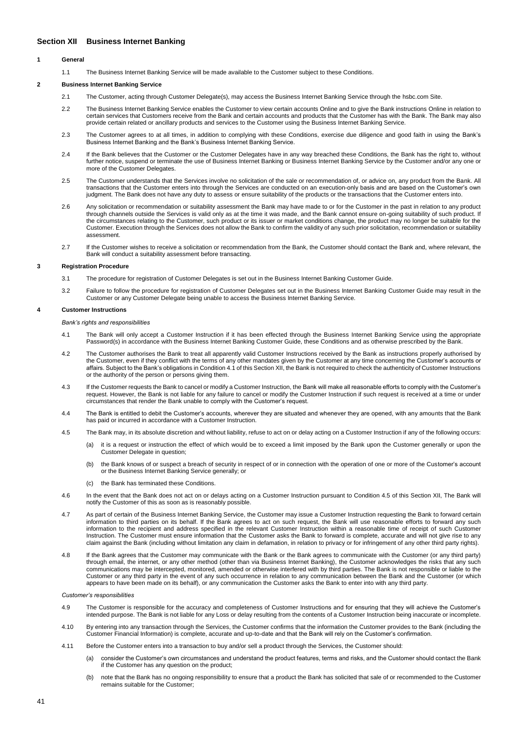## Section XII Business Internet Banking

### 1 General

1.1 The Business Internet Banking Service will be made available to the Customer subject to these Conditions.

### 2 Business Internet Banking Service

2.1 The Customer, acting through Customer Delegate(s), may access the Business Internet Banking Service through the hsbc.com Site.

2.2 The Business Internet Banking Service enables the Customer to view certain accounts Online and to give the Bank instructions Online in relation to certain services that Customers receive from the Bank and certain accounts and products that the Customer has with the Bank. The Bank may also provide certain related or ancillary products and services to the Customer using the Business Internet Banking Service.

2.3 The Customer agrees to at all times, in addition to complying with these Conditions, exercise due diligence and good faith in using the Bank's Business Internet Banking and the Bank's Business Internet Banking Service.

2.4 If the Bank believes that the Customer or the Customer Delegates have in any way breached these Conditions, the Bank has the right to, without further notice, suspend or terminate the use of Business Internet Banking or Business Internet Banking Service by the Customer and/or any one or more of the Customer Delegates.

2.5 The Customer understands that the Services involve no solicitation of the sale or recommendation of, or advice on, any product from the Bank. All transactions that the Customer enters into through the Services are conducted on an execution-only basis and are based on the Customer's own judgment. The Bank does not have any duty to assess or ensure suitability of the products or the transactions that the Customer enters into.

2.6 Any solicitation or recommendation or suitability assessment the Bank may have made to or for the Customer in the past in relation to any product through channels outside the Services is valid only as at the time it was made, and the Bank cannot ensure on-going suitability of such product. If the circumstances relating to the Customer, such product or its issuer or market conditions change, the product may no longer be suitable for the Customer. Execution through the Services does not allow the Bank to confirm the validity of any such prior solicitation, recommendation or suitability assessment.

2.7 If the Customer wishes to receive a solicitation or recommendation from the Bank, the Customer should contact the Bank and, where relevant, the Bank will conduct a suitability assessment before transacting.

### 3 Registration Procedure

3.1 The procedure for registration of Customer Delegates is set out in the Business Internet Banking Customer Guide.

3.2 Failure to follow the procedure for registration of Customer Delegates set out in the Business Internet Banking Customer Guide may result in the Customer or any Customer Delegate being unable to access the Business Internet Banking Service.

### 4 Customer Instructions

*Bank's rights and responsibilities*

4.1 The Bank will only accept a Customer Instruction if it has been effected through the Business Internet Banking Service using the appropriate Password(s) in accordance with the Business Internet Banking Customer Guide, these Conditions and as otherwise prescribed by the Bank.

4.2 The Customer authorises the Bank to treat all apparently valid Customer Instructions received by the Bank as instructions properly authorised by the Customer, even if they conflict with the terms of any other mandates given by the Customer at any time concerning the Customer's accounts or affairs. Subject to the Bank's obligations in Condition 4.1 of this Section XII, the Bank is not required to check the authenticity of Customer Instructions or the authority of the person or persons giving them.

4.3 If the Customer requests the Bank to cancel or modify a Customer Instruction, the Bank will make all reasonable efforts to comply with the Customer's request. However, the Bank is not liable for any failure to cancel or modify the Customer Instruction if such request is received at a time or under circumstances that render the Bank unable to comply with the Customer's request.

4.4 The Bank is entitled to debit the Customer's accounts, wherever they are situated and whenever they are opened, with any amounts that the Bank has paid or incurred in accordance with a Customer Instruction.

4.5 The Bank may, in its absolute discretion and without liability, refuse to act on or delay acting on a Customer Instruction if any of the following occurs:

(a) it is a request or instruction the effect of which would be to exceed a limit imposed by the Bank upon the Customer generally or upon the Customer Delegate in question;

(b) the Bank knows of or suspect a breach of security in respect of or in connection with the operation of one or more of the Customer's account or the Business Internet Banking Service generally; or

(c) the Bank has terminated these Conditions.

4.6 In the event that the Bank does not act on or delays acting on a Customer Instruction pursuant to Condition 4.5 of this Section XII, The Bank will notify the Customer of this as soon as is reasonably possible.

4.7 As part of certain of the Business Internet Banking Service, the Customer may issue a Customer Instruction requesting the Bank to forward certain information to third parties on its behalf. If the Bank agrees to act on such request, the Bank will use reasonable efforts to forward any such information to the recipient and address specified in the relevant Customer Instruction within a reasonable time of receipt of such Customer Instruction. The Customer must ensure information that the Customer asks the Bank to forward is complete, accurate and will not give rise to any claim against the Bank (including without limitation any claim in defamation, in relation to privacy or for infringement of any other third party rights).

4.8 If the Bank agrees that the Customer may communicate with the Bank or the Bank agrees to communicate with the Customer (or any third party) through email, the internet, or any other method (other than via Business Internet Banking), the Customer acknowledges the risks that any such communications may be intercepted, monitored, amended or otherwise interfered with by third parties. The Bank is not responsible or liable to the Customer or any third party in the event of any such occurrence in relation to any communication between the Bank and the Customer (or which appears to have been made on its behalf), or any communication the Customer asks the Bank to enter into with any third party.

*Customer's responsibilities*

4.9 The Customer is responsible for the accuracy and completeness of Customer Instructions and for ensuring that they will achieve the Customer's intended purpose. The Bank is not liable for any Loss or delay resulting from the contents of a Customer Instruction being inaccurate or incomplete.

4.10 By entering into any transaction through the Services, the Customer confirms that the information the Customer provides to the Bank (including the Customer Financial Information) is complete, accurate and up-to-date and that the Bank will rely on the Customer's confirmation.

4.11 Before the Customer enters into a transaction to buy and/or sell a product through the Services, the Customer should:

(a) consider the Customer's own circumstances and understand the product features, terms and risks, and the Customer should contact the Bank if the Customer has any question on the product;

(b) note that the Bank has no ongoing responsibility to ensure that a product the Bank has solicited that sale of or recommended to the Customer remains suitable for the Customer;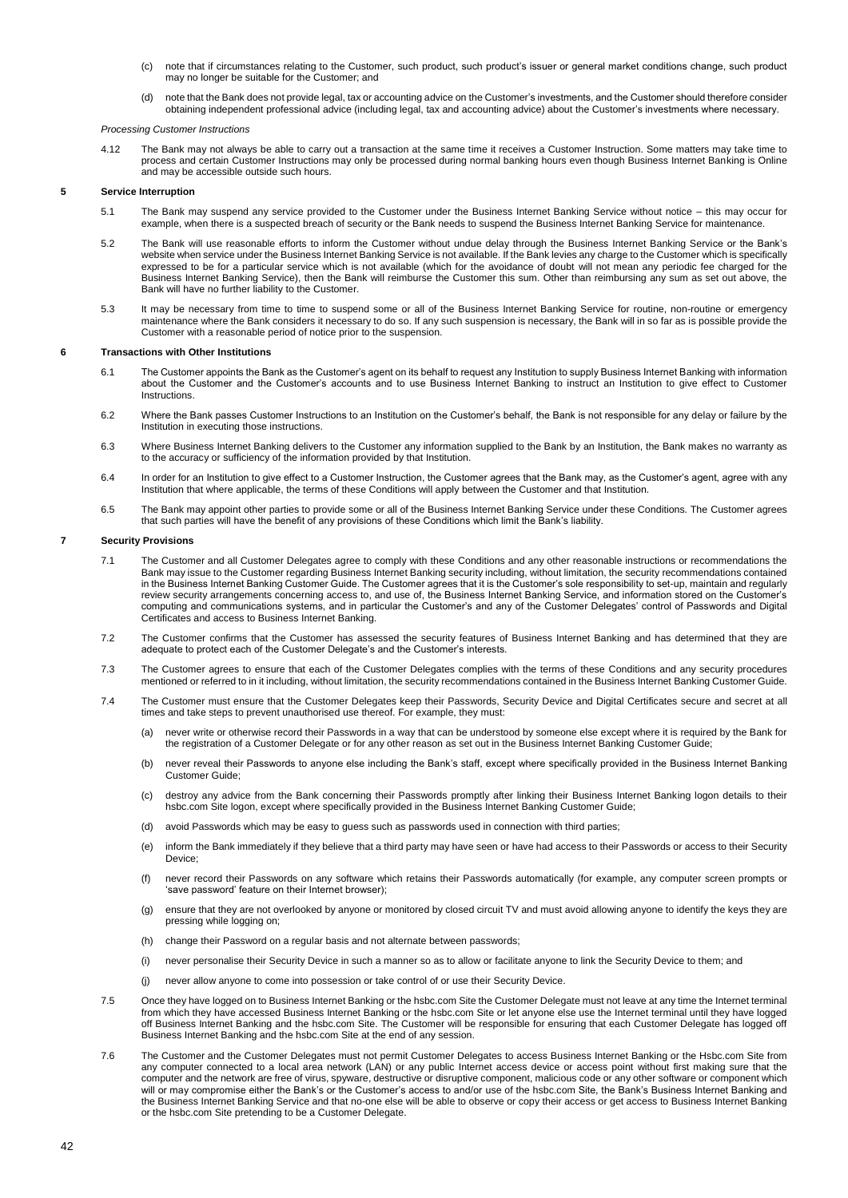(c) note that if circumstances relating to the Customer, such product, such product's issuer or general market conditions change, such product may no longer be suitable for the Customer; and

(d) note that the Bank does not provide legal, tax or accounting advice on the Customer's investments, and the Customer should therefore consider obtaining independent professional advice (including legal, tax and accounting advice) about the Customer's investments where necessary.

*Processing Customer Instructions*

4.12 The Bank may not always be able to carry out a transaction at the same time it receives a Customer Instruction. Some matters may take time to process and certain Customer Instructions may only be processed during normal banking hours even though Business Internet Banking is Online and may be accessible outside such hours.

## 5 Service Interruption

5.1 The Bank may suspend any service provided to the Customer under the Business Internet Banking Service without notice – this may occur for example, when there is a suspected breach of security or the Bank needs to suspend the Business Internet Banking Service for maintenance.

5.2 The Bank will use reasonable efforts to inform the Customer without undue delay through the Business Internet Banking Service or the Bank's website when service under the Business Internet Banking Service is not available. If the Bank levies any charge to the Customer which is specifically expressed to be for a particular service which is not available (which for the avoidance of doubt will not mean any periodic fee charged for the Business Internet Banking Service), then the Bank will reimburse the Customer this sum. Other than reimbursing any sum as set out above, the Bank will have no further liability to the Customer.

5.3 It may be necessary from time to time to suspend some or all of the Business Internet Banking Service for routine, non-routine or emergency maintenance where the Bank considers it necessary to do so. If any such suspension is necessary, the Bank will in so far as is possible provide the Customer with a reasonable period of notice prior to the suspension.

## 6 Transactions with Other Institutions

6.1 The Customer appoints the Bank as the Customer's agent on its behalf to request any Institution to supply Business Internet Banking with information about the Customer and the Customer's accounts and to use Business Internet Banking to instruct an Institution to give effect to Customer Instructions.

6.2 Where the Bank passes Customer Instructions to an Institution on the Customer's behalf, the Bank is not responsible for any delay or failure by the Institution in executing those instructions.

6.3 Where Business Internet Banking delivers to the Customer any information supplied to the Bank by an Institution, the Bank makes no warranty as to the accuracy or sufficiency of the information provided by that Institution.

6.4 In order for an Institution to give effect to a Customer Instruction, the Customer agrees that the Bank may, as the Customer's agent, agree with any Institution that where applicable, the terms of these Conditions will apply between the Customer and that Institution.

6.5 The Bank may appoint other parties to provide some or all of the Business Internet Banking Service under these Conditions. The Customer agrees that such parties will have the benefit of any provisions of these Conditions which limit the Bank's liability.

## 7 Security Provisions

7.1 The Customer and all Customer Delegates agree to comply with these Conditions and any other reasonable instructions or recommendations the Bank may issue to the Customer regarding Business Internet Banking security including, without limitation, the security recommendations contained in the Business Internet Banking Customer Guide. The Customer agrees that it is the Customer's sole responsibility to set-up, maintain and regularly review security arrangements concerning access to, and use of, the Business Internet Banking Service, and information stored on the Customer's computing and communications systems, and in particular the Customer's and any of the Customer Delegates' control of Passwords and Digital Certificates and access to Business Internet Banking.

7.2 The Customer confirms that the Customer has assessed the security features of Business Internet Banking and has determined that they are adequate to protect each of the Customer Delegate's and the Customer's interests.

7.3 The Customer agrees to ensure that each of the Customer Delegates complies with the terms of these Conditions and any security procedures mentioned or referred to in it including, without limitation, the security recommendations contained in the Business Internet Banking Customer Guide.

7.4 The Customer must ensure that the Customer Delegates keep their Passwords, Security Device and Digital Certificates secure and secret at all times and take steps to prevent unauthorised use thereof. For example, they must:

(a) never write or otherwise record their Passwords in a way that can be understood by someone else except where it is required by the Bank for the registration of a Customer Delegate or for any other reason as set out in the Business Internet Banking Customer Guide;

(b) never reveal their Passwords to anyone else including the Bank's staff, except where specifically provided in the Business Internet Banking Customer Guide;

(c) destroy any advice from the Bank concerning their Passwords promptly after linking their Business Internet Banking logon details to their hsbc.com Site logon, except where specifically provided in the Business Internet Banking Customer Guide;

(d) avoid Passwords which may be easy to guess such as passwords used in connection with third parties;

(e) inform the Bank immediately if they believe that a third party may have seen or have had access to their Passwords or access to their Security Device;

(f) never record their Passwords on any software which retains their Passwords automatically (for example, any computer screen prompts or 'save password' feature on their Internet browser);

(g) ensure that they are not overlooked by anyone or monitored by closed circuit TV and must avoid allowing anyone to identify the keys they are pressing while logging on;

(h) change their Password on a regular basis and not alternate between passwords;

(i) never personalise their Security Device in such a manner so as to allow or facilitate anyone to link the Security Device to them; and

(j) never allow anyone to come into possession or take control of or use their Security Device.

7.5 Once they have logged on to Business Internet Banking or the hsbc.com Site the Customer Delegate must not leave at any time the Internet terminal from which they have accessed Business Internet Banking or the hsbc.com Site or let anyone else use the Internet terminal until they have logged off Business Internet Banking and the hsbc.com Site. The Customer will be responsible for ensuring that each Customer Delegate has logged off Business Internet Banking and the hsbc.com Site at the end of any session.

7.6 The Customer and the Customer Delegates must not permit Customer Delegates to access Business Internet Banking or the Hsbc.com Site from any computer connected to a local area network (LAN) or any public Internet access device or access point without first making sure that the computer and the network are free of virus, spyware, destructive or disruptive component, malicious code or any other software or component which will or may compromise either the Bank's or the Customer's access to and/or use of the hsbc.com Site, the Bank's Business Internet Banking and the Business Internet Banking Service and that no-one else will be able to observe or copy their access or get access to Business Internet Banking or the hsbc.com Site pretending to be a Customer Delegate.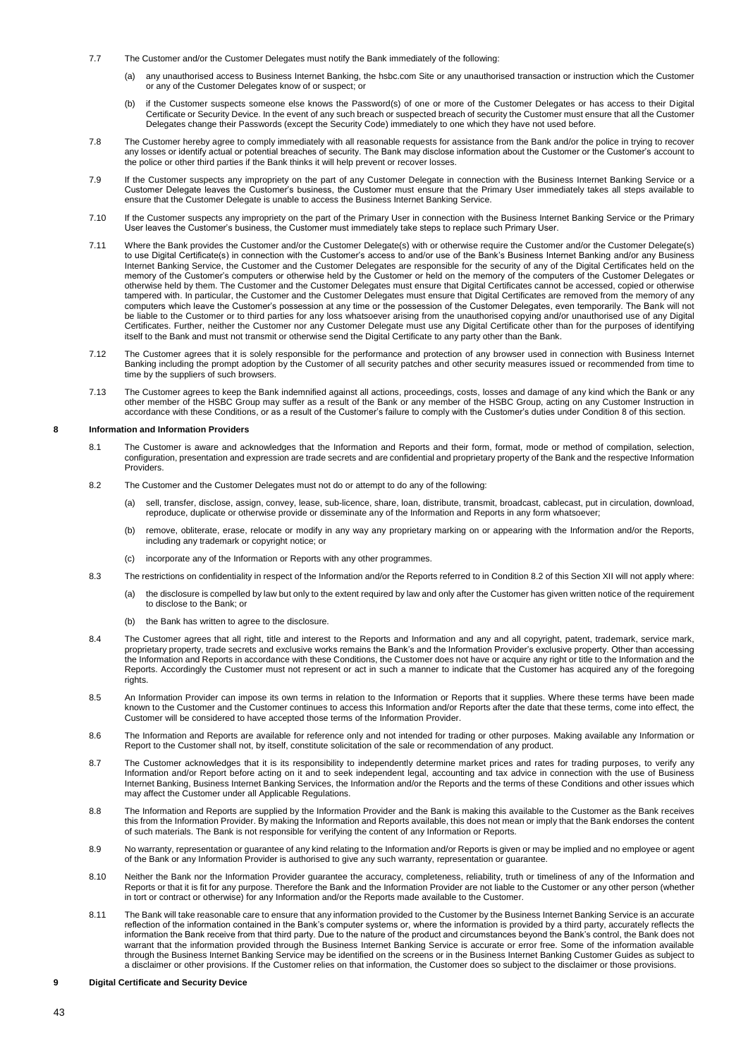7.7 The Customer and/or the Customer Delegates must notify the Bank immediately of the following:

(a) any unauthorised access to Business Internet Banking, the hsbc.com Site or any unauthorised transaction or instruction which the Customer or any of the Customer Delegates know of or suspect; or

(b) if the Customer suspects someone else knows the Password(s) of one or more of the Customer Delegates or has access to their Digital Certificate or Security Device. In the event of any such breach or suspected breach of security the Customer must ensure that all the Customer Delegates change their Passwords (except the Security Code) immediately to one which they have not used before.

7.8 The Customer hereby agree to comply immediately with all reasonable requests for assistance from the Bank and/or the police in trying to recover any losses or identify actual or potential breaches of security. The Bank may disclose information about the Customer or the Customer's account to the police or other third parties if the Bank thinks it will help prevent or recover losses.

7.9 If the Customer suspects any impropriety on the part of any Customer Delegate in connection with the Business Internet Banking Service or a Customer Delegate leaves the Customer's business, the Customer must ensure that the Primary User immediately takes all steps available to ensure that the Customer Delegate is unable to access the Business Internet Banking Service.

7.10 If the Customer suspects any impropriety on the part of the Primary User in connection with the Business Internet Banking Service or the Primary User leaves the Customer's business, the Customer must immediately take steps to replace such Primary User.

7.11 Where the Bank provides the Customer and/or the Customer Delegate(s) with or otherwise require the Customer and/or the Customer Delegate(s) to use Digital Certificate(s) in connection with the Customer's access to and/or use of the Bank's Business Internet Banking and/or any Business Internet Banking Service, the Customer and the Customer Delegates are responsible for the security of any of the Digital Certificates held on the memory of the Customer's computers or otherwise held by the Customer or held on the memory of the computers of the Customer Delegates or otherwise held by them. The Customer and the Customer Delegates must ensure that Digital Certificates cannot be accessed, copied or otherwise tampered with. In particular, the Customer and the Customer Delegates must ensure that Digital Certificates are removed from the memory of any computers which leave the Customer's possession at any time or the possession of the Customer Delegates, even temporarily. The Bank will not be liable to the Customer or to third parties for any loss whatsoever arising from the unauthorised copying and/or unauthorised use of any Digital Certificates. Further, neither the Customer nor any Customer Delegate must use any Digital Certificate other than for the purposes of identifying itself to the Bank and must not transmit or otherwise send the Digital Certificate to any party other than the Bank.

7.12 The Customer agrees that it is solely responsible for the performance and protection of any browser used in connection with Business Internet Banking including the prompt adoption by the Customer of all security patches and other security measures issued or recommended from time to time by the suppliers of such browsers.

7.13 The Customer agrees to keep the Bank indemnified against all actions, proceedings, costs, losses and damage of any kind which the Bank or any other member of the HSBC Group may suffer as a result of the Bank or any member of the HSBC Group, acting on any Customer Instruction in accordance with these Conditions, or as a result of the Customer's failure to comply with the Customer's duties under Condition 8 of this section.

## 8 Information and Information Providers

8.1 The Customer is aware and acknowledges that the Information and Reports and their form, format, mode or method of compilation, selection, configuration, presentation and expression are trade secrets and are confidential and proprietary property of the Bank and the respective Information Providers.

8.2 The Customer and the Customer Delegates must not do or attempt to do any of the following:

(a) sell, transfer, disclose, assign, convey, lease, sub-licence, share, loan, distribute, transmit, broadcast, cablecast, put in circulation, download, reproduce, duplicate or otherwise provide or disseminate any of the Information and Reports in any form whatsoever;

(b) remove, obliterate, erase, relocate or modify in any way any proprietary marking on or appearing with the Information and/or the Reports, including any trademark or copyright notice; or

(c) incorporate any of the Information or Reports with any other programmes.

8.3 The restrictions on confidentiality in respect of the Information and/or the Reports referred to in Condition 8.2 of this Section XII will not apply where:

(a) the disclosure is compelled by law but only to the extent required by law and only after the Customer has given written notice of the requirement to disclose to the Bank; or

(b) the Bank has written to agree to the disclosure.

8.4 The Customer agrees that all right, title and interest to the Reports and Information and any and all copyright, patent, trademark, service mark, proprietary property, trade secrets and exclusive works remains the Bank's and the Information Provider's exclusive property. Other than accessing the Information and Reports in accordance with these Conditions, the Customer does not have or acquire any right or title to the Information and the Reports. Accordingly the Customer must not represent or act in such a manner to indicate that the Customer has acquired any of the foregoing rights.

8.5 An Information Provider can impose its own terms in relation to the Information or Reports that it supplies. Where these terms have been made known to the Customer and the Customer continues to access this Information and/or Reports after the date that these terms, come into effect, the Customer will be considered to have accepted those terms of the Information Provider.

8.6 The Information and Reports are available for reference only and not intended for trading or other purposes. Making available any Information or Report to the Customer shall not, by itself, constitute solicitation of the sale or recommendation of any product.

8.7 The Customer acknowledges that it is its responsibility to independently determine market prices and rates for trading purposes, to verify any Information and/or Report before acting on it and to seek independent legal, accounting and tax advice in connection with the use of Business Internet Banking, Business Internet Banking Services, the Information and/or the Reports and the terms of these Conditions and other issues which may affect the Customer under all Applicable Regulations.

8.8 The Information and Reports are supplied by the Information Provider and the Bank is making this available to the Customer as the Bank receives this from the Information Provider. By making the Information and Reports available, this does not mean or imply that the Bank endorses the content of such materials. The Bank is not responsible for verifying the content of any Information or Reports.

8.9 No warranty, representation or guarantee of any kind relating to the Information and/or Reports is given or may be implied and no employee or agent of the Bank or any Information Provider is authorised to give any such warranty, representation or guarantee.

8.10 Neither the Bank nor the Information Provider guarantee the accuracy, completeness, reliability, truth or timeliness of any of the Information and Reports or that it is fit for any purpose. Therefore the Bank and the Information Provider are not liable to the Customer or any other person (whether in tort or contract or otherwise) for any Information and/or the Reports made available to the Customer.

8.11 The Bank will take reasonable care to ensure that any information provided to the Customer by the Business Internet Banking Service is an accurate reflection of the information contained in the Bank's computer systems or, where the information is provided by a third party, accurately reflects the information the Bank receive from that third party. Due to the nature of the product and circumstances beyond the Bank's control, the Bank does not warrant that the information provided through the Business Internet Banking Service is accurate or error free. Some of the information available through the Business Internet Banking Service may be identified on the screens or in the Business Internet Banking Customer Guides as subject to a disclaimer or other provisions. If the Customer relies on that information, the Customer does so subject to the disclaimer or those provisions.

## 9 Digital Certificate and Security Device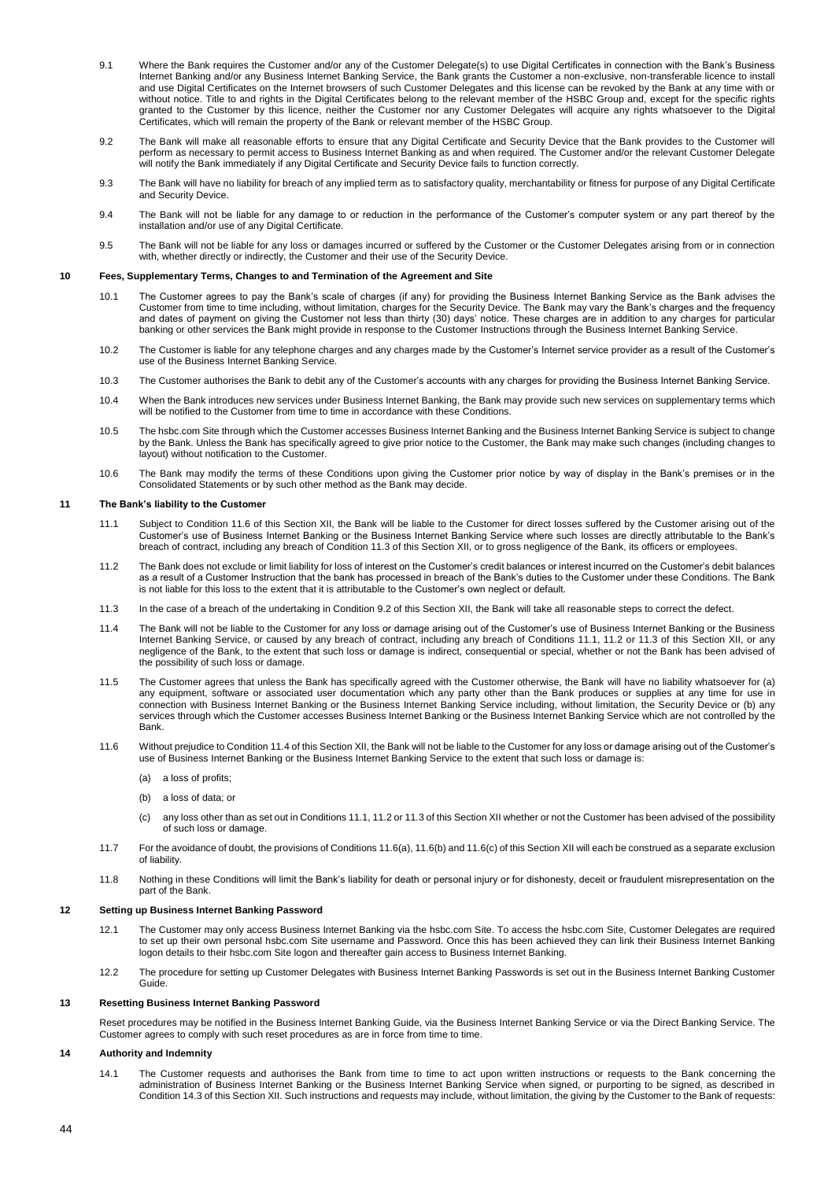9.1 Where the Bank requires the Customer and/or any of the Customer Delegate(s) to use Digital Certificates in connection with the Bank's Business Internet Banking and/or any Business Internet Banking Service, the Bank grants the Customer a non-exclusive, non-transferable licence to install and use Digital Certificates on the Internet browsers of such Customer Delegates and this license can be revoked by the Bank at any time with or without notice. Title to and rights in the Digital Certificates belong to the relevant member of the HSBC Group and, except for the specific rights granted to the Customer by this licence, neither the Customer nor any Customer Delegates will acquire any rights whatsoever to the Digital Certificates, which will remain the property of the Bank or relevant member of the HSBC Group.

9.2 The Bank will make all reasonable efforts to ensure that any Digital Certificate and Security Device that the Bank provides to the Customer will perform as necessary to permit access to Business Internet Banking as and when required. The Customer and/or the relevant Customer Delegate will notify the Bank immediately if any Digital Certificate and Security Device fails to function correctly.

9.3 The Bank will have no liability for breach of any implied term as to satisfactory quality, merchantability or fitness for purpose of any Digital Certificate and Security Device.

9.4 The Bank will not be liable for any damage to or reduction in the performance of the Customer's computer system or any part thereof by the installation and/or use of any Digital Certificate.

9.5 The Bank will not be liable for any loss or damages incurred or suffered by the Customer or the Customer Delegates arising from or in connection with, whether directly or indirectly, the Customer and their use of the Security Device.

## 10 Fees, Supplementary Terms, Changes to and Termination of the Agreement and Site

10.1 The Customer agrees to pay the Bank's scale of charges (if any) for providing the Business Internet Banking Service as the Bank advises the Customer from time to time including, without limitation, charges for the Security Device. The Bank may vary the Bank's charges and the frequency and dates of payment on giving the Customer not less than thirty (30) days' notice. These charges are in addition to any charges for particular banking or other services the Bank might provide in response to the Customer Instructions through the Business Internet Banking Service.

10.2 The Customer is liable for any telephone charges and any charges made by the Customer's Internet service provider as a result of the Customer's use of the Business Internet Banking Service.

10.3 The Customer authorises the Bank to debit any of the Customer's accounts with any charges for providing the Business Internet Banking Service.

10.4 When the Bank introduces new services under Business Internet Banking, the Bank may provide such new services on supplementary terms which will be notified to the Customer from time to time in accordance with these Conditions.

10.5 The hsbc.com Site through which the Customer accesses Business Internet Banking and the Business Internet Banking Service is subject to change by the Bank. Unless the Bank has specifically agreed to give prior notice to the Customer, the Bank may make such changes (including changes to layout) without notification to the Customer.

10.6 The Bank may modify the terms of these Conditions upon giving the Customer prior notice by way of display in the Bank's premises or in the Consolidated Statements or by such other method as the Bank may decide.

## 11 The Bank's liability to the Customer

11.1 Subject to Condition 11.6 of this Section XII, the Bank will be liable to the Customer for direct losses suffered by the Customer arising out of the Customer's use of Business Internet Banking or the Business Internet Banking Service where such losses are directly attributable to the Bank's breach of contract, including any breach of Condition 11.3 of this Section XII, or to gross negligence of the Bank, its officers or employees.

11.2 The Bank does not exclude or limit liability for loss of interest on the Customer's credit balances or interest incurred on the Customer's debit balances as a result of a Customer Instruction that the bank has processed in breach of the Bank's duties to the Customer under these Conditions. The Bank is not liable for this loss to the extent that it is attributable to the Customer's own neglect or default.

11.3 In the case of a breach of the undertaking in Condition 9.2 of this Section XII, the Bank will take all reasonable steps to correct the defect.

11.4 The Bank will not be liable to the Customer for any loss or damage arising out of the Customer's use of Business Internet Banking or the Business Internet Banking Service, or caused by any breach of contract, including any breach of Conditions 11.1, 11.2 or 11.3 of this Section XII, or any negligence of the Bank, to the extent that such loss or damage is indirect, consequential or special, whether or not the Bank has been advised of the possibility of such loss or damage.

11.5 The Customer agrees that unless the Bank has specifically agreed with the Customer otherwise, the Bank will have no liability whatsoever for (a) any equipment, software or associated user documentation which any party other than the Bank produces or supplies at any time for use in connection with Business Internet Banking or the Business Internet Banking Service including, without limitation, the Security Device or (b) any services through which the Customer accesses Business Internet Banking or the Business Internet Banking Service which are not controlled by the Bank.

11.6 Without prejudice to Condition 11.4 of this Section XII, the Bank will not be liable to the Customer for any loss or damage arising out of the Customer's use of Business Internet Banking or the Business Internet Banking Service to the extent that such loss or damage is:

(a) a loss of profits;

(b) a loss of data; or

(c) any loss other than as set out in Conditions 11.1, 11.2 or 11.3 of this Section XII whether or not the Customer has been advised of the possibility of such loss or damage.

11.7 For the avoidance of doubt, the provisions of Conditions 11.6(a), 11.6(b) and 11.6(c) of this Section XII will each be construed as a separate exclusion of liability.

11.8 Nothing in these Conditions will limit the Bank's liability for death or personal injury or for dishonesty, deceit or fraudulent misrepresentation on the part of the Bank.

## 12 Setting up Business Internet Banking Password

12.1 The Customer may only access Business Internet Banking via the hsbc.com Site. To access the hsbc.com Site, Customer Delegates are required to set up their own personal hsbc.com Site username and Password. Once this has been achieved they can link their Business Internet Banking logon details to their hsbc.com Site logon and thereafter gain access to Business Internet Banking.

12.2 The procedure for setting up Customer Delegates with Business Internet Banking Passwords is set out in the Business Internet Banking Customer Guide.

## 13 Resetting Business Internet Banking Password

Reset procedures may be notified in the Business Internet Banking Guide, via the Business Internet Banking Service or via the Direct Banking Service. The Customer agrees to comply with such reset procedures as are in force from time to time.

## 14 Authority and Indemnity

14.1 The Customer requests and authorises the Bank from time to time to act upon written instructions or requests to the Bank concerning the administration of Business Internet Banking or the Business Internet Banking Service when signed, or purporting to be signed, as described in Condition 14.3 of this Section XII. Such instructions and requests may include, without limitation, the giving by the Customer to the Bank of requests: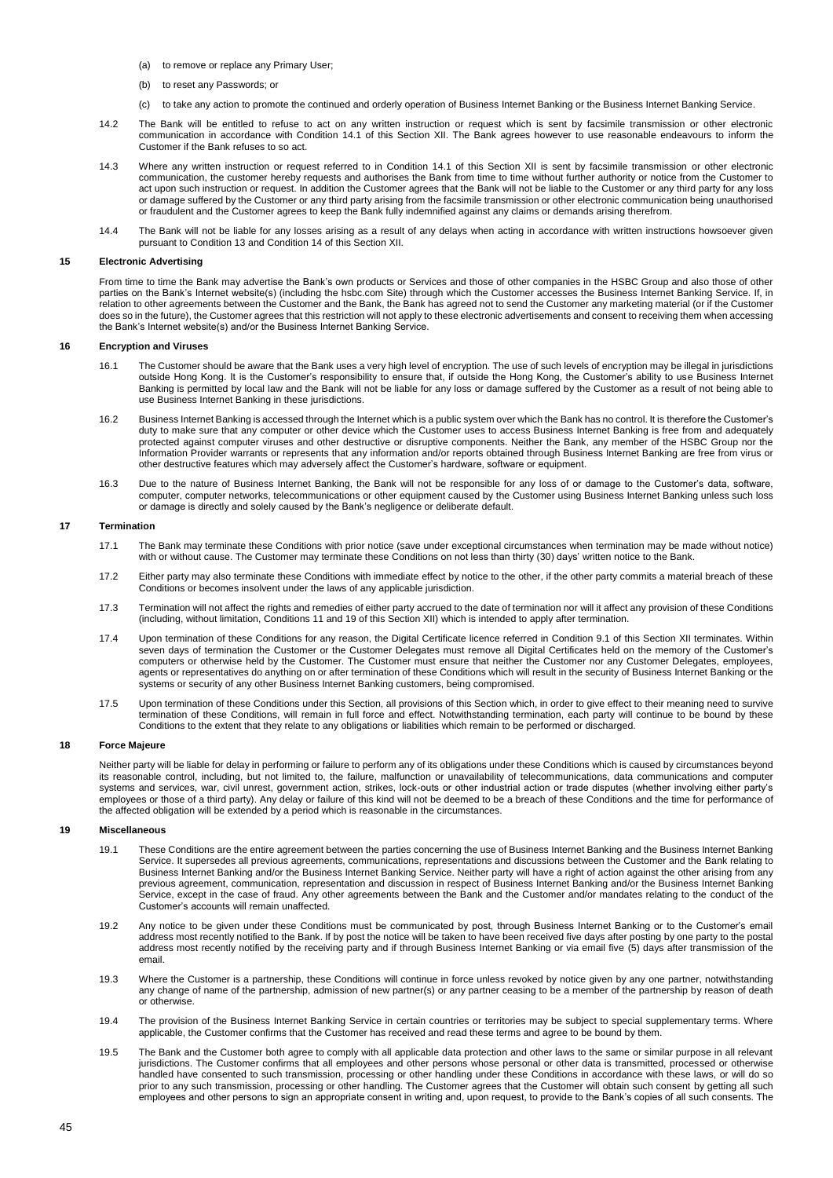(a) to remove or replace any Primary User;

(b) to reset any Passwords; or

(c) to take any action to promote the continued and orderly operation of Business Internet Banking or the Business Internet Banking Service.

14.2 The Bank will be entitled to refuse to act on any written instruction or request which is sent by facsimile transmission or other electronic communication in accordance with Condition 14.1 of this Section XII. The Bank agrees however to use reasonable endeavours to inform the Customer if the Bank refuses to so act.

14.3 Where any written instruction or request referred to in Condition 14.1 of this Section XII is sent by facsimile transmission or other electronic communication, the customer hereby requests and authorises the Bank from time to time without further authority or notice from the Customer to act upon such instruction or request. In addition the Customer agrees that the Bank will not be liable to the Customer or any third party for any loss or damage suffered by the Customer or any third party arising from the facsimile transmission or other electronic communication being unauthorised or fraudulent and the Customer agrees to keep the Bank fully indemnified against any claims or demands arising therefrom.

14.4 The Bank will not be liable for any losses arising as a result of any delays when acting in accordance with written instructions howsoever given pursuant to Condition 13 and Condition 14 of this Section XII.

## 15 Electronic Advertising

From time to time the Bank may advertise the Bank's own products or Services and those of other companies in the HSBC Group and also those of other parties on the Bank's Internet website(s) (including the hsbc.com Site) through which the Customer accesses the Business Internet Banking Service. If, in relation to other agreements between the Customer and the Bank, the Bank has agreed not to send the Customer any marketing material (or if the Customer does so in the future), the Customer agrees that this restriction will not apply to these electronic advertisements and consent to receiving them when accessing the Bank's Internet website(s) and/or the Business Internet Banking Service.

## 16 Encryption and Viruses

16.1 The Customer should be aware that the Bank uses a very high level of encryption. The use of such levels of encryption may be illegal in jurisdictions outside Hong Kong. It is the Customer's responsibility to ensure that, if outside the Hong Kong, the Customer's ability to use Business Internet Banking is permitted by local law and the Bank will not be liable for any loss or damage suffered by the Customer as a result of not being able to use Business Internet Banking in these jurisdictions.

16.2 Business Internet Banking is accessed through the Internet which is a public system over which the Bank has no control. It is therefore the Customer's duty to make sure that any computer or other device which the Customer uses to access Business Internet Banking is free from and adequately protected against computer viruses and other destructive or disruptive components. Neither the Bank, any member of the HSBC Group nor the Information Provider warrants or represents that any information and/or reports obtained through Business Internet Banking are free from virus or other destructive features which may adversely affect the Customer's hardware, software or equipment.

16.3 Due to the nature of Business Internet Banking, the Bank will not be responsible for any loss of or damage to the Customer's data, software, computer, computer networks, telecommunications or other equipment caused by the Customer using Business Internet Banking unless such loss or damage is directly and solely caused by the Bank's negligence or deliberate default.

## 17 Termination

17.1 The Bank may terminate these Conditions with prior notice (save under exceptional circumstances when termination may be made without notice) with or without cause. The Customer may terminate these Conditions on not less than thirty (30) days' written notice to the Bank.

17.2 Either party may also terminate these Conditions with immediate effect by notice to the other, if the other party commits a material breach of these Conditions or becomes insolvent under the laws of any applicable jurisdiction.

17.3 Termination will not affect the rights and remedies of either party accrued to the date of termination nor will it affect any provision of these Conditions (including, without limitation, Conditions 11 and 19 of this Section XII) which is intended to apply after termination.

17.4 Upon termination of these Conditions for any reason, the Digital Certificate licence referred in Condition 9.1 of this Section XII terminates. Within seven days of termination the Customer or the Customer Delegates must remove all Digital Certificates held on the memory of the Customer's computers or otherwise held by the Customer. The Customer must ensure that neither the Customer nor any Customer Delegates, employees, agents or representatives do anything on or after termination of these Conditions which will result in the security of Business Internet Banking or the systems or security of any other Business Internet Banking customers, being compromised.

17.5 Upon termination of these Conditions under this Section, all provisions of this Section which, in order to give effect to their meaning need to survive termination of these Conditions, will remain in full force and effect. Notwithstanding termination, each party will continue to be bound by these Conditions to the extent that they relate to any obligations or liabilities which remain to be performed or discharged.

## 18 Force Majeure

Neither party will be liable for delay in performing or failure to perform any of its obligations under these Conditions which is caused by circumstances beyond its reasonable control, including, but not limited to, the failure, malfunction or unavailability of telecommunications, data communications and computer systems and services, war, civil unrest, government action, strikes, lock-outs or other industrial action or trade disputes (whether involving either party's employees or those of a third party). Any delay or failure of this kind will not be deemed to be a breach of these Conditions and the time for performance of the affected obligation will be extended by a period which is reasonable in the circumstances.

## 19 Miscellaneous

19.1 These Conditions are the entire agreement between the parties concerning the use of Business Internet Banking and the Business Internet Banking Service. It supersedes all previous agreements, communications, representations and discussions between the Customer and the Bank relating to Business Internet Banking and/or the Business Internet Banking Service. Neither party will have a right of action against the other arising from any previous agreement, communication, representation and discussion in respect of Business Internet Banking and/or the Business Internet Banking Service, except in the case of fraud. Any other agreements between the Bank and the Customer and/or mandates relating to the conduct of the Customer's accounts will remain unaffected.

19.2 Any notice to be given under these Conditions must be communicated by post, through Business Internet Banking or to the Customer's email address most recently notified to the Bank. If by post the notice will be taken to have been received five days after posting by one party to the postal address most recently notified by the receiving party and if through Business Internet Banking or via email five (5) days after transmission of the email.

19.3 Where the Customer is a partnership, these Conditions will continue in force unless revoked by notice given by any one partner, notwithstanding any change of name of the partnership, admission of new partner(s) or any partner ceasing to be a member of the partnership by reason of death or otherwise.

19.4 The provision of the Business Internet Banking Service in certain countries or territories may be subject to special supplementary terms. Where applicable, the Customer confirms that the Customer has received and read these terms and agree to be bound by them.

19.5 The Bank and the Customer both agree to comply with all applicable data protection and other laws to the same or similar purpose in all relevant jurisdictions. The Customer confirms that all employees and other persons whose personal or other data is transmitted, processed or otherwise handled have consented to such transmission, processing or other handling under these Conditions in accordance with these laws, or will do so prior to any such transmission, processing or other handling. The Customer agrees that the Customer will obtain such consent by getting all such employees and other persons to sign an appropriate consent in writing and, upon request, to provide to the Bank's copies of all such consents. The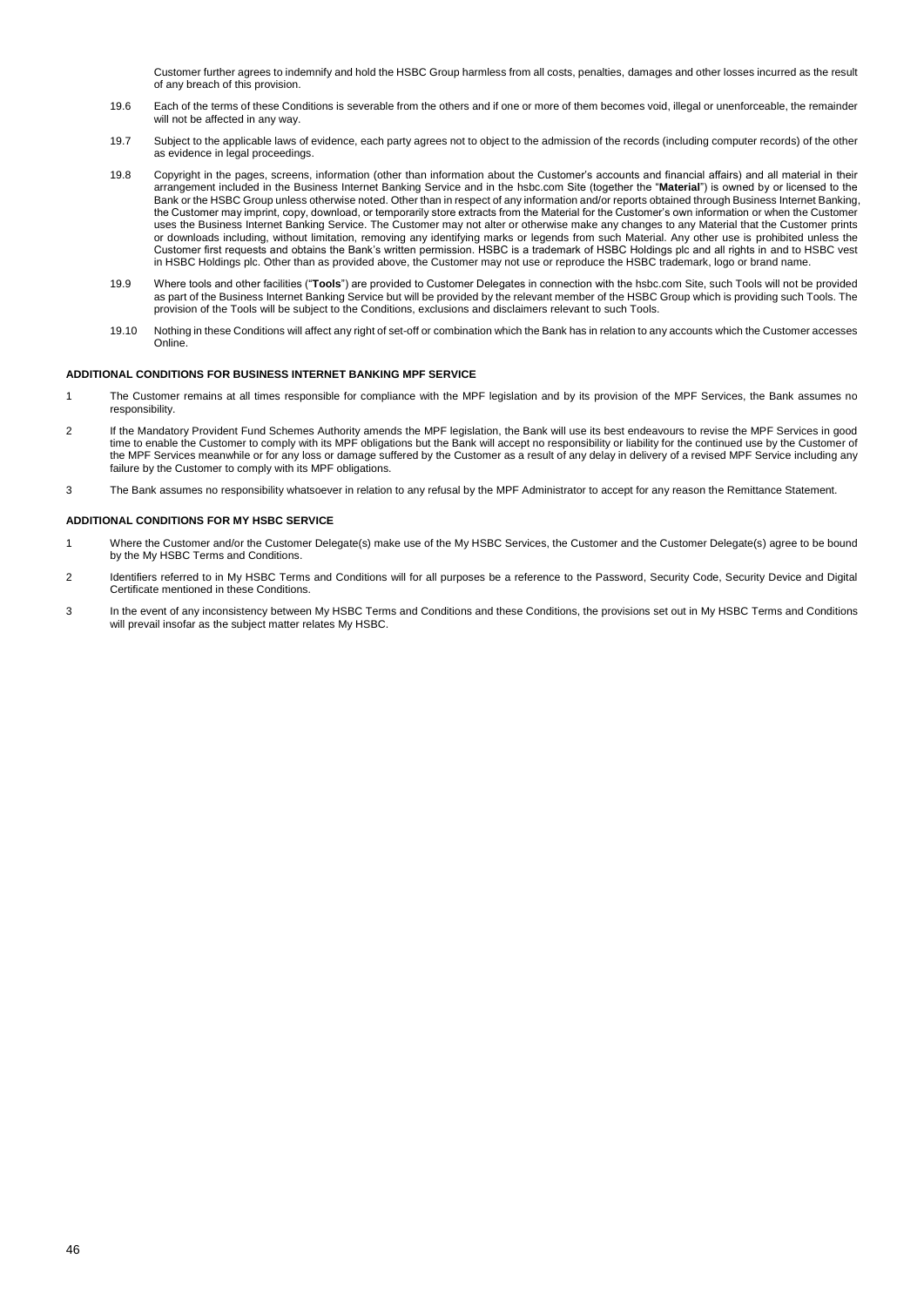Customer further agrees to indemnify and hold the HSBC Group harmless from all costs, penalties, damages and other losses incurred as the result of any breach of this provision.

19.6 Each of the terms of these Conditions is severable from the others and if one or more of them becomes void, illegal or unenforceable, the remainder will not be affected in any way.

19.7 Subject to the applicable laws of evidence, each party agrees not to object to the admission of the records (including computer records) of the other as evidence in legal proceedings.

19.8 Copyright in the pages, screens, information (other than information about the Customer's accounts and financial affairs) and all material in their arrangement included in the Business Internet Banking Service and in the hsbc.com Site (together the "**Material**") is owned by or licensed to the Bank or the HSBC Group unless otherwise noted. Other than in respect of any information and/or reports obtained through Business Internet Banking, the Customer may imprint, copy, download, or temporarily store extracts from the Material for the Customer's own information or when the Customer uses the Business Internet Banking Service. The Customer may not alter or otherwise make any changes to any Material that the Customer prints or downloads including, without limitation, removing any identifying marks or legends from such Material. Any other use is prohibited unless the Customer first requests and obtains the Bank's written permission. HSBC is a trademark of HSBC Holdings plc and all rights in and to HSBC vest in HSBC Holdings plc. Other than as provided above, the Customer may not use or reproduce the HSBC trademark, logo or brand name.

19.9 Where tools and other facilities ("**Tools**") are provided to Customer Delegates in connection with the hsbc.com Site, such Tools will not be provided as part of the Business Internet Banking Service but will be provided by the relevant member of the HSBC Group which is providing such Tools. The provision of the Tools will be subject to the Conditions, exclusions and disclaimers relevant to such Tools.

19.10 Nothing in these Conditions will affect any right of set-off or combination which the Bank has in relation to any accounts which the Customer accesses Online.

**ADDITIONAL CONDITIONS FOR BUSINESS INTERNET BANKING MPF SERVICE**

1 The Customer remains at all times responsible for compliance with the MPF legislation and by its provision of the MPF Services, the Bank assumes no responsibility.

2 If the Mandatory Provident Fund Schemes Authority amends the MPF legislation, the Bank will use its best endeavours to revise the MPF Services in good time to enable the Customer to comply with its MPF obligations but the Bank will accept no responsibility or liability for the continued use by the Customer of the MPF Services meanwhile or for any loss or damage suffered by the Customer as a result of any delay in delivery of a revised MPF Service including any failure by the Customer to comply with its MPF obligations.

3 The Bank assumes no responsibility whatsoever in relation to any refusal by the MPF Administrator to accept for any reason the Remittance Statement.

**ADDITIONAL CONDITIONS FOR MY HSBC SERVICE**

1 Where the Customer and/or the Customer Delegate(s) make use of the My HSBC Services, the Customer and the Customer Delegate(s) agree to be bound by the My HSBC Terms and Conditions.

2 Identifiers referred to in My HSBC Terms and Conditions will for all purposes be a reference to the Password, Security Code, Security Device and Digital Certificate mentioned in these Conditions.

3 In the event of any inconsistency between My HSBC Terms and Conditions and these Conditions, the provisions set out in My HSBC Terms and Conditions will prevail insofar as the subject matter relates My HSBC.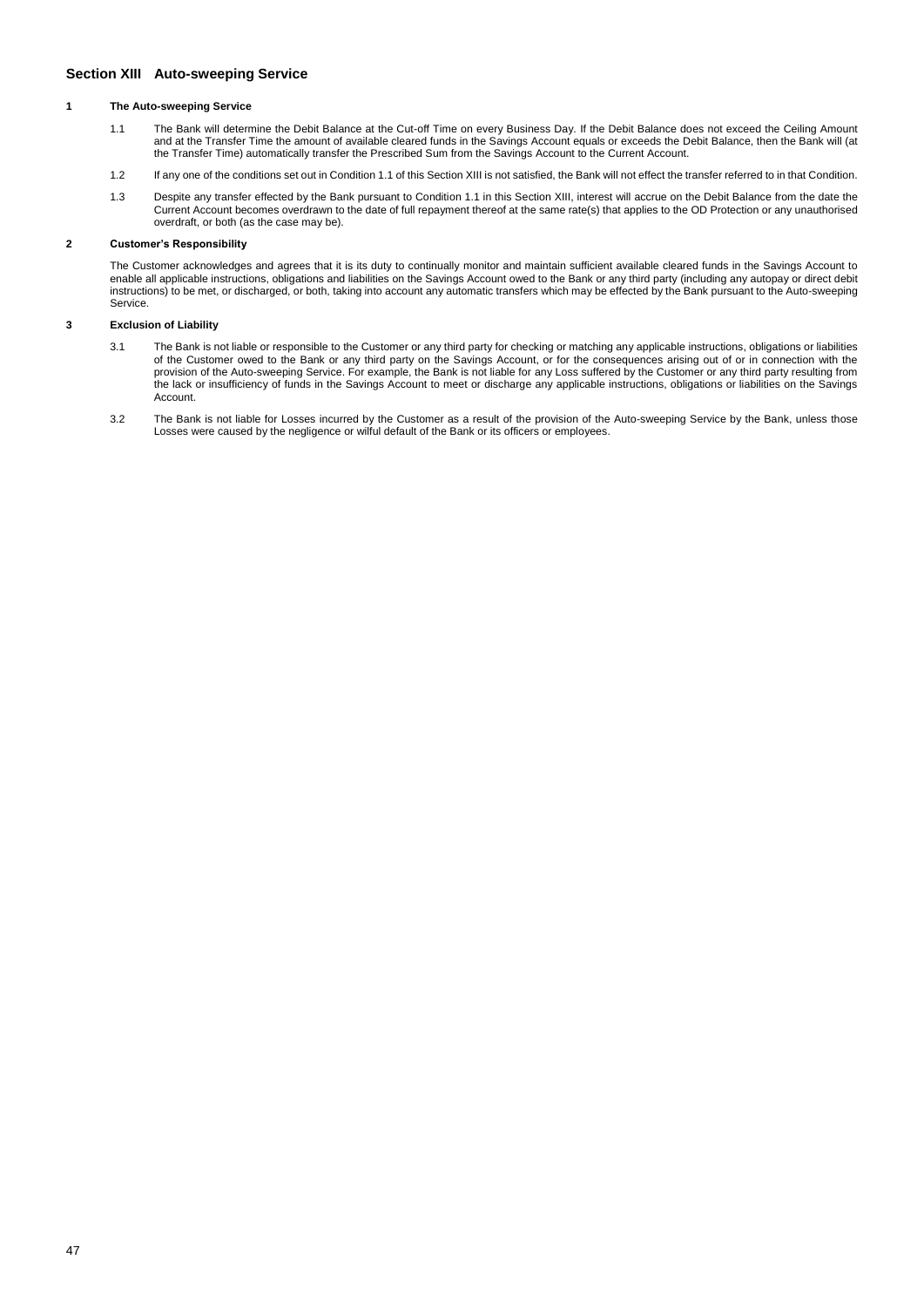## Section XIII Auto-sweeping Service

### 1 The Auto-sweeping Service

1.1 The Bank will determine the Debit Balance at the Cut-off Time on every Business Day. If the Debit Balance does not exceed the Ceiling Amount and at the Transfer Time the amount of available cleared funds in the Savings Account equals or exceeds the Debit Balance, then the Bank will (at the Transfer Time) automatically transfer the Prescribed Sum from the Savings Account to the Current Account.

1.2 If any one of the conditions set out in Condition 1.1 of this Section XIII is not satisfied, the Bank will not effect the transfer referred to in that Condition.

1.3 Despite any transfer effected by the Bank pursuant to Condition 1.1 in this Section XIII, interest will accrue on the Debit Balance from the date the Current Account becomes overdrawn to the date of full repayment thereof at the same rate(s) that applies to the OD Protection or any unauthorised overdraft, or both (as the case may be).

### 2 Customer's Responsibility

The Customer acknowledges and agrees that it is its duty to continually monitor and maintain sufficient available cleared funds in the Savings Account to enable all applicable instructions, obligations and liabilities on the Savings Account owed to the Bank or any third party (including any autopay or direct debit instructions) to be met, or discharged, or both, taking into account any automatic transfers which may be effected by the Bank pursuant to the Auto-sweeping Service.

### 3 Exclusion of Liability

3.1 The Bank is not liable or responsible to the Customer or any third party for checking or matching any applicable instructions, obligations or liabilities of the Customer owed to the Bank or any third party on the Savings Account, or for the consequences arising out of or in connection with the provision of the Auto-sweeping Service. For example, the Bank is not liable for any Loss suffered by the Customer or any third party resulting from the lack or insufficiency of funds in the Savings Account to meet or discharge any applicable instructions, obligations or liabilities on the Savings Account.

3.2 The Bank is not liable for Losses incurred by the Customer as a result of the provision of the Auto-sweeping Service by the Bank, unless those Losses were caused by the negligence or wilful default of the Bank or its officers or employees.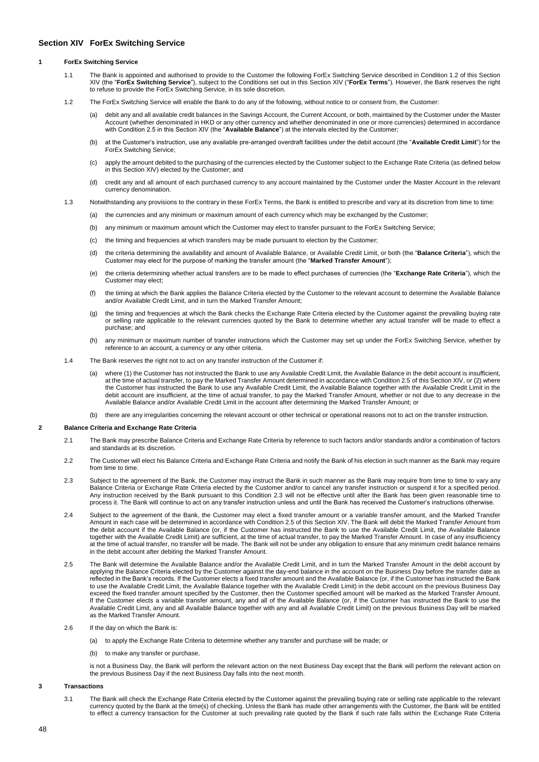## Section XIV ForEx Switching Service

### 1 ForEx Switching Service

1.1 The Bank is appointed and authorised to provide to the Customer the following ForEx Switching Service described in Condition 1.2 of this Section XIV (the "**ForEx Switching Service**"), subject to the Conditions set out in this Section XIV ("**ForEx Terms**"). However, the Bank reserves the right to refuse to provide the ForEx Switching Service, in its sole discretion.

1.2 The ForEx Switching Service will enable the Bank to do any of the following, without notice to or consent from, the Customer:

(a) debit any and all available credit balances in the Savings Account, the Current Account, or both, maintained by the Customer under the Master Account (whether denominated in HKD or any other currency and whether denominated in one or more currencies) determined in accordance with Condition 2.5 in this Section XIV (the "**Available Balance**") at the intervals elected by the Customer;

(b) at the Customer's instruction, use any available pre-arranged overdraft facilities under the debit account (the "**Available Credit Limit**") for the ForEx Switching Service;

(c) apply the amount debited to the purchasing of the currencies elected by the Customer subject to the Exchange Rate Criteria (as defined below in this Section XIV) elected by the Customer; and

(d) credit any and all amount of each purchased currency to any account maintained by the Customer under the Master Account in the relevant currency denomination.

1.3 Notwithstanding any provisions to the contrary in these ForEx Terms, the Bank is entitled to prescribe and vary at its discretion from time to time:

(a) the currencies and any minimum or maximum amount of each currency which may be exchanged by the Customer;

(b) any minimum or maximum amount which the Customer may elect to transfer pursuant to the ForEx Switching Service;

(c) the timing and frequencies at which transfers may be made pursuant to election by the Customer;

(d) the criteria determining the availability and amount of Available Balance, or Available Credit Limit, or both (the "**Balance Criteria**"), which the Customer may elect for the purpose of marking the transfer amount (the "**Marked Transfer Amount**");

(e) the criteria determining whether actual transfers are to be made to effect purchases of currencies (the "**Exchange Rate Criteria**"), which the Customer may elect;

(f) the timing at which the Bank applies the Balance Criteria elected by the Customer to the relevant account to determine the Available Balance and/or Available Credit Limit, and in turn the Marked Transfer Amount;

(g) the timing and frequencies at which the Bank checks the Exchange Rate Criteria elected by the Customer against the prevailing buying rate or selling rate applicable to the relevant currencies quoted by the Bank to determine whether any actual transfer will be made to effect a purchase; and

(h) any minimum or maximum number of transfer instructions which the Customer may set up under the ForEx Switching Service, whether by reference to an account, a currency or any other criteria.

1.4 The Bank reserves the right not to act on any transfer instruction of the Customer if:

(a) where (1) the Customer has not instructed the Bank to use any Available Credit Limit, the Available Balance in the debit account is insufficient, at the time of actual transfer, to pay the Marked Transfer Amount determined in accordance with Condition 2.5 of this Section XIV, or (2) where the Customer has instructed the Bank to use any Available Credit Limit, the Available Balance together with the Available Credit Limit in the debit account are insufficient, at the time of actual transfer, to pay the Marked Transfer Amount, whether or not due to any decrease in the Available Balance and/or Available Credit Limit in the account after determining the Marked Transfer Amount; or

(b) there are any irregularities concerning the relevant account or other technical or operational reasons not to act on the transfer instruction.

### 2 Balance Criteria and Exchange Rate Criteria

2.1 The Bank may prescribe Balance Criteria and Exchange Rate Criteria by reference to such factors and/or standards and/or a combination of factors and standards at its discretion.

2.2 The Customer will elect his Balance Criteria and Exchange Rate Criteria and notify the Bank of his election in such manner as the Bank may require from time to time.

2.3 Subject to the agreement of the Bank, the Customer may instruct the Bank in such manner as the Bank may require from time to time to vary any Balance Criteria or Exchange Rate Criteria elected by the Customer and/or to cancel any transfer instruction or suspend it for a specified period. Any instruction received by the Bank pursuant to this Condition 2.3 will not be effective until after the Bank has been given reasonable time to process it. The Bank will continue to act on any transfer instruction unless and until the Bank has received the Customer's instructions otherwise.

2.4 Subject to the agreement of the Bank, the Customer may elect a fixed transfer amount or a variable transfer amount, and the Marked Transfer Amount in each case will be determined in accordance with Condition 2.5 of this Section XIV. The Bank will debit the Marked Transfer Amount from the debit account if the Available Balance (or, if the Customer has instructed the Bank to use the Available Credit Limit, the Available Balance together with the Available Credit Limit) are sufficient, at the time of actual transfer, to pay the Marked Transfer Amount. In case of any insufficiency at the time of actual transfer, no transfer will be made. The Bank will not be under any obligation to ensure that any minimum credit balance remains in the debit account after debiting the Marked Transfer Amount.

2.5 The Bank will determine the Available Balance and/or the Available Credit Limit, and in turn the Marked Transfer Amount in the debit account by applying the Balance Criteria elected by the Customer against the day-end balance in the account on the Business Day before the transfer date as reflected in the Bank's records. If the Customer elects a fixed transfer amount and the Available Balance (or, if the Customer has instructed the Bank to use the Available Credit Limit, the Available Balance together with the Available Credit Limit) in the debit account on the previous Business Day exceed the fixed transfer amount specified by the Customer, then the Customer specified amount will be marked as the Marked Transfer Amount. If the Customer elects a variable transfer amount, any and all of the Available Balance (or, if the Customer has instructed the Bank to use the Available Credit Limit, any and all Available Balance together with any and all Available Credit Limit) on the previous Business Day will be marked as the Marked Transfer Amount.

2.6 If the day on which the Bank is:

(a) to apply the Exchange Rate Criteria to determine whether any transfer and purchase will be made; or

(b) to make any transfer or purchase,

is not a Business Day, the Bank will perform the relevant action on the next Business Day except that the Bank will perform the relevant action on the previous Business Day if the next Business Day falls into the next month.

### 3 Transactions

3.1 The Bank will check the Exchange Rate Criteria elected by the Customer against the prevailing buying rate or selling rate applicable to the relevant currency quoted by the Bank at the time(s) of checking. Unless the Bank has made other arrangements with the Customer, the Bank will be entitled to effect a currency transaction for the Customer at such prevailing rate quoted by the Bank if such rate falls within the Exchange Rate Criteria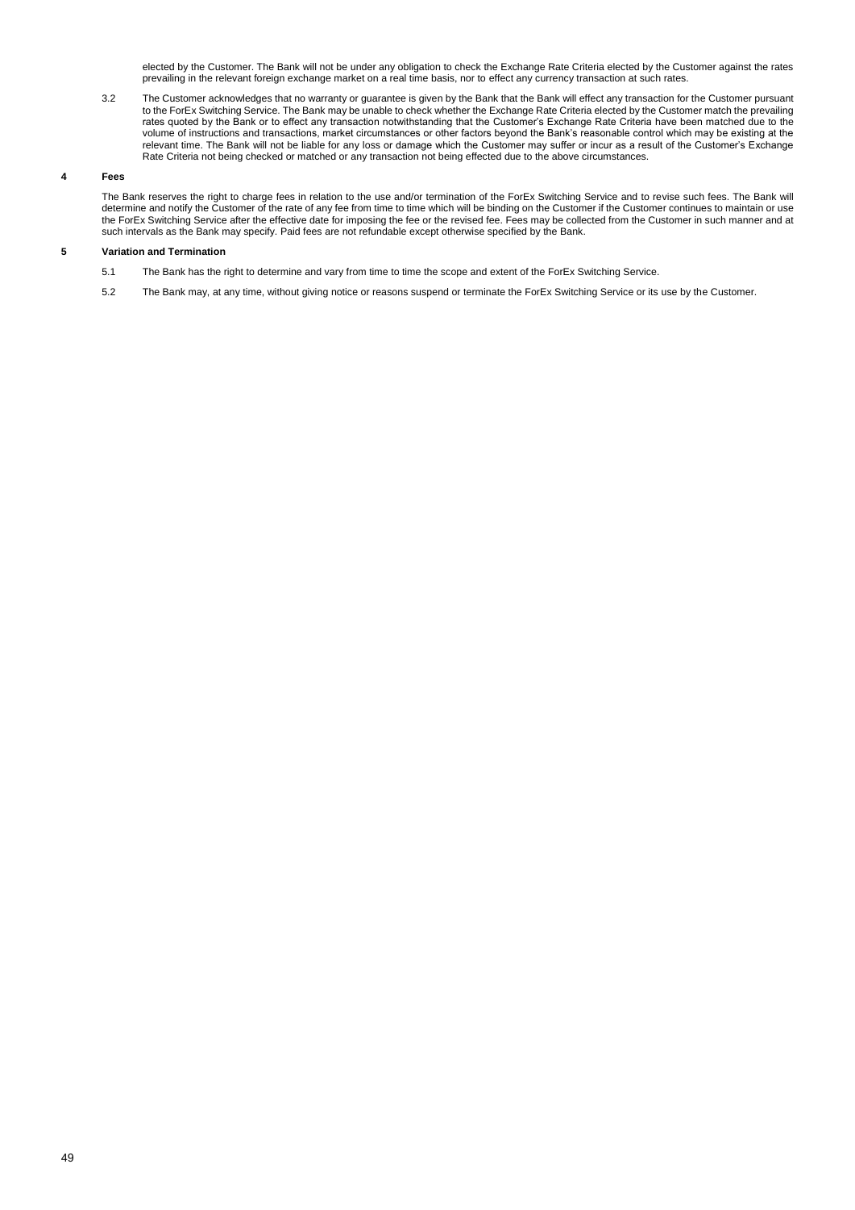elected by the Customer. The Bank will not be under any obligation to check the Exchange Rate Criteria elected by the Customer against the rates prevailing in the relevant foreign exchange market on a real time basis, nor to effect any currency transaction at such rates.

3.2 The Customer acknowledges that no warranty or guarantee is given by the Bank that the Bank will effect any transaction for the Customer pursuant to the ForEx Switching Service. The Bank may be unable to check whether the Exchange Rate Criteria elected by the Customer match the prevailing rates quoted by the Bank or to effect any transaction notwithstanding that the Customer's Exchange Rate Criteria have been matched due to the volume of instructions and transactions, market circumstances or other factors beyond the Bank's reasonable control which may be existing at the relevant time. The Bank will not be liable for any loss or damage which the Customer may suffer or incur as a result of the Customer's Exchange Rate Criteria not being checked or matched or any transaction not being effected due to the above circumstances.

### 4 Fees

The Bank reserves the right to charge fees in relation to the use and/or termination of the ForEx Switching Service and to revise such fees. The Bank will determine and notify the Customer of the rate of any fee from time to time which will be binding on the Customer if the Customer continues to maintain or use the ForEx Switching Service after the effective date for imposing the fee or the revised fee. Fees may be collected from the Customer in such manner and at such intervals as the Bank may specify. Paid fees are not refundable except otherwise specified by the Bank.

### 5 Variation and Termination

5.1 The Bank has the right to determine and vary from time to time the scope and extent of the ForEx Switching Service.

5.2 The Bank may, at any time, without giving notice or reasons suspend or terminate the ForEx Switching Service or its use by the Customer.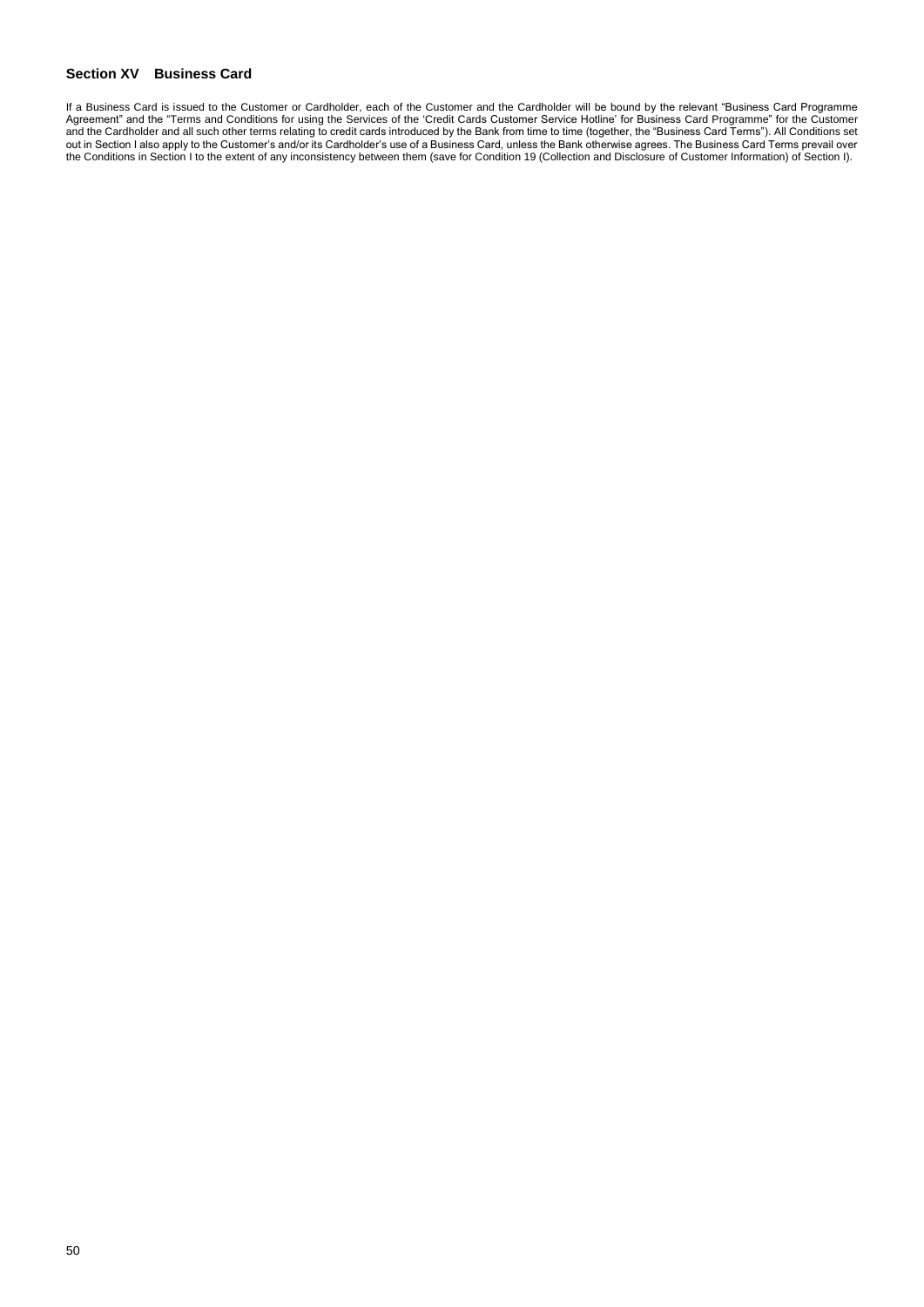## Section XV Business Card

If a Business Card is issued to the Customer or Cardholder, each of the Customer and the Cardholder will be bound by the relevant "Business Card Programme Agreement" and the "Terms and Conditions for using the Services of the 'Credit Cards Customer Service Hotline' for Business Card Programme" for the Customer and the Cardholder and all such other terms relating to credit cards introduced by the Bank from time to time (together, the "Business Card Terms"). All Conditions set out in Section I also apply to the Customer's and/or its Cardholder's use of a Business Card, unless the Bank otherwise agrees. The Business Card Terms prevail over the Conditions in Section I to the extent of any inconsistency between them (save for Condition 19 (Collection and Disclosure of Customer Information) of Section I).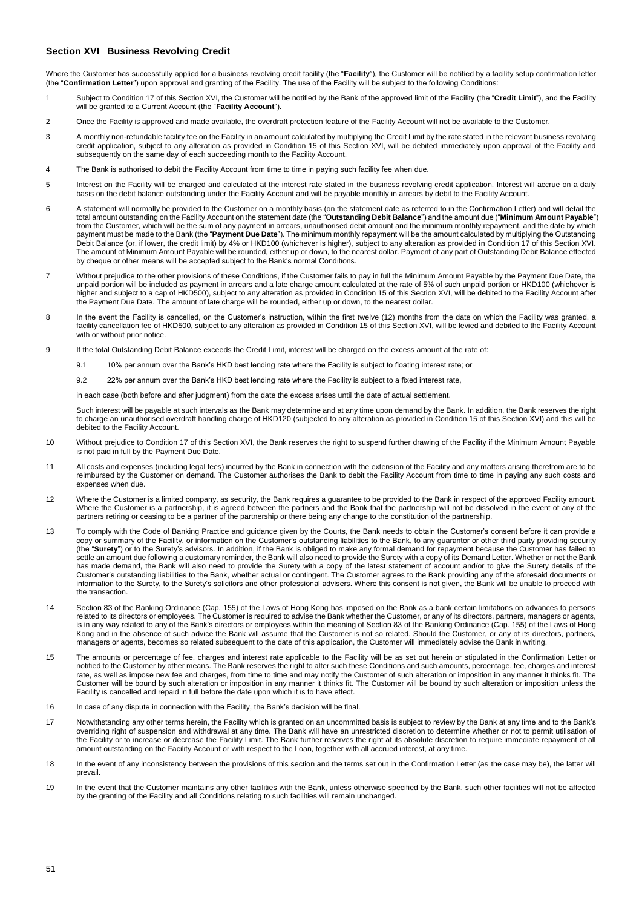## Section XVI Business Revolving Credit

Where the Customer has successfully applied for a business revolving credit facility (the "**Facility**"), the Customer will be notified by a facility setup confirmation letter (the "**Confirmation Letter**") upon approval and granting of the Facility. The use of the Facility will be subject to the following Conditions:

1 Subject to Condition 17 of this Section XVI, the Customer will be notified by the Bank of the approved limit of the Facility (the "**Credit Limit**"), and the Facility will be granted to a Current Account (the "**Facility Account**").

2 Once the Facility is approved and made available, the overdraft protection feature of the Facility Account will not be available to the Customer.

3 A monthly non-refundable facility fee on the Facility in an amount calculated by multiplying the Credit Limit by the rate stated in the relevant business revolving credit application, subject to any alteration as provided in Condition 15 of this Section XVI, will be debited immediately upon approval of the Facility and subsequently on the same day of each succeeding month to the Facility Account.

4 The Bank is authorised to debit the Facility Account from time to time in paying such facility fee when due.

5 Interest on the Facility will be charged and calculated at the interest rate stated in the business revolving credit application. Interest will accrue on a daily basis on the debit balance outstanding under the Facility Account and will be payable monthly in arrears by debit to the Facility Account.

6 A statement will normally be provided to the Customer on a monthly basis (on the statement date as referred to in the Confirmation Letter) and will detail the total amount outstanding on the Facility Account on the statement date (the "**Outstanding Debit Balance**") and the amount due ("**Minimum Amount Payable**") from the Customer, which will be the sum of any payment in arrears, unauthorised debit amount and the minimum monthly repayment, and the date by which payment must be made to the Bank (the "**Payment Due Date**"). The minimum monthly repayment will be the amount calculated by multiplying the Outstanding Debit Balance (or, if lower, the credit limit) by 4% or HKD100 (whichever is higher), subject to any alteration as provided in Condition 17 of this Section XVI. The amount of Minimum Amount Payable will be rounded, either up or down, to the nearest dollar. Payment of any part of Outstanding Debit Balance effected by cheque or other means will be accepted subject to the Bank's normal Conditions.

7 Without prejudice to the other provisions of these Conditions, if the Customer fails to pay in full the Minimum Amount Payable by the Payment Due Date, the unpaid portion will be included as payment in arrears and a late charge amount calculated at the rate of 5% of such unpaid portion or HKD100 (whichever is higher and subject to a cap of HKD500), subject to any alteration as provided in Condition 15 of this Section XVI, will be debited to the Facility Account after the Payment Due Date. The amount of late charge will be rounded, either up or down, to the nearest dollar.

8 In the event the Facility is cancelled, on the Customer's instruction, within the first twelve (12) months from the date on which the Facility was granted, a facility cancellation fee of HKD500, subject to any alteration as provided in Condition 15 of this Section XVI, will be levied and debited to the Facility Account with or without prior notice.

9 If the total Outstanding Debit Balance exceeds the Credit Limit, interest will be charged on the excess amount at the rate of:

9.1 10% per annum over the Bank's HKD best lending rate where the Facility is subject to floating interest rate; or

9.2 22% per annum over the Bank's HKD best lending rate where the Facility is subject to a fixed interest rate,

in each case (both before and after judgment) from the date the excess arises until the date of actual settlement.

Such interest will be payable at such intervals as the Bank may determine and at any time upon demand by the Bank. In addition, the Bank reserves the right to charge an unauthorised overdraft handling charge of HKD120 (subjected to any alteration as provided in Condition 15 of this Section XVI) and this will be debited to the Facility Account.

10 Without prejudice to Condition 17 of this Section XVI, the Bank reserves the right to suspend further drawing of the Facility if the Minimum Amount Payable is not paid in full by the Payment Due Date.

11 All costs and expenses (including legal fees) incurred by the Bank in connection with the extension of the Facility and any matters arising therefrom are to be reimbursed by the Customer on demand. The Customer authorises the Bank to debit the Facility Account from time to time in paying any such costs and expenses when due.

12 Where the Customer is a limited company, as security, the Bank requires a guarantee to be provided to the Bank in respect of the approved Facility amount. Where the Customer is a partnership, it is agreed between the partners and the Bank that the partnership will not be dissolved in the event of any of the partners retiring or ceasing to be a partner of the partnership or there being any change to the constitution of the partnership.

13 To comply with the Code of Banking Practice and guidance given by the Courts, the Bank needs to obtain the Customer's consent before it can provide a copy or summary of the Facility, or information on the Customer's outstanding liabilities to the Bank, to any guarantor or other third party providing security (the "**Surety**") or to the Surety's advisors. In addition, if the Bank is obliged to make any formal demand for repayment because the Customer has failed to settle an amount due following a customary reminder, the Bank will also need to provide the Surety with a copy of its Demand Letter. Whether or not the Bank has made demand, the Bank will also need to provide the Surety with a copy of the latest statement of account and/or to give the Surety details of the Customer's outstanding liabilities to the Bank, whether actual or contingent. The Customer agrees to the Bank providing any of the aforesaid documents or information to the Surety, to the Surety's solicitors and other professional advisers. Where this consent is not given, the Bank will be unable to proceed with the transaction.

14 Section 83 of the Banking Ordinance (Cap. 155) of the Laws of Hong Kong has imposed on the Bank as a bank certain limitations on advances to persons related to its directors or employees. The Customer is required to advise the Bank whether the Customer, or any of its directors, partners, managers or agents, is in any way related to any of the Bank's directors or employees within the meaning of Section 83 of the Banking Ordinance (Cap. 155) of the Laws of Hong Kong and in the absence of such advice the Bank will assume that the Customer is not so related. Should the Customer, or any of its directors, partners, managers or agents, becomes so related subsequent to the date of this application, the Customer will immediately advise the Bank in writing.

15 The amounts or percentage of fee, charges and interest rate applicable to the Facility will be as set out herein or stipulated in the Confirmation Letter or notified to the Customer by other means. The Bank reserves the right to alter such these Conditions and such amounts, percentage, fee, charges and interest rate, as well as impose new fee and charges, from time to time and may notify the Customer of such alteration or imposition in any manner it thinks fit. The Customer will be bound by such alteration or imposition in any manner it thinks fit. The Customer will be bound by such alteration or imposition unless the Facility is cancelled and repaid in full before the date upon which it is to have effect.

16 In case of any dispute in connection with the Facility, the Bank's decision will be final.

17 Notwithstanding any other terms herein, the Facility which is granted on an uncommitted basis is subject to review by the Bank at any time and to the Bank's overriding right of suspension and withdrawal at any time. The Bank will have an unrestricted discretion to determine whether or not to permit utilisation of the Facility or to increase or decrease the Facility Limit. The Bank further reserves the right at its absolute discretion to require immediate repayment of all amount outstanding on the Facility Account or with respect to the Loan, together with all accrued interest, at any time.

18 In the event of any inconsistency between the provisions of this section and the terms set out in the Confirmation Letter (as the case may be), the latter will prevail.

19 In the event that the Customer maintains any other facilities with the Bank, unless otherwise specified by the Bank, such other facilities will not be affected by the granting of the Facility and all Conditions relating to such facilities will remain unchanged.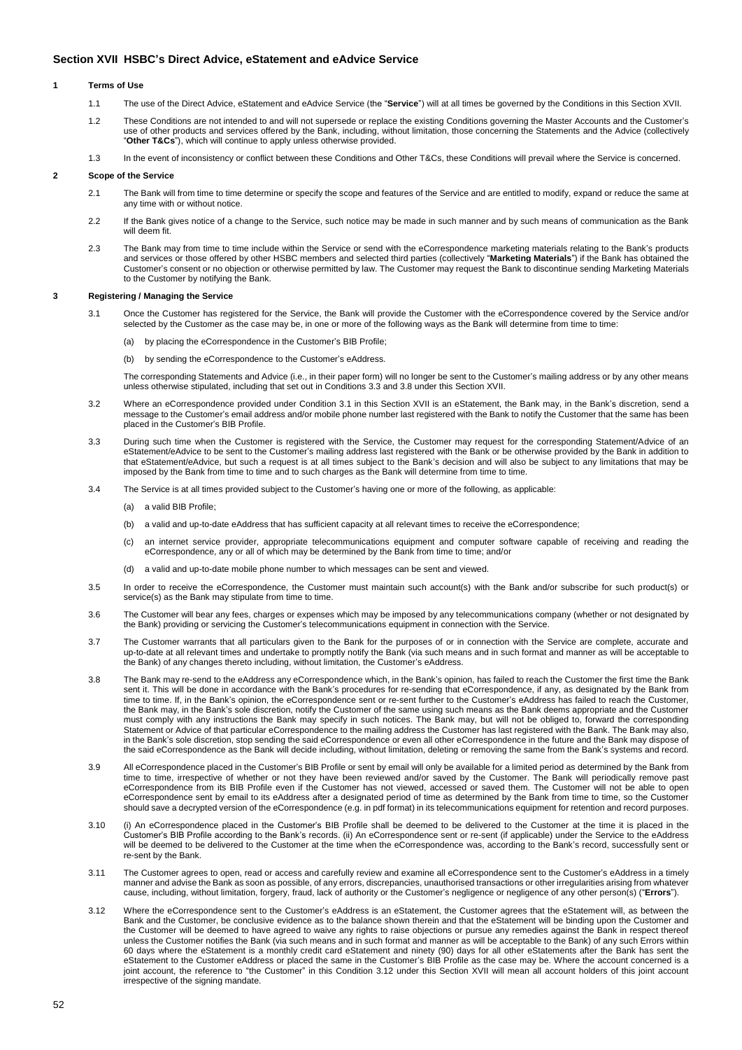## Section XVII HSBC's Direct Advice, eStatement and eAdvice Service

### 1 Terms of Use

1.1 The use of the Direct Advice, eStatement and eAdvice Service (the "**Service**") will at all times be governed by the Conditions in this Section XVII.

1.2 These Conditions are not intended to and will not supersede or replace the existing Conditions governing the Master Accounts and the Customer's use of other products and services offered by the Bank, including, without limitation, those concerning the Statements and the Advice (collectively "**Other T&Cs**"), which will continue to apply unless otherwise provided.

1.3 In the event of inconsistency or conflict between these Conditions and Other T&Cs, these Conditions will prevail where the Service is concerned.

### 2 Scope of the Service

2.1 The Bank will from time to time determine or specify the scope and features of the Service and are entitled to modify, expand or reduce the same at any time with or without notice.

2.2 If the Bank gives notice of a change to the Service, such notice may be made in such manner and by such means of communication as the Bank will deem fit.

2.3 The Bank may from time to time include within the Service or send with the eCorrespondence marketing materials relating to the Bank's products and services or those offered by other HSBC members and selected third parties (collectively "**Marketing Materials**") if the Bank has obtained the Customer's consent or no objection or otherwise permitted by law. The Customer may request the Bank to discontinue sending Marketing Materials to the Customer by notifying the Bank.

### 3 Registering / Managing the Service

3.1 Once the Customer has registered for the Service, the Bank will provide the Customer with the eCorrespondence covered by the Service and/or selected by the Customer as the case may be, in one or more of the following ways as the Bank will determine from time to time:

(a) by placing the eCorrespondence in the Customer's BIB Profile;

(b) by sending the eCorrespondence to the Customer's eAddress.

The corresponding Statements and Advice (i.e., in their paper form) will no longer be sent to the Customer's mailing address or by any other means unless otherwise stipulated, including that set out in Conditions 3.3 and 3.8 under this Section XVII.

3.2 Where an eCorrespondence provided under Condition 3.1 in this Section XVII is an eStatement, the Bank may, in the Bank's discretion, send a message to the Customer's email address and/or mobile phone number last registered with the Bank to notify the Customer that the same has been placed in the Customer's BIB Profile.

3.3 During such time when the Customer is registered with the Service, the Customer may request for the corresponding Statement/Advice of an eStatement/eAdvice to be sent to the Customer's mailing address last registered with the Bank or be otherwise provided by the Bank in addition to that eStatement/eAdvice, but such a request is at all times subject to the Bank's decision and will also be subject to any limitations that may be imposed by the Bank from time to time and to such charges as the Bank will determine from time to time.

3.4 The Service is at all times provided subject to the Customer's having one or more of the following, as applicable:

(a) a valid BIB Profile;

(b) a valid and up-to-date eAddress that has sufficient capacity at all relevant times to receive the eCorrespondence;

(c) an internet service provider, appropriate telecommunications equipment and computer software capable of receiving and reading the eCorrespondence, any or all of which may be determined by the Bank from time to time; and/or

(d) a valid and up-to-date mobile phone number to which messages can be sent and viewed.

3.5 In order to receive the eCorrespondence, the Customer must maintain such account(s) with the Bank and/or subscribe for such product(s) or service(s) as the Bank may stipulate from time to time.

3.6 The Customer will bear any fees, charges or expenses which may be imposed by any telecommunications company (whether or not designated by the Bank) providing or servicing the Customer's telecommunications equipment in connection with the Service.

3.7 The Customer warrants that all particulars given to the Bank for the purposes of or in connection with the Service are complete, accurate and up-to-date at all relevant times and undertake to promptly notify the Bank (via such means and in such format and manner as will be acceptable to the Bank) of any changes thereto including, without limitation, the Customer's eAddress.

3.8 The Bank may re-send to the eAddress any eCorrespondence which, in the Bank's opinion, has failed to reach the Customer the first time the Bank sent it. This will be done in accordance with the Bank's procedures for re-sending that eCorrespondence, if any, as designated by the Bank from time to time. If, in the Bank's opinion, the eCorrespondence sent or re-sent further to the Customer's eAddress has failed to reach the Customer, the Bank may, in the Bank's sole discretion, notify the Customer of the same using such means as the Bank deems appropriate and the Customer must comply with any instructions the Bank may specify in such notices. The Bank may, but will not be obliged to, forward the corresponding Statement or Advice of that particular eCorrespondence to the mailing address the Customer has last registered with the Bank. The Bank may also, in the Bank's sole discretion, stop sending the said eCorrespondence or even all other eCorrespondence in the future and the Bank may dispose of the said eCorrespondence as the Bank will decide including, without limitation, deleting or removing the same from the Bank's systems and record.

3.9 All eCorrespondence placed in the Customer's BIB Profile or sent by email will only be available for a limited period as determined by the Bank from time to time, irrespective of whether or not they have been reviewed and/or saved by the Customer. The Bank will periodically remove past eCorrespondence from its BIB Profile even if the Customer has not viewed, accessed or saved them. The Customer will not be able to open eCorrespondence sent by email to its eAddress after a designated period of time as determined by the Bank from time to time, so the Customer should save a decrypted version of the eCorrespondence (e.g. in pdf format) in its telecommunications equipment for retention and record purposes.

3.10 (i) An eCorrespondence placed in the Customer's BIB Profile shall be deemed to be delivered to the Customer at the time it is placed in the Customer's BIB Profile according to the Bank's records. (ii) An eCorrespondence sent or re-sent (if applicable) under the Service to the eAddress will be deemed to be delivered to the Customer at the time when the eCorrespondence was, according to the Bank's record, successfully sent or re-sent by the Bank.

3.11 The Customer agrees to open, read or access and carefully review and examine all eCorrespondence sent to the Customer's eAddress in a timely manner and advise the Bank as soon as possible, of any errors, discrepancies, unauthorised transactions or other irregularities arising from whatever cause, including, without limitation, forgery, fraud, lack of authority or the Customer's negligence or negligence of any other person(s) ("**Errors**").

3.12 Where the eCorrespondence sent to the Customer's eAddress is an eStatement, the Customer agrees that the eStatement will, as between the Bank and the Customer, be conclusive evidence as to the balance shown therein and that the eStatement will be binding upon the Customer and the Customer will be deemed to have agreed to waive any rights to raise objections or pursue any remedies against the Bank in respect thereof unless the Customer notifies the Bank (via such means and in such format and manner as will be acceptable to the Bank) of any such Errors within 60 days where the eStatement is a monthly credit card eStatement and ninety (90) days for all other eStatements after the Bank has sent the eStatement to the Customer eAddress or placed the same in the Customer's BIB Profile as the case may be. Where the account concerned is a joint account, the reference to "the Customer" in this Condition 3.12 under this Section XVII will mean all account holders of this joint account irrespective of the signing mandate.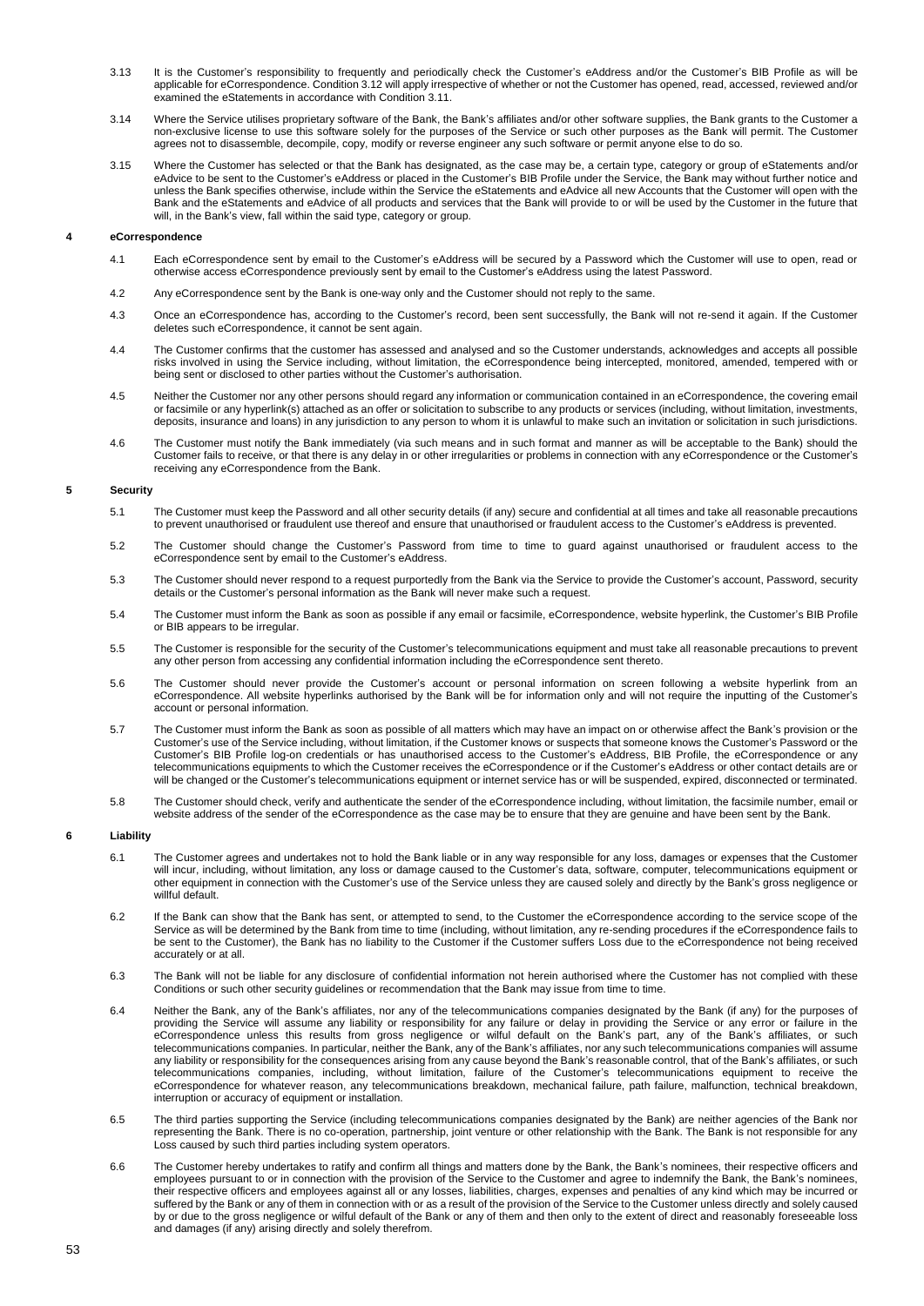3.13 It is the Customer's responsibility to frequently and periodically check the Customer's eAddress and/or the Customer's BIB Profile as will be applicable for eCorrespondence. Condition 3.12 will apply irrespective of whether or not the Customer has opened, read, accessed, reviewed and/or examined the eStatements in accordance with Condition 3.11.

3.14 Where the Service utilises proprietary software of the Bank, the Bank's affiliates and/or other software supplies, the Bank grants to the Customer a non-exclusive license to use this software solely for the purposes of the Service or such other purposes as the Bank will permit. The Customer agrees not to disassemble, decompile, copy, modify or reverse engineer any such software or permit anyone else to do so.

3.15 Where the Customer has selected or that the Bank has designated, as the case may be, a certain type, category or group of eStatements and/or eAdvice to be sent to the Customer's eAddress or placed in the Customer's BIB Profile under the Service, the Bank may without further notice and unless the Bank specifies otherwise, include within the Service the eStatements and eAdvice all new Accounts that the Customer will open with the Bank and the eStatements and eAdvice of all products and services that the Bank will provide to or will be used by the Customer in the future that will, in the Bank's view, fall within the said type, category or group.

## 4 eCorrespondence

4.1 Each eCorrespondence sent by email to the Customer's eAddress will be secured by a Password which the Customer will use to open, read or otherwise access eCorrespondence previously sent by email to the Customer's eAddress using the latest Password.

4.2 Any eCorrespondence sent by the Bank is one-way only and the Customer should not reply to the same.

4.3 Once an eCorrespondence has, according to the Customer's record, been sent successfully, the Bank will not re-send it again. If the Customer deletes such eCorrespondence, it cannot be sent again.

4.4 The Customer confirms that the customer has assessed and analysed and so the Customer understands, acknowledges and accepts all possible risks involved in using the Service including, without limitation, the eCorrespondence being intercepted, monitored, amended, tempered with or being sent or disclosed to other parties without the Customer's authorisation.

4.5 Neither the Customer nor any other persons should regard any information or communication contained in an eCorrespondence, the covering email or facsimile or any hyperlink(s) attached as an offer or solicitation to subscribe to any products or services (including, without limitation, investments, deposits, insurance and loans) in any jurisdiction to any person to whom it is unlawful to make such an invitation or solicitation in such jurisdictions.

4.6 The Customer must notify the Bank immediately (via such means and in such format and manner as will be acceptable to the Bank) should the Customer fails to receive, or that there is any delay in or other irregularities or problems in connection with any eCorrespondence or the Customer's receiving any eCorrespondence from the Bank.

## 5 Security

5.1 The Customer must keep the Password and all other security details (if any) secure and confidential at all times and take all reasonable precautions to prevent unauthorised or fraudulent use thereof and ensure that unauthorised or fraudulent access to the Customer's eAddress is prevented.

5.2 The Customer should change the Customer's Password from time to time to guard against unauthorised or fraudulent access to the eCorrespondence sent by email to the Customer's eAddress.

5.3 The Customer should never respond to a request purportedly from the Bank via the Service to provide the Customer's account, Password, security details or the Customer's personal information as the Bank will never make such a request.

5.4 The Customer must inform the Bank as soon as possible if any email or facsimile, eCorrespondence, website hyperlink, the Customer's BIB Profile or BIB appears to be irregular.

5.5 The Customer is responsible for the security of the Customer's telecommunications equipment and must take all reasonable precautions to prevent any other person from accessing any confidential information including the eCorrespondence sent thereto.

5.6 The Customer should never provide the Customer's account or personal information on screen following a website hyperlink from an eCorrespondence. All website hyperlinks authorised by the Bank will be for information only and will not require the inputting of the Customer's account or personal information.

5.7 The Customer must inform the Bank as soon as possible of all matters which may have an impact on or otherwise affect the Bank's provision or the Customer's use of the Service including, without limitation, if the Customer knows or suspects that someone knows the Customer's Password or the Customer's BIB Profile log-on credentials or has unauthorised access to the Customer's eAddress, BIB Profile, the eCorrespondence or any telecommunications equipments to which the Customer receives the eCorrespondence or if the Customer's eAddress or other contact details are or will be changed or the Customer's telecommunications equipment or internet service has or will be suspended, expired, disconnected or terminated.

5.8 The Customer should check, verify and authenticate the sender of the eCorrespondence including, without limitation, the facsimile number, email or website address of the sender of the eCorrespondence as the case may be to ensure that they are genuine and have been sent by the Bank.

## 6 Liability

6.1 The Customer agrees and undertakes not to hold the Bank liable or in any way responsible for any loss, damages or expenses that the Customer will incur, including, without limitation, any loss or damage caused to the Customer's data, software, computer, telecommunications equipment or other equipment in connection with the Customer's use of the Service unless they are caused solely and directly by the Bank's gross negligence or willful default.

6.2 If the Bank can show that the Bank has sent, or attempted to send, to the Customer the eCorrespondence according to the service scope of the Service as will be determined by the Bank from time to time (including, without limitation, any re-sending procedures if the eCorrespondence fails to be sent to the Customer), the Bank has no liability to the Customer if the Customer suffers Loss due to the eCorrespondence not being received accurately or at all.

6.3 The Bank will not be liable for any disclosure of confidential information not herein authorised where the Customer has not complied with these Conditions or such other security guidelines or recommendation that the Bank may issue from time to time.

6.4 Neither the Bank, any of the Bank's affiliates, nor any of the telecommunications companies designated by the Bank (if any) for the purposes of providing the Service will assume any liability or responsibility for any failure or delay in providing the Service or any error or failure in the eCorrespondence unless this results from gross negligence or wilful default on the Bank's part, any of the Bank's affiliates, or such telecommunications companies. In particular, neither the Bank, any of the Bank's affiliates, nor any such telecommunications companies will assume any liability or responsibility for the consequences arising from any cause beyond the Bank's reasonable control, that of the Bank's affiliates, or such telecommunications companies, including, without limitation, failure of the Customer's telecommunications equipment to receive the eCorrespondence for whatever reason, any telecommunications breakdown, mechanical failure, path failure, malfunction, technical breakdown, interruption or accuracy of equipment or installation.

6.5 The third parties supporting the Service (including telecommunications companies designated by the Bank) are neither agencies of the Bank nor representing the Bank. There is no co-operation, partnership, joint venture or other relationship with the Bank. The Bank is not responsible for any Loss caused by such third parties including system operators.

6.6 The Customer hereby undertakes to ratify and confirm all things and matters done by the Bank, the Bank's nominees, their respective officers and employees pursuant to or in connection with the provision of the Service to the Customer and agree to indemnify the Bank, the Bank's nominees, their respective officers and employees against all or any losses, liabilities, charges, expenses and penalties of any kind which may be incurred or suffered by the Bank or any of them in connection with or as a result of the provision of the Service to the Customer unless directly and solely caused by or due to the gross negligence or wilful default of the Bank or any of them and then only to the extent of direct and reasonably foreseeable loss and damages (if any) arising directly and solely therefrom.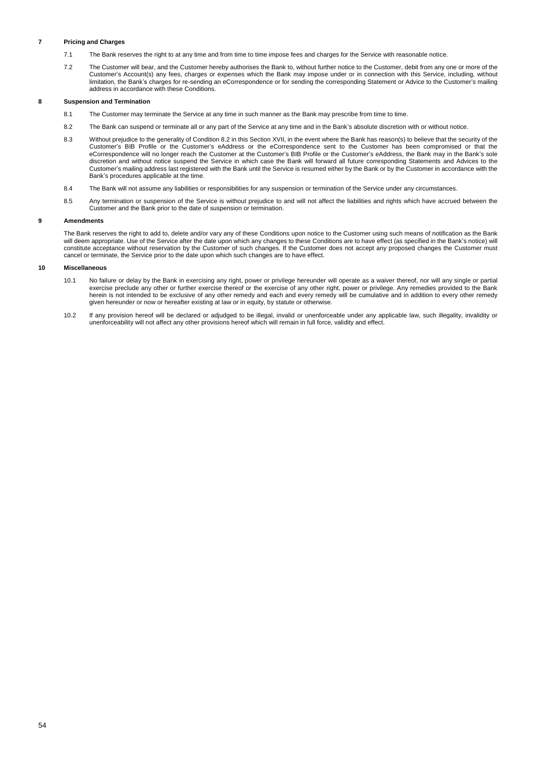**7 Pricing and Charges**

7.1 The Bank reserves the right to at any time and from time to time impose fees and charges for the Service with reasonable notice.

7.2 The Customer will bear, and the Customer hereby authorises the Bank to, without further notice to the Customer, debit from any one or more of the Customer's Account(s) any fees, charges or expenses which the Bank may impose under or in connection with this Service, including, without limitation, the Bank's charges for re-sending an eCorrespondence or for sending the corresponding Statement or Advice to the Customer's mailing address in accordance with these Conditions.

**8 Suspension and Termination**

8.1 The Customer may terminate the Service at any time in such manner as the Bank may prescribe from time to time.

8.2 The Bank can suspend or terminate all or any part of the Service at any time and in the Bank's absolute discretion with or without notice.

8.3 Without prejudice to the generality of Condition 8.2 in this Section XVII, in the event where the Bank has reason(s) to believe that the security of the Customer's BIB Profile or the Customer's eAddress or the eCorrespondence sent to the Customer has been compromised or that the eCorrespondence will no longer reach the Customer at the Customer's BIB Profile or the Customer's eAddress, the Bank may in the Bank's sole discretion and without notice suspend the Service in which case the Bank will forward all future corresponding Statements and Advices to the Customer's mailing address last registered with the Bank until the Service is resumed either by the Bank or by the Customer in accordance with the Bank's procedures applicable at the time.

8.4 The Bank will not assume any liabilities or responsibilities for any suspension or termination of the Service under any circumstances.

8.5 Any termination or suspension of the Service is without prejudice to and will not affect the liabilities and rights which have accrued between the Customer and the Bank prior to the date of suspension or termination.

**9 Amendments**

The Bank reserves the right to add to, delete and/or vary any of these Conditions upon notice to the Customer using such means of notification as the Bank will deem appropriate. Use of the Service after the date upon which any changes to these Conditions are to have effect (as specified in the Bank's notice) will constitute acceptance without reservation by the Customer of such changes. If the Customer does not accept any proposed changes the Customer must cancel or terminate, the Service prior to the date upon which such changes are to have effect.

**10 Miscellaneous**

10.1 No failure or delay by the Bank in exercising any right, power or privilege hereunder will operate as a waiver thereof, nor will any single or partial exercise preclude any other or further exercise thereof or the exercise of any other right, power or privilege. Any remedies provided to the Bank herein is not intended to be exclusive of any other remedy and each and every remedy will be cumulative and in addition to every other remedy given hereunder or now or hereafter existing at law or in equity, by statute or otherwise.

10.2 If any provision hereof will be declared or adjudged to be illegal, invalid or unenforceable under any applicable law, such illegality, invalidity or unenforceability will not affect any other provisions hereof which will remain in full force, validity and effect.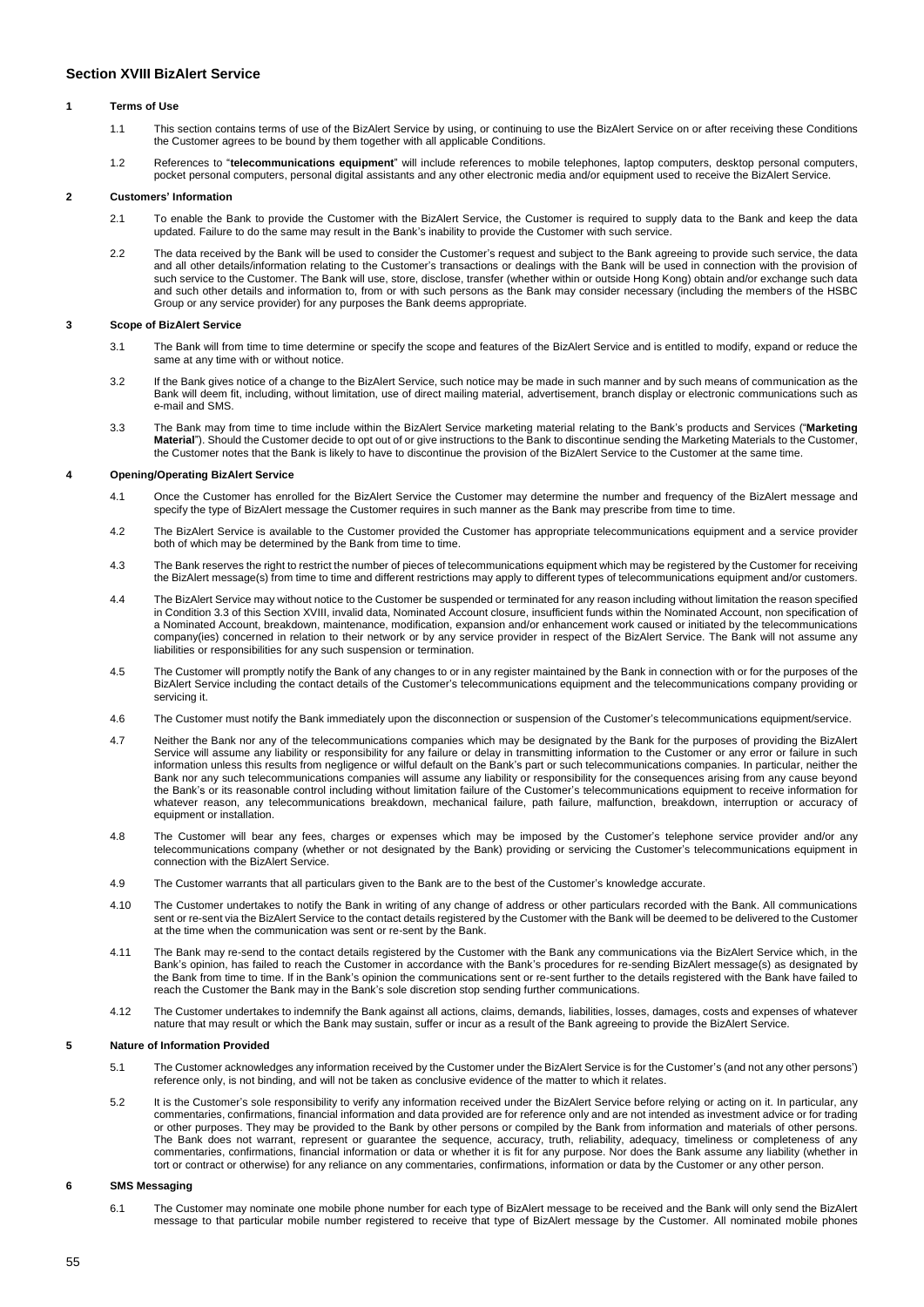## Section XVIII BizAlert Service

### 1 Terms of Use

1.1 This section contains terms of use of the BizAlert Service by using, or continuing to use the BizAlert Service on or after receiving these Conditions the Customer agrees to be bound by them together with all applicable Conditions.

1.2 References to "**telecommunications equipment**" will include references to mobile telephones, laptop computers, desktop personal computers, pocket personal computers, personal digital assistants and any other electronic media and/or equipment used to receive the BizAlert Service.

### 2 Customers' Information

2.1 To enable the Bank to provide the Customer with the BizAlert Service, the Customer is required to supply data to the Bank and keep the data updated. Failure to do the same may result in the Bank's inability to provide the Customer with such service.

2.2 The data received by the Bank will be used to consider the Customer's request and subject to the Bank agreeing to provide such service, the data and all other details/information relating to the Customer's transactions or dealings with the Bank will be used in connection with the provision of such service to the Customer. The Bank will use, store, disclose, transfer (whether within or outside Hong Kong) obtain and/or exchange such data and such other details and information to, from or with such persons as the Bank may consider necessary (including the members of the HSBC Group or any service provider) for any purposes the Bank deems appropriate.

### 3 Scope of BizAlert Service

3.1 The Bank will from time to time determine or specify the scope and features of the BizAlert Service and is entitled to modify, expand or reduce the same at any time with or without notice.

3.2 If the Bank gives notice of a change to the BizAlert Service, such notice may be made in such manner and by such means of communication as the Bank will deem fit, including, without limitation, use of direct mailing material, advertisement, branch display or electronic communications such as e-mail and SMS.

3.3 The Bank may from time to time include within the BizAlert Service marketing material relating to the Bank's products and Services ("**Marketing Material**"). Should the Customer decide to opt out of or give instructions to the Bank to discontinue sending the Marketing Materials to the Customer, the Customer notes that the Bank is likely to have to discontinue the provision of the BizAlert Service to the Customer at the same time.

### 4 Opening/Operating BizAlert Service

4.1 Once the Customer has enrolled for the BizAlert Service the Customer may determine the number and frequency of the BizAlert message and specify the type of BizAlert message the Customer requires in such manner as the Bank may prescribe from time to time.

4.2 The BizAlert Service is available to the Customer provided the Customer has appropriate telecommunications equipment and a service provider both of which may be determined by the Bank from time to time.

4.3 The Bank reserves the right to restrict the number of pieces of telecommunications equipment which may be registered by the Customer for receiving the BizAlert message(s) from time to time and different restrictions may apply to different types of telecommunications equipment and/or customers.

4.4 The BizAlert Service may without notice to the Customer be suspended or terminated for any reason including without limitation the reason specified in Condition 3.3 of this Section XVIII, invalid data, Nominated Account closure, insufficient funds within the Nominated Account, non specification of a Nominated Account, breakdown, maintenance, modification, expansion and/or enhancement work caused or initiated by the telecommunications company(ies) concerned in relation to their network or by any service provider in respect of the BizAlert Service. The Bank will not assume any liabilities or responsibilities for any such suspension or termination.

4.5 The Customer will promptly notify the Bank of any changes to or in any register maintained by the Bank in connection with or for the purposes of the BizAlert Service including the contact details of the Customer's telecommunications equipment and the telecommunications company providing or servicing it.

4.6 The Customer must notify the Bank immediately upon the disconnection or suspension of the Customer's telecommunications equipment/service.

4.7 Neither the Bank nor any of the telecommunications companies which may be designated by the Bank for the purposes of providing the BizAlert Service will assume any liability or responsibility for any failure or delay in transmitting information to the Customer or any error or failure in such information unless this results from negligence or wilful default on the Bank's part or such telecommunications companies. In particular, neither the Bank nor any such telecommunications companies will assume any liability or responsibility for the consequences arising from any cause beyond the Bank's or its reasonable control including without limitation failure of the Customer's telecommunications equipment to receive information for whatever reason, any telecommunications breakdown, mechanical failure, path failure, malfunction, breakdown, interruption or accuracy of equipment or installation.

4.8 The Customer will bear any fees, charges or expenses which may be imposed by the Customer's telephone service provider and/or any telecommunications company (whether or not designated by the Bank) providing or servicing the Customer's telecommunications equipment in connection with the BizAlert Service.

4.9 The Customer warrants that all particulars given to the Bank are to the best of the Customer's knowledge accurate.

4.10 The Customer undertakes to notify the Bank in writing of any change of address or other particulars recorded with the Bank. All communications sent or re-sent via the BizAlert Service to the contact details registered by the Customer with the Bank will be deemed to be delivered to the Customer at the time when the communication was sent or re-sent by the Bank.

4.11 The Bank may re-send to the contact details registered by the Customer with the Bank any communications via the BizAlert Service which, in the Bank's opinion, has failed to reach the Customer in accordance with the Bank's procedures for re-sending BizAlert message(s) as designated by the Bank from time to time. If in the Bank's opinion the communications sent or re-sent further to the details registered with the Bank have failed to reach the Customer the Bank may in the Bank's sole discretion stop sending further communications.

4.12 The Customer undertakes to indemnify the Bank against all actions, claims, demands, liabilities, losses, damages, costs and expenses of whatever nature that may result or which the Bank may sustain, suffer or incur as a result of the Bank agreeing to provide the BizAlert Service.

### 5 Nature of Information Provided

5.1 The Customer acknowledges any information received by the Customer under the BizAlert Service is for the Customer's (and not any other persons') reference only, is not binding, and will not be taken as conclusive evidence of the matter to which it relates.

5.2 It is the Customer's sole responsibility to verify any information received under the BizAlert Service before relying or acting on it. In particular, any commentaries, confirmations, financial information and data provided are for reference only and are not intended as investment advice or for trading or other purposes. They may be provided to the Bank by other persons or compiled by the Bank from information and materials of other persons. The Bank does not warrant, represent or guarantee the sequence, accuracy, truth, reliability, adequacy, timeliness or completeness of any commentaries, confirmations, financial information or data or whether it is fit for any purpose. Nor does the Bank assume any liability (whether in tort or contract or otherwise) for any reliance on any commentaries, confirmations, information or data by the Customer or any other person.

### 6 SMS Messaging

6.1 The Customer may nominate one mobile phone number for each type of BizAlert message to be received and the Bank will only send the BizAlert message to that particular mobile number registered to receive that type of BizAlert message by the Customer. All nominated mobile phones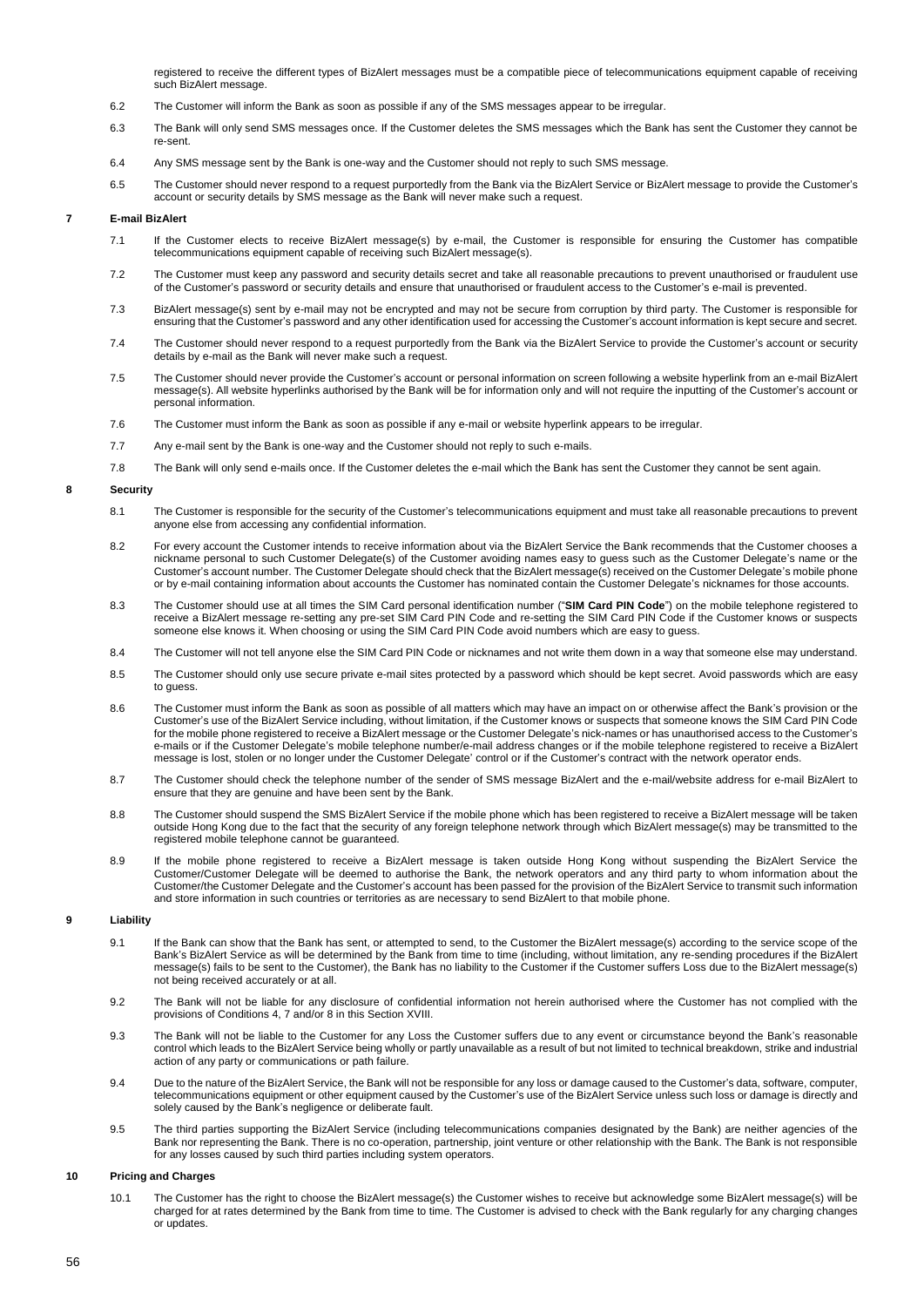registered to receive the different types of BizAlert messages must be a compatible piece of telecommunications equipment capable of receiving such BizAlert message.

6.2 The Customer will inform the Bank as soon as possible if any of the SMS messages appear to be irregular.

6.3 The Bank will only send SMS messages once. If the Customer deletes the SMS messages which the Bank has sent the Customer they cannot be re-sent.

6.4 Any SMS message sent by the Bank is one-way and the Customer should not reply to such SMS message.

6.5 The Customer should never respond to a request purportedly from the Bank via the BizAlert Service or BizAlert message to provide the Customer's account or security details by SMS message as the Bank will never make such a request.

## 7 E-mail BizAlert

7.1 If the Customer elects to receive BizAlert message(s) by e-mail, the Customer is responsible for ensuring the Customer has compatible telecommunications equipment capable of receiving such BizAlert message(s).

7.2 The Customer must keep any password and security details secret and take all reasonable precautions to prevent unauthorised or fraudulent use of the Customer's password or security details and ensure that unauthorised or fraudulent access to the Customer's e-mail is prevented.

7.3 BizAlert message(s) sent by e-mail may not be encrypted and may not be secure from corruption by third party. The Customer is responsible for ensuring that the Customer's password and any other identification used for accessing the Customer's account information is kept secure and secret.

7.4 The Customer should never respond to a request purportedly from the Bank via the BizAlert Service to provide the Customer's account or security details by e-mail as the Bank will never make such a request.

7.5 The Customer should never provide the Customer's account or personal information on screen following a website hyperlink from an e-mail BizAlert message(s). All website hyperlinks authorised by the Bank will be for information only and will not require the inputting of the Customer's account or personal information.

7.6 The Customer must inform the Bank as soon as possible if any e-mail or website hyperlink appears to be irregular.

7.7 Any e-mail sent by the Bank is one-way and the Customer should not reply to such e-mails.

7.8 The Bank will only send e-mails once. If the Customer deletes the e-mail which the Bank has sent the Customer they cannot be sent again.

## 8 Security

8.1 The Customer is responsible for the security of the Customer's telecommunications equipment and must take all reasonable precautions to prevent anyone else from accessing any confidential information.

8.2 For every account the Customer intends to receive information about via the BizAlert Service the Bank recommends that the Customer chooses a nickname personal to such Customer Delegate(s) of the Customer avoiding names easy to guess such as the Customer Delegate's name or the Customer's account number. The Customer Delegate should check that the BizAlert message(s) received on the Customer Delegate's mobile phone or by e-mail containing information about accounts the Customer has nominated contain the Customer Delegate's nicknames for those accounts.

8.3 The Customer should use at all times the SIM Card personal identification number ("**SIM Card PIN Code**") on the mobile telephone registered to receive a BizAlert message re-setting any pre-set SIM Card PIN Code and re-setting the SIM Card PIN Code if the Customer knows or suspects someone else knows it. When choosing or using the SIM Card PIN Code avoid numbers which are easy to guess.

8.4 The Customer will not tell anyone else the SIM Card PIN Code or nicknames and not write them down in a way that someone else may understand.

8.5 The Customer should only use secure private e-mail sites protected by a password which should be kept secret. Avoid passwords which are easy to guess.

8.6 The Customer must inform the Bank as soon as possible of all matters which may have an impact on or otherwise affect the Bank's provision or the Customer's use of the BizAlert Service including, without limitation, if the Customer knows or suspects that someone knows the SIM Card PIN Code for the mobile phone registered to receive a BizAlert message or the Customer Delegate's nick-names or has unauthorised access to the Customer's e-mails or if the Customer Delegate's mobile telephone number/e-mail address changes or if the mobile telephone registered to receive a BizAlert message is lost, stolen or no longer under the Customer Delegate' control or if the Customer's contract with the network operator ends.

8.7 The Customer should check the telephone number of the sender of SMS message BizAlert and the e-mail/website address for e-mail BizAlert to ensure that they are genuine and have been sent by the Bank.

8.8 The Customer should suspend the SMS BizAlert Service if the mobile phone which has been registered to receive a BizAlert message will be taken outside Hong Kong due to the fact that the security of any foreign telephone network through which BizAlert message(s) may be transmitted to the registered mobile telephone cannot be guaranteed.

8.9 If the mobile phone registered to receive a BizAlert message is taken outside Hong Kong without suspending the BizAlert Service the Customer/Customer Delegate will be deemed to authorise the Bank, the network operators and any third party to whom information about the Customer/the Customer Delegate and the Customer's account has been passed for the provision of the BizAlert Service to transmit such information and store information in such countries or territories as are necessary to send BizAlert to that mobile phone.

## 9 Liability

9.1 If the Bank can show that the Bank has sent, or attempted to send, to the Customer the BizAlert message(s) according to the service scope of the Bank's BizAlert Service as will be determined by the Bank from time to time (including, without limitation, any re-sending procedures if the BizAlert message(s) fails to be sent to the Customer), the Bank has no liability to the Customer if the Customer suffers Loss due to the BizAlert message(s) not being received accurately or at all.

9.2 The Bank will not be liable for any disclosure of confidential information not herein authorised where the Customer has not complied with the provisions of Conditions 4, 7 and/or 8 in this Section XVIII.

9.3 The Bank will not be liable to the Customer for any Loss the Customer suffers due to any event or circumstance beyond the Bank's reasonable control which leads to the BizAlert Service being wholly or partly unavailable as a result of but not limited to technical breakdown, strike and industrial action of any party or communications or path failure.

9.4 Due to the nature of the BizAlert Service, the Bank will not be responsible for any loss or damage caused to the Customer's data, software, computer, telecommunications equipment or other equipment caused by the Customer's use of the BizAlert Service unless such loss or damage is directly and solely caused by the Bank's negligence or deliberate fault.

9.5 The third parties supporting the BizAlert Service (including telecommunications companies designated by the Bank) are neither agencies of the Bank nor representing the Bank. There is no co-operation, partnership, joint venture or other relationship with the Bank. The Bank is not responsible for any losses caused by such third parties including system operators.

## 10 Pricing and Charges

10.1 The Customer has the right to choose the BizAlert message(s) the Customer wishes to receive but acknowledge some BizAlert message(s) will be charged for at rates determined by the Bank from time to time. The Customer is advised to check with the Bank regularly for any charging changes or updates.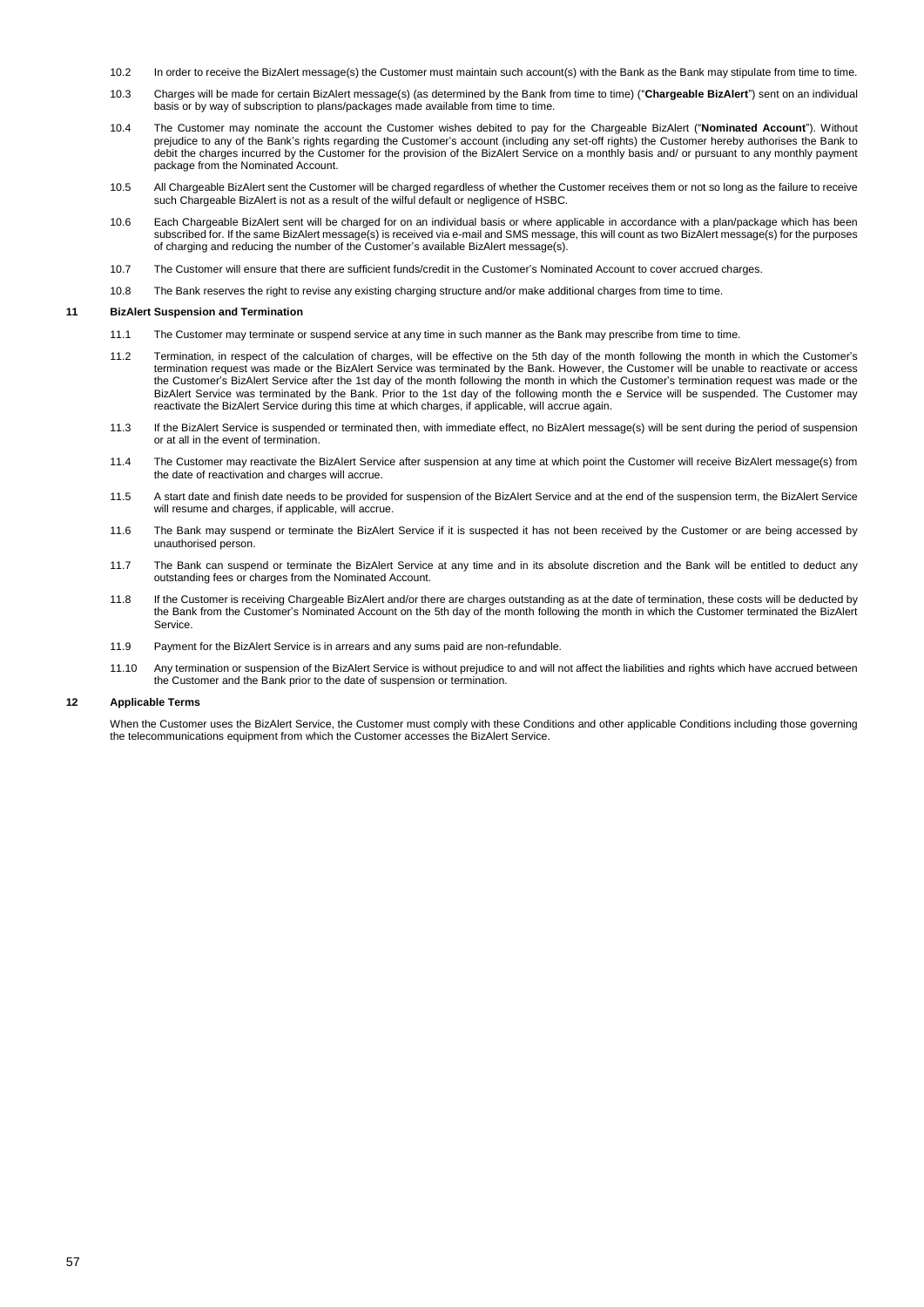10.2 In order to receive the BizAlert message(s) the Customer must maintain such account(s) with the Bank as the Bank may stipulate from time to time.

10.3 Charges will be made for certain BizAlert message(s) (as determined by the Bank from time to time) ("**Chargeable BizAlert**") sent on an individual basis or by way of subscription to plans/packages made available from time to time.

10.4 The Customer may nominate the account the Customer wishes debited to pay for the Chargeable BizAlert ("**Nominated Account**"). Without prejudice to any of the Bank's rights regarding the Customer's account (including any set-off rights) the Customer hereby authorises the Bank to debit the charges incurred by the Customer for the provision of the BizAlert Service on a monthly basis and/ or pursuant to any monthly payment package from the Nominated Account.

10.5 All Chargeable BizAlert sent the Customer will be charged regardless of whether the Customer receives them or not so long as the failure to receive such Chargeable BizAlert is not as a result of the wilful default or negligence of HSBC.

10.6 Each Chargeable BizAlert sent will be charged for on an individual basis or where applicable in accordance with a plan/package which has been subscribed for. If the same BizAlert message(s) is received via e-mail and SMS message, this will count as two BizAlert message(s) for the purposes of charging and reducing the number of the Customer's available BizAlert message(s).

10.7 The Customer will ensure that there are sufficient funds/credit in the Customer's Nominated Account to cover accrued charges.

10.8 The Bank reserves the right to revise any existing charging structure and/or make additional charges from time to time.

**11 BizAlert Suspension and Termination**

11.1 The Customer may terminate or suspend service at any time in such manner as the Bank may prescribe from time to time.

11.2 Termination, in respect of the calculation of charges, will be effective on the 5th day of the month following the month in which the Customer's termination request was made or the BizAlert Service was terminated by the Bank. However, the Customer will be unable to reactivate or access the Customer's BizAlert Service after the 1st day of the month following the month in which the Customer's termination request was made or the BizAlert Service was terminated by the Bank. Prior to the 1st day of the following month the e Service will be suspended. The Customer may reactivate the BizAlert Service during this time at which charges, if applicable, will accrue again.

11.3 If the BizAlert Service is suspended or terminated then, with immediate effect, no BizAlert message(s) will be sent during the period of suspension or at all in the event of termination.

11.4 The Customer may reactivate the BizAlert Service after suspension at any time at which point the Customer will receive BizAlert message(s) from the date of reactivation and charges will accrue.

11.5 A start date and finish date needs to be provided for suspension of the BizAlert Service and at the end of the suspension term, the BizAlert Service will resume and charges, if applicable, will accrue.

11.6 The Bank may suspend or terminate the BizAlert Service if it is suspected it has not been received by the Customer or are being accessed by unauthorised person.

11.7 The Bank can suspend or terminate the BizAlert Service at any time and in its absolute discretion and the Bank will be entitled to deduct any outstanding fees or charges from the Nominated Account.

11.8 If the Customer is receiving Chargeable BizAlert and/or there are charges outstanding as at the date of termination, these costs will be deducted by the Bank from the Customer's Nominated Account on the 5th day of the month following the month in which the Customer terminated the BizAlert Service.

11.9 Payment for the BizAlert Service is in arrears and any sums paid are non-refundable.

11.10 Any termination or suspension of the BizAlert Service is without prejudice to and will not affect the liabilities and rights which have accrued between the Customer and the Bank prior to the date of suspension or termination.

**12 Applicable Terms**

When the Customer uses the BizAlert Service, the Customer must comply with these Conditions and other applicable Conditions including those governing the telecommunications equipment from which the Customer accesses the BizAlert Service.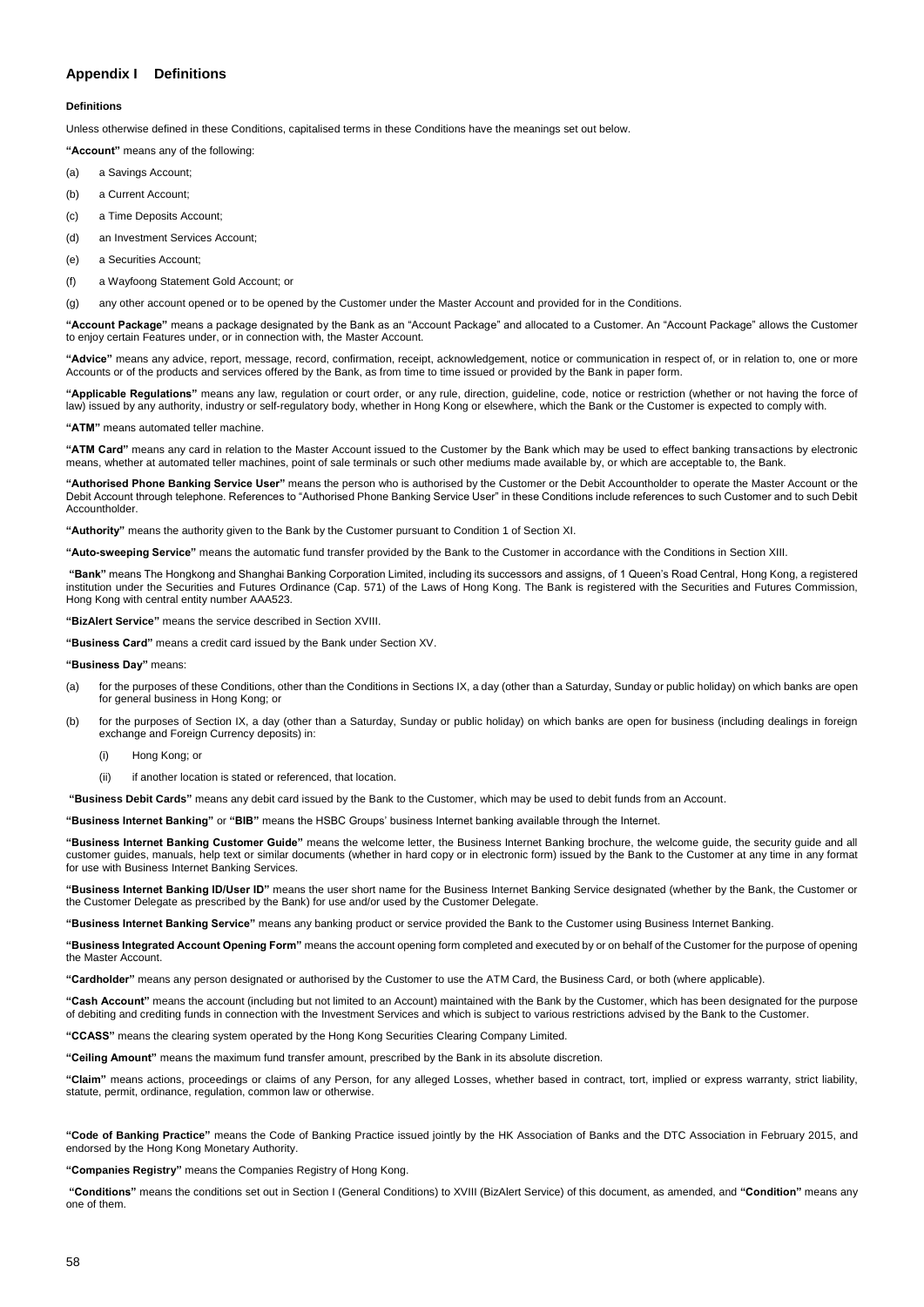## Appendix I Definitions

**Definitions**

Unless otherwise defined in these Conditions, capitalised terms in these Conditions have the meanings set out below.

**"Account"** means any of the following:

(a) a Savings Account;

(b) a Current Account;

(c) a Time Deposits Account;

(d) an Investment Services Account;

(e) a Securities Account;

(f) a Wayfoong Statement Gold Account; or

(g) any other account opened or to be opened by the Customer under the Master Account and provided for in the Conditions.

**"Account Package"** means a package designated by the Bank as an "Account Package" and allocated to a Customer. An "Account Package" allows the Customer to enjoy certain Features under, or in connection with, the Master Account.

**"Advice"** means any advice, report, message, record, confirmation, receipt, acknowledgement, notice or communication in respect of, or in relation to, one or more Accounts or of the products and services offered by the Bank, as from time to time issued or provided by the Bank in paper form.

**"Applicable Regulations"** means any law, regulation or court order, or any rule, direction, guideline, code, notice or restriction (whether or not having the force of law) issued by any authority, industry or self-regulatory body, whether in Hong Kong or elsewhere, which the Bank or the Customer is expected to comply with.

**"ATM"** means automated teller machine.

**"ATM Card"** means any card in relation to the Master Account issued to the Customer by the Bank which may be used to effect banking transactions by electronic means, whether at automated teller machines, point of sale terminals or such other mediums made available by, or which are acceptable to, the Bank.

**"Authorised Phone Banking Service User"** means the person who is authorised by the Customer or the Debit Accountholder to operate the Master Account or the Debit Account through telephone. References to "Authorised Phone Banking Service User" in these Conditions include references to such Customer and to such Debit Accountholder.

**"Authority"** means the authority given to the Bank by the Customer pursuant to Condition 1 of Section XI.

**"Auto-sweeping Service"** means the automatic fund transfer provided by the Bank to the Customer in accordance with the Conditions in Section XIII.

**"Bank"** means The Hongkong and Shanghai Banking Corporation Limited, including its successors and assigns, of 1 Queen's Road Central, Hong Kong, a registered institution under the Securities and Futures Ordinance (Cap. 571) of the Laws of Hong Kong. The Bank is registered with the Securities and Futures Commission, Hong Kong with central entity number AAA523.

**"BizAlert Service"** means the service described in Section XVIII.

**"Business Card"** means a credit card issued by the Bank under Section XV.

**"Business Day"** means:

(a) for the purposes of these Conditions, other than the Conditions in Sections IX, a day (other than a Saturday, Sunday or public holiday) on which banks are open for general business in Hong Kong; or

(b) for the purposes of Section IX, a day (other than a Saturday, Sunday or public holiday) on which banks are open for business (including dealings in foreign exchange and Foreign Currency deposits) in:

  (i) Hong Kong; or

  (ii) if another location is stated or referenced, that location.

**"Business Debit Cards"** means any debit card issued by the Bank to the Customer, which may be used to debit funds from an Account.

**"Business Internet Banking"** or **"BIB"** means the HSBC Groups' business Internet banking available through the Internet.

**"Business Internet Banking Customer Guide"** means the welcome letter, the Business Internet Banking brochure, the welcome guide, the security guide and all customer guides, manuals, help text or similar documents (whether in hard copy or in electronic form) issued by the Bank to the Customer at any time in any format for use with Business Internet Banking Services.

**"Business Internet Banking ID/User ID"** means the user short name for the Business Internet Banking Service designated (whether by the Bank, the Customer or the Customer Delegate as prescribed by the Bank) for use and/or used by the Customer Delegate.

**"Business Internet Banking Service"** means any banking product or service provided the Bank to the Customer using Business Internet Banking.

**"Business Integrated Account Opening Form"** means the account opening form completed and executed by or on behalf of the Customer for the purpose of opening the Master Account.

**"Cardholder"** means any person designated or authorised by the Customer to use the ATM Card, the Business Card, or both (where applicable).

**"Cash Account"** means the account (including but not limited to an Account) maintained with the Bank by the Customer, which has been designated for the purpose of debiting and crediting funds in connection with the Investment Services and which is subject to various restrictions advised by the Bank to the Customer.

**"CCASS"** means the clearing system operated by the Hong Kong Securities Clearing Company Limited.

**"Ceiling Amount"** means the maximum fund transfer amount, prescribed by the Bank in its absolute discretion.

**"Claim"** means actions, proceedings or claims of any Person, for any alleged Losses, whether based in contract, tort, implied or express warranty, strict liability, statute, permit, ordinance, regulation, common law or otherwise.

**"Code of Banking Practice"** means the Code of Banking Practice issued jointly by the HK Association of Banks and the DTC Association in February 2015, and endorsed by the Hong Kong Monetary Authority.

**"Companies Registry"** means the Companies Registry of Hong Kong.

**"Conditions"** means the conditions set out in Section I (General Conditions) to XVIII (BizAlert Service) of this document, as amended, and **"Condition"** means any one of them.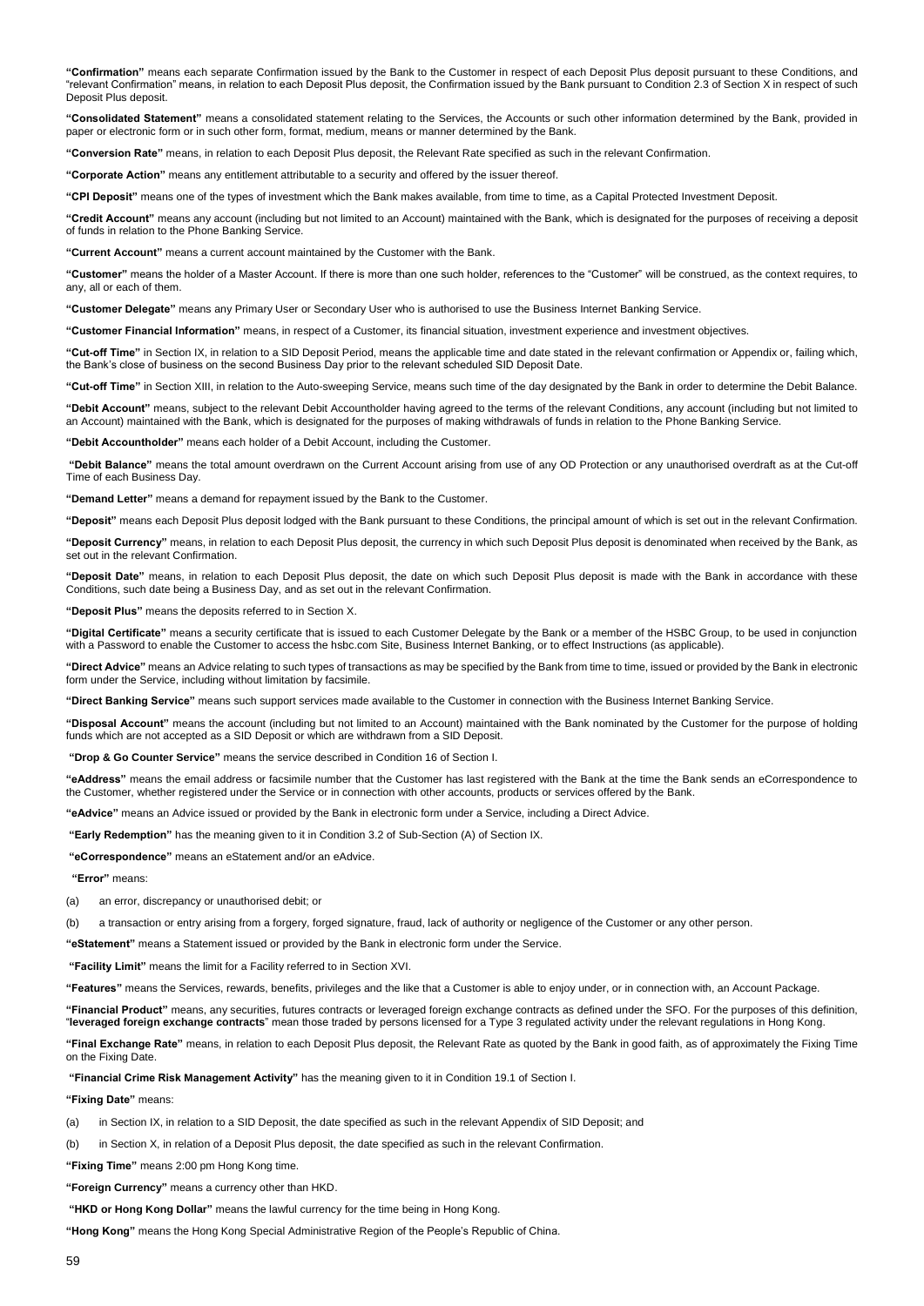**"Confirmation"** means each separate Confirmation issued by the Bank to the Customer in respect of each Deposit Plus deposit pursuant to these Conditions, and "relevant Confirmation" means, in relation to each Deposit Plus deposit, the Confirmation issued by the Bank pursuant to Condition 2.3 of Section X in respect of such Deposit Plus deposit.

**"Consolidated Statement"** means a consolidated statement relating to the Services, the Accounts or such other information determined by the Bank, provided in paper or electronic form or in such other form, format, medium, means or manner determined by the Bank.

**"Conversion Rate"** means, in relation to each Deposit Plus deposit, the Relevant Rate specified as such in the relevant Confirmation.

**"Corporate Action"** means any entitlement attributable to a security and offered by the issuer thereof.

**"CPI Deposit"** means one of the types of investment which the Bank makes available, from time to time, as a Capital Protected Investment Deposit.

**"Credit Account"** means any account (including but not limited to an Account) maintained with the Bank, which is designated for the purposes of receiving a deposit of funds in relation to the Phone Banking Service.

**"Current Account"** means a current account maintained by the Customer with the Bank.

**"Customer"** means the holder of a Master Account. If there is more than one such holder, references to the "Customer" will be construed, as the context requires, to any, all or each of them.

**"Customer Delegate"** means any Primary User or Secondary User who is authorised to use the Business Internet Banking Service.

**"Customer Financial Information"** means, in respect of a Customer, its financial situation, investment experience and investment objectives.

**"Cut-off Time"** in Section IX, in relation to a SID Deposit Period, means the applicable time and date stated in the relevant confirmation or Appendix or, failing which, the Bank's close of business on the second Business Day prior to the relevant scheduled SID Deposit Date.

**"Cut-off Time"** in Section XIII, in relation to the Auto-sweeping Service, means such time of the day designated by the Bank in order to determine the Debit Balance.

**"Debit Account"** means, subject to the relevant Debit Accountholder having agreed to the terms of the relevant Conditions, any account (including but not limited to an Account) maintained with the Bank, which is designated for the purposes of making withdrawals of funds in relation to the Phone Banking Service.

**"Debit Accountholder"** means each holder of a Debit Account, including the Customer.

**"Debit Balance"** means the total amount overdrawn on the Current Account arising from use of any OD Protection or any unauthorised overdraft as at the Cut-off Time of each Business Day.

**"Demand Letter"** means a demand for repayment issued by the Bank to the Customer.

**"Deposit"** means each Deposit Plus deposit lodged with the Bank pursuant to these Conditions, the principal amount of which is set out in the relevant Confirmation.

**"Deposit Currency"** means, in relation to each Deposit Plus deposit, the currency in which such Deposit Plus deposit is denominated when received by the Bank, as set out in the relevant Confirmation.

**"Deposit Date"** means, in relation to each Deposit Plus deposit, the date on which such Deposit Plus deposit is made with the Bank in accordance with these Conditions, such date being a Business Day, and as set out in the relevant Confirmation.

**"Deposit Plus"** means the deposits referred to in Section X.

**"Digital Certificate"** means a security certificate that is issued to each Customer Delegate by the Bank or a member of the HSBC Group, to be used in conjunction with a Password to enable the Customer to access the hsbc.com Site, Business Internet Banking, or to effect Instructions (as applicable).

**"Direct Advice"** means an Advice relating to such types of transactions as may be specified by the Bank from time to time, issued or provided by the Bank in electronic form under the Service, including without limitation by facsimile.

**"Direct Banking Service"** means such support services made available to the Customer in connection with the Business Internet Banking Service.

**"Disposal Account"** means the account (including but not limited to an Account) maintained with the Bank nominated by the Customer for the purpose of holding funds which are not accepted as a SID Deposit or which are withdrawn from a SID Deposit.

**"Drop & Go Counter Service"** means the service described in Condition 16 of Section I.

**"eAddress"** means the email address or facsimile number that the Customer has last registered with the Bank at the time the Bank sends an eCorrespondence to the Customer, whether registered under the Service or in connection with other accounts, products or services offered by the Bank.

**"eAdvice"** means an Advice issued or provided by the Bank in electronic form under a Service, including a Direct Advice.

**"Early Redemption"** has the meaning given to it in Condition 3.2 of Sub-Section (A) of Section IX.

**"eCorrespondence"** means an eStatement and/or an eAdvice.

**"Error"** means:

(a) an error, discrepancy or unauthorised debit; or

(b) a transaction or entry arising from a forgery, forged signature, fraud, lack of authority or negligence of the Customer or any other person.

**"eStatement"** means a Statement issued or provided by the Bank in electronic form under the Service.

**"Facility Limit"** means the limit for a Facility referred to in Section XVI.

**"Features"** means the Services, rewards, benefits, privileges and the like that a Customer is able to enjoy under, or in connection with, an Account Package.

**"Financial Product"** means, any securities, futures contracts or leveraged foreign exchange contracts as defined under the SFO. For the purposes of this definition, "**leveraged foreign exchange contracts**" mean those traded by persons licensed for a Type 3 regulated activity under the relevant regulations in Hong Kong.

**"Final Exchange Rate"** means, in relation to each Deposit Plus deposit, the Relevant Rate as quoted by the Bank in good faith, as of approximately the Fixing Time on the Fixing Date.

**"Financial Crime Risk Management Activity"** has the meaning given to it in Condition 19.1 of Section I.

**"Fixing Date"** means:

(a) in Section IX, in relation to a SID Deposit, the date specified as such in the relevant Appendix of SID Deposit; and

(b) in Section X, in relation of a Deposit Plus deposit, the date specified as such in the relevant Confirmation.

**"Fixing Time"** means 2:00 pm Hong Kong time.

**"Foreign Currency"** means a currency other than HKD.

**"HKD or Hong Kong Dollar"** means the lawful currency for the time being in Hong Kong.

**"Hong Kong"** means the Hong Kong Special Administrative Region of the People's Republic of China.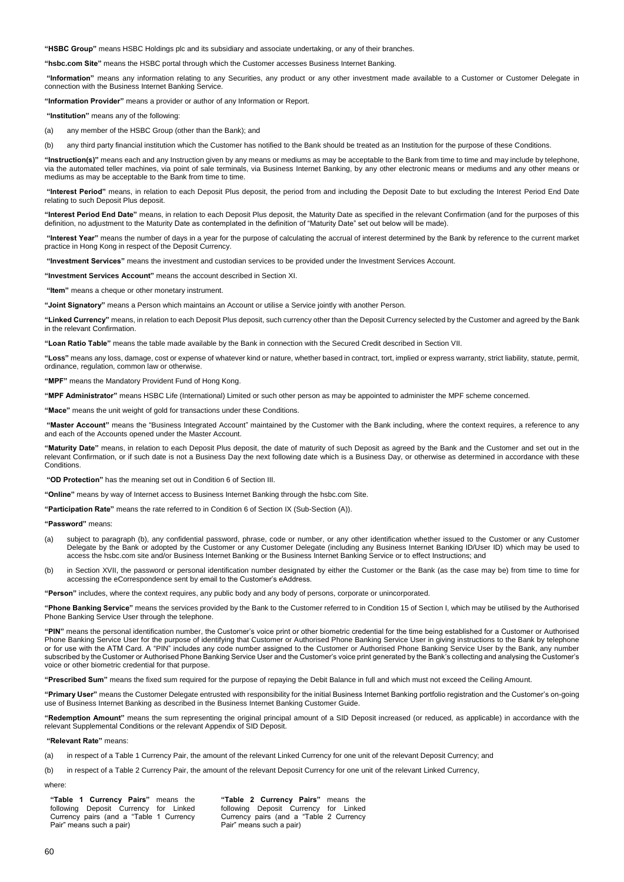**"HSBC Group"** means HSBC Holdings plc and its subsidiary and associate undertaking, or any of their branches.

**"hsbc.com Site"** means the HSBC portal through which the Customer accesses Business Internet Banking.

**"Information"** means any information relating to any Securities, any product or any other investment made available to a Customer or Customer Delegate in connection with the Business Internet Banking Service.

**"Information Provider"** means a provider or author of any Information or Report.

**"Institution"** means any of the following:

(a) any member of the HSBC Group (other than the Bank); and

(b) any third party financial institution which the Customer has notified to the Bank should be treated as an Institution for the purpose of these Conditions.

**"Instruction(s)"** means each and any Instruction given by any means or mediums as may be acceptable to the Bank from time to time and may include by telephone, via the automated teller machines, via point of sale terminals, via Business Internet Banking, by any other electronic means or mediums and any other means or mediums as may be acceptable to the Bank from time to time.

**"Interest Period"** means, in relation to each Deposit Plus deposit, the period from and including the Deposit Date to but excluding the Interest Period End Date relating to such Deposit Plus deposit.

**"Interest Period End Date"** means, in relation to each Deposit Plus deposit, the Maturity Date as specified in the relevant Confirmation (and for the purposes of this definition, no adjustment to the Maturity Date as contemplated in the definition of "Maturity Date" set out below will be made).

**"Interest Year"** means the number of days in a year for the purpose of calculating the accrual of interest determined by the Bank by reference to the current market practice in Hong Kong in respect of the Deposit Currency.

**"Investment Services"** means the investment and custodian services to be provided under the Investment Services Account.

**"Investment Services Account"** means the account described in Section XI.

**"Item"** means a cheque or other monetary instrument.

**"Joint Signatory"** means a Person which maintains an Account or utilise a Service jointly with another Person.

**"Linked Currency"** means, in relation to each Deposit Plus deposit, such currency other than the Deposit Currency selected by the Customer and agreed by the Bank in the relevant Confirmation.

**"Loan Ratio Table"** means the table made available by the Bank in connection with the Secured Credit described in Section VII.

**"Loss"** means any loss, damage, cost or expense of whatever kind or nature, whether based in contract, tort, implied or express warranty, strict liability, statute, permit, ordinance, regulation, common law or otherwise.

**"MPF"** means the Mandatory Provident Fund of Hong Kong.

**"MPF Administrator"** means HSBC Life (International) Limited or such other person as may be appointed to administer the MPF scheme concerned.

**"Mace"** means the unit weight of gold for transactions under these Conditions.

**"Master Account"** means the "Business Integrated Account" maintained by the Customer with the Bank including, where the context requires, a reference to any and each of the Accounts opened under the Master Account.

**"Maturity Date"** means, in relation to each Deposit Plus deposit, the date of maturity of such Deposit as agreed by the Bank and the Customer and set out in the relevant Confirmation, or if such date is not a Business Day the next following date which is a Business Day, or otherwise as determined in accordance with these Conditions.

**"OD Protection"** has the meaning set out in Condition 6 of Section III.

**"Online"** means by way of Internet access to Business Internet Banking through the hsbc.com Site.

**"Participation Rate"** means the rate referred to in Condition 6 of Section IX (Sub-Section (A)).

**"Password"** means:

(a) subject to paragraph (b), any confidential password, phrase, code or number, or any other identification whether issued to the Customer or any Customer Delegate by the Bank or adopted by the Customer or any Customer Delegate (including any Business Internet Banking ID/User ID) which may be used to access the hsbc.com site and/or Business Internet Banking or the Business Internet Banking Service or to effect Instructions; and

(b) in Section XVII, the password or personal identification number designated by either the Customer or the Bank (as the case may be) from time to time for accessing the eCorrespondence sent by email to the Customer's eAddress.

**"Person"** includes, where the context requires, any public body and any body of persons, corporate or unincorporated.

**"Phone Banking Service"** means the services provided by the Bank to the Customer referred to in Condition 15 of Section I, which may be utilised by the Authorised Phone Banking Service User through the telephone.

**"PIN"** means the personal identification number, the Customer's voice print or other biometric credential for the time being established for a Customer or Authorised Phone Banking Service User for the purpose of identifying that Customer or Authorised Phone Banking Service User in giving instructions to the Bank by telephone or for use with the ATM Card. A "PIN" includes any code number assigned to the Customer or Authorised Phone Banking Service User by the Bank, any number subscribed by the Customer or Authorised Phone Banking Service User and the Customer's voice print generated by the Bank's collecting and analysing the Customer's voice or other biometric credential for that purpose.

**"Prescribed Sum"** means the fixed sum required for the purpose of repaying the Debit Balance in full and which must not exceed the Ceiling Amount.

**"Primary User"** means the Customer Delegate entrusted with responsibility for the initial Business Internet Banking portfolio registration and the Customer's on-going use of Business Internet Banking as described in the Business Internet Banking Customer Guide.

**"Redemption Amount"** means the sum representing the original principal amount of a SID Deposit increased (or reduced, as applicable) in accordance with the relevant Supplemental Conditions or the relevant Appendix of SID Deposit.

**"Relevant Rate"** means:

(a) in respect of a Table 1 Currency Pair, the amount of the relevant Linked Currency for one unit of the relevant Deposit Currency; and

(b) in respect of a Table 2 Currency Pair, the amount of the relevant Deposit Currency for one unit of the relevant Linked Currency,

where:

**"Table 1 Currency Pairs"** means the following Deposit Currency for Linked Currency pairs (and a "Table 1 Currency Pair" means such a pair)

**"Table 2 Currency Pairs"** means the following Deposit Currency for Linked Currency pairs (and a "Table 2 Currency Pair" means such a pair)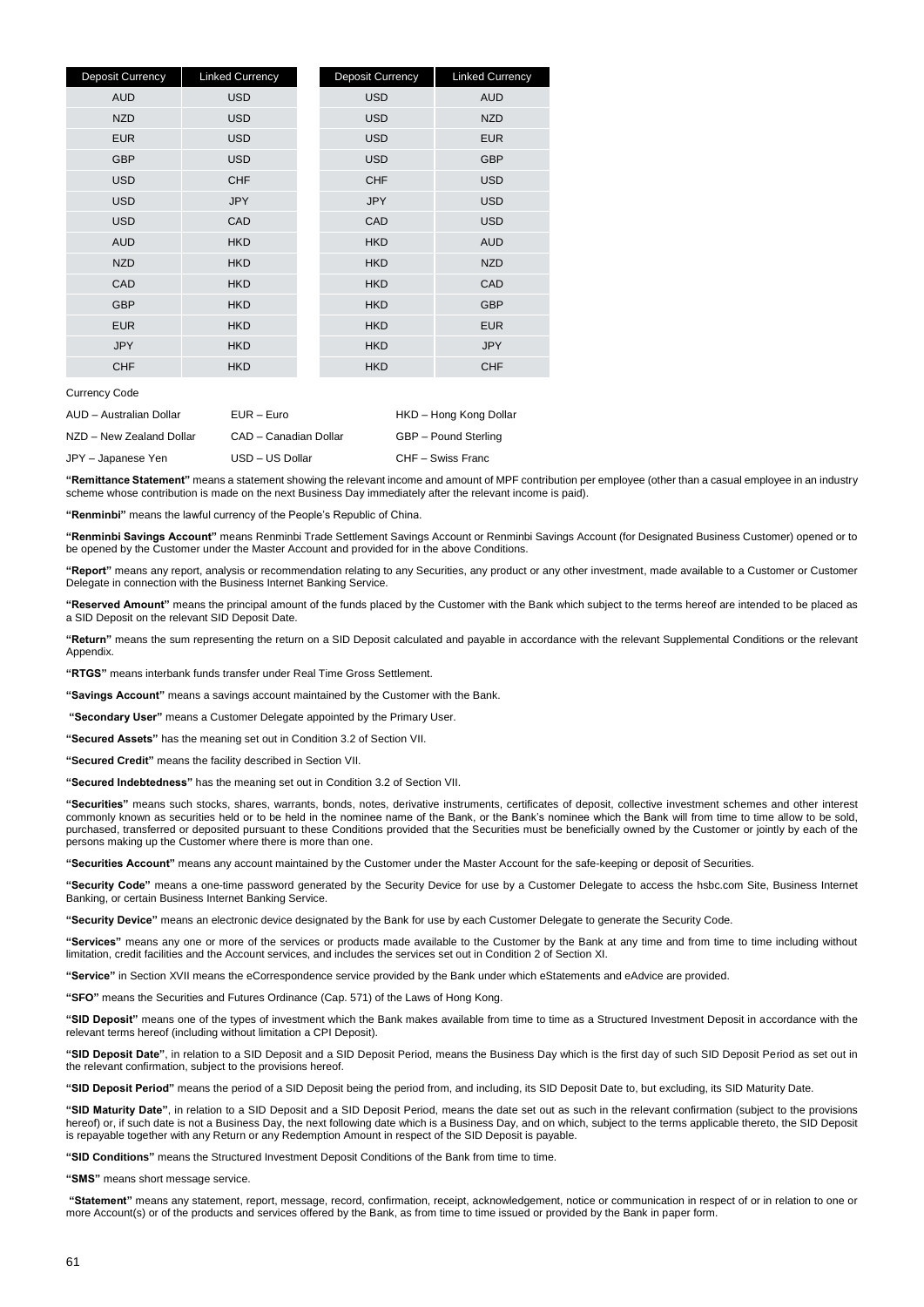| Deposit Currency | Linked Currency |
|---|---|
| AUD | USD |
| NZD | USD |
| EUR | USD |
| GBP | USD |
| USD | CHF |
| USD | JPY |
| USD | CAD |
| AUD | HKD |
| NZD | HKD |
| CAD | HKD |
| GBP | HKD |
| EUR | HKD |
| JPY | HKD |
| CHF | HKD |

| Deposit Currency | Linked Currency |
|---|---|
| USD | AUD |
| USD | NZD |
| USD | EUR |
| USD | GBP |
| CHF | USD |
| JPY | USD |
| CAD | USD |
| HKD | AUD |
| HKD | NZD |
| HKD | CAD |
| HKD | GBP |
| HKD | EUR |
| HKD | JPY |
| HKD | CHF |

Currency Code

| | | |
|---|---|---|
| AUD – Australian Dollar | EUR – Euro | HKD – Hong Kong Dollar |
| NZD – New Zealand Dollar | CAD – Canadian Dollar | GBP – Pound Sterling |
| JPY – Japanese Yen | USD – US Dollar | CHF – Swiss Franc |

**"Remittance Statement"** means a statement showing the relevant income and amount of MPF contribution per employee (other than a casual employee in an industry scheme whose contribution is made on the next Business Day immediately after the relevant income is paid).

**"Renminbi"** means the lawful currency of the People's Republic of China.

**"Renminbi Savings Account"** means Renminbi Trade Settlement Savings Account or Renminbi Savings Account (for Designated Business Customer) opened or to be opened by the Customer under the Master Account and provided for in the above Conditions.

**"Report"** means any report, analysis or recommendation relating to any Securities, any product or any other investment, made available to a Customer or Customer Delegate in connection with the Business Internet Banking Service.

**"Reserved Amount"** means the principal amount of the funds placed by the Customer with the Bank which subject to the terms hereof are intended to be placed as a SID Deposit on the relevant SID Deposit Date.

**"Return"** means the sum representing the return on a SID Deposit calculated and payable in accordance with the relevant Supplemental Conditions or the relevant Appendix.

**"RTGS"** means interbank funds transfer under Real Time Gross Settlement.

**"Savings Account"** means a savings account maintained by the Customer with the Bank.

**"Secondary User"** means a Customer Delegate appointed by the Primary User.

**"Secured Assets"** has the meaning set out in Condition 3.2 of Section VII.

**"Secured Credit"** means the facility described in Section VII.

**"Secured Indebtedness"** has the meaning set out in Condition 3.2 of Section VII.

**"Securities"** means such stocks, shares, warrants, bonds, notes, derivative instruments, certificates of deposit, collective investment schemes and other interest commonly known as securities held or to be held in the nominee name of the Bank, or the Bank's nominee which the Bank will from time to time allow to be sold, purchased, transferred or deposited pursuant to these Conditions provided that the Securities must be beneficially owned by the Customer or jointly by each of the persons making up the Customer where there is more than one.

**"Securities Account"** means any account maintained by the Customer under the Master Account for the safe-keeping or deposit of Securities.

**"Security Code"** means a one-time password generated by the Security Device for use by a Customer Delegate to access the hsbc.com Site, Business Internet Banking, or certain Business Internet Banking Service.

**"Security Device"** means an electronic device designated by the Bank for use by each Customer Delegate to generate the Security Code.

**"Services"** means any one or more of the services or products made available to the Customer by the Bank at any time and from time to time including without limitation, credit facilities and the Account services, and includes the services set out in Condition 2 of Section XI.

**"Service"** in Section XVII means the eCorrespondence service provided by the Bank under which eStatements and eAdvice are provided.

**"SFO"** means the Securities and Futures Ordinance (Cap. 571) of the Laws of Hong Kong.

**"SID Deposit"** means one of the types of investment which the Bank makes available from time to time as a Structured Investment Deposit in accordance with the relevant terms hereof (including without limitation a CPI Deposit).

**"SID Deposit Date"**, in relation to a SID Deposit and a SID Deposit Period, means the Business Day which is the first day of such SID Deposit Period as set out in the relevant confirmation, subject to the provisions hereof.

**"SID Deposit Period"** means the period of a SID Deposit being the period from, and including, its SID Deposit Date to, but excluding, its SID Maturity Date.

**"SID Maturity Date"**, in relation to a SID Deposit and a SID Deposit Period, means the date set out as such in the relevant confirmation (subject to the provisions hereof) or, if such date is not a Business Day, the next following date which is a Business Day, and on which, subject to the terms applicable thereto, the SID Deposit is repayable together with any Return or any Redemption Amount in respect of the SID Deposit is payable.

**"SID Conditions"** means the Structured Investment Deposit Conditions of the Bank from time to time.

**"SMS"** means short message service.

**"Statement"** means any statement, report, message, record, confirmation, receipt, acknowledgement, notice or communication in respect of or in relation to one or more Account(s) or of the products and services offered by the Bank, as from time to time issued or provided by the Bank in paper form.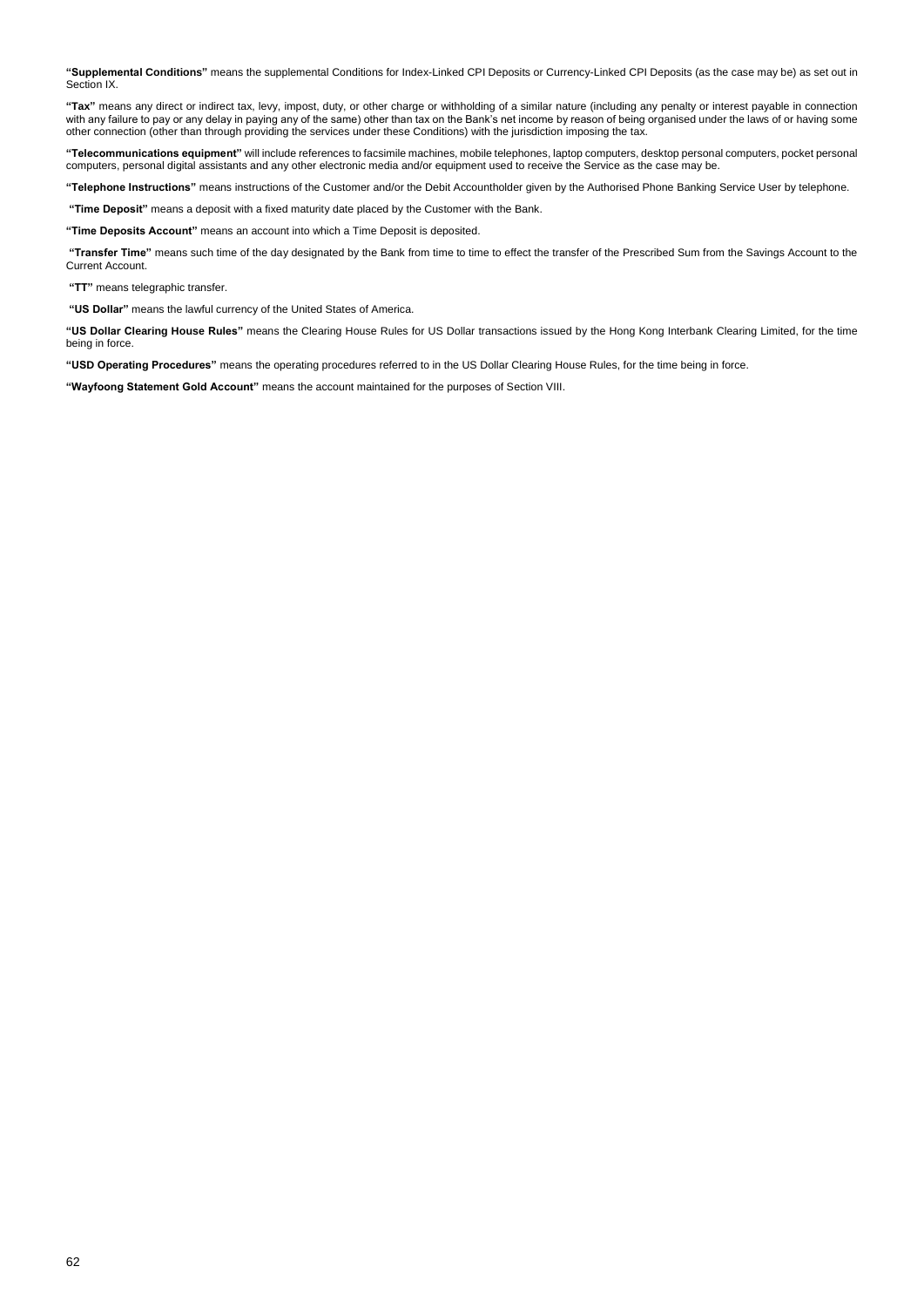**"Supplemental Conditions"** means the supplemental Conditions for Index-Linked CPI Deposits or Currency-Linked CPI Deposits (as the case may be) as set out in Section IX.

**"Tax"** means any direct or indirect tax, levy, impost, duty, or other charge or withholding of a similar nature (including any penalty or interest payable in connection with any failure to pay or any delay in paying any of the same) other than tax on the Bank's net income by reason of being organised under the laws of or having some other connection (other than through providing the services under these Conditions) with the jurisdiction imposing the tax.

**"Telecommunications equipment"** will include references to facsimile machines, mobile telephones, laptop computers, desktop personal computers, pocket personal computers, personal digital assistants and any other electronic media and/or equipment used to receive the Service as the case may be.

**"Telephone Instructions"** means instructions of the Customer and/or the Debit Accountholder given by the Authorised Phone Banking Service User by telephone.

**"Time Deposit"** means a deposit with a fixed maturity date placed by the Customer with the Bank.

**"Time Deposits Account"** means an account into which a Time Deposit is deposited.

**"Transfer Time"** means such time of the day designated by the Bank from time to time to effect the transfer of the Prescribed Sum from the Savings Account to the Current Account.

**"TT"** means telegraphic transfer.

**"US Dollar"** means the lawful currency of the United States of America.

**"US Dollar Clearing House Rules"** means the Clearing House Rules for US Dollar transactions issued by the Hong Kong Interbank Clearing Limited, for the time being in force.

**"USD Operating Procedures"** means the operating procedures referred to in the US Dollar Clearing House Rules, for the time being in force.

**"Wayfoong Statement Gold Account"** means the account maintained for the purposes of Section VIII.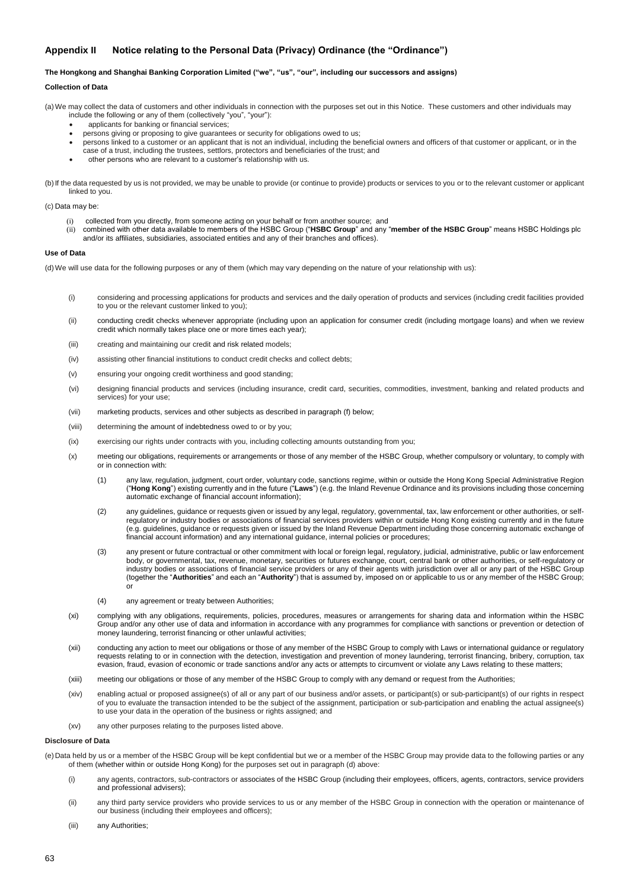## Appendix II Notice relating to the Personal Data (Privacy) Ordinance (the "Ordinance")

**The Hongkong and Shanghai Banking Corporation Limited ("we", "us", "our", including our successors and assigns)**

**Collection of Data**

(a) We may collect the data of customers and other individuals in connection with the purposes set out in this Notice. These customers and other individuals may include the following or any of them (collectively "you", "your"):

- applicants for banking or financial services;
- persons giving or proposing to give guarantees or security for obligations owed to us;
- persons linked to a customer or an applicant that is not an individual, including the beneficial owners and officers of that customer or applicant, or in the case of a trust, including the trustees, settlors, protectors and beneficiaries of the trust; and
- other persons who are relevant to a customer's relationship with us.

(b) If the data requested by us is not provided, we may be unable to provide (or continue to provide) products or services to you or to the relevant customer or applicant linked to you.

(c) Data may be:

(i) collected from you directly, from someone acting on your behalf or from another source; and

(ii) combined with other data available to members of the HSBC Group ("**HSBC Group**" and any "**member of the HSBC Group**" means HSBC Holdings plc and/or its affiliates, subsidiaries, associated entities and any of their branches and offices).

**Use of Data**

(d) We will use data for the following purposes or any of them (which may vary depending on the nature of your relationship with us):

(i) considering and processing applications for products and services and the daily operation of products and services (including credit facilities provided to you or the relevant customer linked to you);

(ii) conducting credit checks whenever appropriate (including upon an application for consumer credit (including mortgage loans) and when we review credit which normally takes place one or more times each year);

(iii) creating and maintaining our credit and risk related models;

(iv) assisting other financial institutions to conduct credit checks and collect debts;

(v) ensuring your ongoing credit worthiness and good standing;

(vi) designing financial products and services (including insurance, credit card, securities, commodities, investment, banking and related products and services) for your use;

(vii) marketing products, services and other subjects as described in paragraph (f) below;

(viii) determining the amount of indebtedness owed to or by you;

(ix) exercising our rights under contracts with you, including collecting amounts outstanding from you;

(x) meeting our obligations, requirements or arrangements or those of any member of the HSBC Group, whether compulsory or voluntary, to comply with or in connection with:

(1) any law, regulation, judgment, court order, voluntary code, sanctions regime, within or outside the Hong Kong Special Administrative Region ("**Hong Kong**") existing currently and in the future ("**Laws**") (e.g. the Inland Revenue Ordinance and its provisions including those concerning automatic exchange of financial account information);

(2) any guidelines, guidance or requests given or issued by any legal, regulatory, governmental, tax, law enforcement or other authorities, or self-regulatory or industry bodies or associations of financial services providers within or outside Hong Kong existing currently and in the future (e.g. guidelines, guidance or requests given or issued by the Inland Revenue Department including those concerning automatic exchange of financial account information) and any international guidance, internal policies or procedures;

(3) any present or future contractual or other commitment with local or foreign legal, regulatory, judicial, administrative, public or law enforcement body, or governmental, tax, revenue, monetary, securities or futures exchange, court, central bank or other authorities, or self-regulatory or industry bodies or associations of financial service providers or any of their agents with jurisdiction over all or any part of the HSBC Group (together the "**Authorities**" and each an "**Authority**") that is assumed by, imposed on or applicable to us or any member of the HSBC Group; or

(4) any agreement or treaty between Authorities;

(xi) complying with any obligations, requirements, policies, procedures, measures or arrangements for sharing data and information within the HSBC Group and/or any other use of data and information in accordance with any programmes for compliance with sanctions or prevention or detection of money laundering, terrorist financing or other unlawful activities;

(xii) conducting any action to meet our obligations or those of any member of the HSBC Group to comply with Laws or international guidance or regulatory requests relating to or in connection with the detection, investigation and prevention of money laundering, terrorist financing, bribery, corruption, tax evasion, fraud, evasion of economic or trade sanctions and/or any acts or attempts to circumvent or violate any Laws relating to these matters;

(xiii) meeting our obligations or those of any member of the HSBC Group to comply with any demand or request from the Authorities;

(xiv) enabling actual or proposed assignee(s) of all or any part of our business and/or assets, or participant(s) or sub-participant(s) of our rights in respect of you to evaluate the transaction intended to be the subject of the assignment, participation or sub-participation and enabling the actual assignee(s) to use your data in the operation of the business or rights assigned; and

(xv) any other purposes relating to the purposes listed above.

**Disclosure of Data**

(e) Data held by us or a member of the HSBC Group will be kept confidential but we or a member of the HSBC Group may provide data to the following parties or any of them (whether within or outside Hong Kong) for the purposes set out in paragraph (d) above:

(i) any agents, contractors, sub-contractors or associates of the HSBC Group (including their employees, officers, agents, contractors, service providers and professional advisers);

(ii) any third party service providers who provide services to us or any member of the HSBC Group in connection with the operation or maintenance of our business (including their employees and officers);

(iii) any Authorities;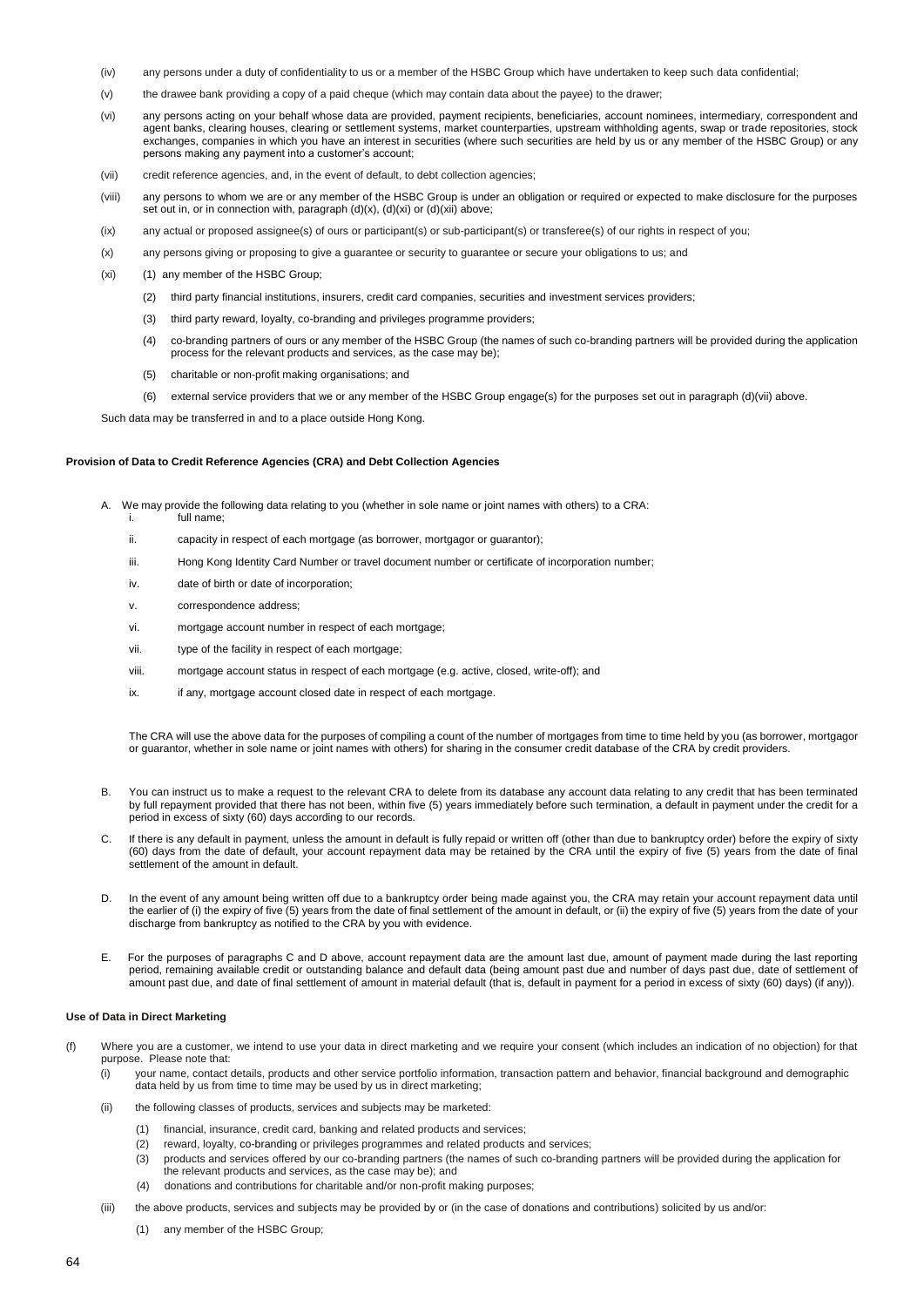(iv) any persons under a duty of confidentiality to us or a member of the HSBC Group which have undertaken to keep such data confidential;

(v) the drawee bank providing a copy of a paid cheque (which may contain data about the payee) to the drawer;

(vi) any persons acting on your behalf whose data are provided, payment recipients, beneficiaries, account nominees, intermediary, correspondent and agent banks, clearing houses, clearing or settlement systems, market counterparties, upstream withholding agents, swap or trade repositories, stock exchanges, companies in which you have an interest in securities (where such securities are held by us or any member of the HSBC Group) or any persons making any payment into a customer's account;

(vii) credit reference agencies, and, in the event of default, to debt collection agencies;

(viii) any persons to whom we are or any member of the HSBC Group is under an obligation or required or expected to make disclosure for the purposes set out in, or in connection with, paragraph (d)(x), (d)(xi) or (d)(xii) above;

(ix) any actual or proposed assignee(s) of ours or participant(s) or sub-participant(s) or transferee(s) of our rights in respect of you;

(x) any persons giving or proposing to give a guarantee or security to guarantee or secure your obligations to us; and

(xi) (1) any member of the HSBC Group;

(2) third party financial institutions, insurers, credit card companies, securities and investment services providers;

(3) third party reward, loyalty, co-branding and privileges programme providers;

(4) co-branding partners of ours or any member of the HSBC Group (the names of such co-branding partners will be provided during the application process for the relevant products and services, as the case may be);

(5) charitable or non-profit making organisations; and

(6) external service providers that we or any member of the HSBC Group engage(s) for the purposes set out in paragraph (d)(vii) above.

Such data may be transferred in and to a place outside Hong Kong.

**Provision of Data to Credit Reference Agencies (CRA) and Debt Collection Agencies**

A. We may provide the following data relating to you (whether in sole name or joint names with others) to a CRA:

i. full name;

ii. capacity in respect of each mortgage (as borrower, mortgagor or guarantor);

iii. Hong Kong Identity Card Number or travel document number or certificate of incorporation number;

iv. date of birth or date of incorporation;

v. correspondence address;

vi. mortgage account number in respect of each mortgage;

vii. type of the facility in respect of each mortgage;

viii. mortgage account status in respect of each mortgage (e.g. active, closed, write-off); and

ix. if any, mortgage account closed date in respect of each mortgage.

The CRA will use the above data for the purposes of compiling a count of the number of mortgages from time to time held by you (as borrower, mortgagor or guarantor, whether in sole name or joint names with others) for sharing in the consumer credit database of the CRA by credit providers.

B. You can instruct us to make a request to the relevant CRA to delete from its database any account data relating to any credit that has been terminated by full repayment provided that there has not been, within five (5) years immediately before such termination, a default in payment under the credit for a period in excess of sixty (60) days according to our records.

C. If there is any default in payment, unless the amount in default is fully repaid or written off (other than due to bankruptcy order) before the expiry of sixty (60) days from the date of default, your account repayment data may be retained by the CRA until the expiry of five (5) years from the date of final settlement of the amount in default.

D. In the event of any amount being written off due to a bankruptcy order being made against you, the CRA may retain your account repayment data until the earlier of (i) the expiry of five (5) years from the date of final settlement of the amount in default, or (ii) the expiry of five (5) years from the date of your discharge from bankruptcy as notified to the CRA by you with evidence.

E. For the purposes of paragraphs C and D above, account repayment data are the amount last due, amount of payment made during the last reporting period, remaining available credit or outstanding balance and default data (being amount past due and number of days past due, date of settlement of amount past due, and date of final settlement of amount in material default (that is, default in payment for a period in excess of sixty (60) days) (if any)).

**Use of Data in Direct Marketing**

(f) Where you are a customer, we intend to use your data in direct marketing and we require your consent (which includes an indication of no objection) for that purpose. Please note that:

(i) your name, contact details, products and other service portfolio information, transaction pattern and behavior, financial background and demographic data held by us from time to time may be used by us in direct marketing;

(ii) the following classes of products, services and subjects may be marketed:

(1) financial, insurance, credit card, banking and related products and services;
(2) reward, loyalty, co-branding or privileges programmes and related products and services;
(3) products and services offered by our co-branding partners (the names of such co-branding partners will be provided during the application for the relevant products and services, as the case may be); and
(4) donations and contributions for charitable and/or non-profit making purposes;

(iii) the above products, services and subjects may be provided by or (in the case of donations and contributions) solicited by us and/or:

(1) any member of the HSBC Group;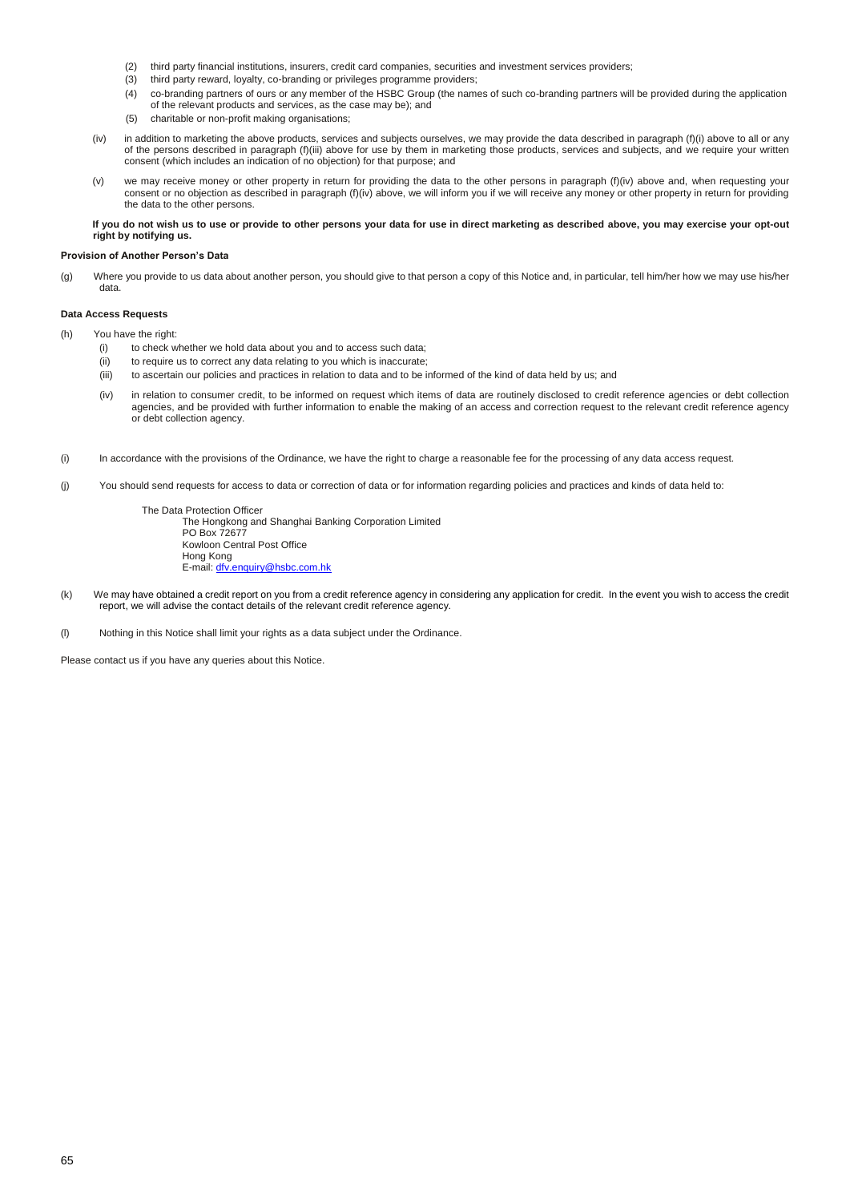(2) third party financial institutions, insurers, credit card companies, securities and investment services providers;
(3) third party reward, loyalty, co-branding or privileges programme providers;
(4) co-branding partners of ours or any member of the HSBC Group (the names of such co-branding partners will be provided during the application of the relevant products and services, as the case may be); and
(5) charitable or non-profit making organisations;

(iv) in addition to marketing the above products, services and subjects ourselves, we may provide the data described in paragraph (f)(i) above to all or any of the persons described in paragraph (f)(iii) above for use by them in marketing those products, services and subjects, and we require your written consent (which includes an indication of no objection) for that purpose; and

(v) we may receive money or other property in return for providing the data to the other persons in paragraph (f)(iv) above and, when requesting your consent or no objection as described in paragraph (f)(iv) above, we will inform you if we will receive any money or other property in return for providing the data to the other persons.

**If you do not wish us to use or provide to other persons your data for use in direct marketing as described above, you may exercise your opt-out right by notifying us.**

**Provision of Another Person's Data**

(g) Where you provide to us data about another person, you should give to that person a copy of this Notice and, in particular, tell him/her how we may use his/her data.

**Data Access Requests**

(h) You have the right:
(i) to check whether we hold data about you and to access such data;
(ii) to require us to correct any data relating to you which is inaccurate;
(iii) to ascertain our policies and practices in relation to data and to be informed of the kind of data held by us; and
(iv) in relation to consumer credit, to be informed on request which items of data are routinely disclosed to credit reference agencies or debt collection agencies, and be provided with further information to enable the making of an access and correction request to the relevant credit reference agency or debt collection agency.

(i) In accordance with the provisions of the Ordinance, we have the right to charge a reasonable fee for the processing of any data access request.

(j) You should send requests for access to data or correction of data or for information regarding policies and practices and kinds of data held to:

The Data Protection Officer
The Hongkong and Shanghai Banking Corporation Limited
PO Box 72677
Kowloon Central Post Office
Hong Kong
E-mail: dfv.enquiry@hsbc.com.hk

(k) We may have obtained a credit report on you from a credit reference agency in considering any application for credit. In the event you wish to access the credit report, we will advise the contact details of the relevant credit reference agency.

(l) Nothing in this Notice shall limit your rights as a data subject under the Ordinance.

Please contact us if you have any queries about this Notice.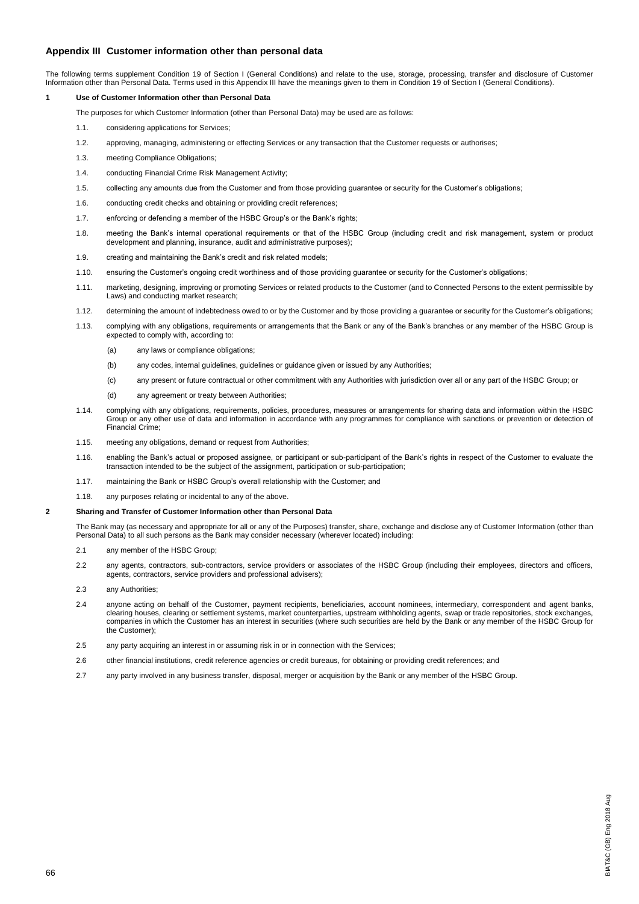## Appendix III Customer information other than personal data

The following terms supplement Condition 19 of Section I (General Conditions) and relate to the use, storage, processing, transfer and disclosure of Customer Information other than Personal Data. Terms used in this Appendix III have the meanings given to them in Condition 19 of Section I (General Conditions).

### 1 Use of Customer Information other than Personal Data

The purposes for which Customer Information (other than Personal Data) may be used are as follows:

1.1. considering applications for Services;

1.2. approving, managing, administering or effecting Services or any transaction that the Customer requests or authorises;

1.3. meeting Compliance Obligations;

1.4. conducting Financial Crime Risk Management Activity;

1.5. collecting any amounts due from the Customer and from those providing guarantee or security for the Customer's obligations;

1.6. conducting credit checks and obtaining or providing credit references;

1.7. enforcing or defending a member of the HSBC Group's or the Bank's rights;

1.8. meeting the Bank's internal operational requirements or that of the HSBC Group (including credit and risk management, system or product development and planning, insurance, audit and administrative purposes);

1.9. creating and maintaining the Bank's credit and risk related models;

1.10. ensuring the Customer's ongoing credit worthiness and of those providing guarantee or security for the Customer's obligations;

1.11. marketing, designing, improving or promoting Services or related products to the Customer (and to Connected Persons to the extent permissible by Laws) and conducting market research;

1.12. determining the amount of indebtedness owed to or by the Customer and by those providing a guarantee or security for the Customer's obligations;

1.13. complying with any obligations, requirements or arrangements that the Bank or any of the Bank's branches or any member of the HSBC Group is expected to comply with, according to:

(a) any laws or compliance obligations;

(b) any codes, internal guidelines, guidelines or guidance given or issued by any Authorities;

(c) any present or future contractual or other commitment with any Authorities with jurisdiction over all or any part of the HSBC Group; or

(d) any agreement or treaty between Authorities;

1.14. complying with any obligations, requirements, policies, procedures, measures or arrangements for sharing data and information within the HSBC Group or any other use of data and information in accordance with any programmes for compliance with sanctions or prevention or detection of Financial Crime;

1.15. meeting any obligations, demand or request from Authorities;

1.16. enabling the Bank's actual or proposed assignee, or participant or sub-participant of the Bank's rights in respect of the Customer to evaluate the transaction intended to be the subject of the assignment, participation or sub-participation;

1.17. maintaining the Bank or HSBC Group's overall relationship with the Customer; and

1.18. any purposes relating or incidental to any of the above.

### 2 Sharing and Transfer of Customer Information other than Personal Data

The Bank may (as necessary and appropriate for all or any of the Purposes) transfer, share, exchange and disclose any of Customer Information (other than Personal Data) to all such persons as the Bank may consider necessary (wherever located) including:

2.1 any member of the HSBC Group;

2.2 any agents, contractors, sub-contractors, service providers or associates of the HSBC Group (including their employees, directors and officers, agents, contractors, service providers and professional advisers);

2.3 any Authorities;

2.4 anyone acting on behalf of the Customer, payment recipients, beneficiaries, account nominees, intermediary, correspondent and agent banks, clearing houses, clearing or settlement systems, market counterparties, upstream withholding agents, swap or trade repositories, stock exchanges, companies in which the Customer has an interest in securities (where such securities are held by the Bank or any member of the HSBC Group for the Customer);

2.5 any party acquiring an interest in or assuming risk in or in connection with the Services;

2.6 other financial institutions, credit reference agencies or credit bureaus, for obtaining or providing credit references; and

2.7 any party involved in any business transfer, disposal, merger or acquisition by the Bank or any member of the HSBC Group.